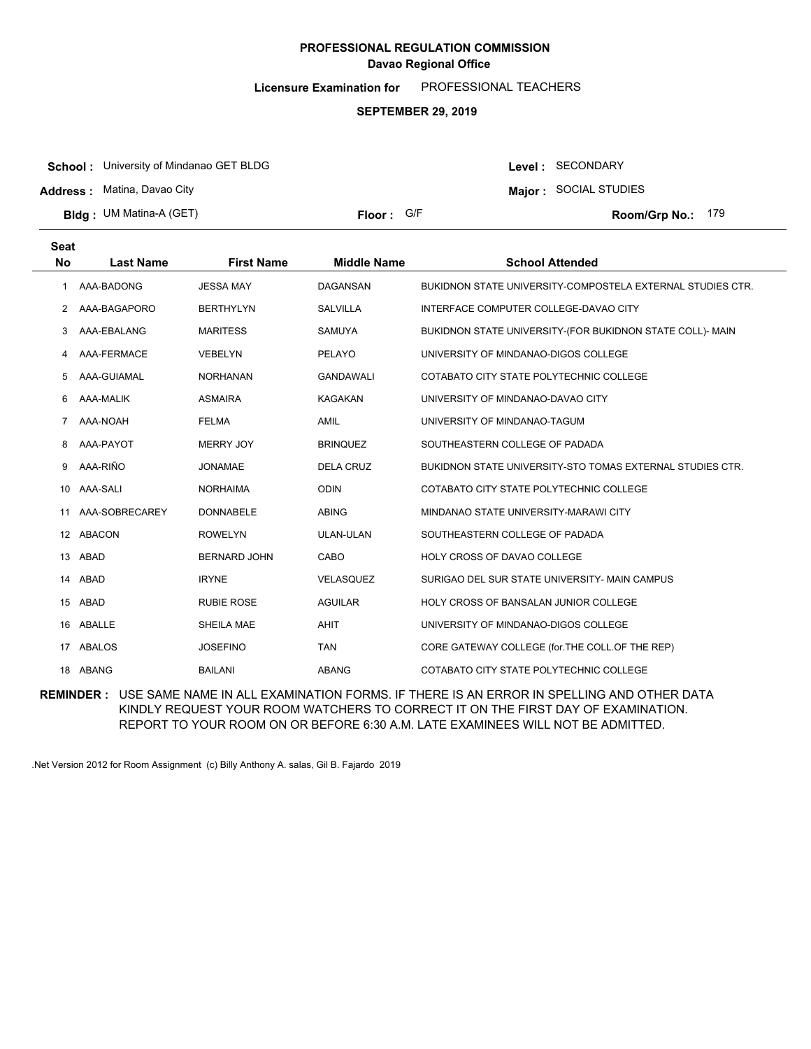**PROFESSIONAL REGULATION COMMISSION**
**Davao Regional Office**

**Licensure Examination for** PROFESSIONAL TEACHERS

**SEPTEMBER 29, 2019**

**School :** University of Mindanao GET BLDG
**Address :** Matina, Davao City
**Bldg :** UM Matina-A (GET)
**Floor :** G/F
**Level :** SECONDARY
**Major :** SOCIAL STUDIES
**Room/Grp No.:** 179

| Seat No | Last Name | First Name | Middle Name | School Attended |
|---|---|---|---|---|
| 1 | AAA-BADONG | JESSA MAY | DAGANSAN | BUKIDNON STATE UNIVERSITY-COMPOSTELA EXTERNAL STUDIES CTR. |
| 2 | AAA-BAGAPORO | BERTHYLYN | SALVILLA | INTERFACE COMPUTER COLLEGE-DAVAO CITY |
| 3 | AAA-EBALANG | MARITESS | SAMUYA | BUKIDNON STATE UNIVERSITY-(FOR BUKIDNON STATE COLL)- MAIN |
| 4 | AAA-FERMACE | VEBELYN | PELAYO | UNIVERSITY OF MINDANAO-DIGOS COLLEGE |
| 5 | AAA-GUIAMAL | NORHANAN | GANDAWALI | COTABATO CITY STATE POLYTECHNIC COLLEGE |
| 6 | AAA-MALIK | ASMAIRA | KAGAKAN | UNIVERSITY OF MINDANAO-DAVAO CITY |
| 7 | AAA-NOAH | FELMA | AMIL | UNIVERSITY OF MINDANAO-TAGUM |
| 8 | AAA-PAYOT | MERRY JOY | BRINQUEZ | SOUTHEASTERN COLLEGE OF PADADA |
| 9 | AAA-RIÑO | JONAMAE | DELA CRUZ | BUKIDNON STATE UNIVERSITY-STO TOMAS EXTERNAL STUDIES CTR. |
| 10 | AAA-SALI | NORHAIMA | ODIN | COTABATO CITY STATE POLYTECHNIC COLLEGE |
| 11 | AAA-SOBRECAREY | DONNABELE | ABING | MINDANAO STATE UNIVERSITY-MARAWI CITY |
| 12 | ABACON | ROWELYN | ULAN-ULAN | SOUTHEASTERN COLLEGE OF PADADA |
| 13 | ABAD | BERNARD JOHN | CABO | HOLY CROSS OF DAVAO COLLEGE |
| 14 | ABAD | IRYNE | VELASQUEZ | SURIGAO DEL SUR STATE UNIVERSITY- MAIN CAMPUS |
| 15 | ABAD | RUBIE ROSE | AGUILAR | HOLY CROSS OF BANSALAN JUNIOR COLLEGE |
| 16 | ABALLE | SHEILA MAE | AHIT | UNIVERSITY OF MINDANAO-DIGOS COLLEGE |
| 17 | ABALOS | JOSEFINO | TAN | CORE GATEWAY COLLEGE (for.THE COLL.OF THE REP) |
| 18 | ABANG | BAILANI | ABANG | COTABATO CITY STATE POLYTECHNIC COLLEGE |

**REMINDER :** USE SAME NAME IN ALL EXAMINATION FORMS. IF THERE IS AN ERROR IN SPELLING AND OTHER DATA KINDLY REQUEST YOUR ROOM WATCHERS TO CORRECT IT ON THE FIRST DAY OF EXAMINATION. REPORT TO YOUR ROOM ON OR BEFORE 6:30 A.M. LATE EXAMINEES WILL NOT BE ADMITTED.

.Net Version 2012 for Room Assignment (c) Billy Anthony A. salas, Gil B. Fajardo 2019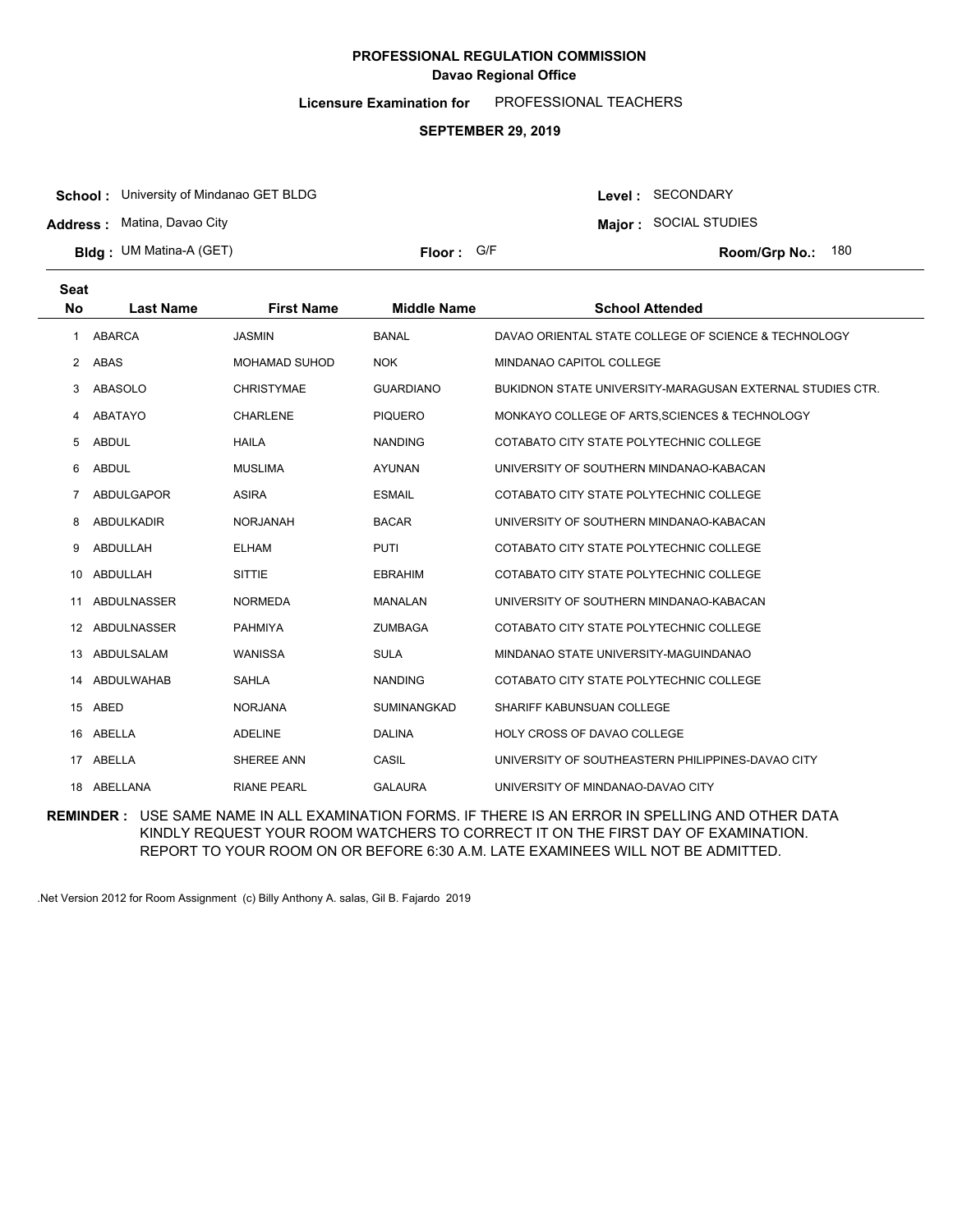**PROFESSIONAL REGULATION COMMISSION**
**Davao Regional Office**

**Licensure Examination for** PROFESSIONAL TEACHERS

**SEPTEMBER 29, 2019**

**School :** University of Mindanao GET BLDG
**Address :** Matina, Davao City
**Bldg :** UM Matina-A (GET)
**Floor :** G/F
**Level :** SECONDARY
**Major :** SOCIAL STUDIES
**Room/Grp No.:** 180

| Seat No | Last Name | First Name | Middle Name | School Attended |
|---|---|---|---|---|
| 1 | ABARCA | JASMIN | BANAL | DAVAO ORIENTAL STATE COLLEGE OF SCIENCE & TECHNOLOGY |
| 2 | ABAS | MOHAMAD SUHOD | NOK | MINDANAO CAPITOL COLLEGE |
| 3 | ABASOLO | CHRISTYMAE | GUARDIANO | BUKIDNON STATE UNIVERSITY-MARAGUSAN EXTERNAL STUDIES CTR. |
| 4 | ABATAYO | CHARLENE | PIQUERO | MONKAYO COLLEGE OF ARTS,SCIENCES & TECHNOLOGY |
| 5 | ABDUL | HAILA | NANDING | COTABATO CITY STATE POLYTECHNIC COLLEGE |
| 6 | ABDUL | MUSLIMA | AYUNAN | UNIVERSITY OF SOUTHERN MINDANAO-KABACAN |
| 7 | ABDULGAPOR | ASIRA | ESMAIL | COTABATO CITY STATE POLYTECHNIC COLLEGE |
| 8 | ABDULKADIR | NORJANAH | BACAR | UNIVERSITY OF SOUTHERN MINDANAO-KABACAN |
| 9 | ABDULLAH | ELHAM | PUTI | COTABATO CITY STATE POLYTECHNIC COLLEGE |
| 10 | ABDULLAH | SITTIE | EBRAHIM | COTABATO CITY STATE POLYTECHNIC COLLEGE |
| 11 | ABDULNASSER | NORMEDA | MANALAN | UNIVERSITY OF SOUTHERN MINDANAO-KABACAN |
| 12 | ABDULNASSER | PAHMIYA | ZUMBAGA | COTABATO CITY STATE POLYTECHNIC COLLEGE |
| 13 | ABDULSALAM | WANISSA | SULA | MINDANAO STATE UNIVERSITY-MAGUINDANAO |
| 14 | ABDULWAHAB | SAHLA | NANDING | COTABATO CITY STATE POLYTECHNIC COLLEGE |
| 15 | ABED | NORJANA | SUMINANGKAD | SHARIFF KABUNSUAN COLLEGE |
| 16 | ABELLA | ADELINE | DALINA | HOLY CROSS OF DAVAO COLLEGE |
| 17 | ABELLA | SHEREE ANN | CASIL | UNIVERSITY OF SOUTHEASTERN PHILIPPINES-DAVAO CITY |
| 18 | ABELLANA | RIANE PEARL | GALAURA | UNIVERSITY OF MINDANAO-DAVAO CITY |

**REMINDER :** USE SAME NAME IN ALL EXAMINATION FORMS. IF THERE IS AN ERROR IN SPELLING AND OTHER DATA KINDLY REQUEST YOUR ROOM WATCHERS TO CORRECT IT ON THE FIRST DAY OF EXAMINATION. REPORT TO YOUR ROOM ON OR BEFORE 6:30 A.M. LATE EXAMINEES WILL NOT BE ADMITTED.

.Net Version 2012 for Room Assignment (c) Billy Anthony A. salas, Gil B. Fajardo 2019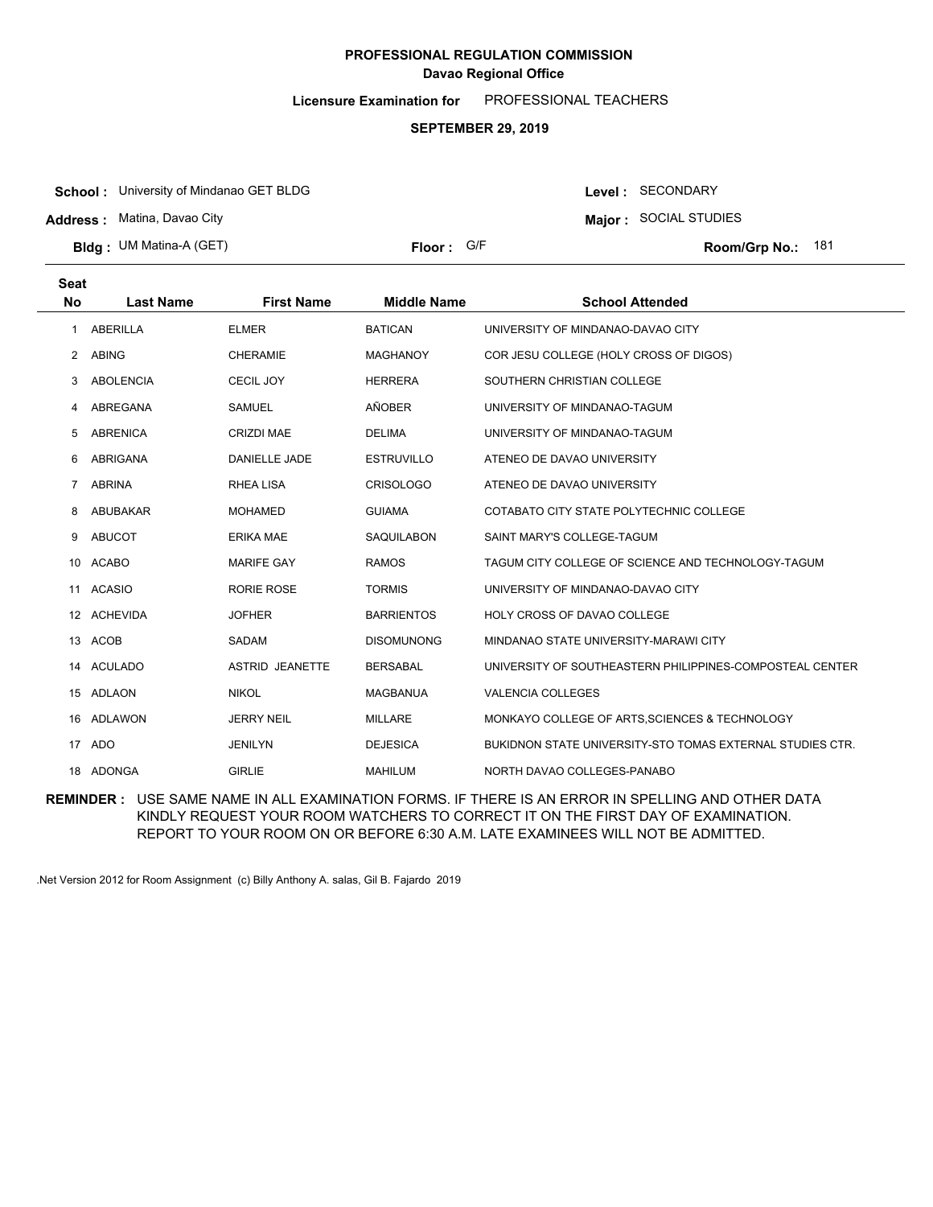**PROFESSIONAL REGULATION COMMISSION**
**Davao Regional Office**

**Licensure Examination for** PROFESSIONAL TEACHERS

**SEPTEMBER 29, 2019**

**School :** University of Mindanao GET BLDG
**Address :** Matina, Davao City
**Bldg :** UM Matina-A (GET)
**Floor :** G/F
**Level :** SECONDARY
**Major :** SOCIAL STUDIES
**Room/Grp No.:** 181

| Seat No | Last Name | First Name | Middle Name | School Attended |
|---|---|---|---|---|
| 1 | ABERILLA | ELMER | BATICAN | UNIVERSITY OF MINDANAO-DAVAO CITY |
| 2 | ABING | CHERAMIE | MAGHANOY | COR JESU COLLEGE (HOLY CROSS OF DIGOS) |
| 3 | ABOLENCIA | CECIL JOY | HERRERA | SOUTHERN CHRISTIAN COLLEGE |
| 4 | ABREGANA | SAMUEL | AÑOBER | UNIVERSITY OF MINDANAO-TAGUM |
| 5 | ABRENICA | CRIZDI MAE | DELIMA | UNIVERSITY OF MINDANAO-TAGUM |
| 6 | ABRIGANA | DANIELLE JADE | ESTRUVILLO | ATENEO DE DAVAO UNIVERSITY |
| 7 | ABRINA | RHEA LISA | CRISOLOGO | ATENEO DE DAVAO UNIVERSITY |
| 8 | ABUBAKAR | MOHAMED | GUIAMA | COTABATO CITY STATE POLYTECHNIC COLLEGE |
| 9 | ABUCOT | ERIKA MAE | SAQUILABON | SAINT MARY'S COLLEGE-TAGUM |
| 10 | ACABO | MARIFE GAY | RAMOS | TAGUM CITY COLLEGE OF SCIENCE AND TECHNOLOGY-TAGUM |
| 11 | ACASIO | RORIE ROSE | TORMIS | UNIVERSITY OF MINDANAO-DAVAO CITY |
| 12 | ACHEVIDA | JOFHER | BARRIENTOS | HOLY CROSS OF DAVAO COLLEGE |
| 13 | ACOB | SADAM | DISOMUNONG | MINDANAO STATE UNIVERSITY-MARAWI CITY |
| 14 | ACULADO | ASTRID JEANETTE | BERSABAL | UNIVERSITY OF SOUTHEASTERN PHILIPPINES-COMPOSTEAL CENTER |
| 15 | ADLAON | NIKOL | MAGBANUA | VALENCIA COLLEGES |
| 16 | ADLAWON | JERRY NEIL | MILLARE | MONKAYO COLLEGE OF ARTS,SCIENCES & TECHNOLOGY |
| 17 | ADO | JENILYN | DEJESICA | BUKIDNON STATE UNIVERSITY-STO TOMAS EXTERNAL STUDIES CTR. |
| 18 | ADONGA | GIRLIE | MAHILUM | NORTH DAVAO COLLEGES-PANABO |

**REMINDER :** USE SAME NAME IN ALL EXAMINATION FORMS. IF THERE IS AN ERROR IN SPELLING AND OTHER DATA KINDLY REQUEST YOUR ROOM WATCHERS TO CORRECT IT ON THE FIRST DAY OF EXAMINATION. REPORT TO YOUR ROOM ON OR BEFORE 6:30 A.M. LATE EXAMINEES WILL NOT BE ADMITTED.

.Net Version 2012 for Room Assignment (c) Billy Anthony A. salas, Gil B. Fajardo 2019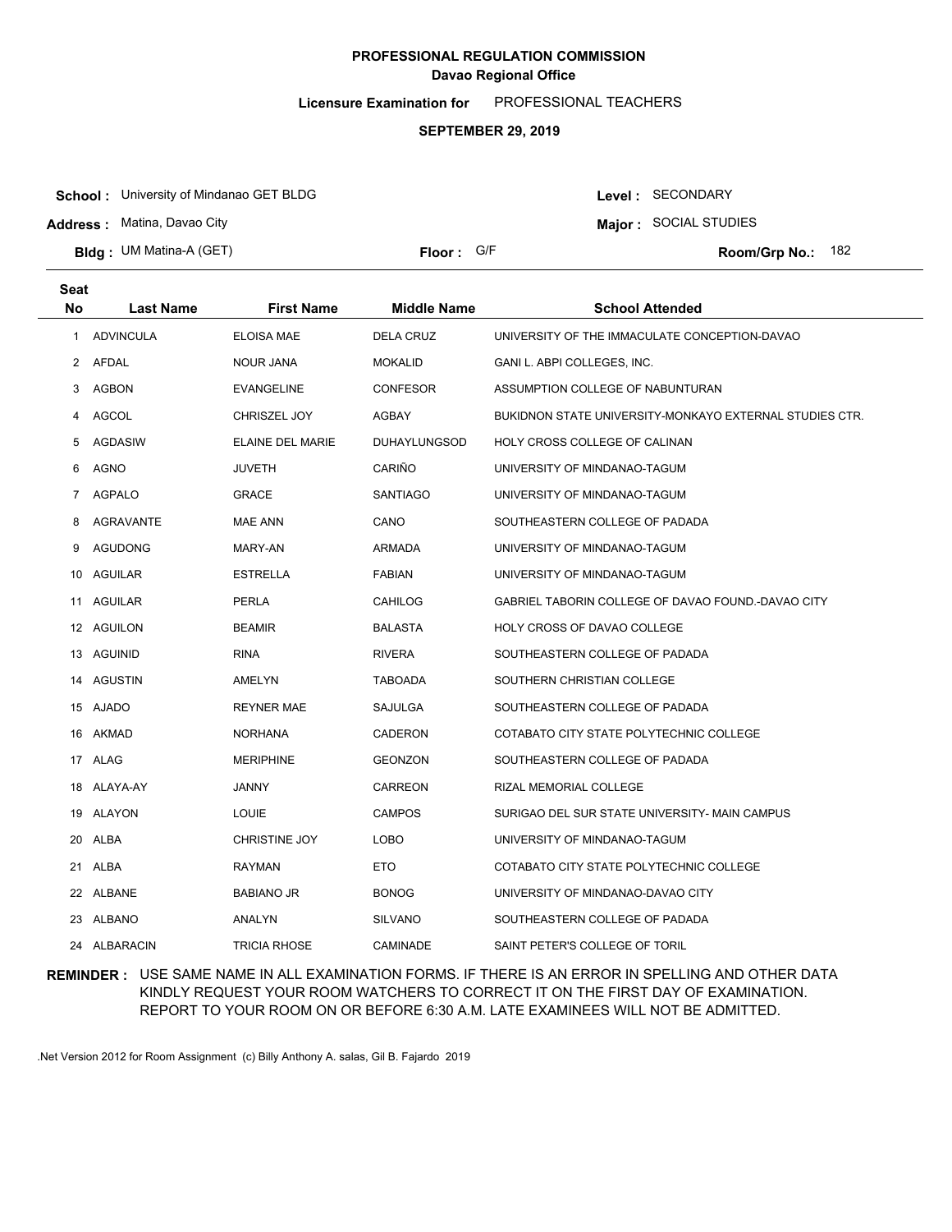**PROFESSIONAL REGULATION COMMISSION**
**Davao Regional Office**

**Licensure Examination for** PROFESSIONAL TEACHERS

**SEPTEMBER 29, 2019**

**School :** University of Mindanao GET BLDG
**Address :** Matina, Davao City
**Bldg :** UM Matina-A (GET)
**Floor :** G/F

**Level :** SECONDARY
**Major :** SOCIAL STUDIES
**Room/Grp No.:** 182

| Seat No | Last Name | First Name | Middle Name | School Attended |
|---|---|---|---|---|
| 1 | ADVINCULA | ELOISA MAE | DELA CRUZ | UNIVERSITY OF THE IMMACULATE CONCEPTION-DAVAO |
| 2 | AFDAL | NOUR JANA | MOKALID | GANI L. ABPI COLLEGES, INC. |
| 3 | AGBON | EVANGELINE | CONFESOR | ASSUMPTION COLLEGE OF NABUNTURAN |
| 4 | AGCOL | CHRISZEL JOY | AGBAY | BUKIDNON STATE UNIVERSITY-MONKAYO EXTERNAL STUDIES CTR. |
| 5 | AGDASIW | ELAINE DEL MARIE | DUHAYLUNGSOD | HOLY CROSS COLLEGE OF CALINAN |
| 6 | AGNO | JUVETH | CARIÑO | UNIVERSITY OF MINDANAO-TAGUM |
| 7 | AGPALO | GRACE | SANTIAGO | UNIVERSITY OF MINDANAO-TAGUM |
| 8 | AGRAVANTE | MAE ANN | CANO | SOUTHEASTERN COLLEGE OF PADADA |
| 9 | AGUDONG | MARY-AN | ARMADA | UNIVERSITY OF MINDANAO-TAGUM |
| 10 | AGUILAR | ESTRELLA | FABIAN | UNIVERSITY OF MINDANAO-TAGUM |
| 11 | AGUILAR | PERLA | CAHILOG | GABRIEL TABORIN COLLEGE OF DAVAO FOUND.-DAVAO CITY |
| 12 | AGUILON | BEAMIR | BALASTA | HOLY CROSS OF DAVAO COLLEGE |
| 13 | AGUINID | RINA | RIVERA | SOUTHEASTERN COLLEGE OF PADADA |
| 14 | AGUSTIN | AMELYN | TABOADA | SOUTHERN CHRISTIAN COLLEGE |
| 15 | AJADO | REYNER MAE | SAJULGA | SOUTHEASTERN COLLEGE OF PADADA |
| 16 | AKMAD | NORHANA | CADERON | COTABATO CITY STATE POLYTECHNIC COLLEGE |
| 17 | ALAG | MERIPHINE | GEONZON | SOUTHEASTERN COLLEGE OF PADADA |
| 18 | ALAYA-AY | JANNY | CARREON | RIZAL MEMORIAL COLLEGE |
| 19 | ALAYON | LOUIE | CAMPOS | SURIGAO DEL SUR STATE UNIVERSITY- MAIN CAMPUS |
| 20 | ALBA | CHRISTINE JOY | LOBO | UNIVERSITY OF MINDANAO-TAGUM |
| 21 | ALBA | RAYMAN | ETO | COTABATO CITY STATE POLYTECHNIC COLLEGE |
| 22 | ALBANE | BABIANO JR | BONOG | UNIVERSITY OF MINDANAO-DAVAO CITY |
| 23 | ALBANO | ANALYN | SILVANO | SOUTHEASTERN COLLEGE OF PADADA |
| 24 | ALBARACIN | TRICIA RHOSE | CAMINADE | SAINT PETER'S COLLEGE OF TORIL |

**REMINDER :** USE SAME NAME IN ALL EXAMINATION FORMS. IF THERE IS AN ERROR IN SPELLING AND OTHER DATA KINDLY REQUEST YOUR ROOM WATCHERS TO CORRECT IT ON THE FIRST DAY OF EXAMINATION. REPORT TO YOUR ROOM ON OR BEFORE 6:30 A.M. LATE EXAMINEES WILL NOT BE ADMITTED.

.Net Version 2012 for Room Assignment (c) Billy Anthony A. salas, Gil B. Fajardo 2019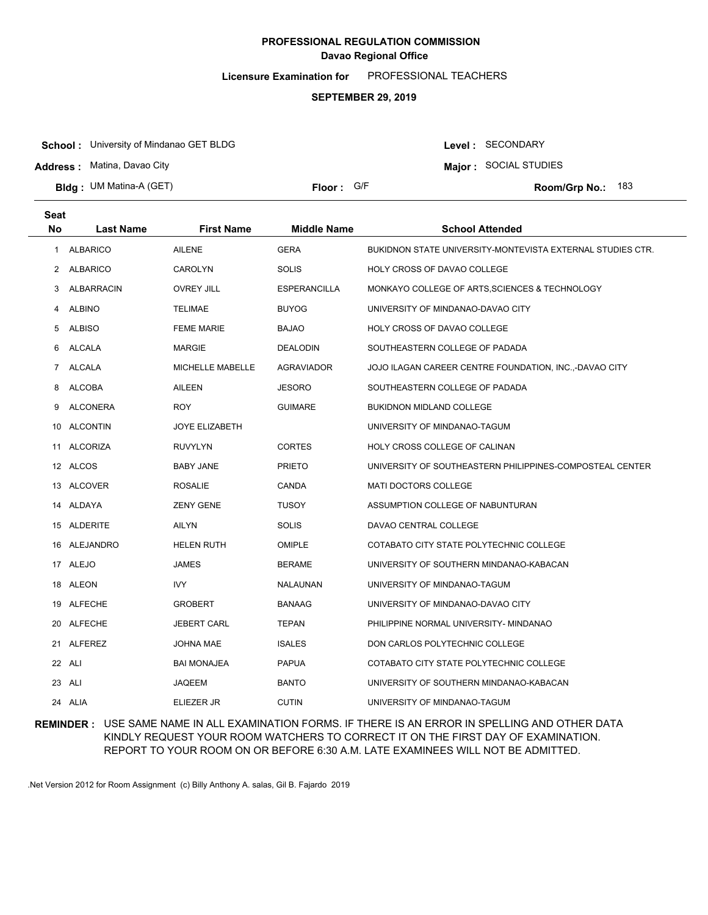**PROFESSIONAL REGULATION COMMISSION**
**Davao Regional Office**

**Licensure Examination for** PROFESSIONAL TEACHERS

**SEPTEMBER 29, 2019**

**School :** University of Mindanao GET BLDG
**Address :** Matina, Davao City
**Bldg :** UM Matina-A (GET)
**Floor :** G/F
**Level :** SECONDARY
**Major :** SOCIAL STUDIES
**Room/Grp No.:** 183

| Seat No | Last Name | First Name | Middle Name | School Attended |
|---|---|---|---|---|
| 1 | ALBARICO | AILENE | GERA | BUKIDNON STATE UNIVERSITY-MONTEVISTA EXTERNAL STUDIES CTR. |
| 2 | ALBARICO | CAROLYN | SOLIS | HOLY CROSS OF DAVAO COLLEGE |
| 3 | ALBARRACIN | OVREY JILL | ESPERANCILLA | MONKAYO COLLEGE OF ARTS,SCIENCES & TECHNOLOGY |
| 4 | ALBINO | TELIMAE | BUYOG | UNIVERSITY OF MINDANAO-DAVAO CITY |
| 5 | ALBISO | FEME MARIE | BAJAO | HOLY CROSS OF DAVAO COLLEGE |
| 6 | ALCALA | MARGIE | DEALODIN | SOUTHEASTERN COLLEGE OF PADADA |
| 7 | ALCALA | MICHELLE MABELLE | AGRAVIADOR | JOJO ILAGAN CAREER CENTRE FOUNDATION, INC.,-DAVAO CITY |
| 8 | ALCOBA | AILEEN | JESORO | SOUTHEASTERN COLLEGE OF PADADA |
| 9 | ALCONERA | ROY | GUIMARE | BUKIDNON MIDLAND COLLEGE |
| 10 | ALCONTIN | JOYE ELIZABETH | | UNIVERSITY OF MINDANAO-TAGUM |
| 11 | ALCORIZA | RUVYLYN | CORTES | HOLY CROSS COLLEGE OF CALINAN |
| 12 | ALCOS | BABY JANE | PRIETO | UNIVERSITY OF SOUTHEASTERN PHILIPPINES-COMPOSTEAL CENTER |
| 13 | ALCOVER | ROSALIE | CANDA | MATI DOCTORS COLLEGE |
| 14 | ALDAYA | ZENY GENE | TUSOY | ASSUMPTION COLLEGE OF NABUNTURAN |
| 15 | ALDERITE | AILYN | SOLIS | DAVAO CENTRAL COLLEGE |
| 16 | ALEJANDRO | HELEN RUTH | OMIPLE | COTABATO CITY STATE POLYTECHNIC COLLEGE |
| 17 | ALEJO | JAMES | BERAME | UNIVERSITY OF SOUTHERN MINDANAO-KABACAN |
| 18 | ALEON | IVY | NALAUNAN | UNIVERSITY OF MINDANAO-TAGUM |
| 19 | ALFECHE | GROBERT | BANAAG | UNIVERSITY OF MINDANAO-DAVAO CITY |
| 20 | ALFECHE | JEBERT CARL | TEPAN | PHILIPPINE NORMAL UNIVERSITY- MINDANAO |
| 21 | ALFEREZ | JOHNA MAE | ISALES | DON CARLOS POLYTECHNIC COLLEGE |
| 22 | ALI | BAI MONAJEA | PAPUA | COTABATO CITY STATE POLYTECHNIC COLLEGE |
| 23 | ALI | JAQEEM | BANTO | UNIVERSITY OF SOUTHERN MINDANAO-KABACAN |
| 24 | ALIA | ELIEZER JR | CUTIN | UNIVERSITY OF MINDANAO-TAGUM |

**REMINDER :** USE SAME NAME IN ALL EXAMINATION FORMS. IF THERE IS AN ERROR IN SPELLING AND OTHER DATA KINDLY REQUEST YOUR ROOM WATCHERS TO CORRECT IT ON THE FIRST DAY OF EXAMINATION. REPORT TO YOUR ROOM ON OR BEFORE 6:30 A.M. LATE EXAMINEES WILL NOT BE ADMITTED.

.Net Version 2012 for Room Assignment (c) Billy Anthony A. salas, Gil B. Fajardo 2019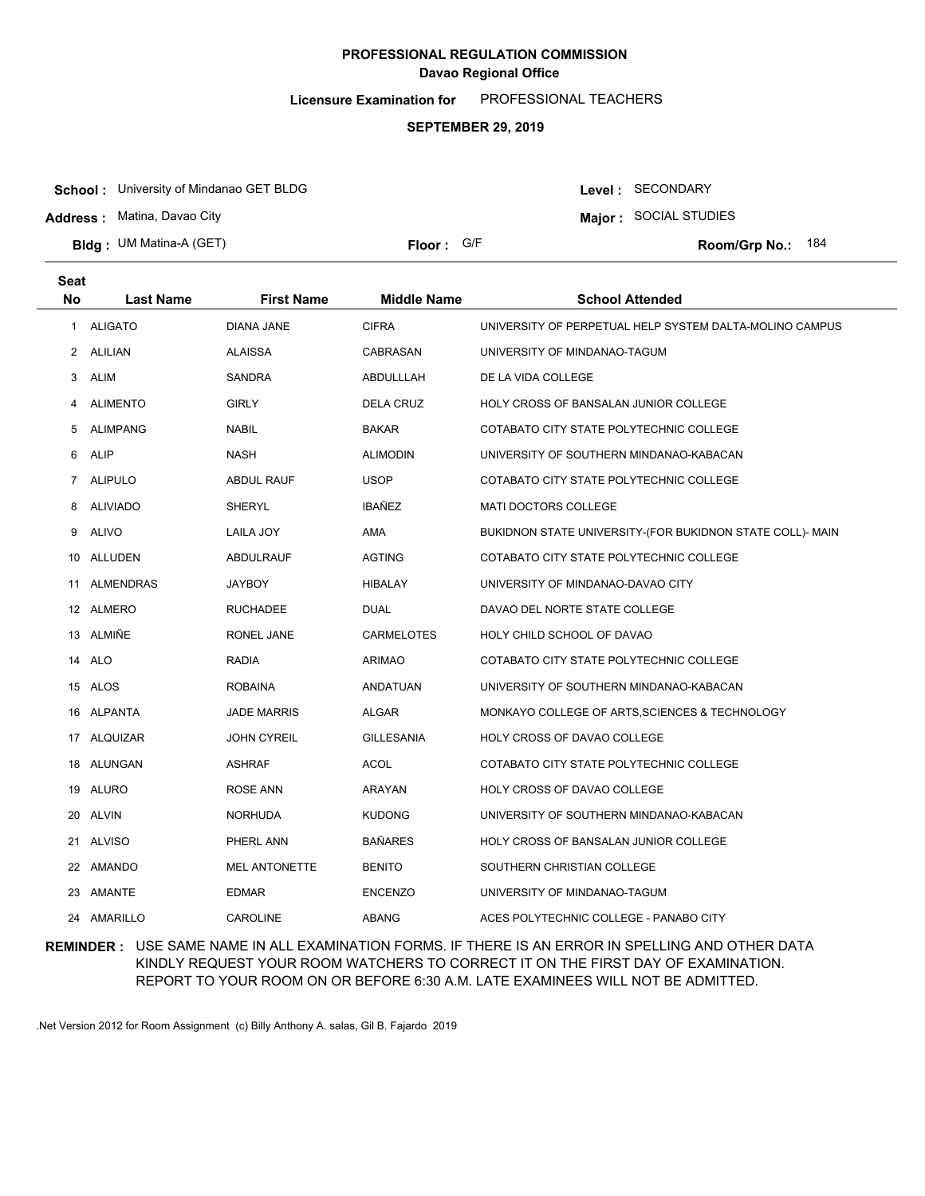**PROFESSIONAL REGULATION COMMISSION**
**Davao Regional Office**

**Licensure Examination for** PROFESSIONAL TEACHERS

**SEPTEMBER 29, 2019**

**School :** University of Mindanao GET BLDG
**Address :** Matina, Davao City
**Bldg :** UM Matina-A (GET)
**Floor :** G/F
**Level :** SECONDARY
**Major :** SOCIAL STUDIES
**Room/Grp No.:** 184

| Seat No | Last Name | First Name | Middle Name | School Attended |
|---|---|---|---|---|
| 1 | ALIGATO | DIANA JANE | CIFRA | UNIVERSITY OF PERPETUAL HELP SYSTEM DALTA-MOLINO CAMPUS |
| 2 | ALILIAN | ALAISSA | CABRASAN | UNIVERSITY OF MINDANAO-TAGUM |
| 3 | ALIM | SANDRA | ABDULLLAH | DE LA VIDA COLLEGE |
| 4 | ALIMENTO | GIRLY | DELA CRUZ | HOLY CROSS OF BANSALAN JUNIOR COLLEGE |
| 5 | ALIMPANG | NABIL | BAKAR | COTABATO CITY STATE POLYTECHNIC COLLEGE |
| 6 | ALIP | NASH | ALIMODIN | UNIVERSITY OF SOUTHERN MINDANAO-KABACAN |
| 7 | ALIPULO | ABDUL RAUF | USOP | COTABATO CITY STATE POLYTECHNIC COLLEGE |
| 8 | ALIVIADO | SHERYL | IBAÑEZ | MATI DOCTORS COLLEGE |
| 9 | ALIVO | LAILA JOY | AMA | BUKIDNON STATE UNIVERSITY-(FOR BUKIDNON STATE COLL)- MAIN |
| 10 | ALLUDEN | ABDULRAUF | AGTING | COTABATO CITY STATE POLYTECHNIC COLLEGE |
| 11 | ALMENDRAS | JAYBOY | HIBALAY | UNIVERSITY OF MINDANAO-DAVAO CITY |
| 12 | ALMERO | RUCHADEE | DUAL | DAVAO DEL NORTE STATE COLLEGE |
| 13 | ALMIÑE | RONEL JANE | CARMELOTES | HOLY CHILD SCHOOL OF DAVAO |
| 14 | ALO | RADIA | ARIMAO | COTABATO CITY STATE POLYTECHNIC COLLEGE |
| 15 | ALOS | ROBAINA | ANDATUAN | UNIVERSITY OF SOUTHERN MINDANAO-KABACAN |
| 16 | ALPANTA | JADE MARRIS | ALGAR | MONKAYO COLLEGE OF ARTS,SCIENCES & TECHNOLOGY |
| 17 | ALQUIZAR | JOHN CYREIL | GILLESANIA | HOLY CROSS OF DAVAO COLLEGE |
| 18 | ALUNGAN | ASHRAF | ACOL | COTABATO CITY STATE POLYTECHNIC COLLEGE |
| 19 | ALURO | ROSE ANN | ARAYAN | HOLY CROSS OF DAVAO COLLEGE |
| 20 | ALVIN | NORHUDA | KUDONG | UNIVERSITY OF SOUTHERN MINDANAO-KABACAN |
| 21 | ALVISO | PHERL ANN | BAÑARES | HOLY CROSS OF BANSALAN JUNIOR COLLEGE |
| 22 | AMANDO | MEL ANTONETTE | BENITO | SOUTHERN CHRISTIAN COLLEGE |
| 23 | AMANTE | EDMAR | ENCENZO | UNIVERSITY OF MINDANAO-TAGUM |
| 24 | AMARILLO | CAROLINE | ABANG | ACES POLYTECHNIC COLLEGE - PANABO CITY |

**REMINDER :** USE SAME NAME IN ALL EXAMINATION FORMS. IF THERE IS AN ERROR IN SPELLING AND OTHER DATA KINDLY REQUEST YOUR ROOM WATCHERS TO CORRECT IT ON THE FIRST DAY OF EXAMINATION. REPORT TO YOUR ROOM ON OR BEFORE 6:30 A.M. LATE EXAMINEES WILL NOT BE ADMITTED.

.Net Version 2012 for Room Assignment (c) Billy Anthony A. salas, Gil B. Fajardo 2019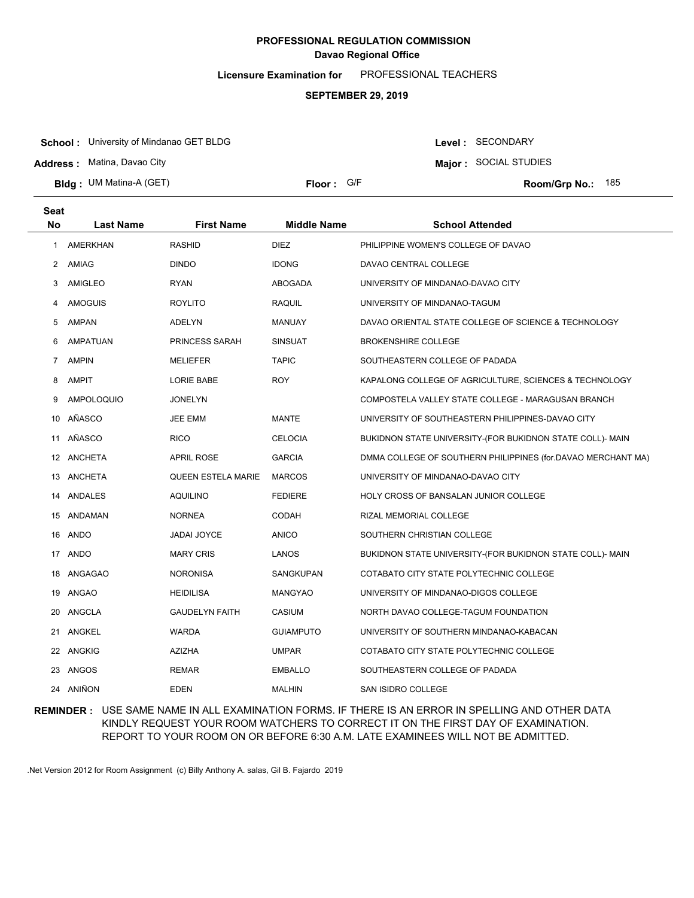# PROFESSIONAL REGULATION COMMISSION
## Davao Regional Office

**Licensure Examination for** PROFESSIONAL TEACHERS

**SEPTEMBER 29, 2019**

**School :** University of Mindanao GET BLDG
**Address :** Matina, Davao City
**Bldg :** UM Matina-A (GET)
**Floor :** G/F
**Level :** SECONDARY
**Major :** SOCIAL STUDIES
**Room/Grp No.:** 185

| Seat No | Last Name | First Name | Middle Name | School Attended |
|---|---|---|---|---|
| 1 | AMERKHAN | RASHID | DIEZ | PHILIPPINE WOMEN'S COLLEGE OF DAVAO |
| 2 | AMIAG | DINDO | IDONG | DAVAO CENTRAL COLLEGE |
| 3 | AMIGLEO | RYAN | ABOGADA | UNIVERSITY OF MINDANAO-DAVAO CITY |
| 4 | AMOGUIS | ROYLITO | RAQUIL | UNIVERSITY OF MINDANAO-TAGUM |
| 5 | AMPAN | ADELYN | MANUAY | DAVAO ORIENTAL STATE COLLEGE OF SCIENCE & TECHNOLOGY |
| 6 | AMPATUAN | PRINCESS SARAH | SINSUAT | BROKENSHIRE COLLEGE |
| 7 | AMPIN | MELIEFER | TAPIC | SOUTHEASTERN COLLEGE OF PADADA |
| 8 | AMPIT | LORIE BABE | ROY | KAPALONG COLLEGE OF AGRICULTURE, SCIENCES & TECHNOLOGY |
| 9 | AMPOLOQUIO | JONELYN | | COMPOSTELA VALLEY STATE COLLEGE - MARAGUSAN BRANCH |
| 10 | AÑASCO | JEE EMM | MANTE | UNIVERSITY OF SOUTHEASTERN PHILIPPINES-DAVAO CITY |
| 11 | AÑASCO | RICO | CELOCIA | BUKIDNON STATE UNIVERSITY-(FOR BUKIDNON STATE COLL)- MAIN |
| 12 | ANCHETA | APRIL ROSE | GARCIA | DMMA COLLEGE OF SOUTHERN PHILIPPINES (for.DAVAO MERCHANT MA) |
| 13 | ANCHETA | QUEEN ESTELA MARIE | MARCOS | UNIVERSITY OF MINDANAO-DAVAO CITY |
| 14 | ANDALES | AQUILINO | FEDIERE | HOLY CROSS OF BANSALAN JUNIOR COLLEGE |
| 15 | ANDAMAN | NORNEA | CODAH | RIZAL MEMORIAL COLLEGE |
| 16 | ANDO | JADAI JOYCE | ANICO | SOUTHERN CHRISTIAN COLLEGE |
| 17 | ANDO | MARY CRIS | LANOS | BUKIDNON STATE UNIVERSITY-(FOR BUKIDNON STATE COLL)- MAIN |
| 18 | ANGAGAO | NORONISA | SANGKUPAN | COTABATO CITY STATE POLYTECHNIC COLLEGE |
| 19 | ANGAO | HEIDILISA | MANGYAO | UNIVERSITY OF MINDANAO-DIGOS COLLEGE |
| 20 | ANGCLA | GAUDELYN FAITH | CASIUM | NORTH DAVAO COLLEGE-TAGUM FOUNDATION |
| 21 | ANGKEL | WARDA | GUIAMPUTO | UNIVERSITY OF SOUTHERN MINDANAO-KABACAN |
| 22 | ANGKIG | AZIZHA | UMPAR | COTABATO CITY STATE POLYTECHNIC COLLEGE |
| 23 | ANGOS | REMAR | EMBALLO | SOUTHEASTERN COLLEGE OF PADADA |
| 24 | ANIÑON | EDEN | MALHIN | SAN ISIDRO COLLEGE |

**REMINDER :** USE SAME NAME IN ALL EXAMINATION FORMS. IF THERE IS AN ERROR IN SPELLING AND OTHER DATA KINDLY REQUEST YOUR ROOM WATCHERS TO CORRECT IT ON THE FIRST DAY OF EXAMINATION. REPORT TO YOUR ROOM ON OR BEFORE 6:30 A.M. LATE EXAMINEES WILL NOT BE ADMITTED.

.Net Version 2012 for Room Assignment (c) Billy Anthony A. salas, Gil B. Fajardo 2019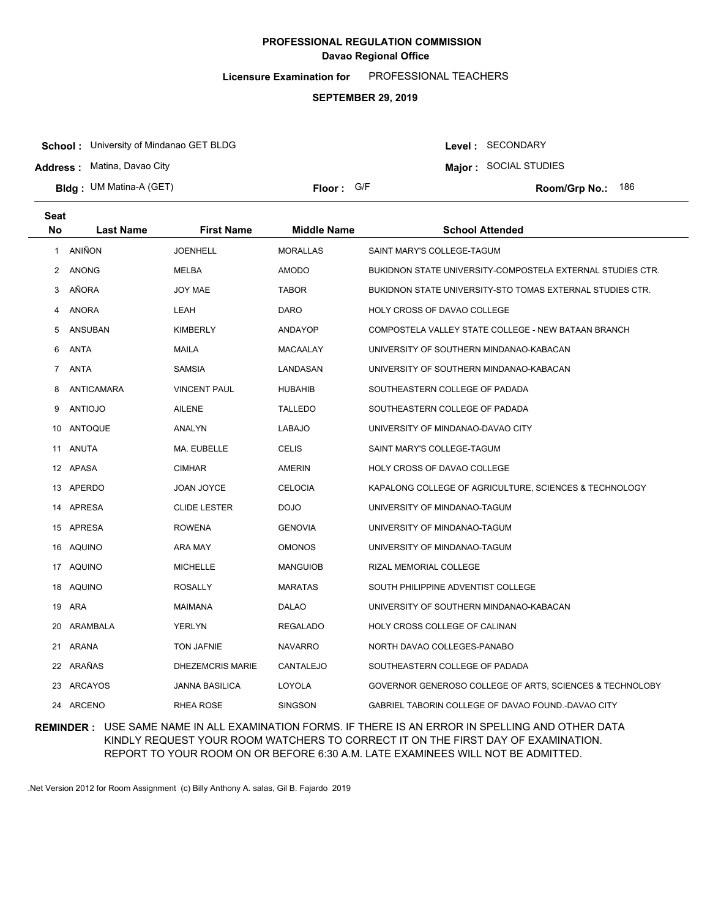**PROFESSIONAL REGULATION COMMISSION**
**Davao Regional Office**

**Licensure Examination for** PROFESSIONAL TEACHERS

**SEPTEMBER 29, 2019**

**School :** University of Mindanao GET BLDG
**Address :** Matina, Davao City
**Bldg :** UM Matina-A (GET)
**Floor :** G/F
**Level :** SECONDARY
**Major :** SOCIAL STUDIES
**Room/Grp No.:** 186

| Seat No | Last Name | First Name | Middle Name | School Attended |
|---|---|---|---|---|
| 1 | ANIÑON | JOENHELL | MORALLAS | SAINT MARY'S COLLEGE-TAGUM |
| 2 | ANONG | MELBA | AMODO | BUKIDNON STATE UNIVERSITY-COMPOSTELA EXTERNAL STUDIES CTR. |
| 3 | AÑORA | JOY MAE | TABOR | BUKIDNON STATE UNIVERSITY-STO TOMAS EXTERNAL STUDIES CTR. |
| 4 | ANORA | LEAH | DARO | HOLY CROSS OF DAVAO COLLEGE |
| 5 | ANSUBAN | KIMBERLY | ANDAYOP | COMPOSTELA VALLEY STATE COLLEGE - NEW BATAAN BRANCH |
| 6 | ANTA | MAILA | MACAALAY | UNIVERSITY OF SOUTHERN MINDANAO-KABACAN |
| 7 | ANTA | SAMSIA | LANDASAN | UNIVERSITY OF SOUTHERN MINDANAO-KABACAN |
| 8 | ANTICAMARA | VINCENT PAUL | HUBAHIB | SOUTHEASTERN COLLEGE OF PADADA |
| 9 | ANTIOJO | AILENE | TALLEDO | SOUTHEASTERN COLLEGE OF PADADA |
| 10 | ANTOQUE | ANALYN | LABAJO | UNIVERSITY OF MINDANAO-DAVAO CITY |
| 11 | ANUTA | MA. EUBELLE | CELIS | SAINT MARY'S COLLEGE-TAGUM |
| 12 | APASA | CIMHAR | AMERIN | HOLY CROSS OF DAVAO COLLEGE |
| 13 | APERDO | JOAN JOYCE | CELOCIA | KAPALONG COLLEGE OF AGRICULTURE, SCIENCES & TECHNOLOGY |
| 14 | APRESA | CLIDE LESTER | DOJO | UNIVERSITY OF MINDANAO-TAGUM |
| 15 | APRESA | ROWENA | GENOVIA | UNIVERSITY OF MINDANAO-TAGUM |
| 16 | AQUINO | ARA MAY | OMONOS | UNIVERSITY OF MINDANAO-TAGUM |
| 17 | AQUINO | MICHELLE | MANGUIOB | RIZAL MEMORIAL COLLEGE |
| 18 | AQUINO | ROSALLY | MARATAS | SOUTH PHILIPPINE ADVENTIST COLLEGE |
| 19 | ARA | MAIMANA | DALAO | UNIVERSITY OF SOUTHERN MINDANAO-KABACAN |
| 20 | ARAMBALA | YERLYN | REGALADO | HOLY CROSS COLLEGE OF CALINAN |
| 21 | ARANA | TON JAFNIE | NAVARRO | NORTH DAVAO COLLEGES-PANABO |
| 22 | ARAÑAS | DHEZEMCRIS MARIE | CANTALEJO | SOUTHEASTERN COLLEGE OF PADADA |
| 23 | ARCAYOS | JANNA BASILICA | LOYOLA | GOVERNOR GENEROSO COLLEGE OF ARTS, SCIENCES & TECHNOLOBY |
| 24 | ARCENO | RHEA ROSE | SINGSON | GABRIEL TABORIN COLLEGE OF DAVAO FOUND.-DAVAO CITY |

**REMINDER :** USE SAME NAME IN ALL EXAMINATION FORMS. IF THERE IS AN ERROR IN SPELLING AND OTHER DATA KINDLY REQUEST YOUR ROOM WATCHERS TO CORRECT IT ON THE FIRST DAY OF EXAMINATION. REPORT TO YOUR ROOM ON OR BEFORE 6:30 A.M. LATE EXAMINEES WILL NOT BE ADMITTED.

.Net Version 2012 for Room Assignment (c) Billy Anthony A. salas, Gil B. Fajardo 2019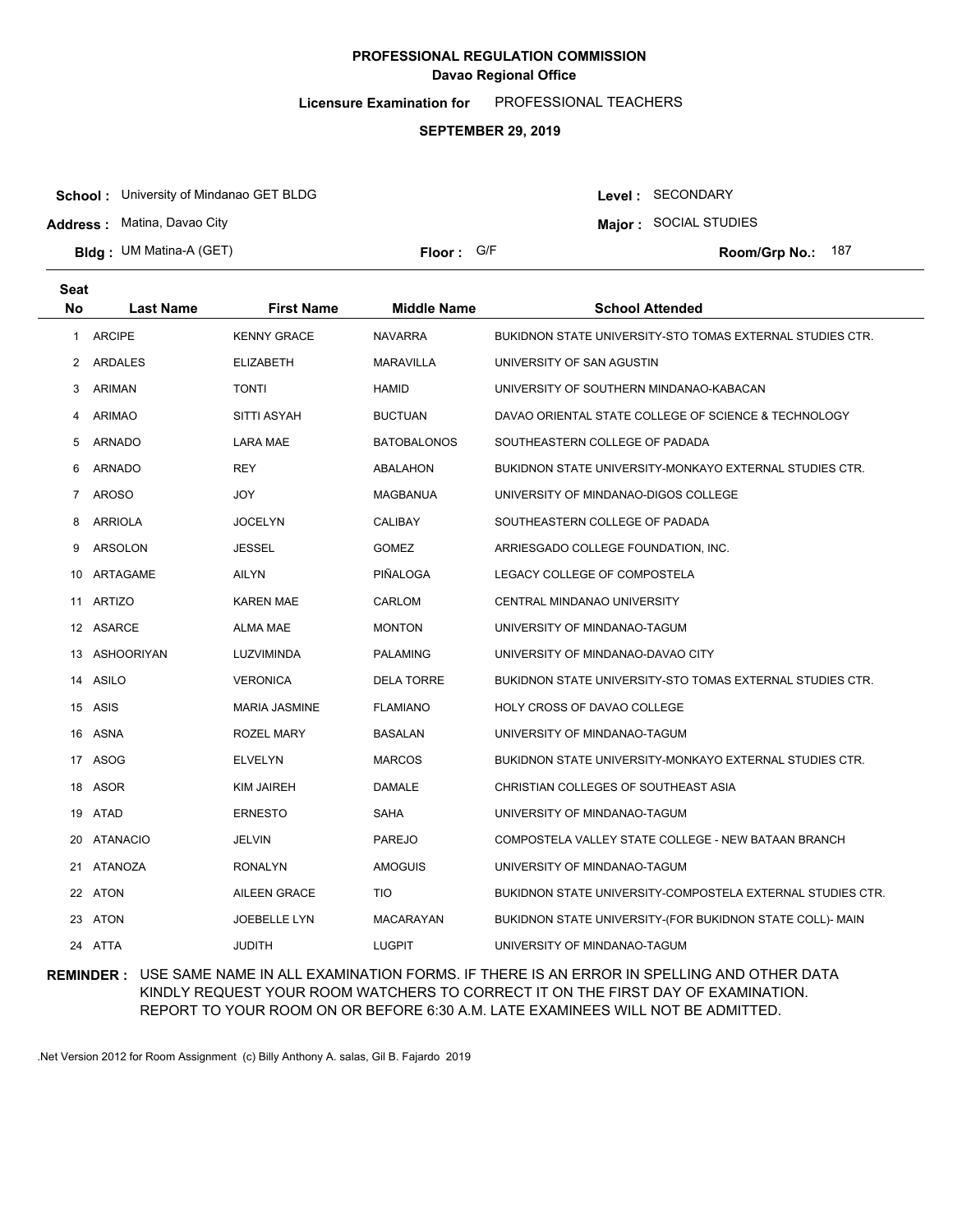**PROFESSIONAL REGULATION COMMISSION**
**Davao Regional Office**

**Licensure Examination for** PROFESSIONAL TEACHERS

**SEPTEMBER 29, 2019**

**School :** University of Mindanao GET BLDG
**Address :** Matina, Davao City
**Bldg :** UM Matina-A (GET)
**Floor :** G/F
**Level :** SECONDARY
**Major :** SOCIAL STUDIES
**Room/Grp No.:** 187

| Seat No | Last Name | First Name | Middle Name | School Attended |
|---|---|---|---|---|
| 1 | ARCIPE | KENNY GRACE | NAVARRA | BUKIDNON STATE UNIVERSITY-STO TOMAS EXTERNAL STUDIES CTR. |
| 2 | ARDALES | ELIZABETH | MARAVILLA | UNIVERSITY OF SAN AGUSTIN |
| 3 | ARIMAN | TONTI | HAMID | UNIVERSITY OF SOUTHERN MINDANAO-KABACAN |
| 4 | ARIMAO | SITTI ASYAH | BUCTUAN | DAVAO ORIENTAL STATE COLLEGE OF SCIENCE & TECHNOLOGY |
| 5 | ARNADO | LARA MAE | BATOBALONOS | SOUTHEASTERN COLLEGE OF PADADA |
| 6 | ARNADO | REY | ABALAHON | BUKIDNON STATE UNIVERSITY-MONKAYO EXTERNAL STUDIES CTR. |
| 7 | AROSO | JOY | MAGBANUA | UNIVERSITY OF MINDANAO-DIGOS COLLEGE |
| 8 | ARRIOLA | JOCELYN | CALIBAY | SOUTHEASTERN COLLEGE OF PADADA |
| 9 | ARSOLON | JESSEL | GOMEZ | ARRIESGADO COLLEGE FOUNDATION, INC. |
| 10 | ARTAGAME | AILYN | PIÑALOGA | LEGACY COLLEGE OF COMPOSTELA |
| 11 | ARTIZO | KAREN MAE | CARLOM | CENTRAL MINDANAO UNIVERSITY |
| 12 | ASARCE | ALMA MAE | MONTON | UNIVERSITY OF MINDANAO-TAGUM |
| 13 | ASHOORIYAN | LUZVIMINDA | PALAMING | UNIVERSITY OF MINDANAO-DAVAO CITY |
| 14 | ASILO | VERONICA | DELA TORRE | BUKIDNON STATE UNIVERSITY-STO TOMAS EXTERNAL STUDIES CTR. |
| 15 | ASIS | MARIA JASMINE | FLAMIANO | HOLY CROSS OF DAVAO COLLEGE |
| 16 | ASNA | ROZEL MARY | BASALAN | UNIVERSITY OF MINDANAO-TAGUM |
| 17 | ASOG | ELVELYN | MARCOS | BUKIDNON STATE UNIVERSITY-MONKAYO EXTERNAL STUDIES CTR. |
| 18 | ASOR | KIM JAIREH | DAMALE | CHRISTIAN COLLEGES OF SOUTHEAST ASIA |
| 19 | ATAD | ERNESTO | SAHA | UNIVERSITY OF MINDANAO-TAGUM |
| 20 | ATANACIO | JELVIN | PAREJO | COMPOSTELA VALLEY STATE COLLEGE - NEW BATAAN BRANCH |
| 21 | ATANOZA | RONALYN | AMOGUIS | UNIVERSITY OF MINDANAO-TAGUM |
| 22 | ATON | AILEEN GRACE | TIO | BUKIDNON STATE UNIVERSITY-COMPOSTELA EXTERNAL STUDIES CTR. |
| 23 | ATON | JOEBELLE LYN | MACARAYAN | BUKIDNON STATE UNIVERSITY-(FOR BUKIDNON STATE COLL)- MAIN |
| 24 | ATTA | JUDITH | LUGPIT | UNIVERSITY OF MINDANAO-TAGUM |

**REMINDER :** USE SAME NAME IN ALL EXAMINATION FORMS. IF THERE IS AN ERROR IN SPELLING AND OTHER DATA KINDLY REQUEST YOUR ROOM WATCHERS TO CORRECT IT ON THE FIRST DAY OF EXAMINATION. REPORT TO YOUR ROOM ON OR BEFORE 6:30 A.M. LATE EXAMINEES WILL NOT BE ADMITTED.

.Net Version 2012 for Room Assignment (c) Billy Anthony A. salas, Gil B. Fajardo 2019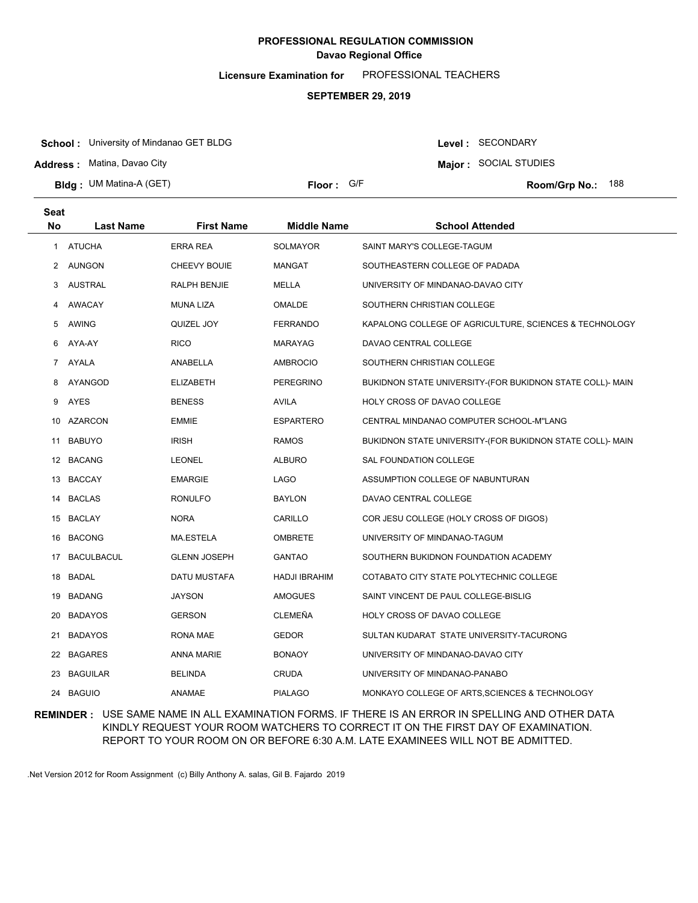**PROFESSIONAL REGULATION COMMISSION**
**Davao Regional Office**

**Licensure Examination for** PROFESSIONAL TEACHERS

**SEPTEMBER 29, 2019**

**School :** University of Mindanao GET BLDG
**Address :** Matina, Davao City
**Bldg :** UM Matina-A (GET)
**Floor :** G/F
**Level :** SECONDARY
**Major :** SOCIAL STUDIES
**Room/Grp No.:** 188

| Seat No | Last Name | First Name | Middle Name | School Attended |
|---|---|---|---|---|
| 1 | ATUCHA | ERRA REA | SOLMAYOR | SAINT MARY'S COLLEGE-TAGUM |
| 2 | AUNGON | CHEEVY BOUIE | MANGAT | SOUTHEASTERN COLLEGE OF PADADA |
| 3 | AUSTRAL | RALPH BENJIE | MELLA | UNIVERSITY OF MINDANAO-DAVAO CITY |
| 4 | AWACAY | MUNA LIZA | OMALDE | SOUTHERN CHRISTIAN COLLEGE |
| 5 | AWING | QUIZEL JOY | FERRANDO | KAPALONG COLLEGE OF AGRICULTURE, SCIENCES & TECHNOLOGY |
| 6 | AYA-AY | RICO | MARAYAG | DAVAO CENTRAL COLLEGE |
| 7 | AYALA | ANABELLA | AMBROCIO | SOUTHERN CHRISTIAN COLLEGE |
| 8 | AYANGOD | ELIZABETH | PEREGRINO | BUKIDNON STATE UNIVERSITY-(FOR BUKIDNON STATE COLL)- MAIN |
| 9 | AYES | BENESS | AVILA | HOLY CROSS OF DAVAO COLLEGE |
| 10 | AZARCON | EMMIE | ESPARTERO | CENTRAL MINDANAO COMPUTER SCHOOL-M"LANG |
| 11 | BABUYO | IRISH | RAMOS | BUKIDNON STATE UNIVERSITY-(FOR BUKIDNON STATE COLL)- MAIN |
| 12 | BACANG | LEONEL | ALBURO | SAL FOUNDATION COLLEGE |
| 13 | BACCAY | EMARGIE | LAGO | ASSUMPTION COLLEGE OF NABUNTURAN |
| 14 | BACLAS | RONULFO | BAYLON | DAVAO CENTRAL COLLEGE |
| 15 | BACLAY | NORA | CARILLO | COR JESU COLLEGE (HOLY CROSS OF DIGOS) |
| 16 | BACONG | MA.ESTELA | OMBRETE | UNIVERSITY OF MINDANAO-TAGUM |
| 17 | BACULBACUL | GLENN JOSEPH | GANTAO | SOUTHERN BUKIDNON FOUNDATION ACADEMY |
| 18 | BADAL | DATU MUSTAFA | HADJI IBRAHIM | COTABATO CITY STATE POLYTECHNIC COLLEGE |
| 19 | BADANG | JAYSON | AMOGUES | SAINT VINCENT DE PAUL COLLEGE-BISLIG |
| 20 | BADAYOS | GERSON | CLEMEÑA | HOLY CROSS OF DAVAO COLLEGE |
| 21 | BADAYOS | RONA MAE | GEDOR | SULTAN KUDARAT STATE UNIVERSITY-TACURONG |
| 22 | BAGARES | ANNA MARIE | BONAOY | UNIVERSITY OF MINDANAO-DAVAO CITY |
| 23 | BAGUILAR | BELINDA | CRUDA | UNIVERSITY OF MINDANAO-PANABO |
| 24 | BAGUIO | ANAMAE | PIALAGO | MONKAYO COLLEGE OF ARTS,SCIENCES & TECHNOLOGY |

**REMINDER :** USE SAME NAME IN ALL EXAMINATION FORMS. IF THERE IS AN ERROR IN SPELLING AND OTHER DATA KINDLY REQUEST YOUR ROOM WATCHERS TO CORRECT IT ON THE FIRST DAY OF EXAMINATION. REPORT TO YOUR ROOM ON OR BEFORE 6:30 A.M. LATE EXAMINEES WILL NOT BE ADMITTED.

.Net Version 2012 for Room Assignment (c) Billy Anthony A. salas, Gil B. Fajardo 2019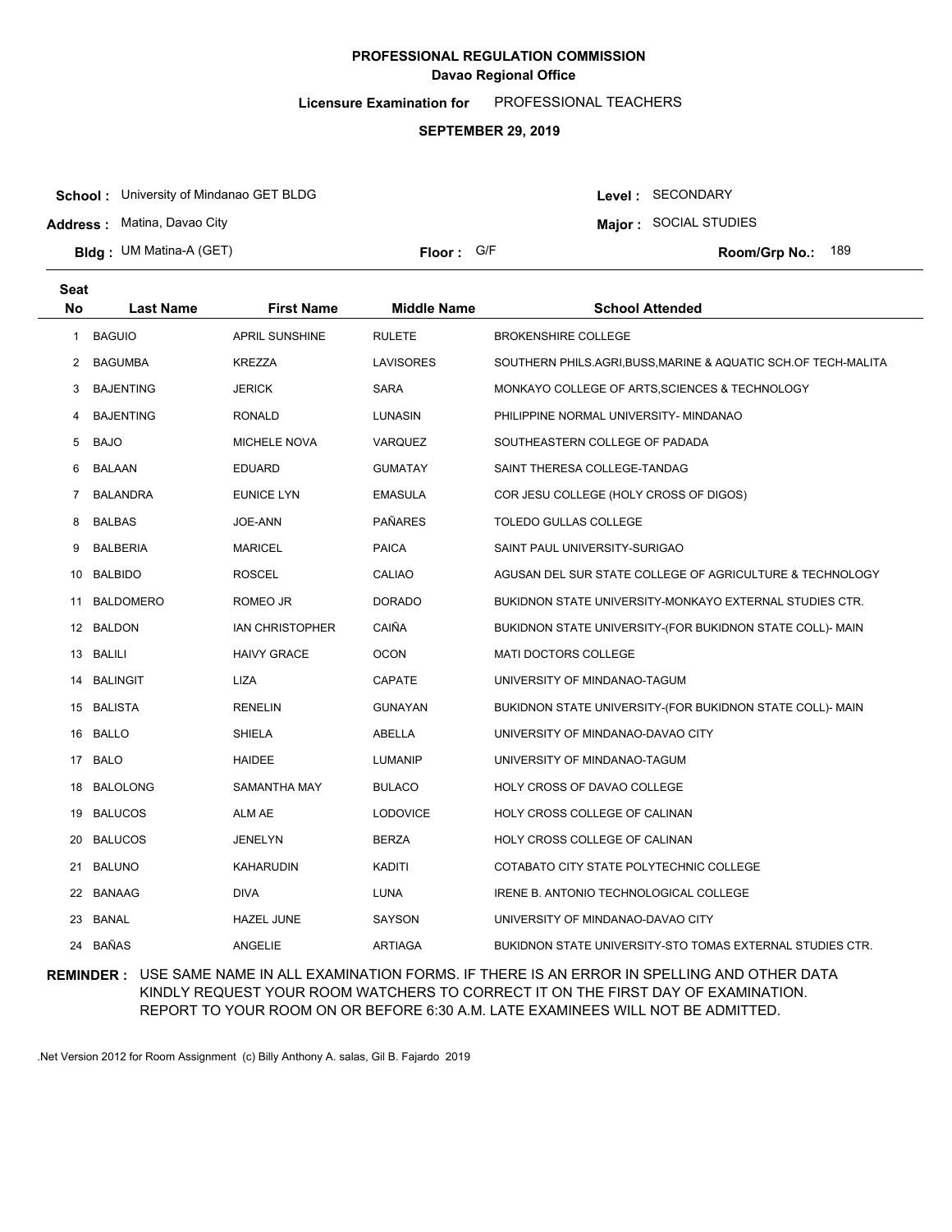# PROFESSIONAL REGULATION COMMISSION
## Davao Regional Office

**Licensure Examination for** PROFESSIONAL TEACHERS

**SEPTEMBER 29, 2019**

**School :** University of Mindanao GET BLDG
**Address :** Matina, Davao City
**Bldg :** UM Matina-A (GET)
**Floor :** G/F

**Level :** SECONDARY
**Major :** SOCIAL STUDIES
**Room/Grp No.:** 189

| Seat No | Last Name | First Name | Middle Name | School Attended |
|---|---|---|---|---|
| 1 | BAGUIO | APRIL SUNSHINE | RULETE | BROKENSHIRE COLLEGE |
| 2 | BAGUMBA | KREZZA | LAVISORES | SOUTHERN PHILS.AGRI,BUSS,MARINE & AQUATIC SCH.OF TECH-MALITA |
| 3 | BAJENTING | JERICK | SARA | MONKAYO COLLEGE OF ARTS,SCIENCES & TECHNOLOGY |
| 4 | BAJENTING | RONALD | LUNASIN | PHILIPPINE NORMAL UNIVERSITY- MINDANAO |
| 5 | BAJO | MICHELE NOVA | VARQUEZ | SOUTHEASTERN COLLEGE OF PADADA |
| 6 | BALAAN | EDUARD | GUMATAY | SAINT THERESA COLLEGE-TANDAG |
| 7 | BALANDRA | EUNICE LYN | EMASULA | COR JESU COLLEGE (HOLY CROSS OF DIGOS) |
| 8 | BALBAS | JOE-ANN | PAÑARES | TOLEDO GULLAS COLLEGE |
| 9 | BALBERIA | MARICEL | PAICA | SAINT PAUL UNIVERSITY-SURIGAO |
| 10 | BALBIDO | ROSCEL | CALIAO | AGUSAN DEL SUR STATE COLLEGE OF AGRICULTURE & TECHNOLOGY |
| 11 | BALDOMERO | ROMEO JR | DORADO | BUKIDNON STATE UNIVERSITY-MONKAYO EXTERNAL STUDIES CTR. |
| 12 | BALDON | IAN CHRISTOPHER | CAIÑA | BUKIDNON STATE UNIVERSITY-(FOR BUKIDNON STATE COLL)- MAIN |
| 13 | BALILI | HAIVY GRACE | OCON | MATI DOCTORS COLLEGE |
| 14 | BALINGIT | LIZA | CAPATE | UNIVERSITY OF MINDANAO-TAGUM |
| 15 | BALISTA | RENELIN | GUNAYAN | BUKIDNON STATE UNIVERSITY-(FOR BUKIDNON STATE COLL)- MAIN |
| 16 | BALLO | SHIELA | ABELLA | UNIVERSITY OF MINDANAO-DAVAO CITY |
| 17 | BALO | HAIDEE | LUMANIP | UNIVERSITY OF MINDANAO-TAGUM |
| 18 | BALOLONG | SAMANTHA MAY | BULACO | HOLY CROSS OF DAVAO COLLEGE |
| 19 | BALUCOS | ALM AE | LODOVICE | HOLY CROSS COLLEGE OF CALINAN |
| 20 | BALUCOS | JENELYN | BERZA | HOLY CROSS COLLEGE OF CALINAN |
| 21 | BALUNO | KAHARUDIN | KADITI | COTABATO CITY STATE POLYTECHNIC COLLEGE |
| 22 | BANAAG | DIVA | LUNA | IRENE B. ANTONIO TECHNOLOGICAL COLLEGE |
| 23 | BANAL | HAZEL JUNE | SAYSON | UNIVERSITY OF MINDANAO-DAVAO CITY |
| 24 | BAÑAS | ANGELIE | ARTIAGA | BUKIDNON STATE UNIVERSITY-STO TOMAS EXTERNAL STUDIES CTR. |

**REMINDER :** USE SAME NAME IN ALL EXAMINATION FORMS. IF THERE IS AN ERROR IN SPELLING AND OTHER DATA KINDLY REQUEST YOUR ROOM WATCHERS TO CORRECT IT ON THE FIRST DAY OF EXAMINATION. REPORT TO YOUR ROOM ON OR BEFORE 6:30 A.M. LATE EXAMINEES WILL NOT BE ADMITTED.

.Net Version 2012 for Room Assignment (c) Billy Anthony A. salas, Gil B. Fajardo 2019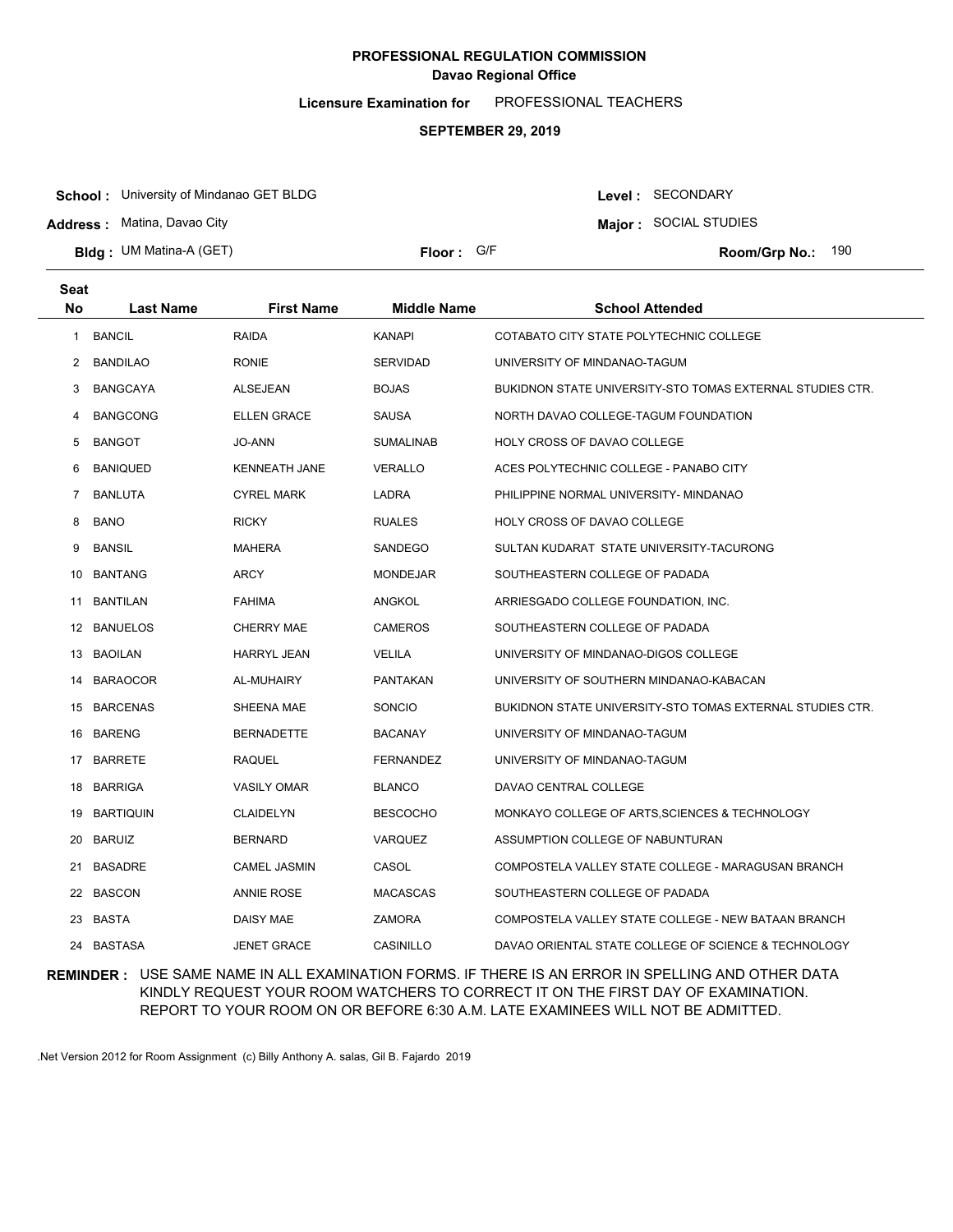**PROFESSIONAL REGULATION COMMISSION**
**Davao Regional Office**

**Licensure Examination for** PROFESSIONAL TEACHERS

**SEPTEMBER 29, 2019**

**School :** University of Mindanao GET BLDG
**Address :** Matina, Davao City
**Bldg :** UM Matina-A (GET)
**Floor :** G/F

**Level :** SECONDARY
**Major :** SOCIAL STUDIES
**Room/Grp No.:** 190

| Seat No | Last Name | First Name | Middle Name | School Attended |
|---|---|---|---|---|
| 1 | BANCIL | RAIDA | KANAPI | COTABATO CITY STATE POLYTECHNIC COLLEGE |
| 2 | BANDILAO | RONIE | SERVIDAD | UNIVERSITY OF MINDANAO-TAGUM |
| 3 | BANGCAYA | ALSEJEAN | BOJAS | BUKIDNON STATE UNIVERSITY-STO TOMAS EXTERNAL STUDIES CTR. |
| 4 | BANGCONG | ELLEN GRACE | SAUSA | NORTH DAVAO COLLEGE-TAGUM FOUNDATION |
| 5 | BANGOT | JO-ANN | SUMALINAB | HOLY CROSS OF DAVAO COLLEGE |
| 6 | BANIQUED | KENNEATH JANE | VERALLO | ACES POLYTECHNIC COLLEGE - PANABO CITY |
| 7 | BANLUTA | CYREL MARK | LADRA | PHILIPPINE NORMAL UNIVERSITY- MINDANAO |
| 8 | BANO | RICKY | RUALES | HOLY CROSS OF DAVAO COLLEGE |
| 9 | BANSIL | MAHERA | SANDEGO | SULTAN KUDARAT STATE UNIVERSITY-TACURONG |
| 10 | BANTANG | ARCY | MONDEJAR | SOUTHEASTERN COLLEGE OF PADADA |
| 11 | BANTILAN | FAHIMA | ANGKOL | ARRIESGADO COLLEGE FOUNDATION, INC. |
| 12 | BANUELOS | CHERRY MAE | CAMEROS | SOUTHEASTERN COLLEGE OF PADADA |
| 13 | BAOILAN | HARRYL JEAN | VELILA | UNIVERSITY OF MINDANAO-DIGOS COLLEGE |
| 14 | BARAOCOR | AL-MUHAIRY | PANTAKAN | UNIVERSITY OF SOUTHERN MINDANAO-KABACAN |
| 15 | BARCENAS | SHEENA MAE | SONCIO | BUKIDNON STATE UNIVERSITY-STO TOMAS EXTERNAL STUDIES CTR. |
| 16 | BARENG | BERNADETTE | BACANAY | UNIVERSITY OF MINDANAO-TAGUM |
| 17 | BARRETE | RAQUEL | FERNANDEZ | UNIVERSITY OF MINDANAO-TAGUM |
| 18 | BARRIGA | VASILY OMAR | BLANCO | DAVAO CENTRAL COLLEGE |
| 19 | BARTIQUIN | CLAIDELYN | BESCOCHO | MONKAYO COLLEGE OF ARTS,SCIENCES & TECHNOLOGY |
| 20 | BARUIZ | BERNARD | VARQUEZ | ASSUMPTION COLLEGE OF NABUNTURAN |
| 21 | BASADRE | CAMEL JASMIN | CASOL | COMPOSTELA VALLEY STATE COLLEGE - MARAGUSAN BRANCH |
| 22 | BASCON | ANNIE ROSE | MACASCAS | SOUTHEASTERN COLLEGE OF PADADA |
| 23 | BASTA | DAISY MAE | ZAMORA | COMPOSTELA VALLEY STATE COLLEGE - NEW BATAAN BRANCH |
| 24 | BASTASA | JENET GRACE | CASINILLO | DAVAO ORIENTAL STATE COLLEGE OF SCIENCE & TECHNOLOGY |

**REMINDER :** USE SAME NAME IN ALL EXAMINATION FORMS. IF THERE IS AN ERROR IN SPELLING AND OTHER DATA KINDLY REQUEST YOUR ROOM WATCHERS TO CORRECT IT ON THE FIRST DAY OF EXAMINATION. REPORT TO YOUR ROOM ON OR BEFORE 6:30 A.M. LATE EXAMINEES WILL NOT BE ADMITTED.

.Net Version 2012 for Room Assignment (c) Billy Anthony A. salas, Gil B. Fajardo 2019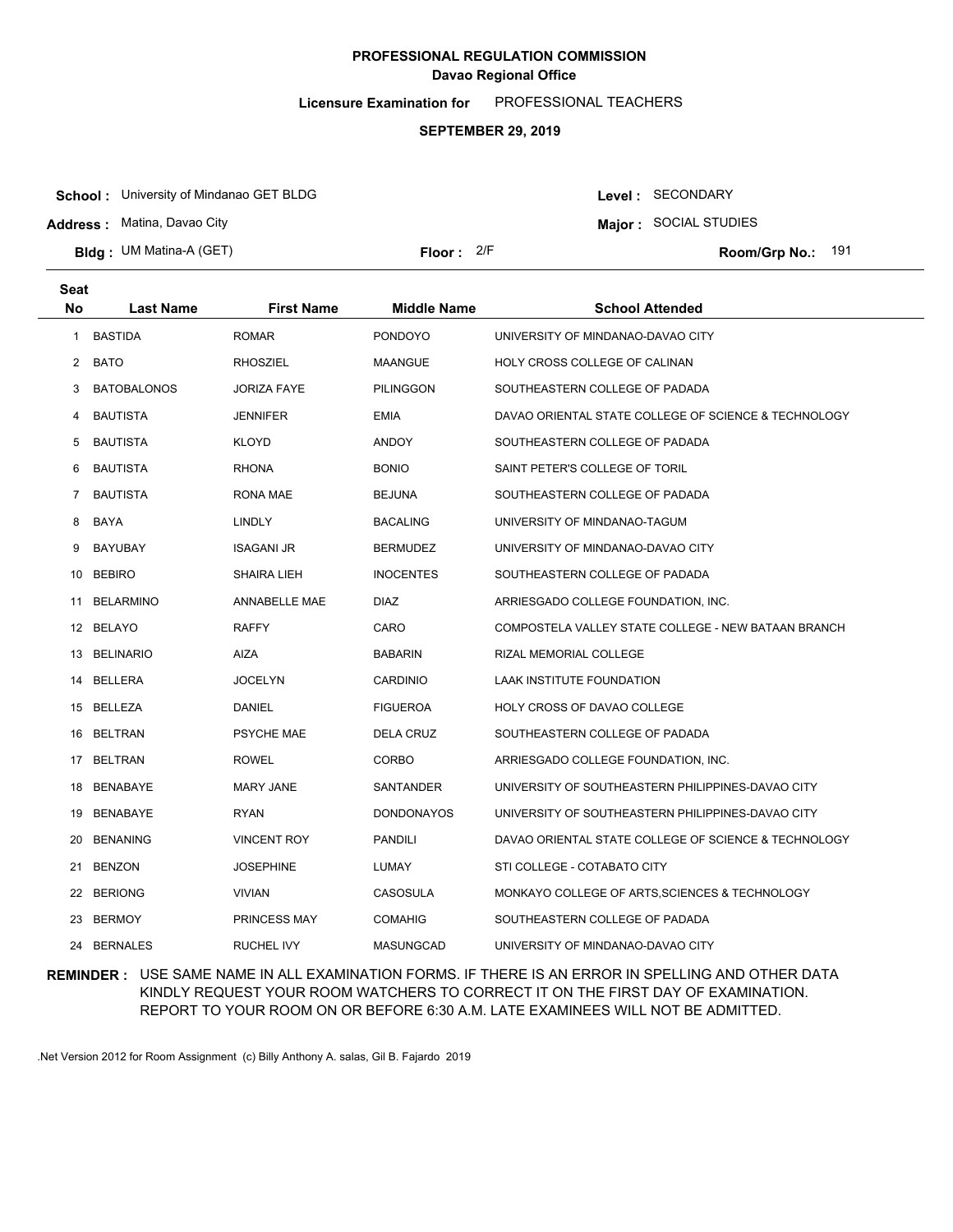**PROFESSIONAL REGULATION COMMISSION**
**Davao Regional Office**

**Licensure Examination for** PROFESSIONAL TEACHERS

**SEPTEMBER 29, 2019**

**School :** University of Mindanao GET BLDG
**Address :** Matina, Davao City
**Bldg :** UM Matina-A (GET)
**Floor :** 2/F

**Level :** SECONDARY
**Major :** SOCIAL STUDIES
**Room/Grp No.:** 191

| Seat No | Last Name | First Name | Middle Name | School Attended |
|---|---|---|---|---|
| 1 | BASTIDA | ROMAR | PONDOYO | UNIVERSITY OF MINDANAO-DAVAO CITY |
| 2 | BATO | RHOSZIEL | MAANGUE | HOLY CROSS COLLEGE OF CALINAN |
| 3 | BATOBALONOS | JORIZA FAYE | PILINGGON | SOUTHEASTERN COLLEGE OF PADADA |
| 4 | BAUTISTA | JENNIFER | EMIA | DAVAO ORIENTAL STATE COLLEGE OF SCIENCE & TECHNOLOGY |
| 5 | BAUTISTA | KLOYD | ANDOY | SOUTHEASTERN COLLEGE OF PADADA |
| 6 | BAUTISTA | RHONA | BONIO | SAINT PETER'S COLLEGE OF TORIL |
| 7 | BAUTISTA | RONA MAE | BEJUNA | SOUTHEASTERN COLLEGE OF PADADA |
| 8 | BAYA | LINDLY | BACALING | UNIVERSITY OF MINDANAO-TAGUM |
| 9 | BAYUBAY | ISAGANI JR | BERMUDEZ | UNIVERSITY OF MINDANAO-DAVAO CITY |
| 10 | BEBIRO | SHAIRA LIEH | INOCENTES | SOUTHEASTERN COLLEGE OF PADADA |
| 11 | BELARMINO | ANNABELLE MAE | DIAZ | ARRIESGADO COLLEGE FOUNDATION, INC. |
| 12 | BELAYO | RAFFY | CARO | COMPOSTELA VALLEY STATE COLLEGE - NEW BATAAN BRANCH |
| 13 | BELINARIO | AIZA | BABARIN | RIZAL MEMORIAL COLLEGE |
| 14 | BELLERA | JOCELYN | CARDINIO | LAAK INSTITUTE FOUNDATION |
| 15 | BELLEZA | DANIEL | FIGUEROA | HOLY CROSS OF DAVAO COLLEGE |
| 16 | BELTRAN | PSYCHE MAE | DELA CRUZ | SOUTHEASTERN COLLEGE OF PADADA |
| 17 | BELTRAN | ROWEL | CORBO | ARRIESGADO COLLEGE FOUNDATION, INC. |
| 18 | BENABAYE | MARY JANE | SANTANDER | UNIVERSITY OF SOUTHEASTERN PHILIPPINES-DAVAO CITY |
| 19 | BENABAYE | RYAN | DONDONAYOS | UNIVERSITY OF SOUTHEASTERN PHILIPPINES-DAVAO CITY |
| 20 | BENANING | VINCENT ROY | PANDILI | DAVAO ORIENTAL STATE COLLEGE OF SCIENCE & TECHNOLOGY |
| 21 | BENZON | JOSEPHINE | LUMAY | STI COLLEGE - COTABATO CITY |
| 22 | BERIONG | VIVIAN | CASOSULA | MONKAYO COLLEGE OF ARTS,SCIENCES & TECHNOLOGY |
| 23 | BERMOY | PRINCESS MAY | COMAHIG | SOUTHEASTERN COLLEGE OF PADADA |
| 24 | BERNALES | RUCHEL IVY | MASUNGCAD | UNIVERSITY OF MINDANAO-DAVAO CITY |

**REMINDER :** USE SAME NAME IN ALL EXAMINATION FORMS. IF THERE IS AN ERROR IN SPELLING AND OTHER DATA KINDLY REQUEST YOUR ROOM WATCHERS TO CORRECT IT ON THE FIRST DAY OF EXAMINATION. REPORT TO YOUR ROOM ON OR BEFORE 6:30 A.M. LATE EXAMINEES WILL NOT BE ADMITTED.

.Net Version 2012 for Room Assignment (c) Billy Anthony A. salas, Gil B. Fajardo 2019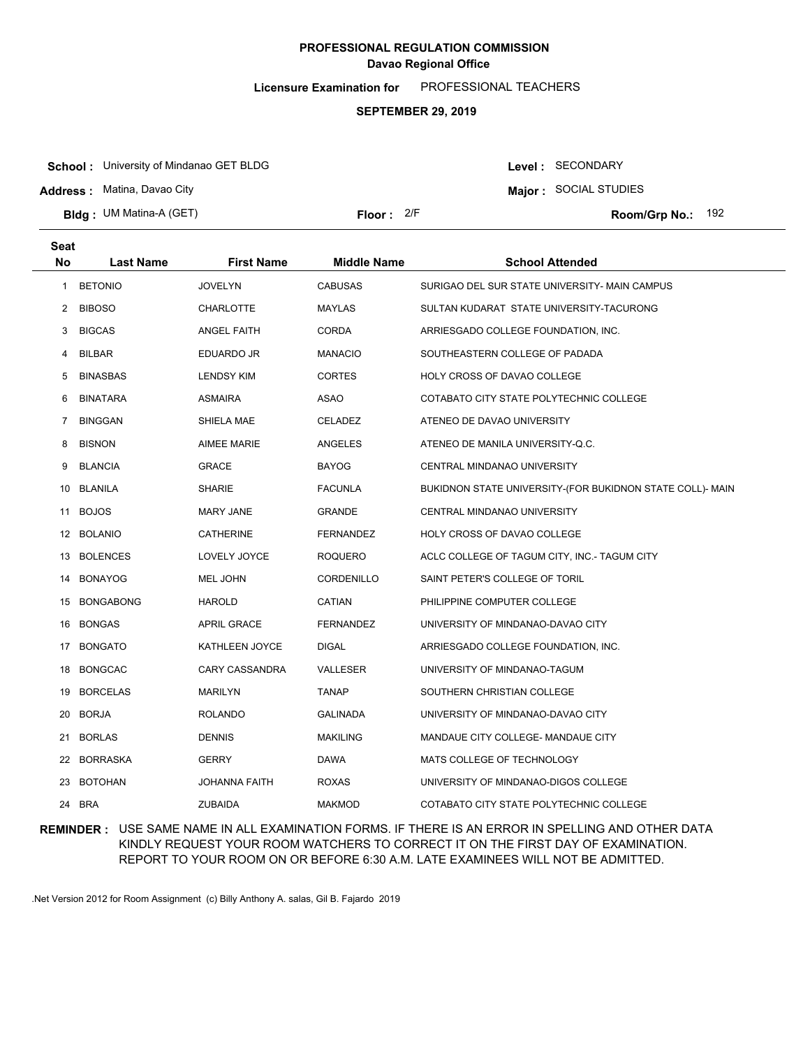# PROFESSIONAL REGULATION COMMISSION

## Davao Regional Office

**Licensure Examination for** PROFESSIONAL TEACHERS

**SEPTEMBER 29, 2019**

**School :** University of Mindanao GET BLDG

**Address :** Matina, Davao City

**Bldg :** UM Matina-A (GET)

**Floor :** 2/F

**Level :** SECONDARY

**Major :** SOCIAL STUDIES

**Room/Grp No.:** 192

| Seat No | Last Name | First Name | Middle Name | School Attended |
|---|---|---|---|---|
| 1 | BETONIO | JOVELYN | CABUSAS | SURIGAO DEL SUR STATE UNIVERSITY- MAIN CAMPUS |
| 2 | BIBOSO | CHARLOTTE | MAYLAS | SULTAN KUDARAT STATE UNIVERSITY-TACURONG |
| 3 | BIGCAS | ANGEL FAITH | CORDA | ARRIESGADO COLLEGE FOUNDATION, INC. |
| 4 | BILBAR | EDUARDO JR | MANACIO | SOUTHEASTERN COLLEGE OF PADADA |
| 5 | BINASBAS | LENDSY KIM | CORTES | HOLY CROSS OF DAVAO COLLEGE |
| 6 | BINATARA | ASMAIRA | ASAO | COTABATO CITY STATE POLYTECHNIC COLLEGE |
| 7 | BINGGAN | SHIELA MAE | CELADEZ | ATENEO DE DAVAO UNIVERSITY |
| 8 | BISNON | AIMEE MARIE | ANGELES | ATENEO DE MANILA UNIVERSITY-Q.C. |
| 9 | BLANCIA | GRACE | BAYOG | CENTRAL MINDANAO UNIVERSITY |
| 10 | BLANILA | SHARIE | FACUNLA | BUKIDNON STATE UNIVERSITY-(FOR BUKIDNON STATE COLL)- MAIN |
| 11 | BOJOS | MARY JANE | GRANDE | CENTRAL MINDANAO UNIVERSITY |
| 12 | BOLANIO | CATHERINE | FERNANDEZ | HOLY CROSS OF DAVAO COLLEGE |
| 13 | BOLENCES | LOVELY JOYCE | ROQUERO | ACLC COLLEGE OF TAGUM CITY, INC.- TAGUM CITY |
| 14 | BONAYOG | MEL JOHN | CORDENILLO | SAINT PETER'S COLLEGE OF TORIL |
| 15 | BONGABONG | HAROLD | CATIAN | PHILIPPINE COMPUTER COLLEGE |
| 16 | BONGAS | APRIL GRACE | FERNANDEZ | UNIVERSITY OF MINDANAO-DAVAO CITY |
| 17 | BONGATO | KATHLEEN JOYCE | DIGAL | ARRIESGADO COLLEGE FOUNDATION, INC. |
| 18 | BONGCAC | CARY CASSANDRA | VALLESER | UNIVERSITY OF MINDANAO-TAGUM |
| 19 | BORCELAS | MARILYN | TANAP | SOUTHERN CHRISTIAN COLLEGE |
| 20 | BORJA | ROLANDO | GALINADA | UNIVERSITY OF MINDANAO-DAVAO CITY |
| 21 | BORLAS | DENNIS | MAKILING | MANDAUE CITY COLLEGE- MANDAUE CITY |
| 22 | BORRASKA | GERRY | DAWA | MATS COLLEGE OF TECHNOLOGY |
| 23 | BOTOHAN | JOHANNA FAITH | ROXAS | UNIVERSITY OF MINDANAO-DIGOS COLLEGE |
| 24 | BRA | ZUBAIDA | MAKMOD | COTABATO CITY STATE POLYTECHNIC COLLEGE |

**REMINDER :** USE SAME NAME IN ALL EXAMINATION FORMS. IF THERE IS AN ERROR IN SPELLING AND OTHER DATA KINDLY REQUEST YOUR ROOM WATCHERS TO CORRECT IT ON THE FIRST DAY OF EXAMINATION. REPORT TO YOUR ROOM ON OR BEFORE 6:30 A.M. LATE EXAMINEES WILL NOT BE ADMITTED.

.Net Version 2012 for Room Assignment (c) Billy Anthony A. salas, Gil B. Fajardo 2019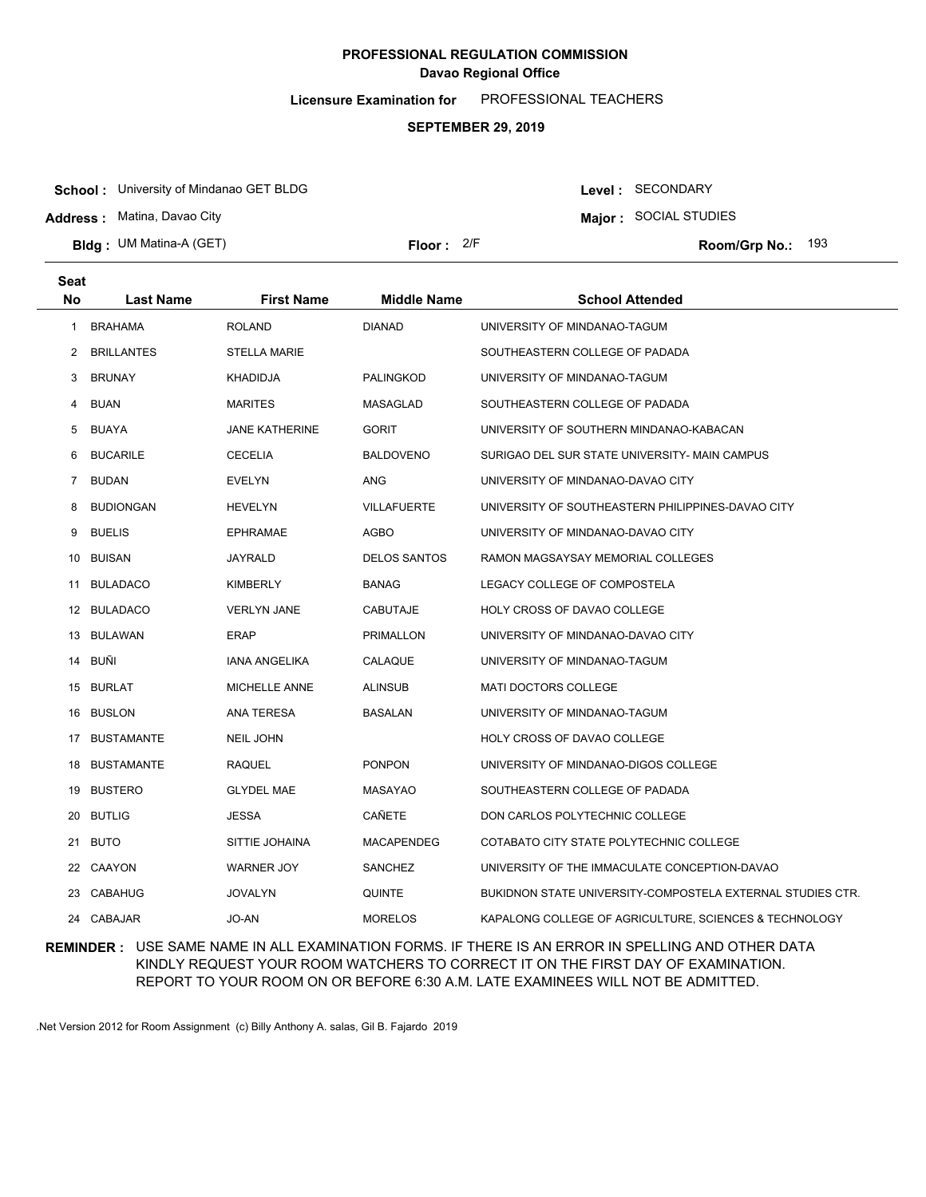# PROFESSIONAL REGULATION COMMISSION
## Davao Regional Office

**Licensure Examination for** PROFESSIONAL TEACHERS

**SEPTEMBER 29, 2019**

**School :** University of Mindanao GET BLDG
**Address :** Matina, Davao City
**Bldg :** UM Matina-A (GET)
**Floor :** 2/F

**Level :** SECONDARY
**Major :** SOCIAL STUDIES
**Room/Grp No.:** 193

| Seat No | Last Name | First Name | Middle Name | School Attended |
|---|---|---|---|---|
| 1 | BRAHAMA | ROLAND | DIANAD | UNIVERSITY OF MINDANAO-TAGUM |
| 2 | BRILLANTES | STELLA MARIE | | SOUTHEASTERN COLLEGE OF PADADA |
| 3 | BRUNAY | KHADIDJA | PALINGKOD | UNIVERSITY OF MINDANAO-TAGUM |
| 4 | BUAN | MARITES | MASAGLAD | SOUTHEASTERN COLLEGE OF PADADA |
| 5 | BUAYA | JANE KATHERINE | GORIT | UNIVERSITY OF SOUTHERN MINDANAO-KABACAN |
| 6 | BUCARILE | CECELIA | BALDOVENO | SURIGAO DEL SUR STATE UNIVERSITY- MAIN CAMPUS |
| 7 | BUDAN | EVELYN | ANG | UNIVERSITY OF MINDANAO-DAVAO CITY |
| 8 | BUDIONGAN | HEVELYN | VILLAFUERTE | UNIVERSITY OF SOUTHEASTERN PHILIPPINES-DAVAO CITY |
| 9 | BUELIS | EPHRAMAE | AGBO | UNIVERSITY OF MINDANAO-DAVAO CITY |
| 10 | BUISAN | JAYRALD | DELOS SANTOS | RAMON MAGSAYSAY MEMORIAL COLLEGES |
| 11 | BULADACO | KIMBERLY | BANAG | LEGACY COLLEGE OF COMPOSTELA |
| 12 | BULADACO | VERLYN JANE | CABUTAJE | HOLY CROSS OF DAVAO COLLEGE |
| 13 | BULAWAN | ERAP | PRIMALLON | UNIVERSITY OF MINDANAO-DAVAO CITY |
| 14 | BUÑI | IANA ANGELIKA | CALAQUE | UNIVERSITY OF MINDANAO-TAGUM |
| 15 | BURLAT | MICHELLE ANNE | ALINSUB | MATI DOCTORS COLLEGE |
| 16 | BUSLON | ANA TERESA | BASALAN | UNIVERSITY OF MINDANAO-TAGUM |
| 17 | BUSTAMANTE | NEIL JOHN | | HOLY CROSS OF DAVAO COLLEGE |
| 18 | BUSTAMANTE | RAQUEL | PONPON | UNIVERSITY OF MINDANAO-DIGOS COLLEGE |
| 19 | BUSTERO | GLYDEL MAE | MASAYAO | SOUTHEASTERN COLLEGE OF PADADA |
| 20 | BUTLIG | JESSA | CAÑETE | DON CARLOS POLYTECHNIC COLLEGE |
| 21 | BUTO | SITTIE JOHAINA | MACAPENDEG | COTABATO CITY STATE POLYTECHNIC COLLEGE |
| 22 | CAAYON | WARNER JOY | SANCHEZ | UNIVERSITY OF THE IMMACULATE CONCEPTION-DAVAO |
| 23 | CABAHUG | JOVALYN | QUINTE | BUKIDNON STATE UNIVERSITY-COMPOSTELA EXTERNAL STUDIES CTR. |
| 24 | CABAJAR | JO-AN | MORELOS | KAPALONG COLLEGE OF AGRICULTURE, SCIENCES & TECHNOLOGY |

**REMINDER :** USE SAME NAME IN ALL EXAMINATION FORMS. IF THERE IS AN ERROR IN SPELLING AND OTHER DATA KINDLY REQUEST YOUR ROOM WATCHERS TO CORRECT IT ON THE FIRST DAY OF EXAMINATION. REPORT TO YOUR ROOM ON OR BEFORE 6:30 A.M. LATE EXAMINEES WILL NOT BE ADMITTED.

.Net Version 2012 for Room Assignment (c) Billy Anthony A. salas, Gil B. Fajardo 2019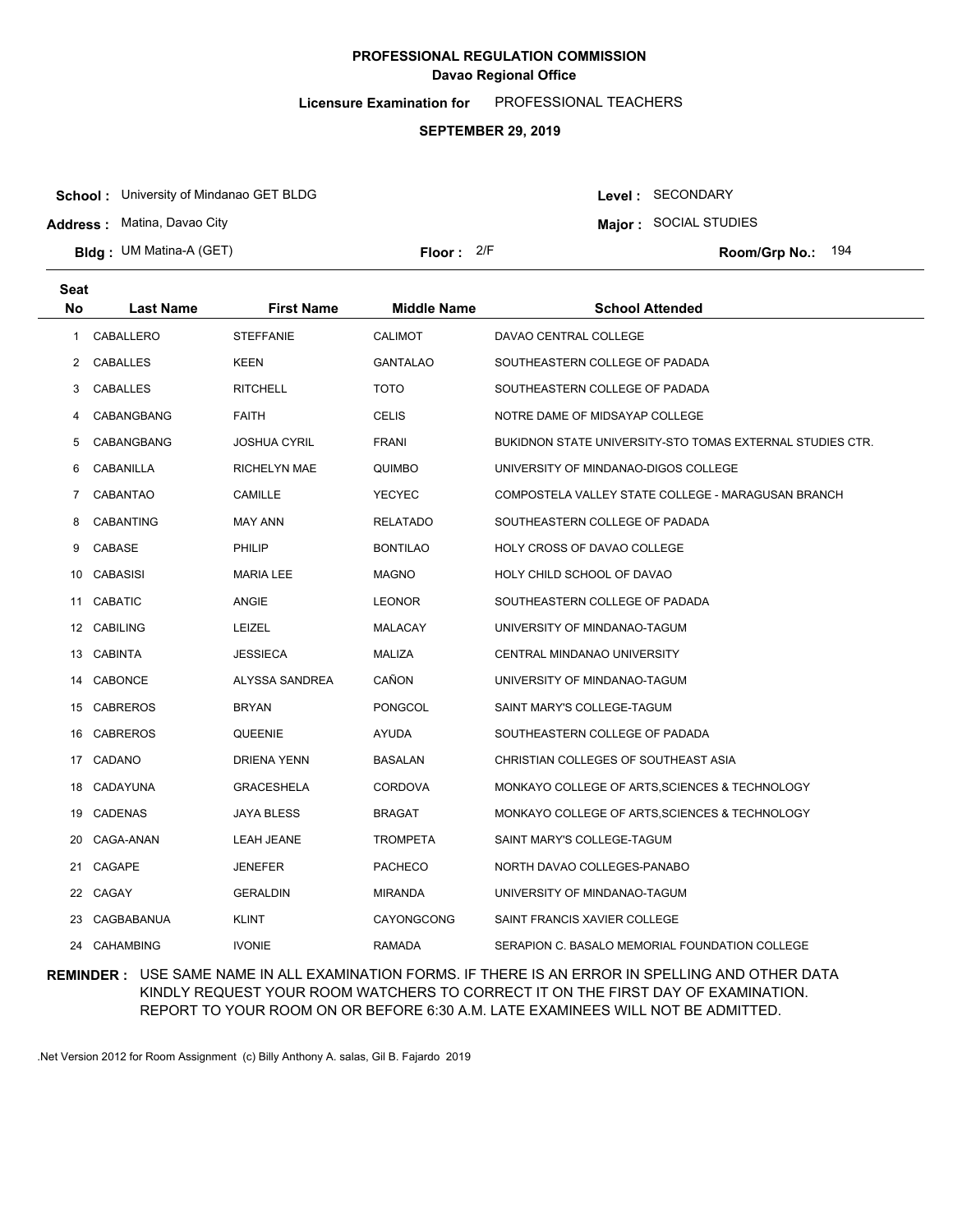**PROFESSIONAL REGULATION COMMISSION**
**Davao Regional Office**

**Licensure Examination for** PROFESSIONAL TEACHERS

**SEPTEMBER 29, 2019**

**School :** University of Mindanao GET BLDG
**Address :** Matina, Davao City
**Bldg :** UM Matina-A (GET)
**Floor :** 2/F
**Level :** SECONDARY
**Major :** SOCIAL STUDIES
**Room/Grp No.:** 194

| Seat No | Last Name | First Name | Middle Name | School Attended |
|---|---|---|---|---|
| 1 | CABALLERO | STEFFANIE | CALIMOT | DAVAO CENTRAL COLLEGE |
| 2 | CABALLES | KEEN | GANTALAO | SOUTHEASTERN COLLEGE OF PADADA |
| 3 | CABALLES | RITCHELL | TOTO | SOUTHEASTERN COLLEGE OF PADADA |
| 4 | CABANGBANG | FAITH | CELIS | NOTRE DAME OF MIDSAYAP COLLEGE |
| 5 | CABANGBANG | JOSHUA CYRIL | FRANI | BUKIDNON STATE UNIVERSITY-STO TOMAS EXTERNAL STUDIES CTR. |
| 6 | CABANILLA | RICHELYN MAE | QUIMBO | UNIVERSITY OF MINDANAO-DIGOS COLLEGE |
| 7 | CABANTAO | CAMILLE | YECYEC | COMPOSTELA VALLEY STATE COLLEGE - MARAGUSAN BRANCH |
| 8 | CABANTING | MAY ANN | RELATADO | SOUTHEASTERN COLLEGE OF PADADA |
| 9 | CABASE | PHILIP | BONTILAO | HOLY CROSS OF DAVAO COLLEGE |
| 10 | CABASISI | MARIA LEE | MAGNO | HOLY CHILD SCHOOL OF DAVAO |
| 11 | CABATIC | ANGIE | LEONOR | SOUTHEASTERN COLLEGE OF PADADA |
| 12 | CABILING | LEIZEL | MALACAY | UNIVERSITY OF MINDANAO-TAGUM |
| 13 | CABINTA | JESSIECA | MALIZA | CENTRAL MINDANAO UNIVERSITY |
| 14 | CABONCE | ALYSSA SANDREA | CAÑON | UNIVERSITY OF MINDANAO-TAGUM |
| 15 | CABREROS | BRYAN | PONGCOL | SAINT MARY'S COLLEGE-TAGUM |
| 16 | CABREROS | QUEENIE | AYUDA | SOUTHEASTERN COLLEGE OF PADADA |
| 17 | CADANO | DRIENA YENN | BASALAN | CHRISTIAN COLLEGES OF SOUTHEAST ASIA |
| 18 | CADAYUNA | GRACESHELA | CORDOVA | MONKAYO COLLEGE OF ARTS,SCIENCES & TECHNOLOGY |
| 19 | CADENAS | JAYA BLESS | BRAGAT | MONKAYO COLLEGE OF ARTS,SCIENCES & TECHNOLOGY |
| 20 | CAGA-ANAN | LEAH JEANE | TROMPETA | SAINT MARY'S COLLEGE-TAGUM |
| 21 | CAGAPE | JENEFER | PACHECO | NORTH DAVAO COLLEGES-PANABO |
| 22 | CAGAY | GERALDIN | MIRANDA | UNIVERSITY OF MINDANAO-TAGUM |
| 23 | CAGBABANUA | KLINT | CAYONGCONG | SAINT FRANCIS XAVIER COLLEGE |
| 24 | CAHAMBING | IVONIE | RAMADA | SERAPION C. BASALO MEMORIAL FOUNDATION COLLEGE |

**REMINDER :** USE SAME NAME IN ALL EXAMINATION FORMS. IF THERE IS AN ERROR IN SPELLING AND OTHER DATA KINDLY REQUEST YOUR ROOM WATCHERS TO CORRECT IT ON THE FIRST DAY OF EXAMINATION. REPORT TO YOUR ROOM ON OR BEFORE 6:30 A.M. LATE EXAMINEES WILL NOT BE ADMITTED.

.Net Version 2012 for Room Assignment (c) Billy Anthony A. salas, Gil B. Fajardo 2019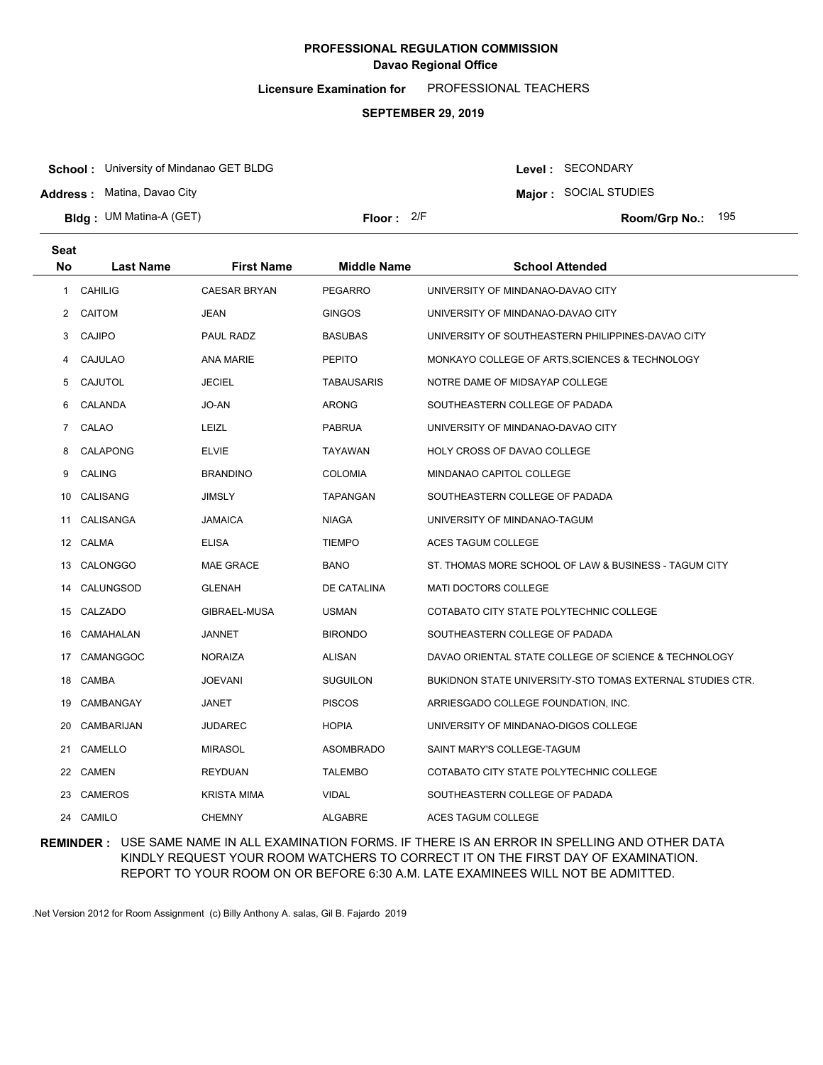# PROFESSIONAL REGULATION COMMISSION
## Davao Regional Office

**Licensure Examination for** PROFESSIONAL TEACHERS

**SEPTEMBER 29, 2019**

**School :** University of Mindanao GET BLDG
**Address :** Matina, Davao City
**Bldg :** UM Matina-A (GET)
**Floor :** 2/F
**Level :** SECONDARY
**Major :** SOCIAL STUDIES
**Room/Grp No.:** 195

| Seat No | Last Name | First Name | Middle Name | School Attended |
|---|---|---|---|---|
| 1 | CAHILIG | CAESAR BRYAN | PEGARRO | UNIVERSITY OF MINDANAO-DAVAO CITY |
| 2 | CAITOM | JEAN | GINGOS | UNIVERSITY OF MINDANAO-DAVAO CITY |
| 3 | CAJIPO | PAUL RADZ | BASUBAS | UNIVERSITY OF SOUTHEASTERN PHILIPPINES-DAVAO CITY |
| 4 | CAJULAO | ANA MARIE | PEPITO | MONKAYO COLLEGE OF ARTS,SCIENCES & TECHNOLOGY |
| 5 | CAJUTOL | JECIEL | TABAUSARIS | NOTRE DAME OF MIDSAYAP COLLEGE |
| 6 | CALANDA | JO-AN | ARONG | SOUTHEASTERN COLLEGE OF PADADA |
| 7 | CALAO | LEIZL | PABRUA | UNIVERSITY OF MINDANAO-DAVAO CITY |
| 8 | CALAPONG | ELVIE | TAYAWAN | HOLY CROSS OF DAVAO COLLEGE |
| 9 | CALING | BRANDINO | COLOMIA | MINDANAO CAPITOL COLLEGE |
| 10 | CALISANG | JIMSLY | TAPANGAN | SOUTHEASTERN COLLEGE OF PADADA |
| 11 | CALISANGA | JAMAICA | NIAGA | UNIVERSITY OF MINDANAO-TAGUM |
| 12 | CALMA | ELISA | TIEMPO | ACES TAGUM COLLEGE |
| 13 | CALONGGO | MAE GRACE | BANO | ST. THOMAS MORE SCHOOL OF LAW & BUSINESS - TAGUM CITY |
| 14 | CALUNGSOD | GLENAH | DE CATALINA | MATI DOCTORS COLLEGE |
| 15 | CALZADO | GIBRAEL-MUSA | USMAN | COTABATO CITY STATE POLYTECHNIC COLLEGE |
| 16 | CAMAHALAN | JANNET | BIRONDO | SOUTHEASTERN COLLEGE OF PADADA |
| 17 | CAMANGGOC | NORAIZA | ALISAN | DAVAO ORIENTAL STATE COLLEGE OF SCIENCE & TECHNOLOGY |
| 18 | CAMBA | JOEVANI | SUGUILON | BUKIDNON STATE UNIVERSITY-STO TOMAS EXTERNAL STUDIES CTR. |
| 19 | CAMBANGAY | JANET | PISCOS | ARRIESGADO COLLEGE FOUNDATION, INC. |
| 20 | CAMBARIJAN | JUDAREC | HOPIA | UNIVERSITY OF MINDANAO-DIGOS COLLEGE |
| 21 | CAMELLO | MIRASOL | ASOMBRADO | SAINT MARY'S COLLEGE-TAGUM |
| 22 | CAMEN | REYDUAN | TALEMBO | COTABATO CITY STATE POLYTECHNIC COLLEGE |
| 23 | CAMEROS | KRISTA MIMA | VIDAL | SOUTHEASTERN COLLEGE OF PADADA |
| 24 | CAMILO | CHEMNY | ALGABRE | ACES TAGUM COLLEGE |

**REMINDER :** USE SAME NAME IN ALL EXAMINATION FORMS. IF THERE IS AN ERROR IN SPELLING AND OTHER DATA KINDLY REQUEST YOUR ROOM WATCHERS TO CORRECT IT ON THE FIRST DAY OF EXAMINATION. REPORT TO YOUR ROOM ON OR BEFORE 6:30 A.M. LATE EXAMINEES WILL NOT BE ADMITTED.

.Net Version 2012 for Room Assignment (c) Billy Anthony A. salas, Gil B. Fajardo 2019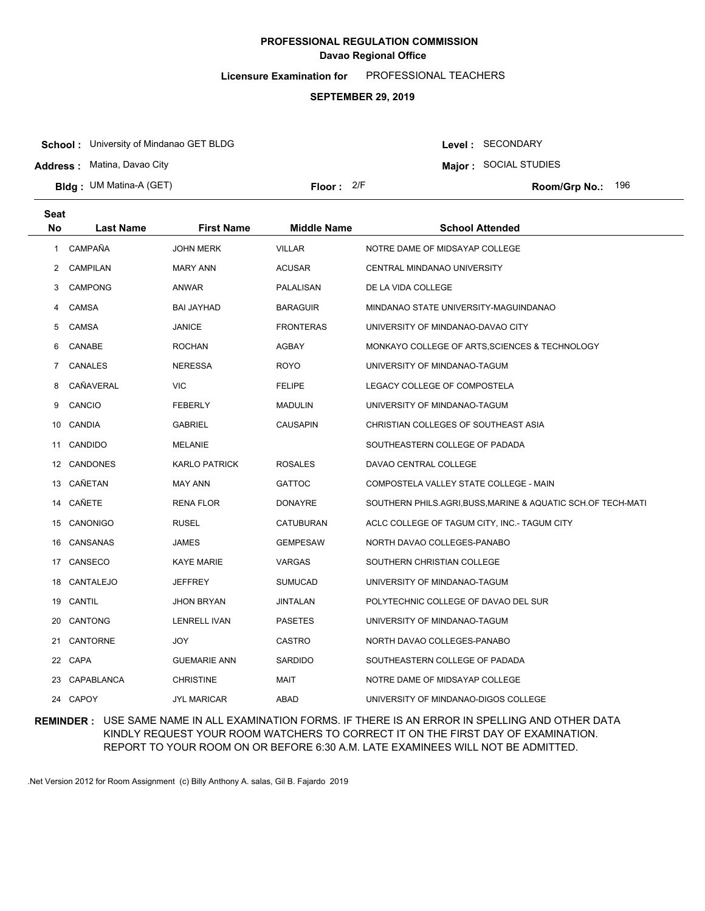# PROFESSIONAL REGULATION COMMISSION
## Davao Regional Office

**Licensure Examination for** PROFESSIONAL TEACHERS

**SEPTEMBER 29, 2019**

**School :** University of Mindanao GET BLDG
**Level :** SECONDARY
**Address :** Matina, Davao City
**Major :** SOCIAL STUDIES
**Bldg :** UM Matina-A (GET)
**Floor :** 2/F
**Room/Grp No.:** 196

| Seat No | Last Name | First Name | Middle Name | School Attended |
|---|---|---|---|---|
| 1 | CAMPAÑA | JOHN MERK | VILLAR | NOTRE DAME OF MIDSAYAP COLLEGE |
| 2 | CAMPILAN | MARY ANN | ACUSAR | CENTRAL MINDANAO UNIVERSITY |
| 3 | CAMPONG | ANWAR | PALALISAN | DE LA VIDA COLLEGE |
| 4 | CAMSA | BAI JAYHAD | BARAGUIR | MINDANAO STATE UNIVERSITY-MAGUINDANAO |
| 5 | CAMSA | JANICE | FRONTERAS | UNIVERSITY OF MINDANAO-DAVAO CITY |
| 6 | CANABE | ROCHAN | AGBAY | MONKAYO COLLEGE OF ARTS,SCIENCES & TECHNOLOGY |
| 7 | CANALES | NERESSA | ROYO | UNIVERSITY OF MINDANAO-TAGUM |
| 8 | CAÑAVERAL | VIC | FELIPE | LEGACY COLLEGE OF COMPOSTELA |
| 9 | CANCIO | FEBERLY | MADULIN | UNIVERSITY OF MINDANAO-TAGUM |
| 10 | CANDIA | GABRIEL | CAUSAPIN | CHRISTIAN COLLEGES OF SOUTHEAST ASIA |
| 11 | CANDIDO | MELANIE | | SOUTHEASTERN COLLEGE OF PADADA |
| 12 | CANDONES | KARLO PATRICK | ROSALES | DAVAO CENTRAL COLLEGE |
| 13 | CAÑETAN | MAY ANN | GATTOC | COMPOSTELA VALLEY STATE COLLEGE - MAIN |
| 14 | CAÑETE | RENA FLOR | DONAYRE | SOUTHERN PHILS.AGRI,BUSS,MARINE & AQUATIC SCH.OF TECH-MATI |
| 15 | CANONIGO | RUSEL | CATUBURAN | ACLC COLLEGE OF TAGUM CITY, INC.- TAGUM CITY |
| 16 | CANSANAS | JAMES | GEMPESAW | NORTH DAVAO COLLEGES-PANABO |
| 17 | CANSECO | KAYE MARIE | VARGAS | SOUTHERN CHRISTIAN COLLEGE |
| 18 | CANTALEJO | JEFFREY | SUMUCAD | UNIVERSITY OF MINDANAO-TAGUM |
| 19 | CANTIL | JHON BRYAN | JINTALAN | POLYTECHNIC COLLEGE OF DAVAO DEL SUR |
| 20 | CANTONG | LENRELL IVAN | PASETES | UNIVERSITY OF MINDANAO-TAGUM |
| 21 | CANTORNE | JOY | CASTRO | NORTH DAVAO COLLEGES-PANABO |
| 22 | CAPA | GUEMARIE ANN | SARDIDO | SOUTHEASTERN COLLEGE OF PADADA |
| 23 | CAPABLANCA | CHRISTINE | MAIT | NOTRE DAME OF MIDSAYAP COLLEGE |
| 24 | CAPOY | JYL MARICAR | ABAD | UNIVERSITY OF MINDANAO-DIGOS COLLEGE |

**REMINDER :** USE SAME NAME IN ALL EXAMINATION FORMS. IF THERE IS AN ERROR IN SPELLING AND OTHER DATA KINDLY REQUEST YOUR ROOM WATCHERS TO CORRECT IT ON THE FIRST DAY OF EXAMINATION. REPORT TO YOUR ROOM ON OR BEFORE 6:30 A.M. LATE EXAMINEES WILL NOT BE ADMITTED.

.Net Version 2012 for Room Assignment (c) Billy Anthony A. salas, Gil B. Fajardo 2019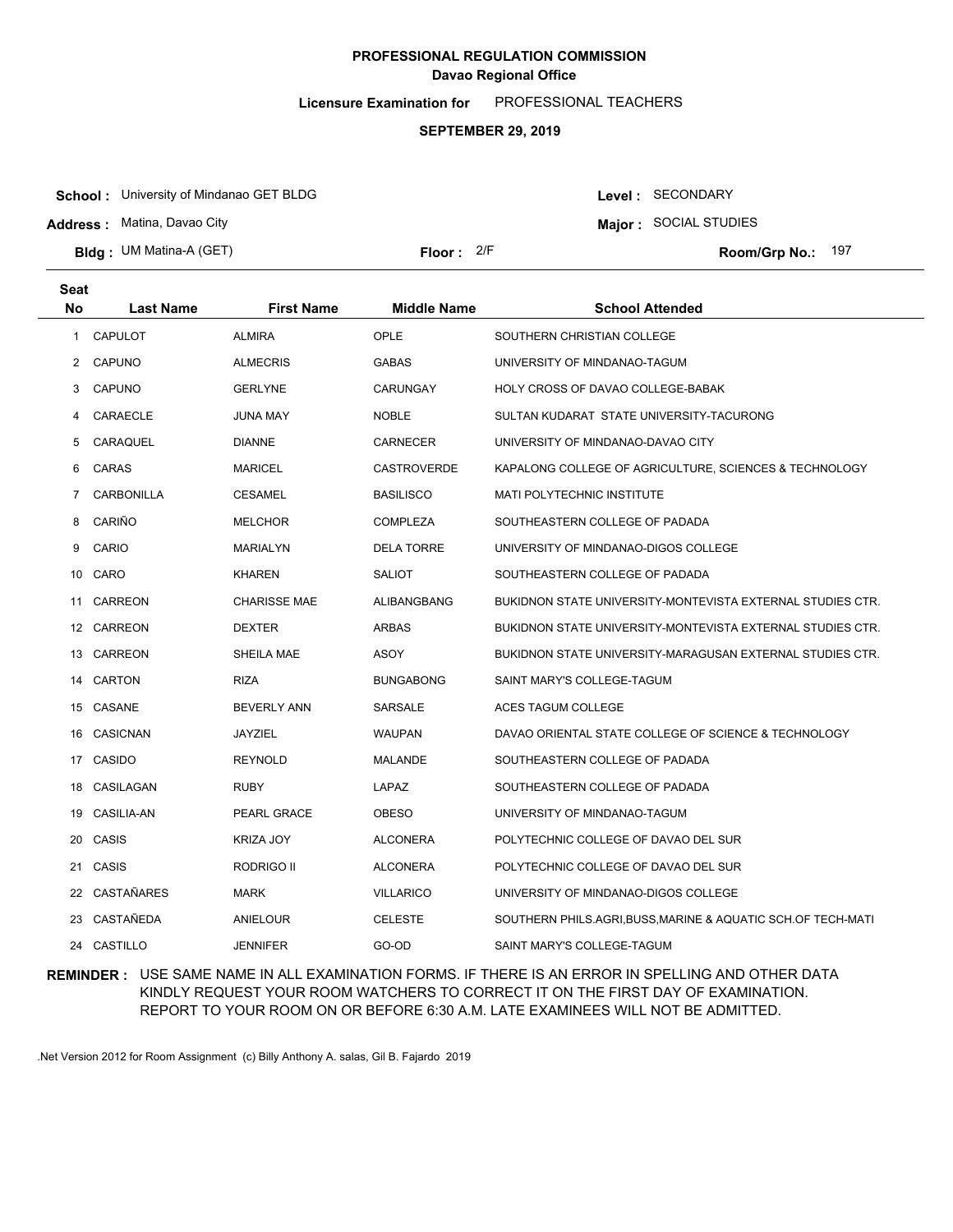**PROFESSIONAL REGULATION COMMISSION**
**Davao Regional Office**

**Licensure Examination for** PROFESSIONAL TEACHERS

**SEPTEMBER 29, 2019**

**School :** University of Mindanao GET BLDG
**Address :** Matina, Davao City
**Bldg :** UM Matina-A (GET)
**Floor :** 2/F
**Level :** SECONDARY
**Major :** SOCIAL STUDIES
**Room/Grp No.:** 197

| Seat No | Last Name | First Name | Middle Name | School Attended |
|---|---|---|---|---|
| 1 | CAPULOT | ALMIRA | OPLE | SOUTHERN CHRISTIAN COLLEGE |
| 2 | CAPUNO | ALMECRIS | GABAS | UNIVERSITY OF MINDANAO-TAGUM |
| 3 | CAPUNO | GERLYNE | CARUNGAY | HOLY CROSS OF DAVAO COLLEGE-BABAK |
| 4 | CARAECLE | JUNA MAY | NOBLE | SULTAN KUDARAT STATE UNIVERSITY-TACURONG |
| 5 | CARAQUEL | DIANNE | CARNECER | UNIVERSITY OF MINDANAO-DAVAO CITY |
| 6 | CARAS | MARICEL | CASTROVERDE | KAPALONG COLLEGE OF AGRICULTURE, SCIENCES & TECHNOLOGY |
| 7 | CARBONILLA | CESAMEL | BASILISCO | MATI POLYTECHNIC INSTITUTE |
| 8 | CARIÑO | MELCHOR | COMPLEZA | SOUTHEASTERN COLLEGE OF PADADA |
| 9 | CARIO | MARIALYN | DELA TORRE | UNIVERSITY OF MINDANAO-DIGOS COLLEGE |
| 10 | CARO | KHAREN | SALIOT | SOUTHEASTERN COLLEGE OF PADADA |
| 11 | CARREON | CHARISSE MAE | ALIBANGBANG | BUKIDNON STATE UNIVERSITY-MONTEVISTA EXTERNAL STUDIES CTR. |
| 12 | CARREON | DEXTER | ARBAS | BUKIDNON STATE UNIVERSITY-MONTEVISTA EXTERNAL STUDIES CTR. |
| 13 | CARREON | SHEILA MAE | ASOY | BUKIDNON STATE UNIVERSITY-MARAGUSAN EXTERNAL STUDIES CTR. |
| 14 | CARTON | RIZA | BUNGABONG | SAINT MARY'S COLLEGE-TAGUM |
| 15 | CASANE | BEVERLY ANN | SARSALE | ACES TAGUM COLLEGE |
| 16 | CASICNAN | JAYZIEL | WAUPAN | DAVAO ORIENTAL STATE COLLEGE OF SCIENCE & TECHNOLOGY |
| 17 | CASIDO | REYNOLD | MALANDE | SOUTHEASTERN COLLEGE OF PADADA |
| 18 | CASILAGAN | RUBY | LAPAZ | SOUTHEASTERN COLLEGE OF PADADA |
| 19 | CASILIA-AN | PEARL GRACE | OBESO | UNIVERSITY OF MINDANAO-TAGUM |
| 20 | CASIS | KRIZA JOY | ALCONERA | POLYTECHNIC COLLEGE OF DAVAO DEL SUR |
| 21 | CASIS | RODRIGO II | ALCONERA | POLYTECHNIC COLLEGE OF DAVAO DEL SUR |
| 22 | CASTAÑARES | MARK | VILLARICO | UNIVERSITY OF MINDANAO-DIGOS COLLEGE |
| 23 | CASTAÑEDA | ANIELOUR | CELESTE | SOUTHERN PHILS.AGRI,BUSS,MARINE & AQUATIC SCH.OF TECH-MATI |
| 24 | CASTILLO | JENNIFER | GO-OD | SAINT MARY'S COLLEGE-TAGUM |

**REMINDER :** USE SAME NAME IN ALL EXAMINATION FORMS. IF THERE IS AN ERROR IN SPELLING AND OTHER DATA KINDLY REQUEST YOUR ROOM WATCHERS TO CORRECT IT ON THE FIRST DAY OF EXAMINATION. REPORT TO YOUR ROOM ON OR BEFORE 6:30 A.M. LATE EXAMINEES WILL NOT BE ADMITTED.

.Net Version 2012 for Room Assignment (c) Billy Anthony A. salas, Gil B. Fajardo 2019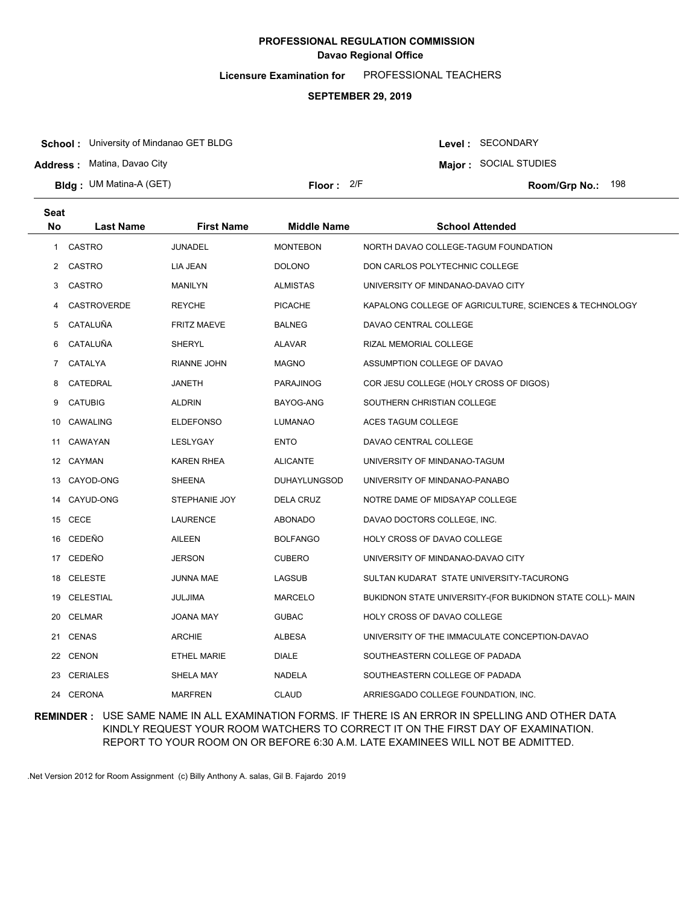# PROFESSIONAL REGULATION COMMISSION

## Davao Regional Office

**Licensure Examination for** PROFESSIONAL TEACHERS

**SEPTEMBER 29, 2019**

**School :** University of Mindanao GET BLDG

**Address :** Matina, Davao City

**Bldg :** UM Matina-A (GET)

**Floor :** 2/F

**Level :** SECONDARY

**Major :** SOCIAL STUDIES

**Room/Grp No.:** 198

| Seat No | Last Name | First Name | Middle Name | School Attended |
|---|---|---|---|---|
| 1 | CASTRO | JUNADEL | MONTEBON | NORTH DAVAO COLLEGE-TAGUM FOUNDATION |
| 2 | CASTRO | LIA JEAN | DOLONO | DON CARLOS POLYTECHNIC COLLEGE |
| 3 | CASTRO | MANILYN | ALMISTAS | UNIVERSITY OF MINDANAO-DAVAO CITY |
| 4 | CASTROVERDE | REYCHE | PICACHE | KAPALONG COLLEGE OF AGRICULTURE, SCIENCES & TECHNOLOGY |
| 5 | CATALUÑA | FRITZ MAEVE | BALNEG | DAVAO CENTRAL COLLEGE |
| 6 | CATALUÑA | SHERYL | ALAVAR | RIZAL MEMORIAL COLLEGE |
| 7 | CATALYA | RIANNE JOHN | MAGNO | ASSUMPTION COLLEGE OF DAVAO |
| 8 | CATEDRAL | JANETH | PARAJINOG | COR JESU COLLEGE (HOLY CROSS OF DIGOS) |
| 9 | CATUBIG | ALDRIN | BAYOG-ANG | SOUTHERN CHRISTIAN COLLEGE |
| 10 | CAWALING | ELDEFONSO | LUMANAO | ACES TAGUM COLLEGE |
| 11 | CAWAYAN | LESLYGAY | ENTO | DAVAO CENTRAL COLLEGE |
| 12 | CAYMAN | KAREN RHEA | ALICANTE | UNIVERSITY OF MINDANAO-TAGUM |
| 13 | CAYOD-ONG | SHEENA | DUHAYLUNGSOD | UNIVERSITY OF MINDANAO-PANABO |
| 14 | CAYUD-ONG | STEPHANIE JOY | DELA CRUZ | NOTRE DAME OF MIDSAYAP COLLEGE |
| 15 | CECE | LAURENCE | ABONADO | DAVAO DOCTORS COLLEGE, INC. |
| 16 | CEDEÑO | AILEEN | BOLFANGO | HOLY CROSS OF DAVAO COLLEGE |
| 17 | CEDEÑO | JERSON | CUBERO | UNIVERSITY OF MINDANAO-DAVAO CITY |
| 18 | CELESTE | JUNNA MAE | LAGSUB | SULTAN KUDARAT STATE UNIVERSITY-TACURONG |
| 19 | CELESTIAL | JULJIMA | MARCELO | BUKIDNON STATE UNIVERSITY-(FOR BUKIDNON STATE COLL)- MAIN |
| 20 | CELMAR | JOANA MAY | GUBAC | HOLY CROSS OF DAVAO COLLEGE |
| 21 | CENAS | ARCHIE | ALBESA | UNIVERSITY OF THE IMMACULATE CONCEPTION-DAVAO |
| 22 | CENON | ETHEL MARIE | DIALE | SOUTHEASTERN COLLEGE OF PADADA |
| 23 | CERIALES | SHELA MAY | NADELA | SOUTHEASTERN COLLEGE OF PADADA |
| 24 | CERONA | MARFREN | CLAUD | ARRIESGADO COLLEGE FOUNDATION, INC. |

**REMINDER :** USE SAME NAME IN ALL EXAMINATION FORMS. IF THERE IS AN ERROR IN SPELLING AND OTHER DATA KINDLY REQUEST YOUR ROOM WATCHERS TO CORRECT IT ON THE FIRST DAY OF EXAMINATION. REPORT TO YOUR ROOM ON OR BEFORE 6:30 A.M. LATE EXAMINEES WILL NOT BE ADMITTED.

.Net Version 2012 for Room Assignment (c) Billy Anthony A. salas, Gil B. Fajardo 2019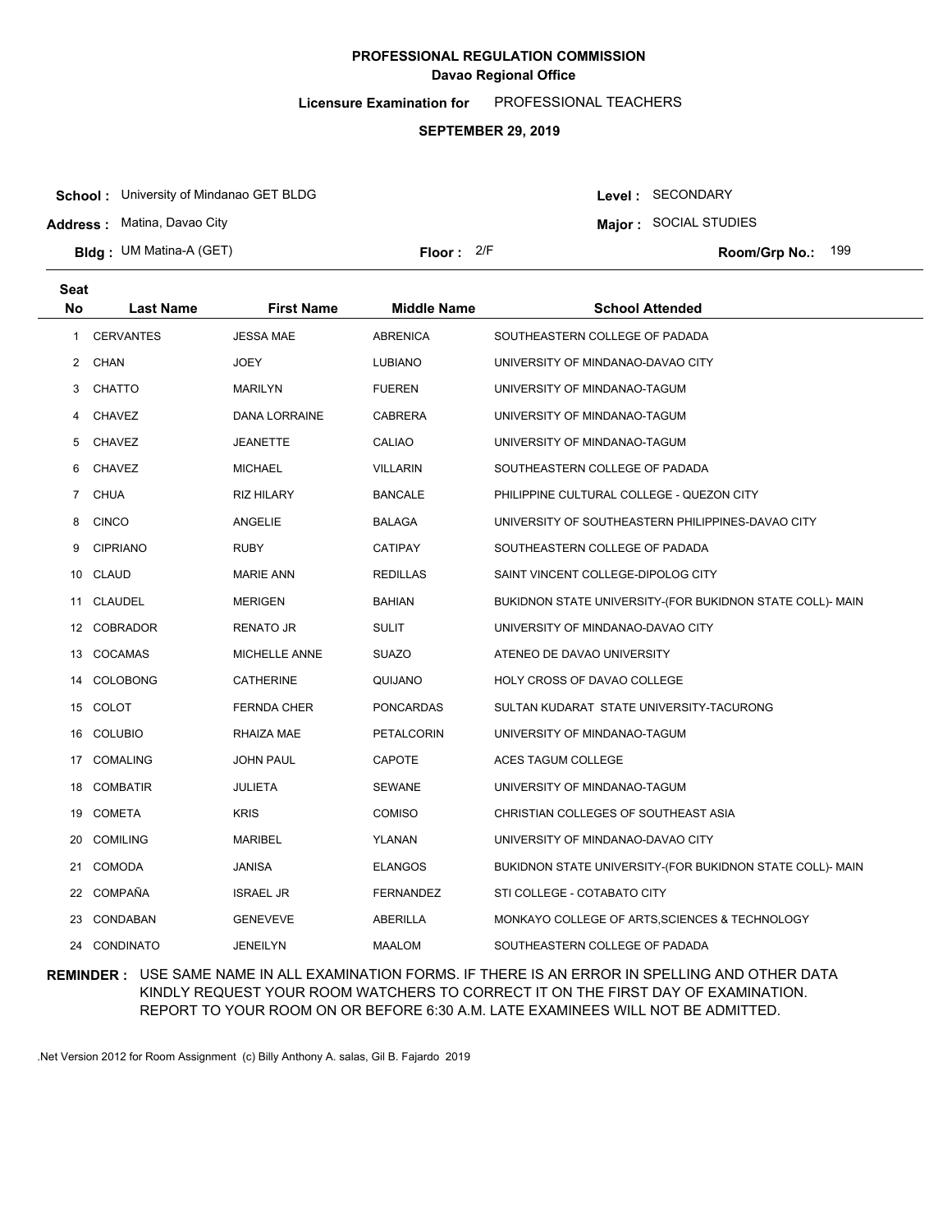**PROFESSIONAL REGULATION COMMISSION**
**Davao Regional Office**

**Licensure Examination for** PROFESSIONAL TEACHERS

**SEPTEMBER 29, 2019**

**School :** University of Mindanao GET BLDG
**Address :** Matina, Davao City
**Bldg :** UM Matina-A (GET)
**Floor :** 2/F

**Level :** SECONDARY
**Major :** SOCIAL STUDIES
**Room/Grp No.:** 199

| Seat No | Last Name | First Name | Middle Name | School Attended |
|---|---|---|---|---|
| 1 | CERVANTES | JESSA MAE | ABRENICA | SOUTHEASTERN COLLEGE OF PADADA |
| 2 | CHAN | JOEY | LUBIANO | UNIVERSITY OF MINDANAO-DAVAO CITY |
| 3 | CHATTO | MARILYN | FUEREN | UNIVERSITY OF MINDANAO-TAGUM |
| 4 | CHAVEZ | DANA LORRAINE | CABRERA | UNIVERSITY OF MINDANAO-TAGUM |
| 5 | CHAVEZ | JEANETTE | CALIAO | UNIVERSITY OF MINDANAO-TAGUM |
| 6 | CHAVEZ | MICHAEL | VILLARIN | SOUTHEASTERN COLLEGE OF PADADA |
| 7 | CHUA | RIZ HILARY | BANCALE | PHILIPPINE CULTURAL COLLEGE - QUEZON CITY |
| 8 | CINCO | ANGELIE | BALAGA | UNIVERSITY OF SOUTHEASTERN PHILIPPINES-DAVAO CITY |
| 9 | CIPRIANO | RUBY | CATIPAY | SOUTHEASTERN COLLEGE OF PADADA |
| 10 | CLAUD | MARIE ANN | REDILLAS | SAINT VINCENT COLLEGE-DIPOLOG CITY |
| 11 | CLAUDEL | MERIGEN | BAHIAN | BUKIDNON STATE UNIVERSITY-(FOR BUKIDNON STATE COLL)- MAIN |
| 12 | COBRADOR | RENATO JR | SULIT | UNIVERSITY OF MINDANAO-DAVAO CITY |
| 13 | COCAMAS | MICHELLE ANNE | SUAZO | ATENEO DE DAVAO UNIVERSITY |
| 14 | COLOBONG | CATHERINE | QUIJANO | HOLY CROSS OF DAVAO COLLEGE |
| 15 | COLOT | FERNDA CHER | PONCARDAS | SULTAN KUDARAT STATE UNIVERSITY-TACURONG |
| 16 | COLUBIO | RHAIZA MAE | PETALCORIN | UNIVERSITY OF MINDANAO-TAGUM |
| 17 | COMALING | JOHN PAUL | CAPOTE | ACES TAGUM COLLEGE |
| 18 | COMBATIR | JULIETA | SEWANE | UNIVERSITY OF MINDANAO-TAGUM |
| 19 | COMETA | KRIS | COMISO | CHRISTIAN COLLEGES OF SOUTHEAST ASIA |
| 20 | COMILING | MARIBEL | YLANAN | UNIVERSITY OF MINDANAO-DAVAO CITY |
| 21 | COMODA | JANISA | ELANGOS | BUKIDNON STATE UNIVERSITY-(FOR BUKIDNON STATE COLL)- MAIN |
| 22 | COMPAÑA | ISRAEL JR | FERNANDEZ | STI COLLEGE - COTABATO CITY |
| 23 | CONDABAN | GENEVEVE | ABERILLA | MONKAYO COLLEGE OF ARTS,SCIENCES & TECHNOLOGY |
| 24 | CONDINATO | JENEILYN | MAALOM | SOUTHEASTERN COLLEGE OF PADADA |

**REMINDER :** USE SAME NAME IN ALL EXAMINATION FORMS. IF THERE IS AN ERROR IN SPELLING AND OTHER DATA KINDLY REQUEST YOUR ROOM WATCHERS TO CORRECT IT ON THE FIRST DAY OF EXAMINATION. REPORT TO YOUR ROOM ON OR BEFORE 6:30 A.M. LATE EXAMINEES WILL NOT BE ADMITTED.

.Net Version 2012 for Room Assignment (c) Billy Anthony A. salas, Gil B. Fajardo 2019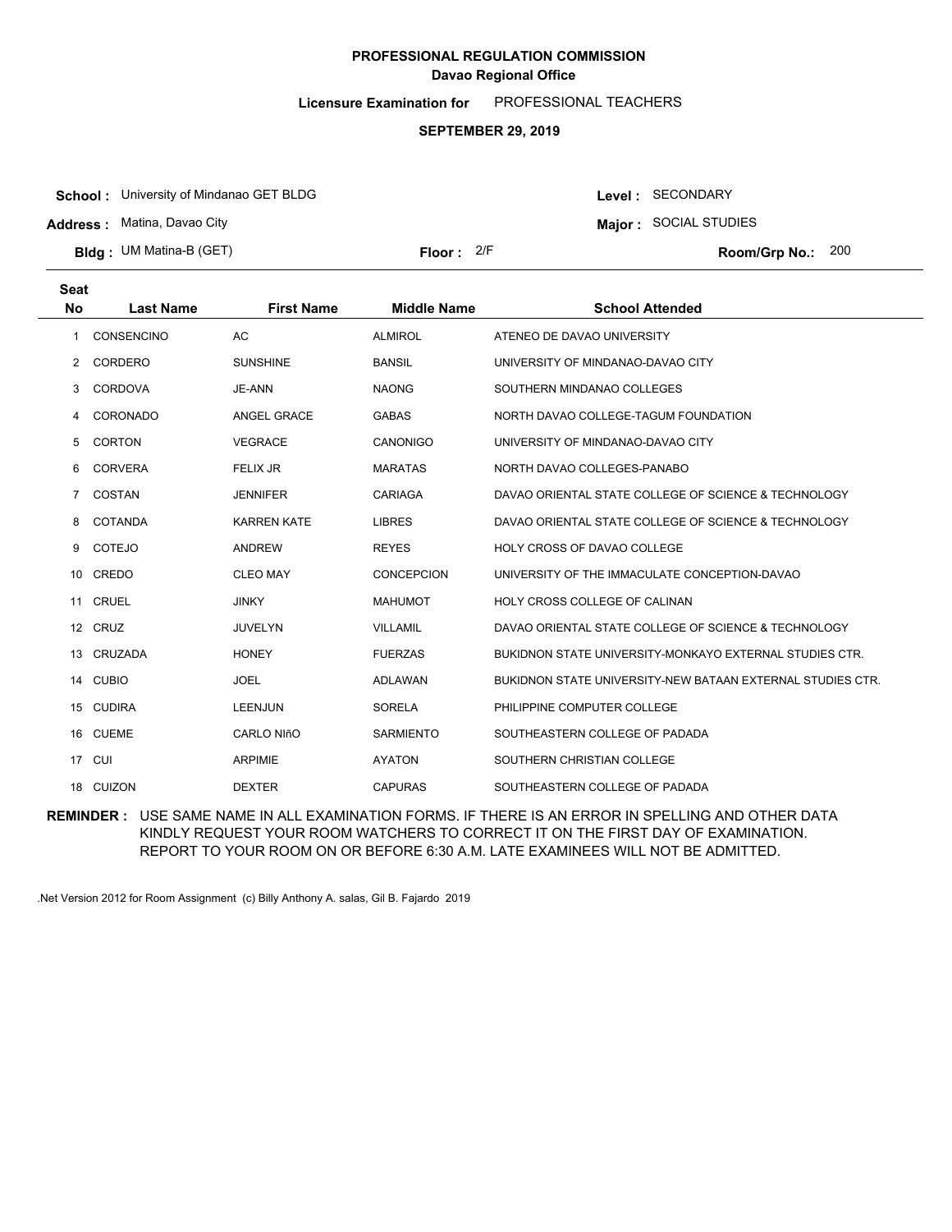**PROFESSIONAL REGULATION COMMISSION**
**Davao Regional Office**

**Licensure Examination for** PROFESSIONAL TEACHERS

**SEPTEMBER 29, 2019**

**School :** University of Mindanao GET BLDG
**Address :** Matina, Davao City
**Bldg :** UM Matina-B (GET)
**Floor :** 2/F
**Level :** SECONDARY
**Major :** SOCIAL STUDIES
**Room/Grp No.:** 200

| Seat No | Last Name | First Name | Middle Name | School Attended |
|---|---|---|---|---|
| 1 | CONSENCINO | AC | ALMIROL | ATENEO DE DAVAO UNIVERSITY |
| 2 | CORDERO | SUNSHINE | BANSIL | UNIVERSITY OF MINDANAO-DAVAO CITY |
| 3 | CORDOVA | JE-ANN | NAONG | SOUTHERN MINDANAO COLLEGES |
| 4 | CORONADO | ANGEL GRACE | GABAS | NORTH DAVAO COLLEGE-TAGUM FOUNDATION |
| 5 | CORTON | VEGRACE | CANONIGO | UNIVERSITY OF MINDANAO-DAVAO CITY |
| 6 | CORVERA | FELIX JR | MARATAS | NORTH DAVAO COLLEGES-PANABO |
| 7 | COSTAN | JENNIFER | CARIAGA | DAVAO ORIENTAL STATE COLLEGE OF SCIENCE & TECHNOLOGY |
| 8 | COTANDA | KARREN KATE | LIBRES | DAVAO ORIENTAL STATE COLLEGE OF SCIENCE & TECHNOLOGY |
| 9 | COTEJO | ANDREW | REYES | HOLY CROSS OF DAVAO COLLEGE |
| 10 | CREDO | CLEO MAY | CONCEPCION | UNIVERSITY OF THE IMMACULATE CONCEPTION-DAVAO |
| 11 | CRUEL | JINKY | MAHUMOT | HOLY CROSS COLLEGE OF CALINAN |
| 12 | CRUZ | JUVELYN | VILLAMIL | DAVAO ORIENTAL STATE COLLEGE OF SCIENCE & TECHNOLOGY |
| 13 | CRUZADA | HONEY | FUERZAS | BUKIDNON STATE UNIVERSITY-MONKAYO EXTERNAL STUDIES CTR. |
| 14 | CUBIO | JOEL | ADLAWAN | BUKIDNON STATE UNIVERSITY-NEW BATAAN EXTERNAL STUDIES CTR. |
| 15 | CUDIRA | LEENJUN | SORELA | PHILIPPINE COMPUTER COLLEGE |
| 16 | CUEME | CARLO NIñO | SARMIENTO | SOUTHEASTERN COLLEGE OF PADADA |
| 17 | CUI | ARPIMIE | AYATON | SOUTHERN CHRISTIAN COLLEGE |
| 18 | CUIZON | DEXTER | CAPURAS | SOUTHEASTERN COLLEGE OF PADADA |

**REMINDER :** USE SAME NAME IN ALL EXAMINATION FORMS. IF THERE IS AN ERROR IN SPELLING AND OTHER DATA KINDLY REQUEST YOUR ROOM WATCHERS TO CORRECT IT ON THE FIRST DAY OF EXAMINATION. REPORT TO YOUR ROOM ON OR BEFORE 6:30 A.M. LATE EXAMINEES WILL NOT BE ADMITTED.

.Net Version 2012 for Room Assignment (c) Billy Anthony A. salas, Gil B. Fajardo 2019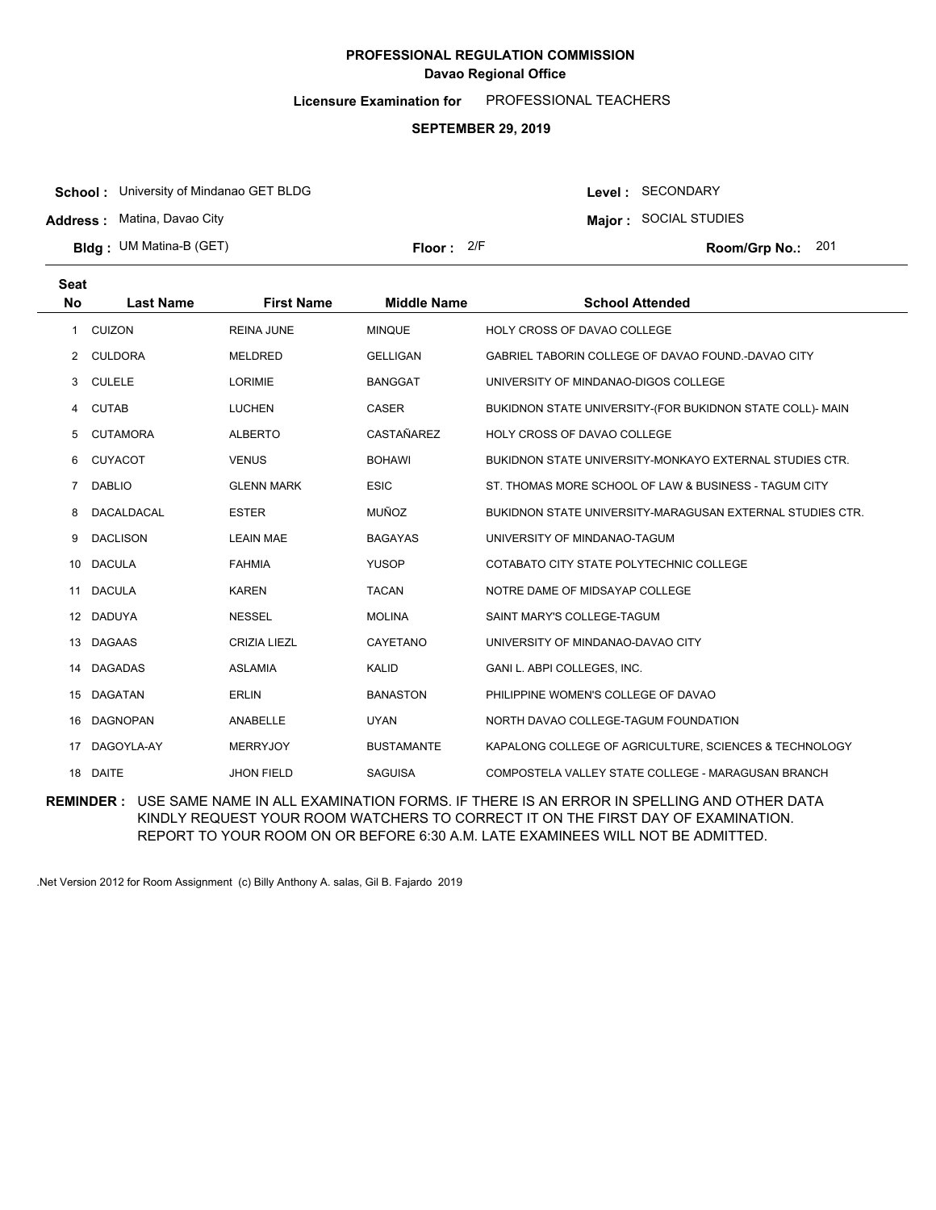**PROFESSIONAL REGULATION COMMISSION**
**Davao Regional Office**

**Licensure Examination for** PROFESSIONAL TEACHERS

**SEPTEMBER 29, 2019**

**School :** University of Mindanao GET BLDG
**Address :** Matina, Davao City
**Bldg :** UM Matina-B (GET)
**Floor :** 2/F
**Level :** SECONDARY
**Major :** SOCIAL STUDIES
**Room/Grp No.:** 201

| Seat No | Last Name | First Name | Middle Name | School Attended |
|---|---|---|---|---|
| 1 | CUIZON | REINA JUNE | MINQUE | HOLY CROSS OF DAVAO COLLEGE |
| 2 | CULDORA | MELDRED | GELLIGAN | GABRIEL TABORIN COLLEGE OF DAVAO FOUND.-DAVAO CITY |
| 3 | CULELE | LORIMIE | BANGGAT | UNIVERSITY OF MINDANAO-DIGOS COLLEGE |
| 4 | CUTAB | LUCHEN | CASER | BUKIDNON STATE UNIVERSITY-(FOR BUKIDNON STATE COLL)- MAIN |
| 5 | CUTAMORA | ALBERTO | CASTAÑAREZ | HOLY CROSS OF DAVAO COLLEGE |
| 6 | CUYACOT | VENUS | BOHAWI | BUKIDNON STATE UNIVERSITY-MONKAYO EXTERNAL STUDIES CTR. |
| 7 | DABLIO | GLENN MARK | ESIC | ST. THOMAS MORE SCHOOL OF LAW & BUSINESS - TAGUM CITY |
| 8 | DACALDACAL | ESTER | MUÑOZ | BUKIDNON STATE UNIVERSITY-MARAGUSAN EXTERNAL STUDIES CTR. |
| 9 | DACLISON | LEAIN MAE | BAGAYAS | UNIVERSITY OF MINDANAO-TAGUM |
| 10 | DACULA | FAHMIA | YUSOP | COTABATO CITY STATE POLYTECHNIC COLLEGE |
| 11 | DACULA | KAREN | TACAN | NOTRE DAME OF MIDSAYAP COLLEGE |
| 12 | DADUYA | NESSEL | MOLINA | SAINT MARY'S COLLEGE-TAGUM |
| 13 | DAGAAS | CRIZIA LIEZL | CAYETANO | UNIVERSITY OF MINDANAO-DAVAO CITY |
| 14 | DAGADAS | ASLAMIA | KALID | GANI L. ABPI COLLEGES, INC. |
| 15 | DAGATAN | ERLIN | BANASTON | PHILIPPINE WOMEN'S COLLEGE OF DAVAO |
| 16 | DAGNOPAN | ANABELLE | UYAN | NORTH DAVAO COLLEGE-TAGUM FOUNDATION |
| 17 | DAGOYLA-AY | MERRYJOY | BUSTAMANTE | KAPALONG COLLEGE OF AGRICULTURE, SCIENCES & TECHNOLOGY |
| 18 | DAITE | JHON FIELD | SAGUISA | COMPOSTELA VALLEY STATE COLLEGE - MARAGUSAN BRANCH |

**REMINDER :** USE SAME NAME IN ALL EXAMINATION FORMS. IF THERE IS AN ERROR IN SPELLING AND OTHER DATA KINDLY REQUEST YOUR ROOM WATCHERS TO CORRECT IT ON THE FIRST DAY OF EXAMINATION. REPORT TO YOUR ROOM ON OR BEFORE 6:30 A.M. LATE EXAMINEES WILL NOT BE ADMITTED.

.Net Version 2012 for Room Assignment (c) Billy Anthony A. salas, Gil B. Fajardo 2019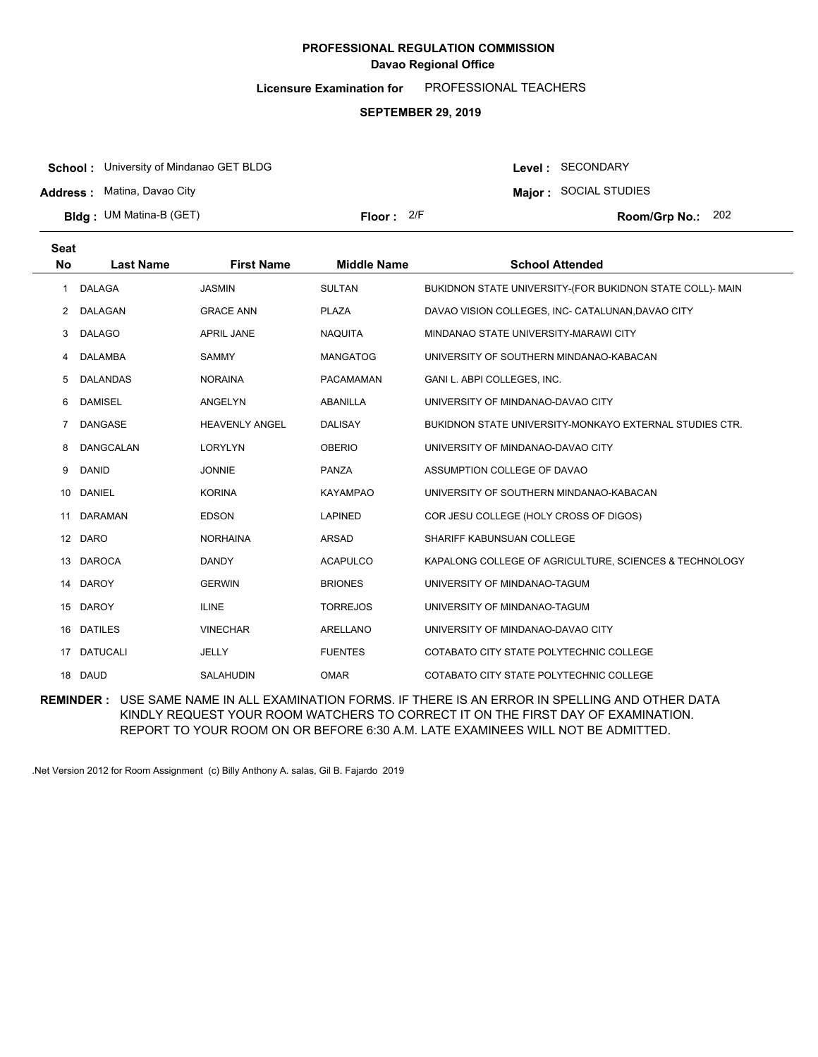**PROFESSIONAL REGULATION COMMISSION**
**Davao Regional Office**

**Licensure Examination for** PROFESSIONAL TEACHERS

**SEPTEMBER 29, 2019**

**School :** University of Mindanao GET BLDG
**Address :** Matina, Davao City
**Bldg :** UM Matina-B (GET)
**Floor :** 2/F
**Level :** SECONDARY
**Major :** SOCIAL STUDIES
**Room/Grp No.:** 202

| Seat No | Last Name | First Name | Middle Name | School Attended |
|---|---|---|---|---|
| 1 | DALAGA | JASMIN | SULTAN | BUKIDNON STATE UNIVERSITY-(FOR BUKIDNON STATE COLL)- MAIN |
| 2 | DALAGAN | GRACE ANN | PLAZA | DAVAO VISION COLLEGES, INC- CATALUNAN,DAVAO CITY |
| 3 | DALAGO | APRIL JANE | NAQUITA | MINDANAO STATE UNIVERSITY-MARAWI CITY |
| 4 | DALAMBA | SAMMY | MANGATOG | UNIVERSITY OF SOUTHERN MINDANAO-KABACAN |
| 5 | DALANDAS | NORAINA | PACAMAMAN | GANI L. ABPI COLLEGES, INC. |
| 6 | DAMISEL | ANGELYN | ABANILLA | UNIVERSITY OF MINDANAO-DAVAO CITY |
| 7 | DANGASE | HEAVENLY ANGEL | DALISAY | BUKIDNON STATE UNIVERSITY-MONKAYO EXTERNAL STUDIES CTR. |
| 8 | DANGCALAN | LORYLYN | OBERIO | UNIVERSITY OF MINDANAO-DAVAO CITY |
| 9 | DANID | JONNIE | PANZA | ASSUMPTION COLLEGE OF DAVAO |
| 10 | DANIEL | KORINA | KAYAMPAO | UNIVERSITY OF SOUTHERN MINDANAO-KABACAN |
| 11 | DARAMAN | EDSON | LAPINED | COR JESU COLLEGE (HOLY CROSS OF DIGOS) |
| 12 | DARO | NORHAINA | ARSAD | SHARIFF KABUNSUAN COLLEGE |
| 13 | DAROCA | DANDY | ACAPULCO | KAPALONG COLLEGE OF AGRICULTURE, SCIENCES & TECHNOLOGY |
| 14 | DAROY | GERWIN | BRIONES | UNIVERSITY OF MINDANAO-TAGUM |
| 15 | DAROY | ILINE | TORREJOS | UNIVERSITY OF MINDANAO-TAGUM |
| 16 | DATILES | VINECHAR | ARELLANO | UNIVERSITY OF MINDANAO-DAVAO CITY |
| 17 | DATUCALI | JELLY | FUENTES | COTABATO CITY STATE POLYTECHNIC COLLEGE |
| 18 | DAUD | SALAHUDIN | OMAR | COTABATO CITY STATE POLYTECHNIC COLLEGE |

**REMINDER :** USE SAME NAME IN ALL EXAMINATION FORMS. IF THERE IS AN ERROR IN SPELLING AND OTHER DATA KINDLY REQUEST YOUR ROOM WATCHERS TO CORRECT IT ON THE FIRST DAY OF EXAMINATION. REPORT TO YOUR ROOM ON OR BEFORE 6:30 A.M. LATE EXAMINEES WILL NOT BE ADMITTED.

.Net Version 2012 for Room Assignment (c) Billy Anthony A. salas, Gil B. Fajardo 2019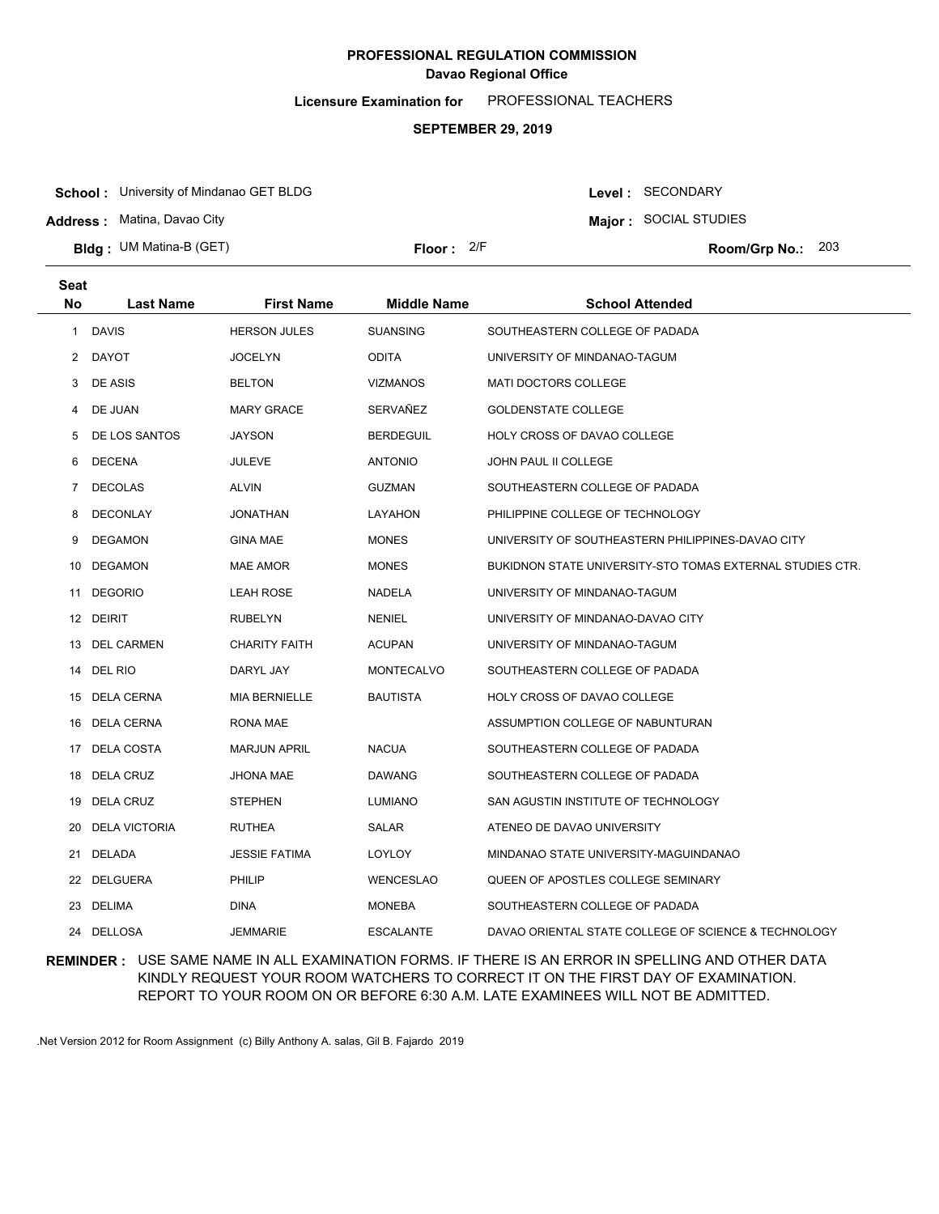# PROFESSIONAL REGULATION COMMISSION

## Davao Regional Office

**Licensure Examination for** PROFESSIONAL TEACHERS

**SEPTEMBER 29, 2019**

**School :** University of Mindanao GET BLDG

**Address :** Matina, Davao City

**Bldg :** UM Matina-B (GET)

**Floor :** 2/F

**Level :** SECONDARY

**Major :** SOCIAL STUDIES

**Room/Grp No.:** 203

| Seat No | Last Name | First Name | Middle Name | School Attended |
|---|---|---|---|---|
| 1 | DAVIS | HERSON JULES | SUANSING | SOUTHEASTERN COLLEGE OF PADADA |
| 2 | DAYOT | JOCELYN | ODITA | UNIVERSITY OF MINDANAO-TAGUM |
| 3 | DE ASIS | BELTON | VIZMANOS | MATI DOCTORS COLLEGE |
| 4 | DE JUAN | MARY GRACE | SERVAÑEZ | GOLDENSTATE COLLEGE |
| 5 | DE LOS SANTOS | JAYSON | BERDEGUIL | HOLY CROSS OF DAVAO COLLEGE |
| 6 | DECENA | JULEVE | ANTONIO | JOHN PAUL II COLLEGE |
| 7 | DECOLAS | ALVIN | GUZMAN | SOUTHEASTERN COLLEGE OF PADADA |
| 8 | DECONLAY | JONATHAN | LAYAHON | PHILIPPINE COLLEGE OF TECHNOLOGY |
| 9 | DEGAMON | GINA MAE | MONES | UNIVERSITY OF SOUTHEASTERN PHILIPPINES-DAVAO CITY |
| 10 | DEGAMON | MAE AMOR | MONES | BUKIDNON STATE UNIVERSITY-STO TOMAS EXTERNAL STUDIES CTR. |
| 11 | DEGORIO | LEAH ROSE | NADELA | UNIVERSITY OF MINDANAO-TAGUM |
| 12 | DEIRIT | RUBELYN | NENIEL | UNIVERSITY OF MINDANAO-DAVAO CITY |
| 13 | DEL CARMEN | CHARITY FAITH | ACUPAN | UNIVERSITY OF MINDANAO-TAGUM |
| 14 | DEL RIO | DARYL JAY | MONTECALVO | SOUTHEASTERN COLLEGE OF PADADA |
| 15 | DELA CERNA | MIA BERNIELLE | BAUTISTA | HOLY CROSS OF DAVAO COLLEGE |
| 16 | DELA CERNA | RONA MAE | | ASSUMPTION COLLEGE OF NABUNTURAN |
| 17 | DELA COSTA | MARJUN APRIL | NACUA | SOUTHEASTERN COLLEGE OF PADADA |
| 18 | DELA CRUZ | JHONA MAE | DAWANG | SOUTHEASTERN COLLEGE OF PADADA |
| 19 | DELA CRUZ | STEPHEN | LUMIANO | SAN AGUSTIN INSTITUTE OF TECHNOLOGY |
| 20 | DELA VICTORIA | RUTHEA | SALAR | ATENEO DE DAVAO UNIVERSITY |
| 21 | DELADA | JESSIE FATIMA | LOYLOY | MINDANAO STATE UNIVERSITY-MAGUINDANAO |
| 22 | DELGUERA | PHILIP | WENCESLAO | QUEEN OF APOSTLES COLLEGE SEMINARY |
| 23 | DELIMA | DINA | MONEBA | SOUTHEASTERN COLLEGE OF PADADA |
| 24 | DELLOSA | JEMMARIE | ESCALANTE | DAVAO ORIENTAL STATE COLLEGE OF SCIENCE & TECHNOLOGY |

**REMINDER :** USE SAME NAME IN ALL EXAMINATION FORMS. IF THERE IS AN ERROR IN SPELLING AND OTHER DATA KINDLY REQUEST YOUR ROOM WATCHERS TO CORRECT IT ON THE FIRST DAY OF EXAMINATION. REPORT TO YOUR ROOM ON OR BEFORE 6:30 A.M. LATE EXAMINEES WILL NOT BE ADMITTED.

.Net Version 2012 for Room Assignment (c) Billy Anthony A. salas, Gil B. Fajardo 2019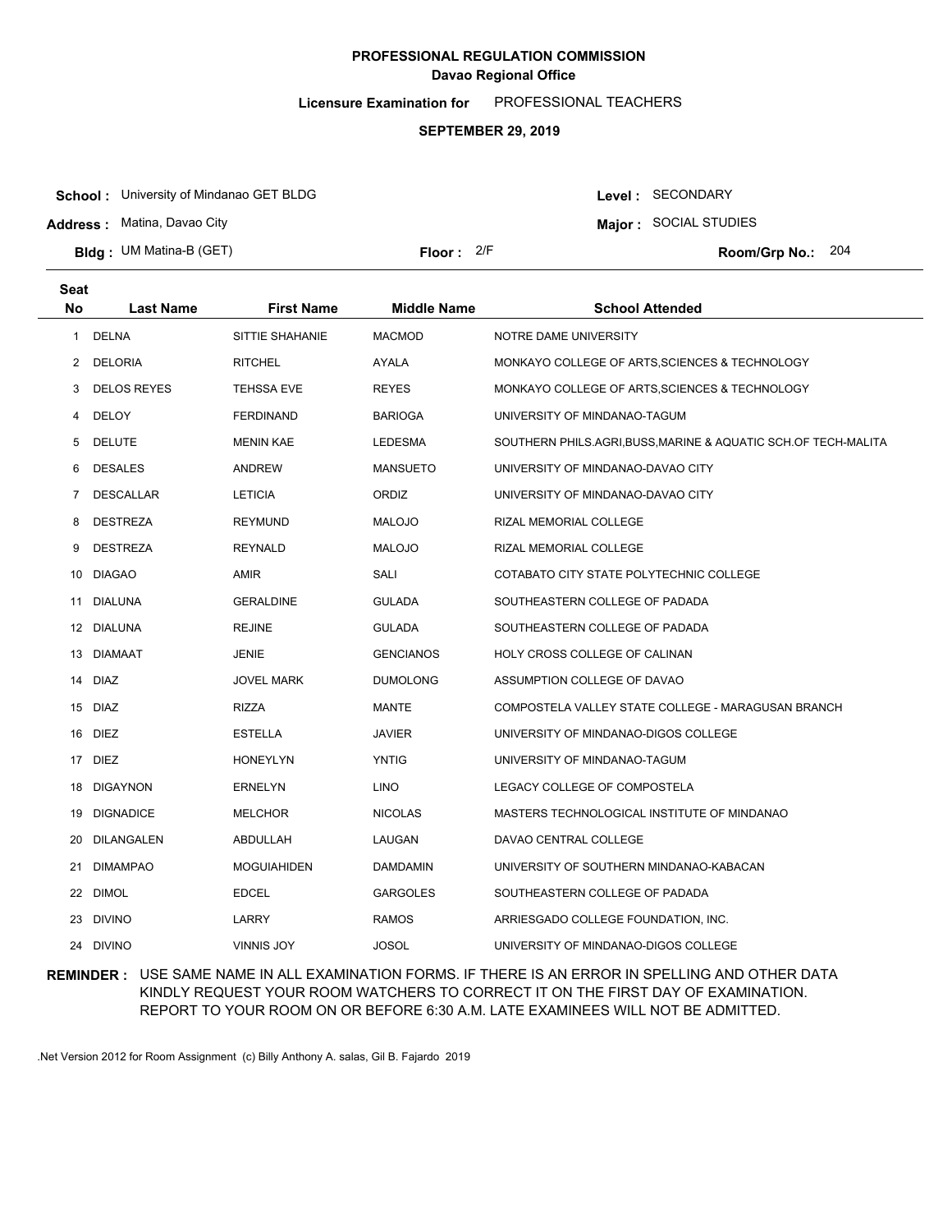**PROFESSIONAL REGULATION COMMISSION**
**Davao Regional Office**

**Licensure Examination for** PROFESSIONAL TEACHERS

**SEPTEMBER 29, 2019**

**School :** University of Mindanao GET BLDG
**Address :** Matina, Davao City
**Bldg :** UM Matina-B (GET)
**Floor :** 2/F
**Level :** SECONDARY
**Major :** SOCIAL STUDIES
**Room/Grp No.:** 204

| Seat No | Last Name | First Name | Middle Name | School Attended |
|---|---|---|---|---|
| 1 | DELNA | SITTIE SHAHANIE | MACMOD | NOTRE DAME UNIVERSITY |
| 2 | DELORIA | RITCHEL | AYALA | MONKAYO COLLEGE OF ARTS,SCIENCES & TECHNOLOGY |
| 3 | DELOS REYES | TEHSSA EVE | REYES | MONKAYO COLLEGE OF ARTS,SCIENCES & TECHNOLOGY |
| 4 | DELOY | FERDINAND | BARIOGA | UNIVERSITY OF MINDANAO-TAGUM |
| 5 | DELUTE | MENIN KAE | LEDESMA | SOUTHERN PHILS.AGRI,BUSS,MARINE & AQUATIC SCH.OF TECH-MALITA |
| 6 | DESALES | ANDREW | MANSUETO | UNIVERSITY OF MINDANAO-DAVAO CITY |
| 7 | DESCALLAR | LETICIA | ORDIZ | UNIVERSITY OF MINDANAO-DAVAO CITY |
| 8 | DESTREZA | REYMUND | MALOJO | RIZAL MEMORIAL COLLEGE |
| 9 | DESTREZA | REYNALD | MALOJO | RIZAL MEMORIAL COLLEGE |
| 10 | DIAGAO | AMIR | SALI | COTABATO CITY STATE POLYTECHNIC COLLEGE |
| 11 | DIALUNA | GERALDINE | GULADA | SOUTHEASTERN COLLEGE OF PADADA |
| 12 | DIALUNA | REJINE | GULADA | SOUTHEASTERN COLLEGE OF PADADA |
| 13 | DIAMAAT | JENIE | GENCIANOS | HOLY CROSS COLLEGE OF CALINAN |
| 14 | DIAZ | JOVEL MARK | DUMOLONG | ASSUMPTION COLLEGE OF DAVAO |
| 15 | DIAZ | RIZZA | MANTE | COMPOSTELA VALLEY STATE COLLEGE - MARAGUSAN BRANCH |
| 16 | DIEZ | ESTELLA | JAVIER | UNIVERSITY OF MINDANAO-DIGOS COLLEGE |
| 17 | DIEZ | HONEYLYN | YNTIG | UNIVERSITY OF MINDANAO-TAGUM |
| 18 | DIGAYNON | ERNELYN | LINO | LEGACY COLLEGE OF COMPOSTELA |
| 19 | DIGNADICE | MELCHOR | NICOLAS | MASTERS TECHNOLOGICAL INSTITUTE OF MINDANAO |
| 20 | DILANGALEN | ABDULLAH | LAUGAN | DAVAO CENTRAL COLLEGE |
| 21 | DIMAMPAO | MOGUIAHIDEN | DAMDAMIN | UNIVERSITY OF SOUTHERN MINDANAO-KABACAN |
| 22 | DIMOL | EDCEL | GARGOLES | SOUTHEASTERN COLLEGE OF PADADA |
| 23 | DIVINO | LARRY | RAMOS | ARRIESGADO COLLEGE FOUNDATION, INC. |
| 24 | DIVINO | VINNIS JOY | JOSOL | UNIVERSITY OF MINDANAO-DIGOS COLLEGE |

**REMINDER :** USE SAME NAME IN ALL EXAMINATION FORMS. IF THERE IS AN ERROR IN SPELLING AND OTHER DATA KINDLY REQUEST YOUR ROOM WATCHERS TO CORRECT IT ON THE FIRST DAY OF EXAMINATION. REPORT TO YOUR ROOM ON OR BEFORE 6:30 A.M. LATE EXAMINEES WILL NOT BE ADMITTED.

.Net Version 2012 for Room Assignment (c) Billy Anthony A. salas, Gil B. Fajardo 2019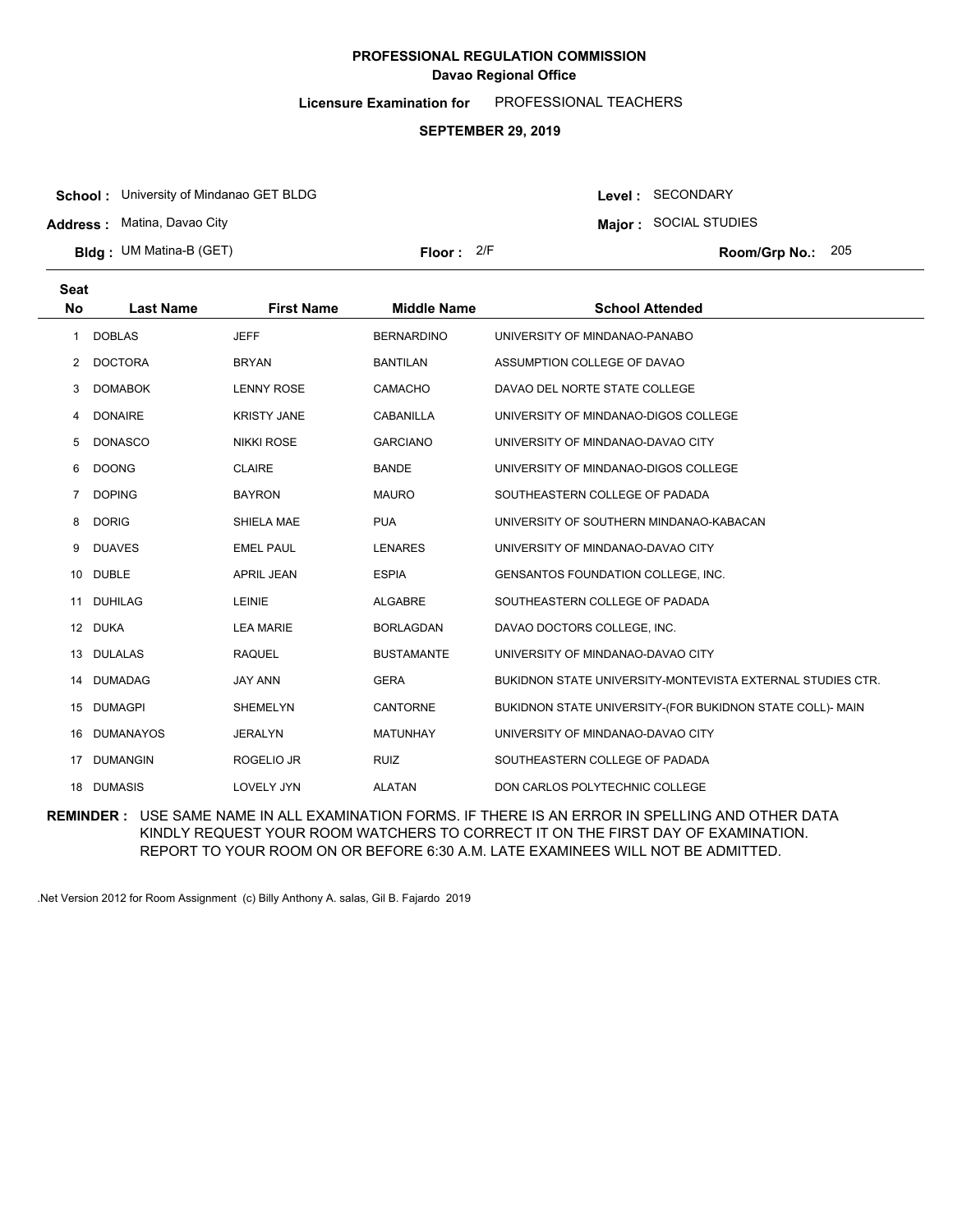**PROFESSIONAL REGULATION COMMISSION**
**Davao Regional Office**

**Licensure Examination for** PROFESSIONAL TEACHERS

**SEPTEMBER 29, 2019**

**School :** University of Mindanao GET BLDG
**Address :** Matina, Davao City
**Bldg :** UM Matina-B (GET)
**Floor :** 2/F
**Level :** SECONDARY
**Major :** SOCIAL STUDIES
**Room/Grp No.:** 205

| Seat No | Last Name | First Name | Middle Name | School Attended |
|---|---|---|---|---|
| 1 | DOBLAS | JEFF | BERNARDINO | UNIVERSITY OF MINDANAO-PANABO |
| 2 | DOCTORA | BRYAN | BANTILAN | ASSUMPTION COLLEGE OF DAVAO |
| 3 | DOMABOK | LENNY ROSE | CAMACHO | DAVAO DEL NORTE STATE COLLEGE |
| 4 | DONAIRE | KRISTY JANE | CABANILLA | UNIVERSITY OF MINDANAO-DIGOS COLLEGE |
| 5 | DONASCO | NIKKI ROSE | GARCIANO | UNIVERSITY OF MINDANAO-DAVAO CITY |
| 6 | DOONG | CLAIRE | BANDE | UNIVERSITY OF MINDANAO-DIGOS COLLEGE |
| 7 | DOPING | BAYRON | MAURO | SOUTHEASTERN COLLEGE OF PADADA |
| 8 | DORIG | SHIELA MAE | PUA | UNIVERSITY OF SOUTHERN MINDANAO-KABACAN |
| 9 | DUAVES | EMEL PAUL | LENARES | UNIVERSITY OF MINDANAO-DAVAO CITY |
| 10 | DUBLE | APRIL JEAN | ESPIA | GENSANTOS FOUNDATION COLLEGE, INC. |
| 11 | DUHILAG | LEINIE | ALGABRE | SOUTHEASTERN COLLEGE OF PADADA |
| 12 | DUKA | LEA MARIE | BORLAGDAN | DAVAO DOCTORS COLLEGE, INC. |
| 13 | DULALAS | RAQUEL | BUSTAMANTE | UNIVERSITY OF MINDANAO-DAVAO CITY |
| 14 | DUMADAG | JAY ANN | GERA | BUKIDNON STATE UNIVERSITY-MONTEVISTA EXTERNAL STUDIES CTR. |
| 15 | DUMAGPI | SHEMELYN | CANTORNE | BUKIDNON STATE UNIVERSITY-(FOR BUKIDNON STATE COLL)- MAIN |
| 16 | DUMANAYOS | JERALYN | MATUNHAY | UNIVERSITY OF MINDANAO-DAVAO CITY |
| 17 | DUMANGIN | ROGELIO JR | RUIZ | SOUTHEASTERN COLLEGE OF PADADA |
| 18 | DUMASIS | LOVELY JYN | ALATAN | DON CARLOS POLYTECHNIC COLLEGE |

**REMINDER :** USE SAME NAME IN ALL EXAMINATION FORMS. IF THERE IS AN ERROR IN SPELLING AND OTHER DATA KINDLY REQUEST YOUR ROOM WATCHERS TO CORRECT IT ON THE FIRST DAY OF EXAMINATION. REPORT TO YOUR ROOM ON OR BEFORE 6:30 A.M. LATE EXAMINEES WILL NOT BE ADMITTED.

.Net Version 2012 for Room Assignment (c) Billy Anthony A. salas, Gil B. Fajardo 2019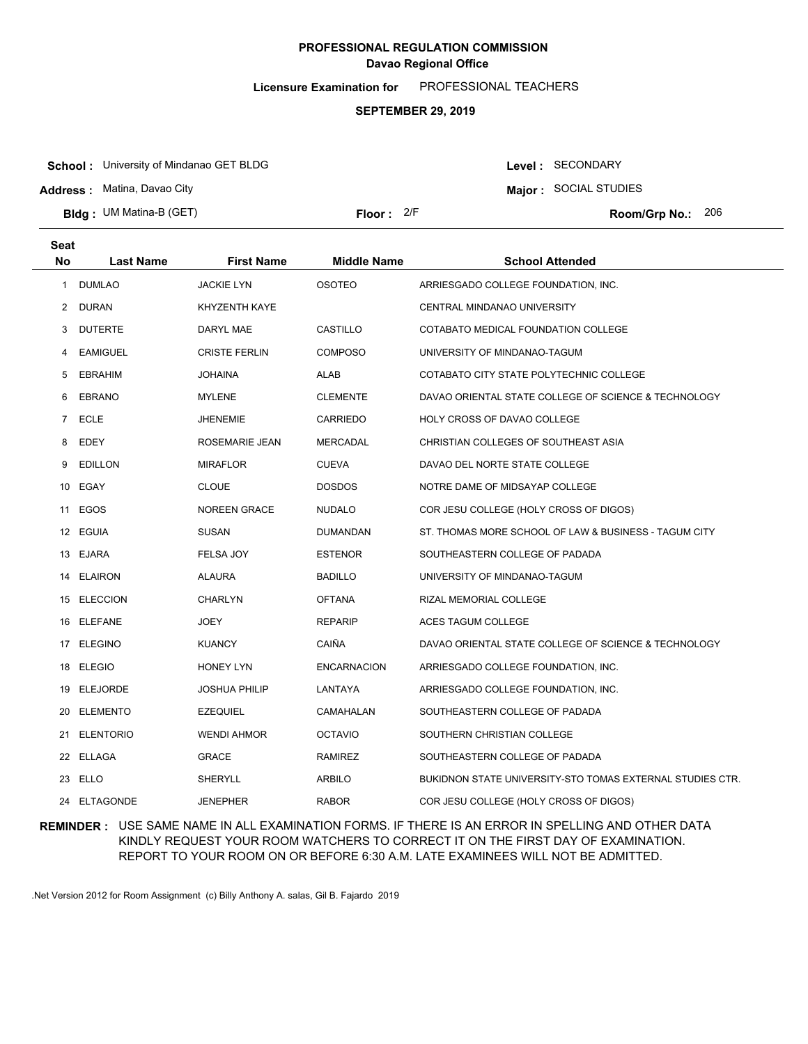**PROFESSIONAL REGULATION COMMISSION**
**Davao Regional Office**

**Licensure Examination for** PROFESSIONAL TEACHERS

**SEPTEMBER 29, 2019**

**School :** University of Mindanao GET BLDG
**Address :** Matina, Davao City
**Bldg :** UM Matina-B (GET)
**Floor :** 2/F

**Level :** SECONDARY
**Major :** SOCIAL STUDIES
**Room/Grp No.:** 206

| Seat No | Last Name | First Name | Middle Name | School Attended |
|---|---|---|---|---|
| 1 | DUMLAO | JACKIE LYN | OSOTEO | ARRIESGADO COLLEGE FOUNDATION, INC. |
| 2 | DURAN | KHYZENTH KAYE | | CENTRAL MINDANAO UNIVERSITY |
| 3 | DUTERTE | DARYL MAE | CASTILLO | COTABATO MEDICAL FOUNDATION COLLEGE |
| 4 | EAMIGUEL | CRISTE FERLIN | COMPOSO | UNIVERSITY OF MINDANAO-TAGUM |
| 5 | EBRAHIM | JOHAINA | ALAB | COTABATO CITY STATE POLYTECHNIC COLLEGE |
| 6 | EBRANO | MYLENE | CLEMENTE | DAVAO ORIENTAL STATE COLLEGE OF SCIENCE & TECHNOLOGY |
| 7 | ECLE | JHENEMIE | CARRIEDO | HOLY CROSS OF DAVAO COLLEGE |
| 8 | EDEY | ROSEMARIE JEAN | MERCADAL | CHRISTIAN COLLEGES OF SOUTHEAST ASIA |
| 9 | EDILLON | MIRAFLOR | CUEVA | DAVAO DEL NORTE STATE COLLEGE |
| 10 | EGAY | CLOUE | DOSDOS | NOTRE DAME OF MIDSAYAP COLLEGE |
| 11 | EGOS | NOREEN GRACE | NUDALO | COR JESU COLLEGE (HOLY CROSS OF DIGOS) |
| 12 | EGUIA | SUSAN | DUMANDAN | ST. THOMAS MORE SCHOOL OF LAW & BUSINESS - TAGUM CITY |
| 13 | EJARA | FELSA JOY | ESTENOR | SOUTHEASTERN COLLEGE OF PADADA |
| 14 | ELAIRON | ALAURA | BADILLO | UNIVERSITY OF MINDANAO-TAGUM |
| 15 | ELECCION | CHARLYN | OFTANA | RIZAL MEMORIAL COLLEGE |
| 16 | ELEFANE | JOEY | REPARIP | ACES TAGUM COLLEGE |
| 17 | ELEGINO | KUANCY | CAIÑA | DAVAO ORIENTAL STATE COLLEGE OF SCIENCE & TECHNOLOGY |
| 18 | ELEGIO | HONEY LYN | ENCARNACION | ARRIESGADO COLLEGE FOUNDATION, INC. |
| 19 | ELEJORDE | JOSHUA PHILIP | LANTAYA | ARRIESGADO COLLEGE FOUNDATION, INC. |
| 20 | ELEMENTO | EZEQUIEL | CAMAHALAN | SOUTHEASTERN COLLEGE OF PADADA |
| 21 | ELENTORIO | WENDI AHMOR | OCTAVIO | SOUTHERN CHRISTIAN COLLEGE |
| 22 | ELLAGA | GRACE | RAMIREZ | SOUTHEASTERN COLLEGE OF PADADA |
| 23 | ELLO | SHERYLL | ARBILO | BUKIDNON STATE UNIVERSITY-STO TOMAS EXTERNAL STUDIES CTR. |
| 24 | ELTAGONDE | JENEPHER | RABOR | COR JESU COLLEGE (HOLY CROSS OF DIGOS) |

**REMINDER :** USE SAME NAME IN ALL EXAMINATION FORMS. IF THERE IS AN ERROR IN SPELLING AND OTHER DATA KINDLY REQUEST YOUR ROOM WATCHERS TO CORRECT IT ON THE FIRST DAY OF EXAMINATION. REPORT TO YOUR ROOM ON OR BEFORE 6:30 A.M. LATE EXAMINEES WILL NOT BE ADMITTED.

.Net Version 2012 for Room Assignment (c) Billy Anthony A. salas, Gil B. Fajardo 2019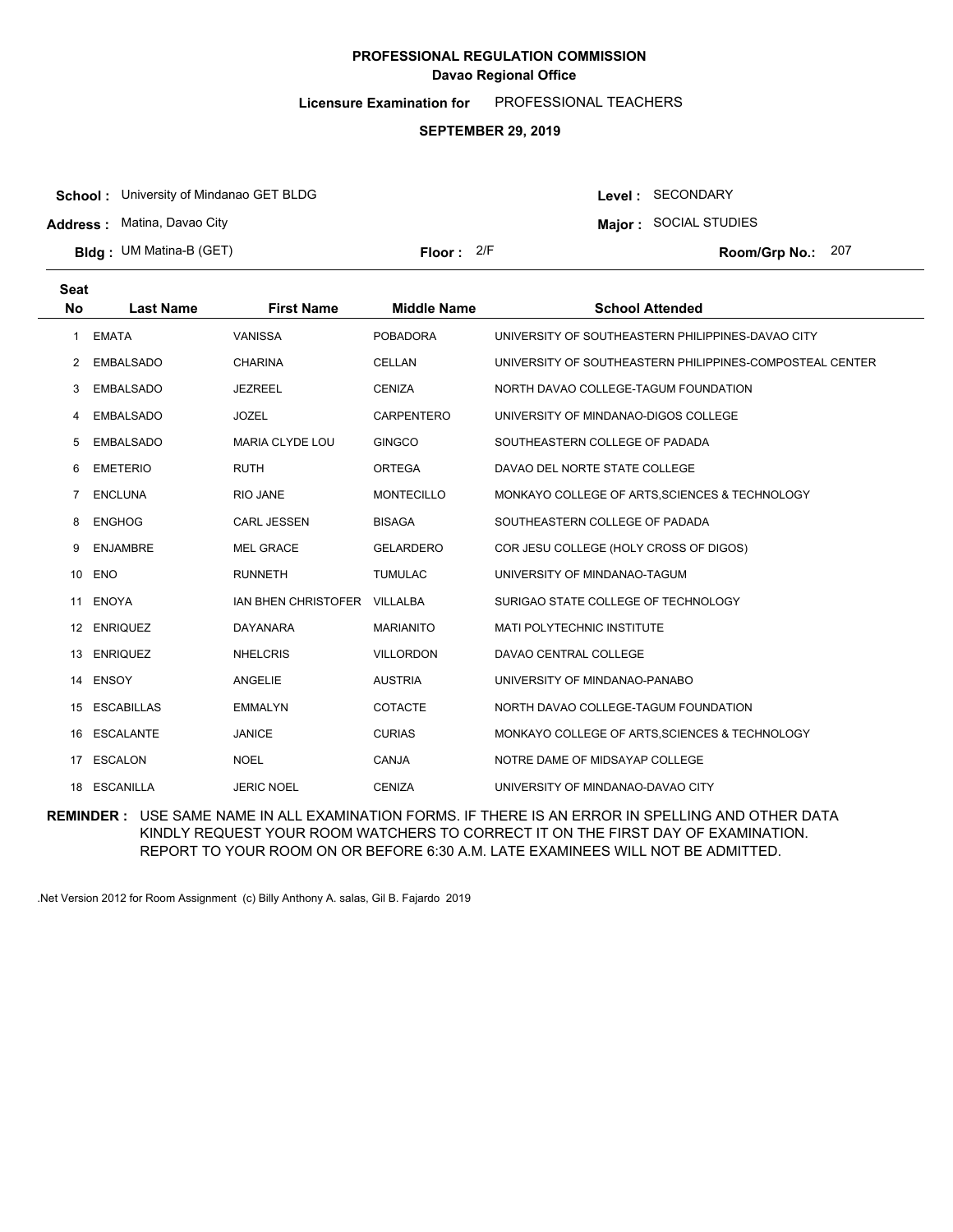**PROFESSIONAL REGULATION COMMISSION**
**Davao Regional Office**

**Licensure Examination for** PROFESSIONAL TEACHERS

**SEPTEMBER 29, 2019**

**School :** University of Mindanao GET BLDG
**Address :** Matina, Davao City
**Bldg :** UM Matina-B (GET)
**Floor :** 2/F
**Level :** SECONDARY
**Major :** SOCIAL STUDIES
**Room/Grp No.:** 207

| Seat No | Last Name | First Name | Middle Name | School Attended |
|---|---|---|---|---|
| 1 | EMATA | VANISSA | POBADORA | UNIVERSITY OF SOUTHEASTERN PHILIPPINES-DAVAO CITY |
| 2 | EMBALSADO | CHARINA | CELLAN | UNIVERSITY OF SOUTHEASTERN PHILIPPINES-COMPOSTEAL CENTER |
| 3 | EMBALSADO | JEZREEL | CENIZA | NORTH DAVAO COLLEGE-TAGUM FOUNDATION |
| 4 | EMBALSADO | JOZEL | CARPENTERO | UNIVERSITY OF MINDANAO-DIGOS COLLEGE |
| 5 | EMBALSADO | MARIA CLYDE LOU | GINGCO | SOUTHEASTERN COLLEGE OF PADADA |
| 6 | EMETERIO | RUTH | ORTEGA | DAVAO DEL NORTE STATE COLLEGE |
| 7 | ENCLUNA | RIO JANE | MONTECILLO | MONKAYO COLLEGE OF ARTS,SCIENCES & TECHNOLOGY |
| 8 | ENGHOG | CARL JESSEN | BISAGA | SOUTHEASTERN COLLEGE OF PADADA |
| 9 | ENJAMBRE | MEL GRACE | GELARDERO | COR JESU COLLEGE (HOLY CROSS OF DIGOS) |
| 10 | ENO | RUNNETH | TUMULAC | UNIVERSITY OF MINDANAO-TAGUM |
| 11 | ENOYA | IAN BHEN CHRISTOFER | VILLALBA | SURIGAO STATE COLLEGE OF TECHNOLOGY |
| 12 | ENRIQUEZ | DAYANARA | MARIANITO | MATI POLYTECHNIC INSTITUTE |
| 13 | ENRIQUEZ | NHELCRIS | VILLORDON | DAVAO CENTRAL COLLEGE |
| 14 | ENSOY | ANGELIE | AUSTRIA | UNIVERSITY OF MINDANAO-PANABO |
| 15 | ESCABILLAS | EMMALYN | COTACTE | NORTH DAVAO COLLEGE-TAGUM FOUNDATION |
| 16 | ESCALANTE | JANICE | CURIAS | MONKAYO COLLEGE OF ARTS,SCIENCES & TECHNOLOGY |
| 17 | ESCALON | NOEL | CANJA | NOTRE DAME OF MIDSAYAP COLLEGE |
| 18 | ESCANILLA | JERIC NOEL | CENIZA | UNIVERSITY OF MINDANAO-DAVAO CITY |

**REMINDER :** USE SAME NAME IN ALL EXAMINATION FORMS. IF THERE IS AN ERROR IN SPELLING AND OTHER DATA KINDLY REQUEST YOUR ROOM WATCHERS TO CORRECT IT ON THE FIRST DAY OF EXAMINATION. REPORT TO YOUR ROOM ON OR BEFORE 6:30 A.M. LATE EXAMINEES WILL NOT BE ADMITTED.

.Net Version 2012 for Room Assignment (c) Billy Anthony A. salas, Gil B. Fajardo 2019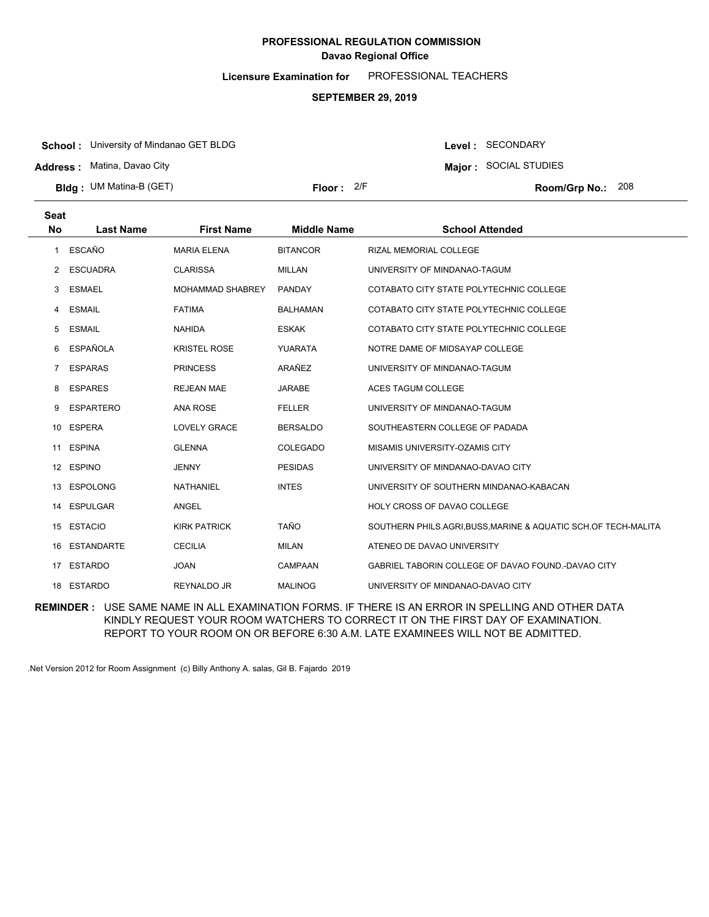**PROFESSIONAL REGULATION COMMISSION**
**Davao Regional Office**

**Licensure Examination for** PROFESSIONAL TEACHERS

**SEPTEMBER 29, 2019**

**School :** University of Mindanao GET BLDG
**Address :** Matina, Davao City
**Bldg :** UM Matina-B (GET)
**Floor :** 2/F

**Level :** SECONDARY
**Major :** SOCIAL STUDIES
**Room/Grp No.:** 208

| Seat No | Last Name | First Name | Middle Name | School Attended |
|---|---|---|---|---|
| 1 | ESCAÑO | MARIA ELENA | BITANCOR | RIZAL MEMORIAL COLLEGE |
| 2 | ESCUADRA | CLARISSA | MILLAN | UNIVERSITY OF MINDANAO-TAGUM |
| 3 | ESMAEL | MOHAMMAD SHABREY | PANDAY | COTABATO CITY STATE POLYTECHNIC COLLEGE |
| 4 | ESMAIL | FATIMA | BALHAMAN | COTABATO CITY STATE POLYTECHNIC COLLEGE |
| 5 | ESMAIL | NAHIDA | ESKAK | COTABATO CITY STATE POLYTECHNIC COLLEGE |
| 6 | ESPAÑOLA | KRISTEL ROSE | YUARATA | NOTRE DAME OF MIDSAYAP COLLEGE |
| 7 | ESPARAS | PRINCESS | ARAÑEZ | UNIVERSITY OF MINDANAO-TAGUM |
| 8 | ESPARES | REJEAN MAE | JARABE | ACES TAGUM COLLEGE |
| 9 | ESPARTERO | ANA ROSE | FELLER | UNIVERSITY OF MINDANAO-TAGUM |
| 10 | ESPERA | LOVELY GRACE | BERSALDO | SOUTHEASTERN COLLEGE OF PADADA |
| 11 | ESPINA | GLENNA | COLEGADO | MISAMIS UNIVERSITY-OZAMIS CITY |
| 12 | ESPINO | JENNY | PESIDAS | UNIVERSITY OF MINDANAO-DAVAO CITY |
| 13 | ESPOLONG | NATHANIEL | INTES | UNIVERSITY OF SOUTHERN MINDANAO-KABACAN |
| 14 | ESPULGAR | ANGEL | | HOLY CROSS OF DAVAO COLLEGE |
| 15 | ESTACIO | KIRK PATRICK | TAÑO | SOUTHERN PHILS.AGRI,BUSS,MARINE & AQUATIC SCH.OF TECH-MALITA |
| 16 | ESTANDARTE | CECILIA | MILAN | ATENEO DE DAVAO UNIVERSITY |
| 17 | ESTARDO | JOAN | CAMPAAN | GABRIEL TABORIN COLLEGE OF DAVAO FOUND.-DAVAO CITY |
| 18 | ESTARDO | REYNALDO JR | MALINOG | UNIVERSITY OF MINDANAO-DAVAO CITY |

**REMINDER :** USE SAME NAME IN ALL EXAMINATION FORMS. IF THERE IS AN ERROR IN SPELLING AND OTHER DATA KINDLY REQUEST YOUR ROOM WATCHERS TO CORRECT IT ON THE FIRST DAY OF EXAMINATION. REPORT TO YOUR ROOM ON OR BEFORE 6:30 A.M. LATE EXAMINEES WILL NOT BE ADMITTED.

.Net Version 2012 for Room Assignment (c) Billy Anthony A. salas, Gil B. Fajardo 2019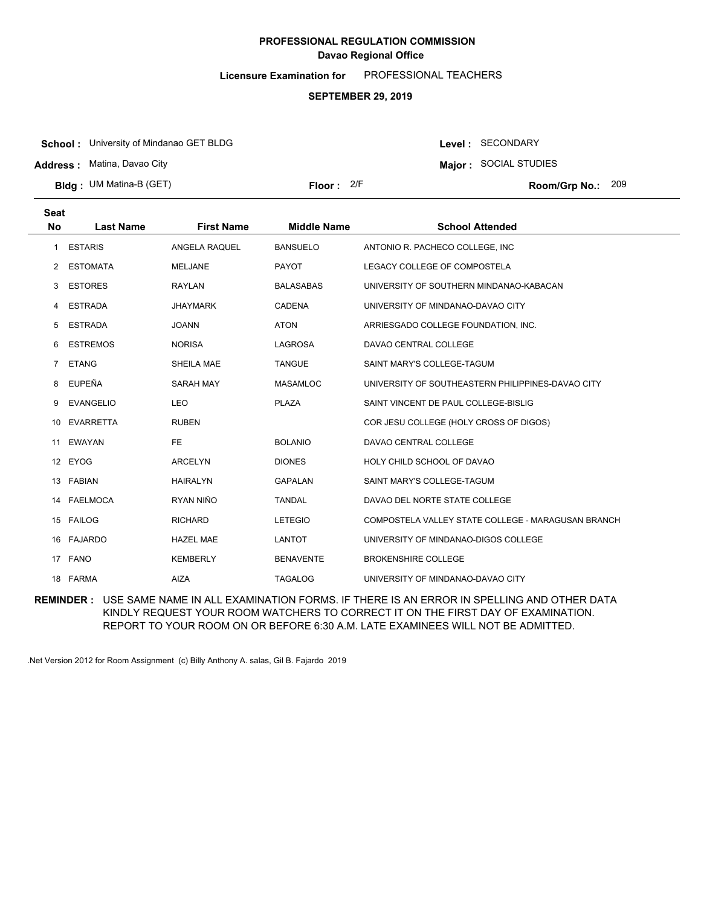**PROFESSIONAL REGULATION COMMISSION**
**Davao Regional Office**

**Licensure Examination for** PROFESSIONAL TEACHERS

**SEPTEMBER 29, 2019**

**School :** University of Mindanao GET BLDG
**Address :** Matina, Davao City
**Bldg :** UM Matina-B (GET)
**Floor :** 2/F
**Level :** SECONDARY
**Major :** SOCIAL STUDIES
**Room/Grp No.:** 209

| Seat No | Last Name | First Name | Middle Name | School Attended |
|---|---|---|---|---|
| 1 | ESTARIS | ANGELA RAQUEL | BANSUELO | ANTONIO R. PACHECO COLLEGE, INC |
| 2 | ESTOMATA | MELJANE | PAYOT | LEGACY COLLEGE OF COMPOSTELA |
| 3 | ESTORES | RAYLAN | BALASABAS | UNIVERSITY OF SOUTHERN MINDANAO-KABACAN |
| 4 | ESTRADA | JHAYMARK | CADENA | UNIVERSITY OF MINDANAO-DAVAO CITY |
| 5 | ESTRADA | JOANN | ATON | ARRIESGADO COLLEGE FOUNDATION, INC. |
| 6 | ESTREMOS | NORISA | LAGROSA | DAVAO CENTRAL COLLEGE |
| 7 | ETANG | SHEILA MAE | TANGUE | SAINT MARY'S COLLEGE-TAGUM |
| 8 | EUPEÑA | SARAH MAY | MASAMLOC | UNIVERSITY OF SOUTHEASTERN PHILIPPINES-DAVAO CITY |
| 9 | EVANGELIO | LEO | PLAZA | SAINT VINCENT DE PAUL COLLEGE-BISLIG |
| 10 | EVARRETTA | RUBEN | | COR JESU COLLEGE (HOLY CROSS OF DIGOS) |
| 11 | EWAYAN | FE | BOLANIO | DAVAO CENTRAL COLLEGE |
| 12 | EYOG | ARCELYN | DIONES | HOLY CHILD SCHOOL OF DAVAO |
| 13 | FABIAN | HAIRALYN | GAPALAN | SAINT MARY'S COLLEGE-TAGUM |
| 14 | FAELMOCA | RYAN NIÑO | TANDAL | DAVAO DEL NORTE STATE COLLEGE |
| 15 | FAILOG | RICHARD | LETEGIO | COMPOSTELA VALLEY STATE COLLEGE - MARAGUSAN BRANCH |
| 16 | FAJARDO | HAZEL MAE | LANTOT | UNIVERSITY OF MINDANAO-DIGOS COLLEGE |
| 17 | FANO | KEMBERLY | BENAVENTE | BROKENSHIRE COLLEGE |
| 18 | FARMA | AIZA | TAGALOG | UNIVERSITY OF MINDANAO-DAVAO CITY |

**REMINDER :** USE SAME NAME IN ALL EXAMINATION FORMS. IF THERE IS AN ERROR IN SPELLING AND OTHER DATA KINDLY REQUEST YOUR ROOM WATCHERS TO CORRECT IT ON THE FIRST DAY OF EXAMINATION. REPORT TO YOUR ROOM ON OR BEFORE 6:30 A.M. LATE EXAMINEES WILL NOT BE ADMITTED.

.Net Version 2012 for Room Assignment (c) Billy Anthony A. salas, Gil B. Fajardo 2019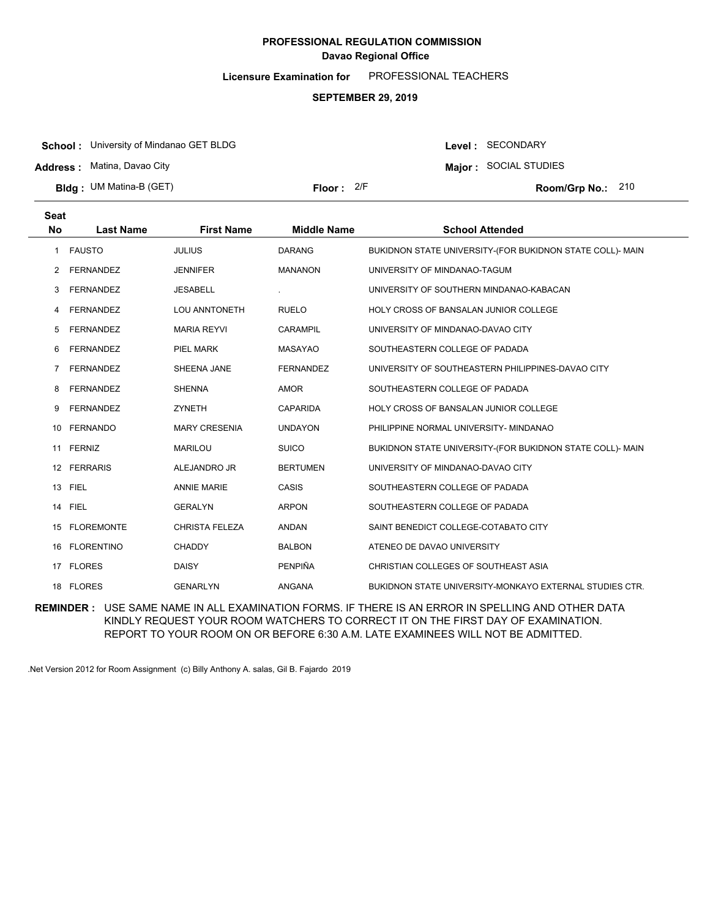**PROFESSIONAL REGULATION COMMISSION**
**Davao Regional Office**

**Licensure Examination for** PROFESSIONAL TEACHERS

**SEPTEMBER 29, 2019**

**School :** University of Mindanao GET BLDG
**Address :** Matina, Davao City
**Bldg :** UM Matina-B (GET)
**Floor :** 2/F

**Level :** SECONDARY
**Major :** SOCIAL STUDIES
**Room/Grp No.:** 210

| Seat No | Last Name | First Name | Middle Name | School Attended |
|---|---|---|---|---|
| 1 | FAUSTO | JULIUS | DARANG | BUKIDNON STATE UNIVERSITY-(FOR BUKIDNON STATE COLL)- MAIN |
| 2 | FERNANDEZ | JENNIFER | MANANON | UNIVERSITY OF MINDANAO-TAGUM |
| 3 | FERNANDEZ | JESABELL | . | UNIVERSITY OF SOUTHERN MINDANAO-KABACAN |
| 4 | FERNANDEZ | LOU ANNTONETH | RUELO | HOLY CROSS OF BANSALAN JUNIOR COLLEGE |
| 5 | FERNANDEZ | MARIA REYVI | CARAMPIL | UNIVERSITY OF MINDANAO-DAVAO CITY |
| 6 | FERNANDEZ | PIEL MARK | MASAYAO | SOUTHEASTERN COLLEGE OF PADADA |
| 7 | FERNANDEZ | SHEENA JANE | FERNANDEZ | UNIVERSITY OF SOUTHEASTERN PHILIPPINES-DAVAO CITY |
| 8 | FERNANDEZ | SHENNA | AMOR | SOUTHEASTERN COLLEGE OF PADADA |
| 9 | FERNANDEZ | ZYNETH | CAPARIDA | HOLY CROSS OF BANSALAN JUNIOR COLLEGE |
| 10 | FERNANDO | MARY CRESENIA | UNDAYON | PHILIPPINE NORMAL UNIVERSITY- MINDANAO |
| 11 | FERNIZ | MARILOU | SUICO | BUKIDNON STATE UNIVERSITY-(FOR BUKIDNON STATE COLL)- MAIN |
| 12 | FERRARIS | ALEJANDRO JR | BERTUMEN | UNIVERSITY OF MINDANAO-DAVAO CITY |
| 13 | FIEL | ANNIE MARIE | CASIS | SOUTHEASTERN COLLEGE OF PADADA |
| 14 | FIEL | GERALYN | ARPON | SOUTHEASTERN COLLEGE OF PADADA |
| 15 | FLOREMONTE | CHRISTA FELEZA | ANDAN | SAINT BENEDICT COLLEGE-COTABATO CITY |
| 16 | FLORENTINO | CHADDY | BALBON | ATENEO DE DAVAO UNIVERSITY |
| 17 | FLORES | DAISY | PENPIÑA | CHRISTIAN COLLEGES OF SOUTHEAST ASIA |
| 18 | FLORES | GENARLYN | ANGANA | BUKIDNON STATE UNIVERSITY-MONKAYO EXTERNAL STUDIES CTR. |

**REMINDER :** USE SAME NAME IN ALL EXAMINATION FORMS. IF THERE IS AN ERROR IN SPELLING AND OTHER DATA KINDLY REQUEST YOUR ROOM WATCHERS TO CORRECT IT ON THE FIRST DAY OF EXAMINATION. REPORT TO YOUR ROOM ON OR BEFORE 6:30 A.M. LATE EXAMINEES WILL NOT BE ADMITTED.

.Net Version 2012 for Room Assignment (c) Billy Anthony A. salas, Gil B. Fajardo 2019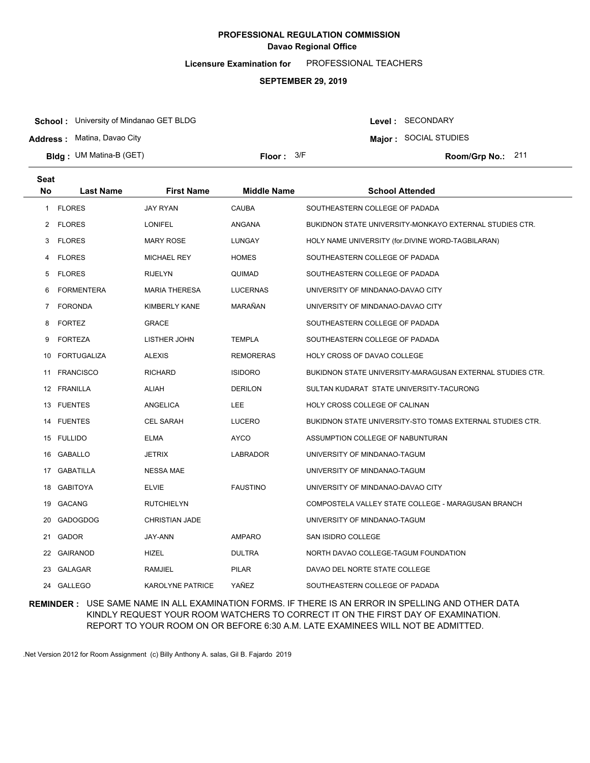**PROFESSIONAL REGULATION COMMISSION**
**Davao Regional Office**

**Licensure Examination for** PROFESSIONAL TEACHERS

**SEPTEMBER 29, 2019**

**School :** University of Mindanao GET BLDG
**Address :** Matina, Davao City
**Bldg :** UM Matina-B (GET)
**Floor :** 3/F
**Level :** SECONDARY
**Major :** SOCIAL STUDIES
**Room/Grp No.:** 211

| Seat No | Last Name | First Name | Middle Name | School Attended |
|---|---|---|---|---|
| 1 | FLORES | JAY RYAN | CAUBA | SOUTHEASTERN COLLEGE OF PADADA |
| 2 | FLORES | LONIFEL | ANGANA | BUKIDNON STATE UNIVERSITY-MONKAYO EXTERNAL STUDIES CTR. |
| 3 | FLORES | MARY ROSE | LUNGAY | HOLY NAME UNIVERSITY (for.DIVINE WORD-TAGBILARAN) |
| 4 | FLORES | MICHAEL REY | HOMES | SOUTHEASTERN COLLEGE OF PADADA |
| 5 | FLORES | RIJELYN | QUIMAD | SOUTHEASTERN COLLEGE OF PADADA |
| 6 | FORMENTERA | MARIA THERESA | LUCERNAS | UNIVERSITY OF MINDANAO-DAVAO CITY |
| 7 | FORONDA | KIMBERLY KANE | MARAÑAN | UNIVERSITY OF MINDANAO-DAVAO CITY |
| 8 | FORTEZ | GRACE | | SOUTHEASTERN COLLEGE OF PADADA |
| 9 | FORTEZA | LISTHER JOHN | TEMPLA | SOUTHEASTERN COLLEGE OF PADADA |
| 10 | FORTUGALIZA | ALEXIS | REMORERAS | HOLY CROSS OF DAVAO COLLEGE |
| 11 | FRANCISCO | RICHARD | ISIDORO | BUKIDNON STATE UNIVERSITY-MARAGUSAN EXTERNAL STUDIES CTR. |
| 12 | FRANILLA | ALIAH | DERILON | SULTAN KUDARAT STATE UNIVERSITY-TACURONG |
| 13 | FUENTES | ANGELICA | LEE | HOLY CROSS COLLEGE OF CALINAN |
| 14 | FUENTES | CEL SARAH | LUCERO | BUKIDNON STATE UNIVERSITY-STO TOMAS EXTERNAL STUDIES CTR. |
| 15 | FULLIDO | ELMA | AYCO | ASSUMPTION COLLEGE OF NABUNTURAN |
| 16 | GABALLO | JETRIX | LABRADOR | UNIVERSITY OF MINDANAO-TAGUM |
| 17 | GABATILLA | NESSA MAE | | UNIVERSITY OF MINDANAO-TAGUM |
| 18 | GABITOYA | ELVIE | FAUSTINO | UNIVERSITY OF MINDANAO-DAVAO CITY |
| 19 | GACANG | RUTCHIELYN | | COMPOSTELA VALLEY STATE COLLEGE - MARAGUSAN BRANCH |
| 20 | GADOGDOG | CHRISTIAN JADE | | UNIVERSITY OF MINDANAO-TAGUM |
| 21 | GADOR | JAY-ANN | AMPARO | SAN ISIDRO COLLEGE |
| 22 | GAIRANOD | HIZEL | DULTRA | NORTH DAVAO COLLEGE-TAGUM FOUNDATION |
| 23 | GALAGAR | RAMJIEL | PILAR | DAVAO DEL NORTE STATE COLLEGE |
| 24 | GALLEGO | KAROLYNE PATRICE | YAÑEZ | SOUTHEASTERN COLLEGE OF PADADA |

**REMINDER :** USE SAME NAME IN ALL EXAMINATION FORMS. IF THERE IS AN ERROR IN SPELLING AND OTHER DATA KINDLY REQUEST YOUR ROOM WATCHERS TO CORRECT IT ON THE FIRST DAY OF EXAMINATION. REPORT TO YOUR ROOM ON OR BEFORE 6:30 A.M. LATE EXAMINEES WILL NOT BE ADMITTED.

.Net Version 2012 for Room Assignment (c) Billy Anthony A. salas, Gil B. Fajardo 2019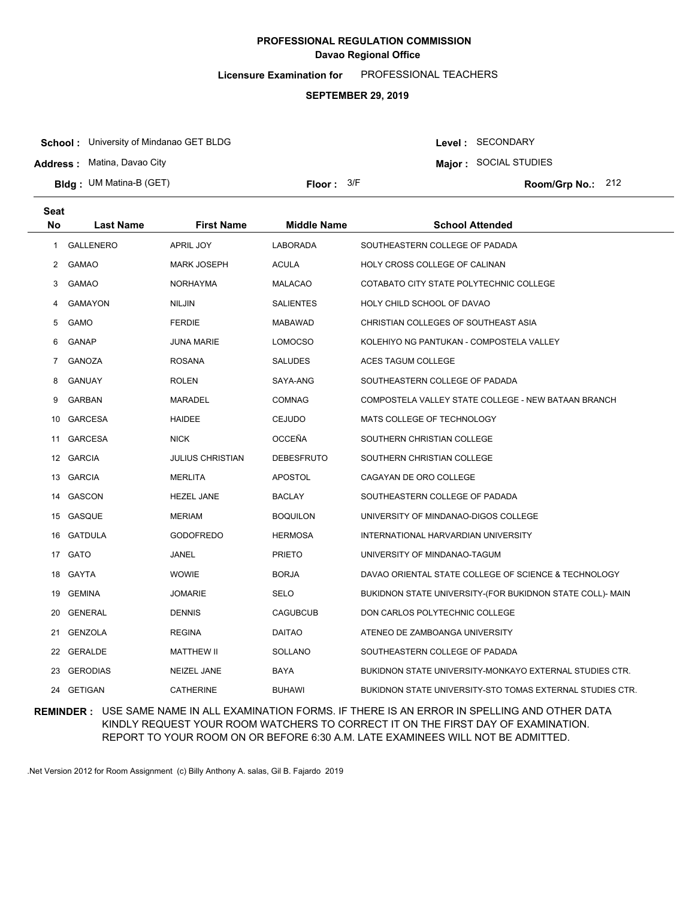**PROFESSIONAL REGULATION COMMISSION**
**Davao Regional Office**

**Licensure Examination for** PROFESSIONAL TEACHERS

**SEPTEMBER 29, 2019**

**School :** University of Mindanao GET BLDG
**Address :** Matina, Davao City
**Bldg :** UM Matina-B (GET)
**Floor :** 3/F
**Level :** SECONDARY
**Major :** SOCIAL STUDIES
**Room/Grp No.:** 212

| Seat No | Last Name | First Name | Middle Name | School Attended |
|---|---|---|---|---|
| 1 | GALLENERO | APRIL JOY | LABORADA | SOUTHEASTERN COLLEGE OF PADADA |
| 2 | GAMAO | MARK JOSEPH | ACULA | HOLY CROSS COLLEGE OF CALINAN |
| 3 | GAMAO | NORHAYMA | MALACAO | COTABATO CITY STATE POLYTECHNIC COLLEGE |
| 4 | GAMAYON | NILJIN | SALIENTES | HOLY CHILD SCHOOL OF DAVAO |
| 5 | GAMO | FERDIE | MABAWAD | CHRISTIAN COLLEGES OF SOUTHEAST ASIA |
| 6 | GANAP | JUNA MARIE | LOMOCSO | KOLEHIYO NG PANTUKAN - COMPOSTELA VALLEY |
| 7 | GANOZA | ROSANA | SALUDES | ACES TAGUM COLLEGE |
| 8 | GANUAY | ROLEN | SAYA-ANG | SOUTHEASTERN COLLEGE OF PADADA |
| 9 | GARBAN | MARADEL | COMNAG | COMPOSTELA VALLEY STATE COLLEGE - NEW BATAAN BRANCH |
| 10 | GARCESA | HAIDEE | CEJUDO | MATS COLLEGE OF TECHNOLOGY |
| 11 | GARCESA | NICK | OCCEÑA | SOUTHERN CHRISTIAN COLLEGE |
| 12 | GARCIA | JULIUS CHRISTIAN | DEBESFRUTO | SOUTHERN CHRISTIAN COLLEGE |
| 13 | GARCIA | MERLITA | APOSTOL | CAGAYAN DE ORO COLLEGE |
| 14 | GASCON | HEZEL JANE | BACLAY | SOUTHEASTERN COLLEGE OF PADADA |
| 15 | GASQUE | MERIAM | BOQUILON | UNIVERSITY OF MINDANAO-DIGOS COLLEGE |
| 16 | GATDULA | GODOFREDO | HERMOSA | INTERNATIONAL HARVARDIAN UNIVERSITY |
| 17 | GATO | JANEL | PRIETO | UNIVERSITY OF MINDANAO-TAGUM |
| 18 | GAYTA | WOWIE | BORJA | DAVAO ORIENTAL STATE COLLEGE OF SCIENCE & TECHNOLOGY |
| 19 | GEMINA | JOMARIE | SELO | BUKIDNON STATE UNIVERSITY-(FOR BUKIDNON STATE COLL)- MAIN |
| 20 | GENERAL | DENNIS | CAGUBCUB | DON CARLOS POLYTECHNIC COLLEGE |
| 21 | GENZOLA | REGINA | DAITAO | ATENEO DE ZAMBOANGA UNIVERSITY |
| 22 | GERALDE | MATTHEW II | SOLLANO | SOUTHEASTERN COLLEGE OF PADADA |
| 23 | GERODIAS | NEIZEL JANE | BAYA | BUKIDNON STATE UNIVERSITY-MONKAYO EXTERNAL STUDIES CTR. |
| 24 | GETIGAN | CATHERINE | BUHAWI | BUKIDNON STATE UNIVERSITY-STO TOMAS EXTERNAL STUDIES CTR. |

**REMINDER :** USE SAME NAME IN ALL EXAMINATION FORMS. IF THERE IS AN ERROR IN SPELLING AND OTHER DATA KINDLY REQUEST YOUR ROOM WATCHERS TO CORRECT IT ON THE FIRST DAY OF EXAMINATION. REPORT TO YOUR ROOM ON OR BEFORE 6:30 A.M. LATE EXAMINEES WILL NOT BE ADMITTED.

.Net Version 2012 for Room Assignment (c) Billy Anthony A. salas, Gil B. Fajardo 2019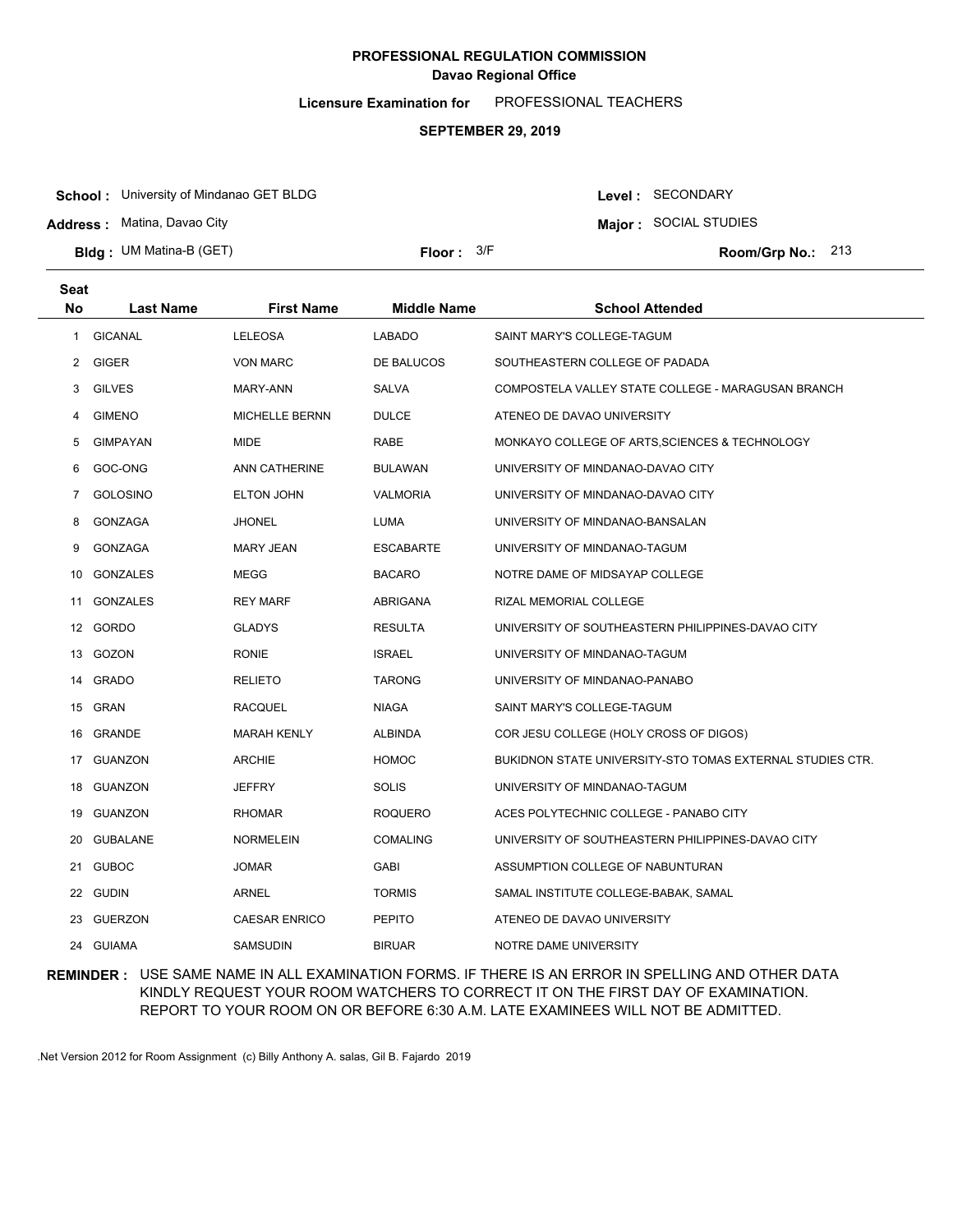**PROFESSIONAL REGULATION COMMISSION**
**Davao Regional Office**

**Licensure Examination for** PROFESSIONAL TEACHERS

**SEPTEMBER 29, 2019**

**School :** University of Mindanao GET BLDG
**Address :** Matina, Davao City
**Bldg :** UM Matina-B (GET)
**Floor :** 3/F
**Level :** SECONDARY
**Major :** SOCIAL STUDIES
**Room/Grp No.:** 213

| Seat No | Last Name | First Name | Middle Name | School Attended |
|---|---|---|---|---|
| 1 | GICANAL | LELEOSA | LABADO | SAINT MARY'S COLLEGE-TAGUM |
| 2 | GIGER | VON MARC | DE BALUCOS | SOUTHEASTERN COLLEGE OF PADADA |
| 3 | GILVES | MARY-ANN | SALVA | COMPOSTELA VALLEY STATE COLLEGE - MARAGUSAN BRANCH |
| 4 | GIMENO | MICHELLE BERNN | DULCE | ATENEO DE DAVAO UNIVERSITY |
| 5 | GIMPAYAN | MIDE | RABE | MONKAYO COLLEGE OF ARTS,SCIENCES & TECHNOLOGY |
| 6 | GOC-ONG | ANN CATHERINE | BULAWAN | UNIVERSITY OF MINDANAO-DAVAO CITY |
| 7 | GOLOSINO | ELTON JOHN | VALMORIA | UNIVERSITY OF MINDANAO-DAVAO CITY |
| 8 | GONZAGA | JHONEL | LUMA | UNIVERSITY OF MINDANAO-BANSALAN |
| 9 | GONZAGA | MARY JEAN | ESCABARTE | UNIVERSITY OF MINDANAO-TAGUM |
| 10 | GONZALES | MEGG | BACARO | NOTRE DAME OF MIDSAYAP COLLEGE |
| 11 | GONZALES | REY MARF | ABRIGANA | RIZAL MEMORIAL COLLEGE |
| 12 | GORDO | GLADYS | RESULTA | UNIVERSITY OF SOUTHEASTERN PHILIPPINES-DAVAO CITY |
| 13 | GOZON | RONIE | ISRAEL | UNIVERSITY OF MINDANAO-TAGUM |
| 14 | GRADO | RELIETO | TARONG | UNIVERSITY OF MINDANAO-PANABO |
| 15 | GRAN | RACQUEL | NIAGA | SAINT MARY'S COLLEGE-TAGUM |
| 16 | GRANDE | MARAH KENLY | ALBINDA | COR JESU COLLEGE (HOLY CROSS OF DIGOS) |
| 17 | GUANZON | ARCHIE | HOMOC | BUKIDNON STATE UNIVERSITY-STO TOMAS EXTERNAL STUDIES CTR. |
| 18 | GUANZON | JEFFRY | SOLIS | UNIVERSITY OF MINDANAO-TAGUM |
| 19 | GUANZON | RHOMAR | ROQUERO | ACES POLYTECHNIC COLLEGE - PANABO CITY |
| 20 | GUBALANE | NORMELEIN | COMALING | UNIVERSITY OF SOUTHEASTERN PHILIPPINES-DAVAO CITY |
| 21 | GUBOC | JOMAR | GABI | ASSUMPTION COLLEGE OF NABUNTURAN |
| 22 | GUDIN | ARNEL | TORMIS | SAMAL INSTITUTE COLLEGE-BABAK, SAMAL |
| 23 | GUERZON | CAESAR ENRICO | PEPITO | ATENEO DE DAVAO UNIVERSITY |
| 24 | GUIAMA | SAMSUDIN | BIRUAR | NOTRE DAME UNIVERSITY |

**REMINDER :** USE SAME NAME IN ALL EXAMINATION FORMS. IF THERE IS AN ERROR IN SPELLING AND OTHER DATA KINDLY REQUEST YOUR ROOM WATCHERS TO CORRECT IT ON THE FIRST DAY OF EXAMINATION. REPORT TO YOUR ROOM ON OR BEFORE 6:30 A.M. LATE EXAMINEES WILL NOT BE ADMITTED.

.Net Version 2012 for Room Assignment (c) Billy Anthony A. salas, Gil B. Fajardo 2019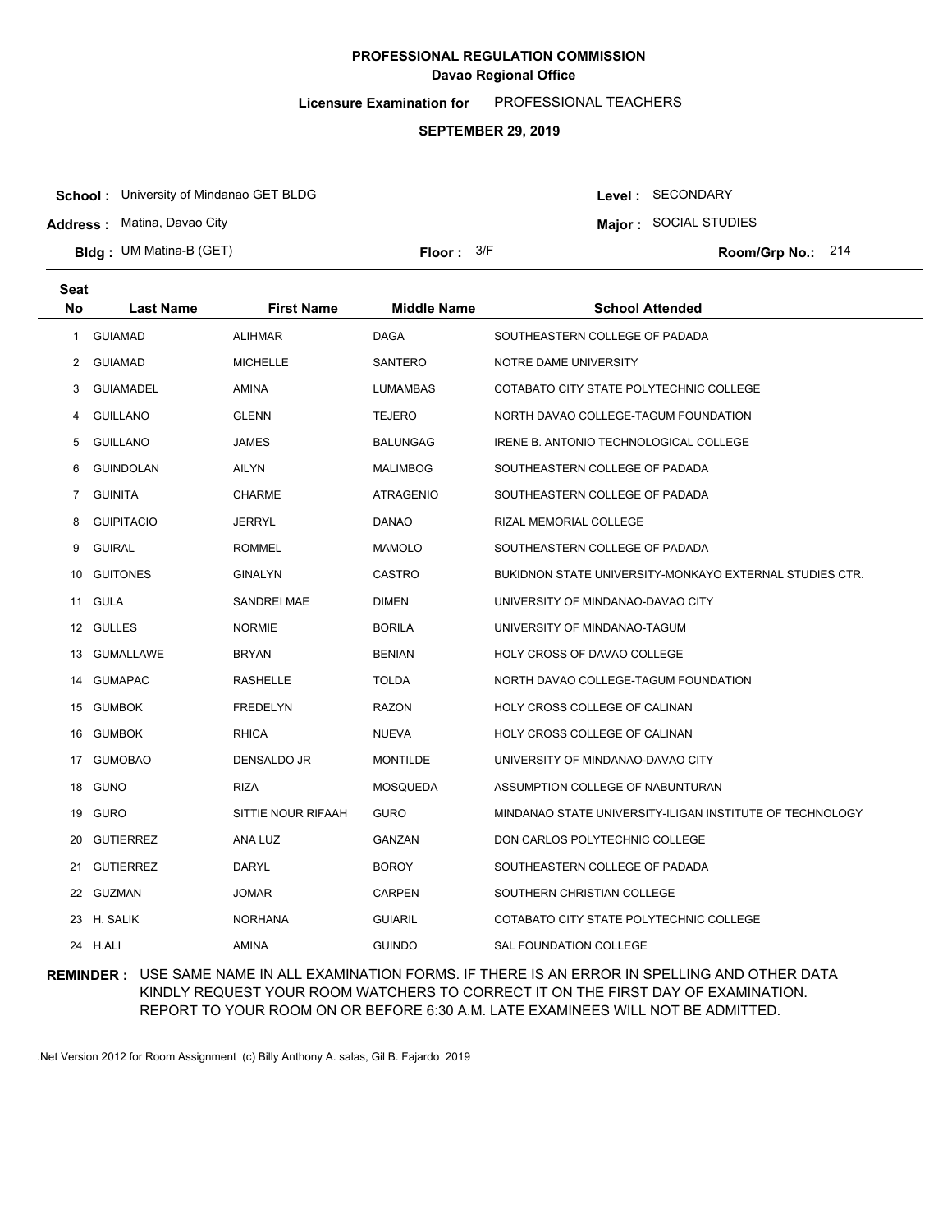**PROFESSIONAL REGULATION COMMISSION**
**Davao Regional Office**

**Licensure Examination for** PROFESSIONAL TEACHERS

**SEPTEMBER 29, 2019**

**School :** University of Mindanao GET BLDG
**Address :** Matina, Davao City
**Bldg :** UM Matina-B (GET)
**Floor :** 3/F
**Level :** SECONDARY
**Major :** SOCIAL STUDIES
**Room/Grp No.:** 214

| Seat No | Last Name | First Name | Middle Name | School Attended |
|---|---|---|---|---|
| 1 | GUIAMAD | ALIHMAR | DAGA | SOUTHEASTERN COLLEGE OF PADADA |
| 2 | GUIAMAD | MICHELLE | SANTERO | NOTRE DAME UNIVERSITY |
| 3 | GUIAMADEL | AMINA | LUMAMBAS | COTABATO CITY STATE POLYTECHNIC COLLEGE |
| 4 | GUILLANO | GLENN | TEJERO | NORTH DAVAO COLLEGE-TAGUM FOUNDATION |
| 5 | GUILLANO | JAMES | BALUNGAG | IRENE B. ANTONIO TECHNOLOGICAL COLLEGE |
| 6 | GUINDOLAN | AILYN | MALIMBOG | SOUTHEASTERN COLLEGE OF PADADA |
| 7 | GUINITA | CHARME | ATRAGENIO | SOUTHEASTERN COLLEGE OF PADADA |
| 8 | GUIPITACIO | JERRYL | DANAO | RIZAL MEMORIAL COLLEGE |
| 9 | GUIRAL | ROMMEL | MAMOLO | SOUTHEASTERN COLLEGE OF PADADA |
| 10 | GUITONES | GINALYN | CASTRO | BUKIDNON STATE UNIVERSITY-MONKAYO EXTERNAL STUDIES CTR. |
| 11 | GULA | SANDREI MAE | DIMEN | UNIVERSITY OF MINDANAO-DAVAO CITY |
| 12 | GULLES | NORMIE | BORILA | UNIVERSITY OF MINDANAO-TAGUM |
| 13 | GUMALLAWE | BRYAN | BENIAN | HOLY CROSS OF DAVAO COLLEGE |
| 14 | GUMAPAC | RASHELLE | TOLDA | NORTH DAVAO COLLEGE-TAGUM FOUNDATION |
| 15 | GUMBOK | FREDELYN | RAZON | HOLY CROSS COLLEGE OF CALINAN |
| 16 | GUMBOK | RHICA | NUEVA | HOLY CROSS COLLEGE OF CALINAN |
| 17 | GUMOBAO | DENSALDO JR | MONTILDE | UNIVERSITY OF MINDANAO-DAVAO CITY |
| 18 | GUNO | RIZA | MOSQUEDA | ASSUMPTION COLLEGE OF NABUNTURAN |
| 19 | GURO | SITTIE NOUR RIFAAH | GURO | MINDANAO STATE UNIVERSITY-ILIGAN INSTITUTE OF TECHNOLOGY |
| 20 | GUTIERREZ | ANA LUZ | GANZAN | DON CARLOS POLYTECHNIC COLLEGE |
| 21 | GUTIERREZ | DARYL | BOROY | SOUTHEASTERN COLLEGE OF PADADA |
| 22 | GUZMAN | JOMAR | CARPEN | SOUTHERN CHRISTIAN COLLEGE |
| 23 | H. SALIK | NORHANA | GUIARIL | COTABATO CITY STATE POLYTECHNIC COLLEGE |
| 24 | H.ALI | AMINA | GUINDO | SAL FOUNDATION COLLEGE |

**REMINDER :** USE SAME NAME IN ALL EXAMINATION FORMS. IF THERE IS AN ERROR IN SPELLING AND OTHER DATA KINDLY REQUEST YOUR ROOM WATCHERS TO CORRECT IT ON THE FIRST DAY OF EXAMINATION. REPORT TO YOUR ROOM ON OR BEFORE 6:30 A.M. LATE EXAMINEES WILL NOT BE ADMITTED.

.Net Version 2012 for Room Assignment (c) Billy Anthony A. salas, Gil B. Fajardo 2019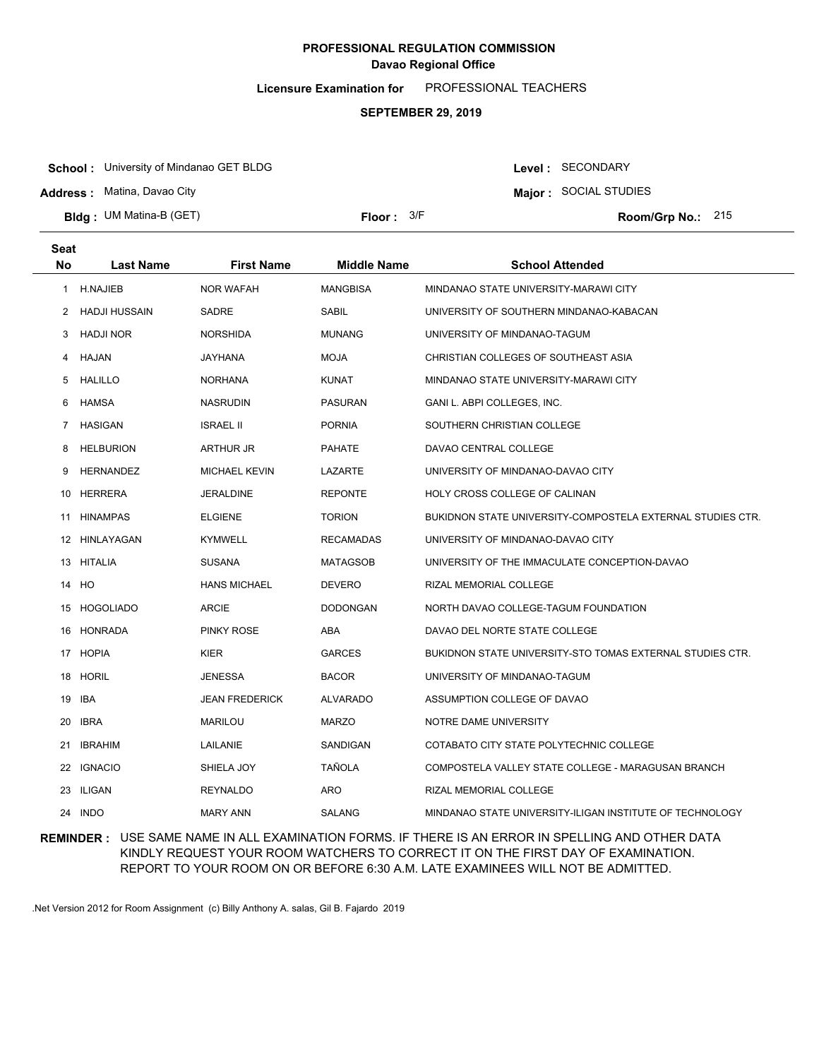# PROFESSIONAL REGULATION COMMISSION

**Davao Regional Office**

**Licensure Examination for** PROFESSIONAL TEACHERS

**SEPTEMBER 29, 2019**

**School :** University of Mindanao GET BLDG
**Address :** Matina, Davao City
**Bldg :** UM Matina-B (GET)
**Floor :** 3/F

**Level :** SECONDARY
**Major :** SOCIAL STUDIES
**Room/Grp No.:** 215

| Seat No | Last Name | First Name | Middle Name | School Attended |
|---|---|---|---|---|
| 1 | H.NAJIEB | NOR WAFAH | MANGBISA | MINDANAO STATE UNIVERSITY-MARAWI CITY |
| 2 | HADJI HUSSAIN | SADRE | SABIL | UNIVERSITY OF SOUTHERN MINDANAO-KABACAN |
| 3 | HADJI NOR | NORSHIDA | MUNANG | UNIVERSITY OF MINDANAO-TAGUM |
| 4 | HAJAN | JAYHANA | MOJA | CHRISTIAN COLLEGES OF SOUTHEAST ASIA |
| 5 | HALILLO | NORHANA | KUNAT | MINDANAO STATE UNIVERSITY-MARAWI CITY |
| 6 | HAMSA | NASRUDIN | PASURAN | GANI L. ABPI COLLEGES, INC. |
| 7 | HASIGAN | ISRAEL II | PORNIA | SOUTHERN CHRISTIAN COLLEGE |
| 8 | HELBURION | ARTHUR JR | PAHATE | DAVAO CENTRAL COLLEGE |
| 9 | HERNANDEZ | MICHAEL KEVIN | LAZARTE | UNIVERSITY OF MINDANAO-DAVAO CITY |
| 10 | HERRERA | JERALDINE | REPONTE | HOLY CROSS COLLEGE OF CALINAN |
| 11 | HINAMPAS | ELGIENE | TORION | BUKIDNON STATE UNIVERSITY-COMPOSTELA EXTERNAL STUDIES CTR. |
| 12 | HINLAYAGAN | KYMWELL | RECAMADAS | UNIVERSITY OF MINDANAO-DAVAO CITY |
| 13 | HITALIA | SUSANA | MATAGSOB | UNIVERSITY OF THE IMMACULATE CONCEPTION-DAVAO |
| 14 | HO | HANS MICHAEL | DEVERO | RIZAL MEMORIAL COLLEGE |
| 15 | HOGOLIADO | ARCIE | DODONGAN | NORTH DAVAO COLLEGE-TAGUM FOUNDATION |
| 16 | HONRADA | PINKY ROSE | ABA | DAVAO DEL NORTE STATE COLLEGE |
| 17 | HOPIA | KIER | GARCES | BUKIDNON STATE UNIVERSITY-STO TOMAS EXTERNAL STUDIES CTR. |
| 18 | HORIL | JENESSA | BACOR | UNIVERSITY OF MINDANAO-TAGUM |
| 19 | IBA | JEAN FREDERICK | ALVARADO | ASSUMPTION COLLEGE OF DAVAO |
| 20 | IBRA | MARILOU | MARZO | NOTRE DAME UNIVERSITY |
| 21 | IBRAHIM | LAILANIE | SANDIGAN | COTABATO CITY STATE POLYTECHNIC COLLEGE |
| 22 | IGNACIO | SHIELA JOY | TAÑOLA | COMPOSTELA VALLEY STATE COLLEGE - MARAGUSAN BRANCH |
| 23 | ILIGAN | REYNALDO | ARO | RIZAL MEMORIAL COLLEGE |
| 24 | INDO | MARY ANN | SALANG | MINDANAO STATE UNIVERSITY-ILIGAN INSTITUTE OF TECHNOLOGY |

**REMINDER :** USE SAME NAME IN ALL EXAMINATION FORMS. IF THERE IS AN ERROR IN SPELLING AND OTHER DATA KINDLY REQUEST YOUR ROOM WATCHERS TO CORRECT IT ON THE FIRST DAY OF EXAMINATION. REPORT TO YOUR ROOM ON OR BEFORE 6:30 A.M. LATE EXAMINEES WILL NOT BE ADMITTED.

.Net Version 2012 for Room Assignment (c) Billy Anthony A. salas, Gil B. Fajardo 2019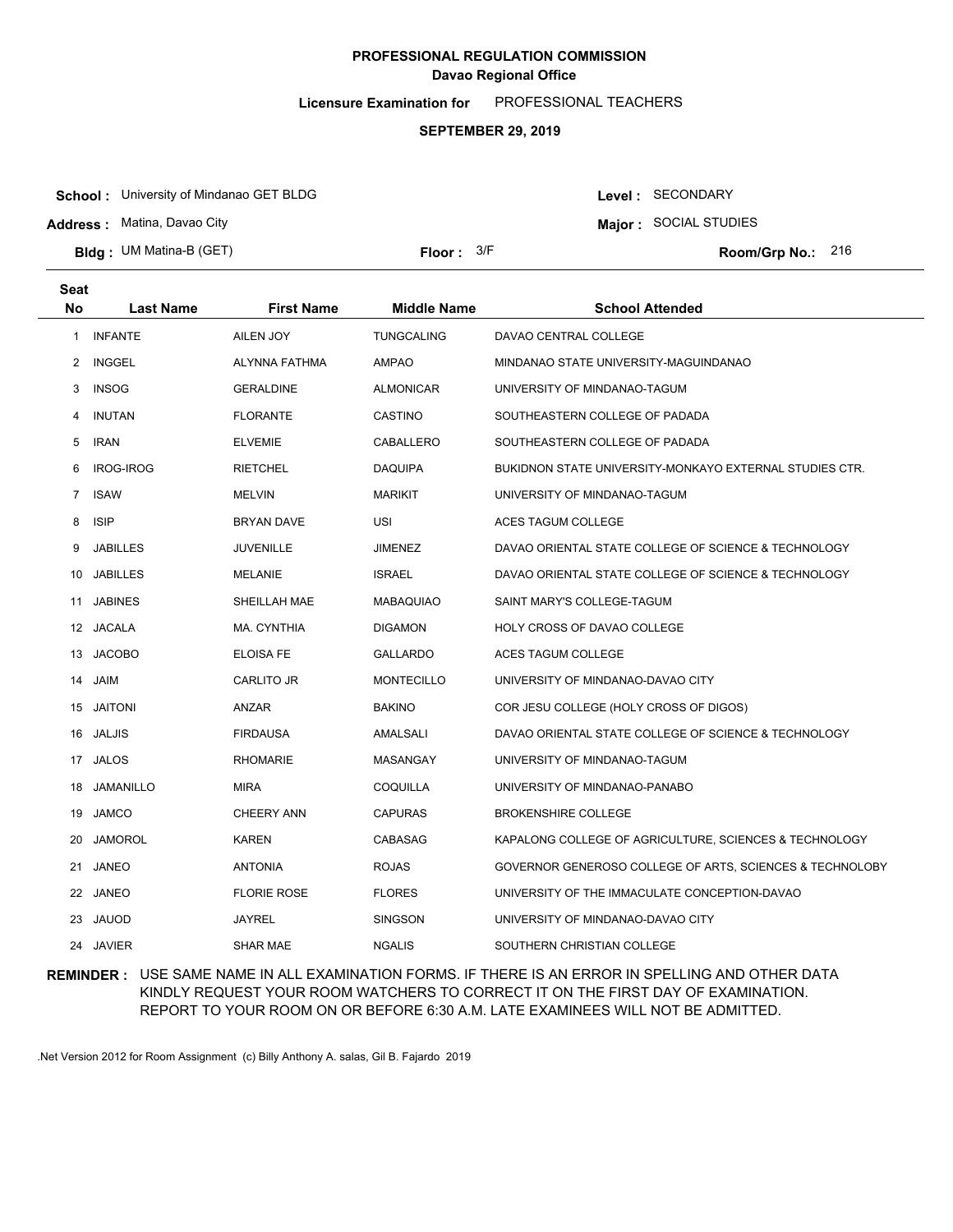# PROFESSIONAL REGULATION COMMISSION

## Davao Regional Office

**Licensure Examination for** PROFESSIONAL TEACHERS

**SEPTEMBER 29, 2019**

**School :** University of Mindanao GET BLDG
**Address :** Matina, Davao City
**Bldg :** UM Matina-B (GET)
**Floor :** 3/F

**Level :** SECONDARY
**Major :** SOCIAL STUDIES
**Room/Grp No.:** 216

| Seat No | Last Name | First Name | Middle Name | School Attended |
|---|---|---|---|---|
| 1 | INFANTE | AILEN JOY | TUNGCALING | DAVAO CENTRAL COLLEGE |
| 2 | INGGEL | ALYNNA FATHMA | AMPAO | MINDANAO STATE UNIVERSITY-MAGUINDANAO |
| 3 | INSOG | GERALDINE | ALMONICAR | UNIVERSITY OF MINDANAO-TAGUM |
| 4 | INUTAN | FLORANTE | CASTINO | SOUTHEASTERN COLLEGE OF PADADA |
| 5 | IRAN | ELVEMIE | CABALLERO | SOUTHEASTERN COLLEGE OF PADADA |
| 6 | IROG-IROG | RIETCHEL | DAQUIPA | BUKIDNON STATE UNIVERSITY-MONKAYO EXTERNAL STUDIES CTR. |
| 7 | ISAW | MELVIN | MARIKIT | UNIVERSITY OF MINDANAO-TAGUM |
| 8 | ISIP | BRYAN DAVE | USI | ACES TAGUM COLLEGE |
| 9 | JABILLES | JUVENILLE | JIMENEZ | DAVAO ORIENTAL STATE COLLEGE OF SCIENCE & TECHNOLOGY |
| 10 | JABILLES | MELANIE | ISRAEL | DAVAO ORIENTAL STATE COLLEGE OF SCIENCE & TECHNOLOGY |
| 11 | JABINES | SHEILLAH MAE | MABAQUIAO | SAINT MARY'S COLLEGE-TAGUM |
| 12 | JACALA | MA. CYNTHIA | DIGAMON | HOLY CROSS OF DAVAO COLLEGE |
| 13 | JACOBO | ELOISA FE | GALLARDO | ACES TAGUM COLLEGE |
| 14 | JAIM | CARLITO JR | MONTECILLO | UNIVERSITY OF MINDANAO-DAVAO CITY |
| 15 | JAITONI | ANZAR | BAKINO | COR JESU COLLEGE (HOLY CROSS OF DIGOS) |
| 16 | JALJIS | FIRDAUSA | AMALSALI | DAVAO ORIENTAL STATE COLLEGE OF SCIENCE & TECHNOLOGY |
| 17 | JALOS | RHOMARIE | MASANGAY | UNIVERSITY OF MINDANAO-TAGUM |
| 18 | JAMANILLO | MIRA | COQUILLA | UNIVERSITY OF MINDANAO-PANABO |
| 19 | JAMCO | CHEERY ANN | CAPURAS | BROKENSHIRE COLLEGE |
| 20 | JAMOROL | KAREN | CABASAG | KAPALONG COLLEGE OF AGRICULTURE, SCIENCES & TECHNOLOGY |
| 21 | JANEO | ANTONIA | ROJAS | GOVERNOR GENEROSO COLLEGE OF ARTS, SCIENCES & TECHNOLOBY |
| 22 | JANEO | FLORIE ROSE | FLORES | UNIVERSITY OF THE IMMACULATE CONCEPTION-DAVAO |
| 23 | JAUOD | JAYREL | SINGSON | UNIVERSITY OF MINDANAO-DAVAO CITY |
| 24 | JAVIER | SHAR MAE | NGALIS | SOUTHERN CHRISTIAN COLLEGE |

**REMINDER :** USE SAME NAME IN ALL EXAMINATION FORMS. IF THERE IS AN ERROR IN SPELLING AND OTHER DATA KINDLY REQUEST YOUR ROOM WATCHERS TO CORRECT IT ON THE FIRST DAY OF EXAMINATION. REPORT TO YOUR ROOM ON OR BEFORE 6:30 A.M. LATE EXAMINEES WILL NOT BE ADMITTED.

.Net Version 2012 for Room Assignment (c) Billy Anthony A. salas, Gil B. Fajardo 2019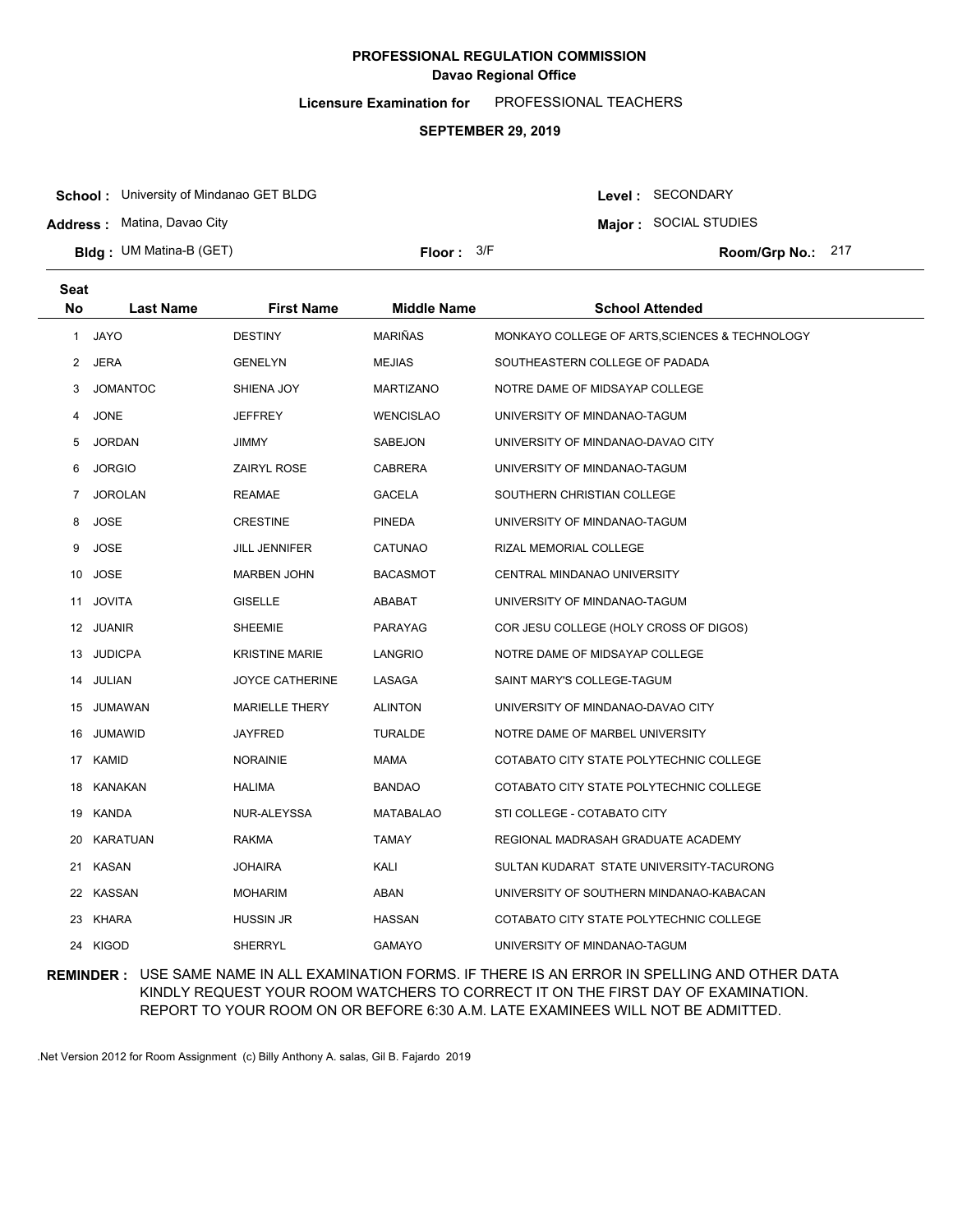# PROFESSIONAL REGULATION COMMISSION

## Davao Regional Office

**Licensure Examination for** PROFESSIONAL TEACHERS

**SEPTEMBER 29, 2019**

**School :** University of Mindanao GET BLDG

**Address :** Matina, Davao City

**Bldg :** UM Matina-B (GET)

**Floor :** 3/F

**Level :** SECONDARY

**Major :** SOCIAL STUDIES

**Room/Grp No.:** 217

| Seat No | Last Name | First Name | Middle Name | School Attended |
|---|---|---|---|---|
| 1 | JAYO | DESTINY | MARIÑAS | MONKAYO COLLEGE OF ARTS,SCIENCES & TECHNOLOGY |
| 2 | JERA | GENELYN | MEJIAS | SOUTHEASTERN COLLEGE OF PADADA |
| 3 | JOMANTOC | SHIENA JOY | MARTIZANO | NOTRE DAME OF MIDSAYAP COLLEGE |
| 4 | JONE | JEFFREY | WENCISLAO | UNIVERSITY OF MINDANAO-TAGUM |
| 5 | JORDAN | JIMMY | SABEJON | UNIVERSITY OF MINDANAO-DAVAO CITY |
| 6 | JORGIO | ZAIRYL ROSE | CABRERA | UNIVERSITY OF MINDANAO-TAGUM |
| 7 | JOROLAN | REAMAE | GACELA | SOUTHERN CHRISTIAN COLLEGE |
| 8 | JOSE | CRESTINE | PINEDA | UNIVERSITY OF MINDANAO-TAGUM |
| 9 | JOSE | JILL JENNIFER | CATUNAO | RIZAL MEMORIAL COLLEGE |
| 10 | JOSE | MARBEN JOHN | BACASMOT | CENTRAL MINDANAO UNIVERSITY |
| 11 | JOVITA | GISELLE | ABABAT | UNIVERSITY OF MINDANAO-TAGUM |
| 12 | JUANIR | SHEEMIE | PARAYAG | COR JESU COLLEGE (HOLY CROSS OF DIGOS) |
| 13 | JUDICPA | KRISTINE MARIE | LANGRIO | NOTRE DAME OF MIDSAYAP COLLEGE |
| 14 | JULIAN | JOYCE CATHERINE | LASAGA | SAINT MARY'S COLLEGE-TAGUM |
| 15 | JUMAWAN | MARIELLE THERY | ALINTON | UNIVERSITY OF MINDANAO-DAVAO CITY |
| 16 | JUMAWID | JAYFRED | TURALDE | NOTRE DAME OF MARBEL UNIVERSITY |
| 17 | KAMID | NORAINIE | MAMA | COTABATO CITY STATE POLYTECHNIC COLLEGE |
| 18 | KANAKAN | HALIMA | BANDAO | COTABATO CITY STATE POLYTECHNIC COLLEGE |
| 19 | KANDA | NUR-ALEYSSA | MATABALAO | STI COLLEGE - COTABATO CITY |
| 20 | KARATUAN | RAKMA | TAMAY | REGIONAL MADRASAH GRADUATE ACADEMY |
| 21 | KASAN | JOHAIRA | KALI | SULTAN KUDARAT STATE UNIVERSITY-TACURONG |
| 22 | KASSAN | MOHARIM | ABAN | UNIVERSITY OF SOUTHERN MINDANAO-KABACAN |
| 23 | KHARA | HUSSIN JR | HASSAN | COTABATO CITY STATE POLYTECHNIC COLLEGE |
| 24 | KIGOD | SHERRYL | GAMAYO | UNIVERSITY OF MINDANAO-TAGUM |

**REMINDER :** USE SAME NAME IN ALL EXAMINATION FORMS. IF THERE IS AN ERROR IN SPELLING AND OTHER DATA KINDLY REQUEST YOUR ROOM WATCHERS TO CORRECT IT ON THE FIRST DAY OF EXAMINATION. REPORT TO YOUR ROOM ON OR BEFORE 6:30 A.M. LATE EXAMINEES WILL NOT BE ADMITTED.

.Net Version 2012 for Room Assignment (c) Billy Anthony A. salas, Gil B. Fajardo 2019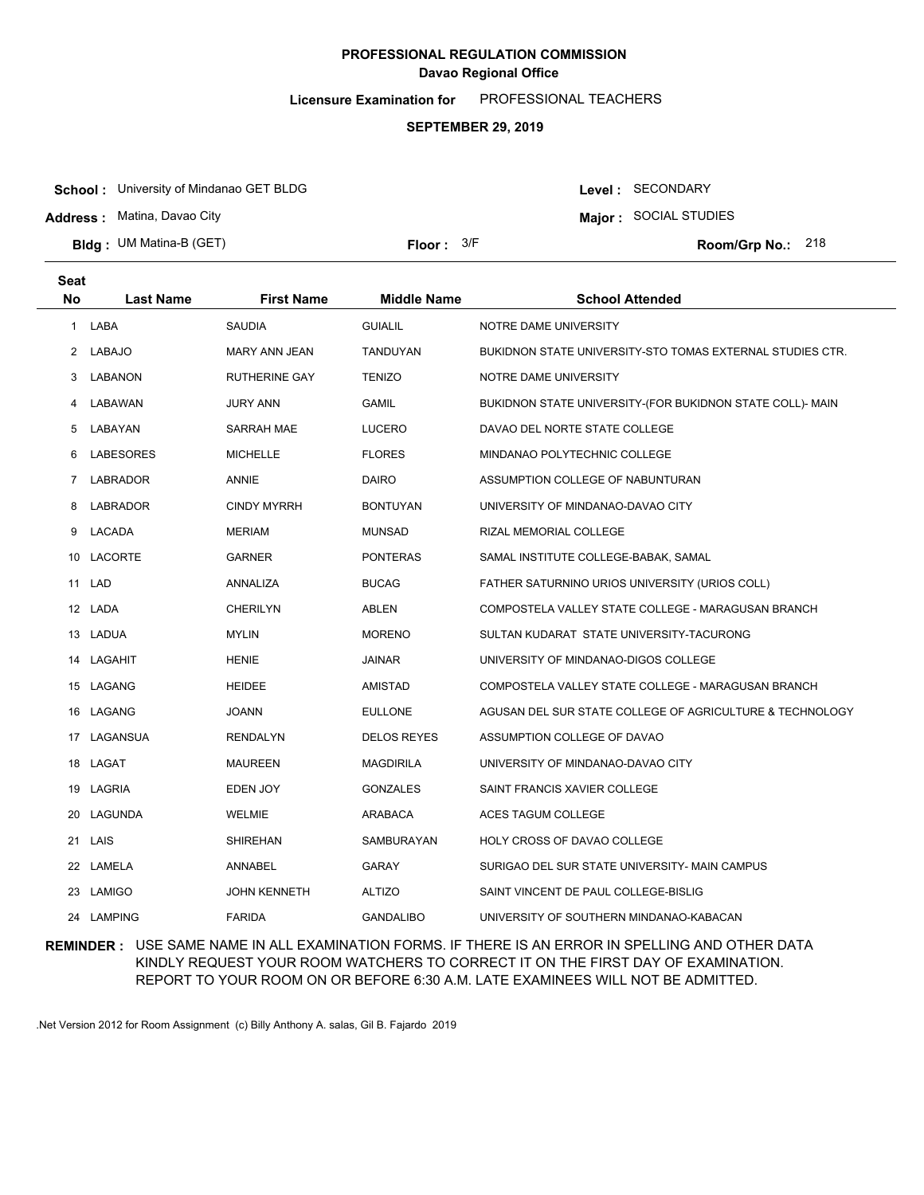**PROFESSIONAL REGULATION COMMISSION**
**Davao Regional Office**

**Licensure Examination for** PROFESSIONAL TEACHERS

**SEPTEMBER 29, 2019**

**School :** University of Mindanao GET BLDG
**Address :** Matina, Davao City
**Bldg :** UM Matina-B (GET)
**Floor :** 3/F
**Level :** SECONDARY
**Major :** SOCIAL STUDIES
**Room/Grp No.:** 218

| Seat No | Last Name | First Name | Middle Name | School Attended |
|---|---|---|---|---|
| 1 | LABA | SAUDIA | GUIALIL | NOTRE DAME UNIVERSITY |
| 2 | LABAJO | MARY ANN JEAN | TANDUYAN | BUKIDNON STATE UNIVERSITY-STO TOMAS EXTERNAL STUDIES CTR. |
| 3 | LABANON | RUTHERINE GAY | TENIZO | NOTRE DAME UNIVERSITY |
| 4 | LABAWAN | JURY ANN | GAMIL | BUKIDNON STATE UNIVERSITY-(FOR BUKIDNON STATE COLL)- MAIN |
| 5 | LABAYAN | SARRAH MAE | LUCERO | DAVAO DEL NORTE STATE COLLEGE |
| 6 | LABESORES | MICHELLE | FLORES | MINDANAO POLYTECHNIC COLLEGE |
| 7 | LABRADOR | ANNIE | DAIRO | ASSUMPTION COLLEGE OF NABUNTURAN |
| 8 | LABRADOR | CINDY MYRRH | BONTUYAN | UNIVERSITY OF MINDANAO-DAVAO CITY |
| 9 | LACADA | MERIAM | MUNSAD | RIZAL MEMORIAL COLLEGE |
| 10 | LACORTE | GARNER | PONTERAS | SAMAL INSTITUTE COLLEGE-BABAK, SAMAL |
| 11 | LAD | ANNALIZA | BUCAG | FATHER SATURNINO URIOS UNIVERSITY (URIOS COLL) |
| 12 | LADA | CHERILYN | ABLEN | COMPOSTELA VALLEY STATE COLLEGE - MARAGUSAN BRANCH |
| 13 | LADUA | MYLIN | MORENO | SULTAN KUDARAT STATE UNIVERSITY-TACURONG |
| 14 | LAGAHIT | HENIE | JAINAR | UNIVERSITY OF MINDANAO-DIGOS COLLEGE |
| 15 | LAGANG | HEIDEE | AMISTAD | COMPOSTELA VALLEY STATE COLLEGE - MARAGUSAN BRANCH |
| 16 | LAGANG | JOANN | EULLONE | AGUSAN DEL SUR STATE COLLEGE OF AGRICULTURE & TECHNOLOGY |
| 17 | LAGANSUA | RENDALYN | DELOS REYES | ASSUMPTION COLLEGE OF DAVAO |
| 18 | LAGAT | MAUREEN | MAGDIRILA | UNIVERSITY OF MINDANAO-DAVAO CITY |
| 19 | LAGRIA | EDEN JOY | GONZALES | SAINT FRANCIS XAVIER COLLEGE |
| 20 | LAGUNDA | WELMIE | ARABACA | ACES TAGUM COLLEGE |
| 21 | LAIS | SHIREHAN | SAMBURAYAN | HOLY CROSS OF DAVAO COLLEGE |
| 22 | LAMELA | ANNABEL | GARAY | SURIGAO DEL SUR STATE UNIVERSITY- MAIN CAMPUS |
| 23 | LAMIGO | JOHN KENNETH | ALTIZO | SAINT VINCENT DE PAUL COLLEGE-BISLIG |
| 24 | LAMPING | FARIDA | GANDALIBO | UNIVERSITY OF SOUTHERN MINDANAO-KABACAN |

**REMINDER :** USE SAME NAME IN ALL EXAMINATION FORMS. IF THERE IS AN ERROR IN SPELLING AND OTHER DATA KINDLY REQUEST YOUR ROOM WATCHERS TO CORRECT IT ON THE FIRST DAY OF EXAMINATION. REPORT TO YOUR ROOM ON OR BEFORE 6:30 A.M. LATE EXAMINEES WILL NOT BE ADMITTED.

.Net Version 2012 for Room Assignment (c) Billy Anthony A. salas, Gil B. Fajardo 2019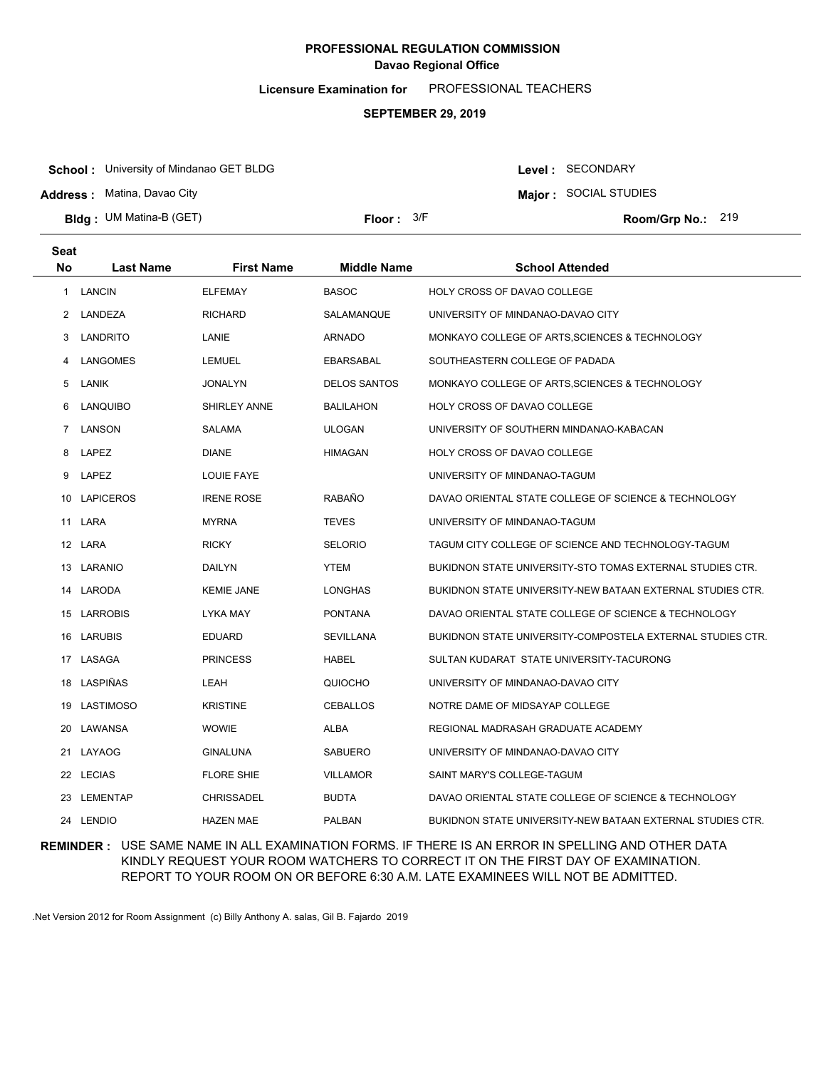# PROFESSIONAL REGULATION COMMISSION
## Davao Regional Office

**Licensure Examination for** PROFESSIONAL TEACHERS

**SEPTEMBER 29, 2019**

**School :** University of Mindanao GET BLDG
**Address :** Matina, Davao City
**Bldg :** UM Matina-B (GET)
**Floor :** 3/F
**Level :** SECONDARY
**Major :** SOCIAL STUDIES
**Room/Grp No.:** 219

| Seat No | Last Name | First Name | Middle Name | School Attended |
|---|---|---|---|---|
| 1 | LANCIN | ELFEMAY | BASOC | HOLY CROSS OF DAVAO COLLEGE |
| 2 | LANDEZA | RICHARD | SALAMANQUE | UNIVERSITY OF MINDANAO-DAVAO CITY |
| 3 | LANDRITO | LANIE | ARNADO | MONKAYO COLLEGE OF ARTS,SCIENCES & TECHNOLOGY |
| 4 | LANGOMES | LEMUEL | EBARSABAL | SOUTHEASTERN COLLEGE OF PADADA |
| 5 | LANIK | JONALYN | DELOS SANTOS | MONKAYO COLLEGE OF ARTS,SCIENCES & TECHNOLOGY |
| 6 | LANQUIBO | SHIRLEY ANNE | BALILAHON | HOLY CROSS OF DAVAO COLLEGE |
| 7 | LANSON | SALAMA | ULOGAN | UNIVERSITY OF SOUTHERN MINDANAO-KABACAN |
| 8 | LAPEZ | DIANE | HIMAGAN | HOLY CROSS OF DAVAO COLLEGE |
| 9 | LAPEZ | LOUIE FAYE | | UNIVERSITY OF MINDANAO-TAGUM |
| 10 | LAPICEROS | IRENE ROSE | RABAÑO | DAVAO ORIENTAL STATE COLLEGE OF SCIENCE & TECHNOLOGY |
| 11 | LARA | MYRNA | TEVES | UNIVERSITY OF MINDANAO-TAGUM |
| 12 | LARA | RICKY | SELORIO | TAGUM CITY COLLEGE OF SCIENCE AND TECHNOLOGY-TAGUM |
| 13 | LARANIO | DAILYN | YTEM | BUKIDNON STATE UNIVERSITY-STO TOMAS EXTERNAL STUDIES CTR. |
| 14 | LARODA | KEMIE JANE | LONGHAS | BUKIDNON STATE UNIVERSITY-NEW BATAAN EXTERNAL STUDIES CTR. |
| 15 | LARROBIS | LYKA MAY | PONTANA | DAVAO ORIENTAL STATE COLLEGE OF SCIENCE & TECHNOLOGY |
| 16 | LARUBIS | EDUARD | SEVILLANA | BUKIDNON STATE UNIVERSITY-COMPOSTELA EXTERNAL STUDIES CTR. |
| 17 | LASAGA | PRINCESS | HABEL | SULTAN KUDARAT STATE UNIVERSITY-TACURONG |
| 18 | LASPIÑAS | LEAH | QUIOCHO | UNIVERSITY OF MINDANAO-DAVAO CITY |
| 19 | LASTIMOSO | KRISTINE | CEBALLOS | NOTRE DAME OF MIDSAYAP COLLEGE |
| 20 | LAWANSA | WOWIE | ALBA | REGIONAL MADRASAH GRADUATE ACADEMY |
| 21 | LAYAOG | GINALUNA | SABUERO | UNIVERSITY OF MINDANAO-DAVAO CITY |
| 22 | LECIAS | FLORE SHIE | VILLAMOR | SAINT MARY'S COLLEGE-TAGUM |
| 23 | LEMENTAP | CHRISSADEL | BUDTA | DAVAO ORIENTAL STATE COLLEGE OF SCIENCE & TECHNOLOGY |
| 24 | LENDIO | HAZEN MAE | PALBAN | BUKIDNON STATE UNIVERSITY-NEW BATAAN EXTERNAL STUDIES CTR. |

**REMINDER :** USE SAME NAME IN ALL EXAMINATION FORMS. IF THERE IS AN ERROR IN SPELLING AND OTHER DATA KINDLY REQUEST YOUR ROOM WATCHERS TO CORRECT IT ON THE FIRST DAY OF EXAMINATION. REPORT TO YOUR ROOM ON OR BEFORE 6:30 A.M. LATE EXAMINEES WILL NOT BE ADMITTED.

.Net Version 2012 for Room Assignment (c) Billy Anthony A. salas, Gil B. Fajardo 2019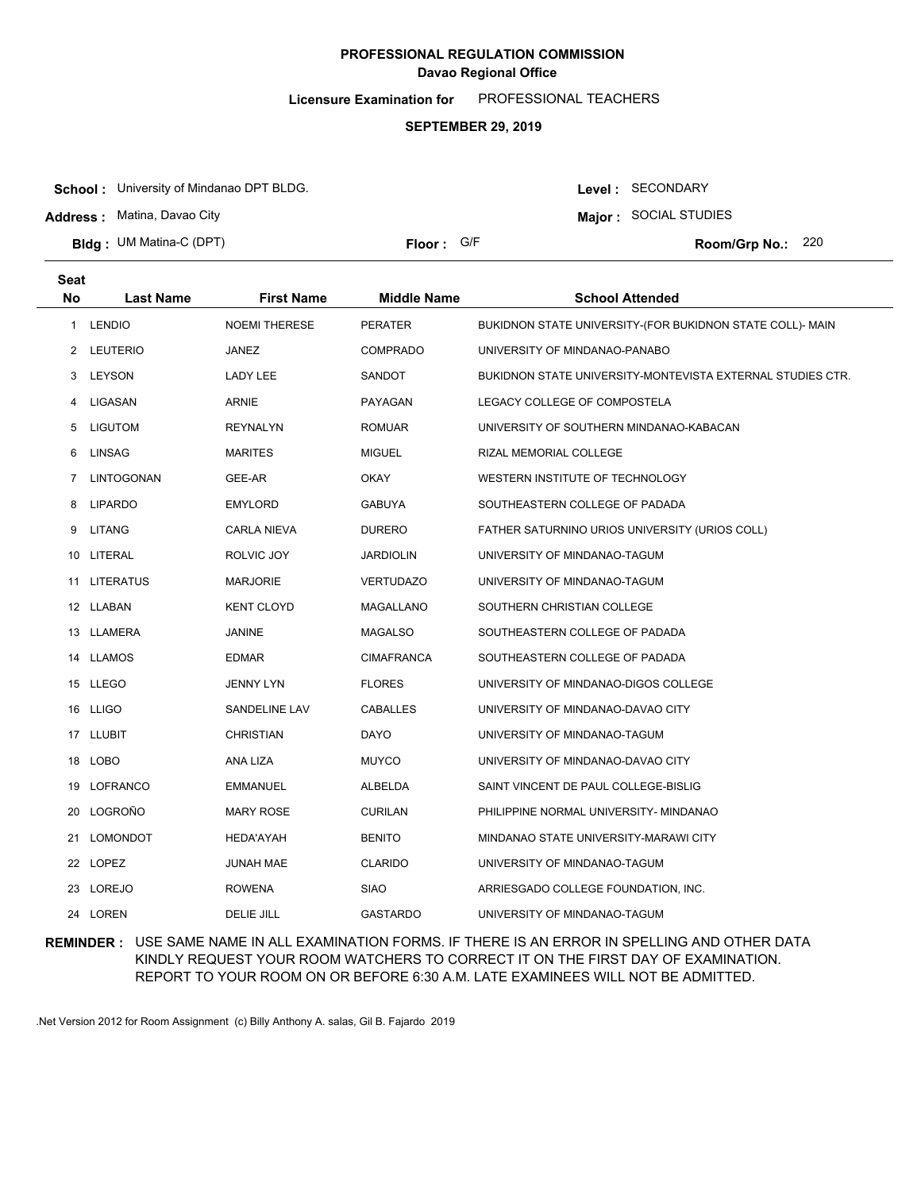**PROFESSIONAL REGULATION COMMISSION**
**Davao Regional Office**

**Licensure Examination for** PROFESSIONAL TEACHERS

**SEPTEMBER 29, 2019**

**School :** University of Mindanao DPT BLDG.
**Address :** Matina, Davao City
**Bldg :** UM Matina-C (DPT)
**Floor :** G/F
**Level :** SECONDARY
**Major :** SOCIAL STUDIES
**Room/Grp No.:** 220

| Seat No | Last Name | First Name | Middle Name | School Attended |
|---|---|---|---|---|
| 1 | LENDIO | NOEMI THERESE | PERATER | BUKIDNON STATE UNIVERSITY-(FOR BUKIDNON STATE COLL)- MAIN |
| 2 | LEUTERIO | JANEZ | COMPRADO | UNIVERSITY OF MINDANAO-PANABO |
| 3 | LEYSON | LADY LEE | SANDOT | BUKIDNON STATE UNIVERSITY-MONTEVISTA EXTERNAL STUDIES CTR. |
| 4 | LIGASAN | ARNIE | PAYAGAN | LEGACY COLLEGE OF COMPOSTELA |
| 5 | LIGUTOM | REYNALYN | ROMUAR | UNIVERSITY OF SOUTHERN MINDANAO-KABACAN |
| 6 | LINSAG | MARITES | MIGUEL | RIZAL MEMORIAL COLLEGE |
| 7 | LINTOGONAN | GEE-AR | OKAY | WESTERN INSTITUTE OF TECHNOLOGY |
| 8 | LIPARDO | EMYLORD | GABUYA | SOUTHEASTERN COLLEGE OF PADADA |
| 9 | LITANG | CARLA NIEVA | DURERO | FATHER SATURNINO URIOS UNIVERSITY (URIOS COLL) |
| 10 | LITERAL | ROLVIC JOY | JARDIOLIN | UNIVERSITY OF MINDANAO-TAGUM |
| 11 | LITERATUS | MARJORIE | VERTUDAZO | UNIVERSITY OF MINDANAO-TAGUM |
| 12 | LLABAN | KENT CLOYD | MAGALLANO | SOUTHERN CHRISTIAN COLLEGE |
| 13 | LLAMERA | JANINE | MAGALSO | SOUTHEASTERN COLLEGE OF PADADA |
| 14 | LLAMOS | EDMAR | CIMAFRANCA | SOUTHEASTERN COLLEGE OF PADADA |
| 15 | LLEGO | JENNY LYN | FLORES | UNIVERSITY OF MINDANAO-DIGOS COLLEGE |
| 16 | LLIGO | SANDELINE LAV | CABALLES | UNIVERSITY OF MINDANAO-DAVAO CITY |
| 17 | LLUBIT | CHRISTIAN | DAYO | UNIVERSITY OF MINDANAO-TAGUM |
| 18 | LOBO | ANA LIZA | MUYCO | UNIVERSITY OF MINDANAO-DAVAO CITY |
| 19 | LOFRANCO | EMMANUEL | ALBELDA | SAINT VINCENT DE PAUL COLLEGE-BISLIG |
| 20 | LOGROÑO | MARY ROSE | CURILAN | PHILIPPINE NORMAL UNIVERSITY- MINDANAO |
| 21 | LOMONDOT | HEDA'AYAH | BENITO | MINDANAO STATE UNIVERSITY-MARAWI CITY |
| 22 | LOPEZ | JUNAH MAE | CLARIDO | UNIVERSITY OF MINDANAO-TAGUM |
| 23 | LOREJO | ROWENA | SIAO | ARRIESGADO COLLEGE FOUNDATION, INC. |
| 24 | LOREN | DELIE JILL | GASTARDO | UNIVERSITY OF MINDANAO-TAGUM |

**REMINDER :** USE SAME NAME IN ALL EXAMINATION FORMS. IF THERE IS AN ERROR IN SPELLING AND OTHER DATA KINDLY REQUEST YOUR ROOM WATCHERS TO CORRECT IT ON THE FIRST DAY OF EXAMINATION. REPORT TO YOUR ROOM ON OR BEFORE 6:30 A.M. LATE EXAMINEES WILL NOT BE ADMITTED.

.Net Version 2012 for Room Assignment (c) Billy Anthony A. salas, Gil B. Fajardo 2019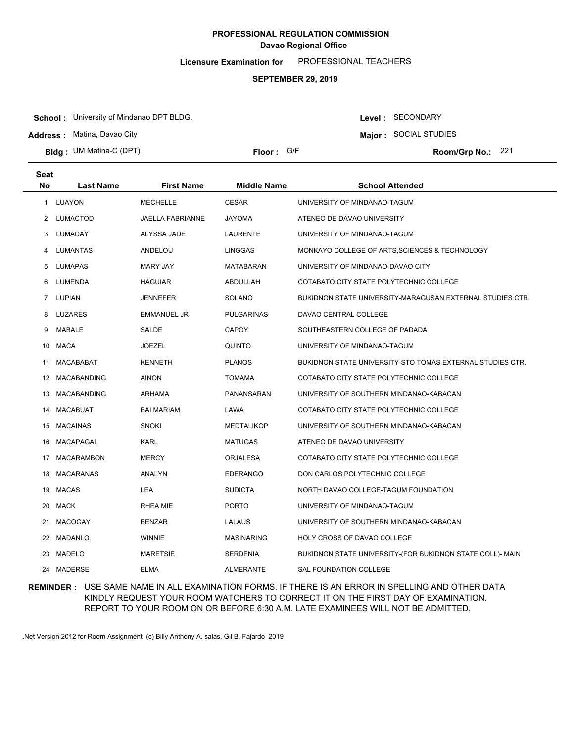**PROFESSIONAL REGULATION COMMISSION**
**Davao Regional Office**

**Licensure Examination for** PROFESSIONAL TEACHERS

**SEPTEMBER 29, 2019**

**School :** University of Mindanao DPT BLDG.
**Address :** Matina, Davao City
**Bldg :** UM Matina-C (DPT)
**Floor :** G/F
**Level :** SECONDARY
**Major :** SOCIAL STUDIES
**Room/Grp No.:** 221

| Seat No | Last Name | First Name | Middle Name | School Attended |
|---|---|---|---|---|
| 1 | LUAYON | MECHELLE | CESAR | UNIVERSITY OF MINDANAO-TAGUM |
| 2 | LUMACTOD | JAELLA FABRIANNE | JAYOMA | ATENEO DE DAVAO UNIVERSITY |
| 3 | LUMADAY | ALYSSA JADE | LAURENTE | UNIVERSITY OF MINDANAO-TAGUM |
| 4 | LUMANTAS | ANDELOU | LINGGAS | MONKAYO COLLEGE OF ARTS,SCIENCES & TECHNOLOGY |
| 5 | LUMAPAS | MARY JAY | MATABARAN | UNIVERSITY OF MINDANAO-DAVAO CITY |
| 6 | LUMENDA | HAGUIAR | ABDULLAH | COTABATO CITY STATE POLYTECHNIC COLLEGE |
| 7 | LUPIAN | JENNEFER | SOLANO | BUKIDNON STATE UNIVERSITY-MARAGUSAN EXTERNAL STUDIES CTR. |
| 8 | LUZARES | EMMANUEL JR | PULGARINAS | DAVAO CENTRAL COLLEGE |
| 9 | MABALE | SALDE | CAPOY | SOUTHEASTERN COLLEGE OF PADADA |
| 10 | MACA | JOEZEL | QUINTO | UNIVERSITY OF MINDANAO-TAGUM |
| 11 | MACABABAT | KENNETH | PLANOS | BUKIDNON STATE UNIVERSITY-STO TOMAS EXTERNAL STUDIES CTR. |
| 12 | MACABANDING | AINON | TOMAMA | COTABATO CITY STATE POLYTECHNIC COLLEGE |
| 13 | MACABANDING | ARHAMA | PANANSARAN | UNIVERSITY OF SOUTHERN MINDANAO-KABACAN |
| 14 | MACABUAT | BAI MARIAM | LAWA | COTABATO CITY STATE POLYTECHNIC COLLEGE |
| 15 | MACAINAS | SNOKI | MEDTALIKOP | UNIVERSITY OF SOUTHERN MINDANAO-KABACAN |
| 16 | MACAPAGAL | KARL | MATUGAS | ATENEO DE DAVAO UNIVERSITY |
| 17 | MACARAMBON | MERCY | ORJALESA | COTABATO CITY STATE POLYTECHNIC COLLEGE |
| 18 | MACARANAS | ANALYN | EDERANGO | DON CARLOS POLYTECHNIC COLLEGE |
| 19 | MACAS | LEA | SUDICTA | NORTH DAVAO COLLEGE-TAGUM FOUNDATION |
| 20 | MACK | RHEA MIE | PORTO | UNIVERSITY OF MINDANAO-TAGUM |
| 21 | MACOGAY | BENZAR | LALAUS | UNIVERSITY OF SOUTHERN MINDANAO-KABACAN |
| 22 | MADANLO | WINNIE | MASINARING | HOLY CROSS OF DAVAO COLLEGE |
| 23 | MADELO | MARETSIE | SERDENIA | BUKIDNON STATE UNIVERSITY-(FOR BUKIDNON STATE COLL)- MAIN |
| 24 | MADERSE | ELMA | ALMERANTE | SAL FOUNDATION COLLEGE |

**REMINDER :** USE SAME NAME IN ALL EXAMINATION FORMS. IF THERE IS AN ERROR IN SPELLING AND OTHER DATA KINDLY REQUEST YOUR ROOM WATCHERS TO CORRECT IT ON THE FIRST DAY OF EXAMINATION. REPORT TO YOUR ROOM ON OR BEFORE 6:30 A.M. LATE EXAMINEES WILL NOT BE ADMITTED.

.Net Version 2012 for Room Assignment (c) Billy Anthony A. salas, Gil B. Fajardo 2019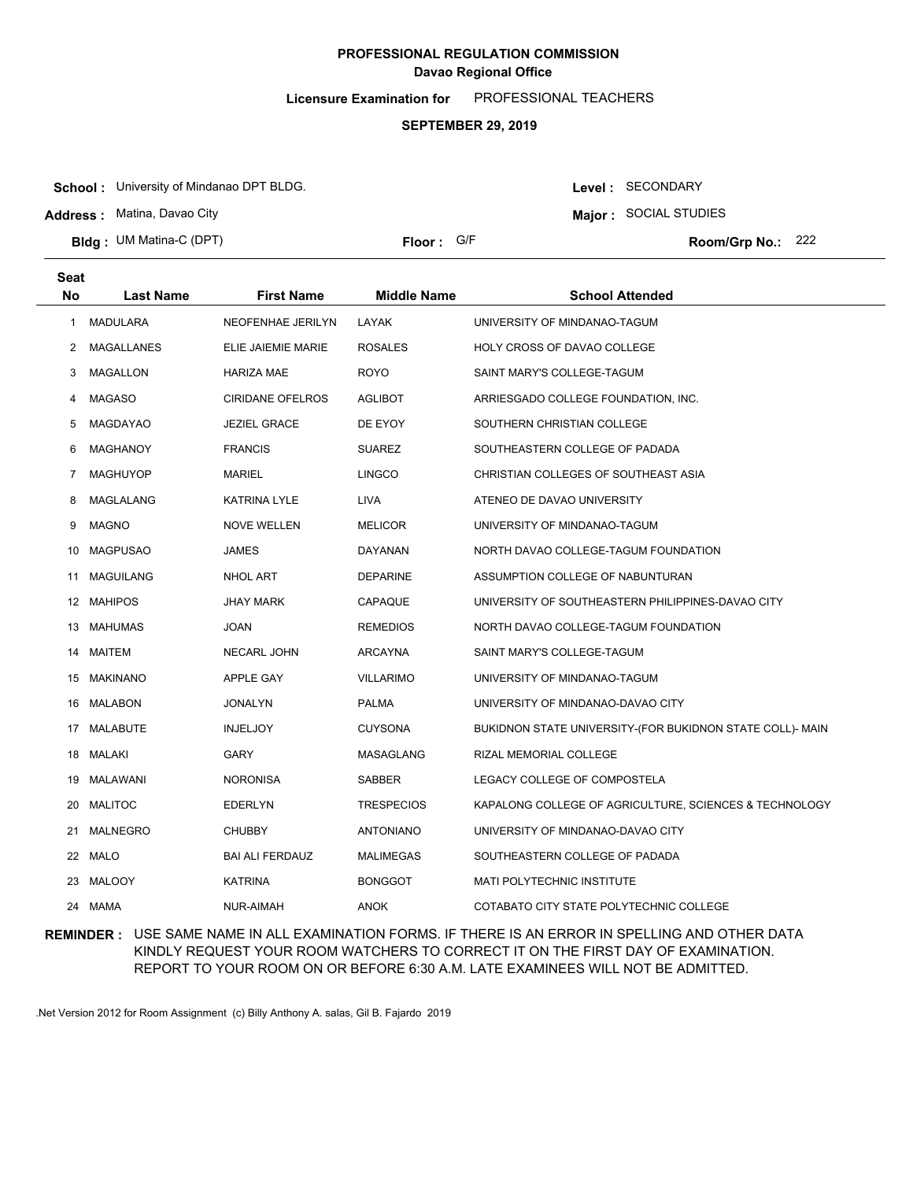**PROFESSIONAL REGULATION COMMISSION**
**Davao Regional Office**

**Licensure Examination for** PROFESSIONAL TEACHERS

**SEPTEMBER 29, 2019**

**School :** University of Mindanao DPT BLDG.
**Address :** Matina, Davao City
**Bldg :** UM Matina-C (DPT)
**Floor :** G/F
**Level :** SECONDARY
**Major :** SOCIAL STUDIES
**Room/Grp No.:** 222

| Seat No | Last Name | First Name | Middle Name | School Attended |
|---|---|---|---|---|
| 1 | MADULARA | NEOFENHAE JERILYN | LAYAK | UNIVERSITY OF MINDANAO-TAGUM |
| 2 | MAGALLANES | ELIE JAIEMIE MARIE | ROSALES | HOLY CROSS OF DAVAO COLLEGE |
| 3 | MAGALLON | HARIZA MAE | ROYO | SAINT MARY'S COLLEGE-TAGUM |
| 4 | MAGASO | CIRIDANE OFELROS | AGLIBOT | ARRIESGADO COLLEGE FOUNDATION, INC. |
| 5 | MAGDAYAO | JEZIEL GRACE | DE EYOY | SOUTHERN CHRISTIAN COLLEGE |
| 6 | MAGHANOY | FRANCIS | SUAREZ | SOUTHEASTERN COLLEGE OF PADADA |
| 7 | MAGHUYOP | MARIEL | LINGCO | CHRISTIAN COLLEGES OF SOUTHEAST ASIA |
| 8 | MAGLALANG | KATRINA LYLE | LIVA | ATENEO DE DAVAO UNIVERSITY |
| 9 | MAGNO | NOVE WELLEN | MELICOR | UNIVERSITY OF MINDANAO-TAGUM |
| 10 | MAGPUSAO | JAMES | DAYANAN | NORTH DAVAO COLLEGE-TAGUM FOUNDATION |
| 11 | MAGUILANG | NHOL ART | DEPARINE | ASSUMPTION COLLEGE OF NABUNTURAN |
| 12 | MAHIPOS | JHAY MARK | CAPAQUE | UNIVERSITY OF SOUTHEASTERN PHILIPPINES-DAVAO CITY |
| 13 | MAHUMAS | JOAN | REMEDIOS | NORTH DAVAO COLLEGE-TAGUM FOUNDATION |
| 14 | MAITEM | NECARL JOHN | ARCAYNA | SAINT MARY'S COLLEGE-TAGUM |
| 15 | MAKINANO | APPLE GAY | VILLARIMO | UNIVERSITY OF MINDANAO-TAGUM |
| 16 | MALABON | JONALYN | PALMA | UNIVERSITY OF MINDANAO-DAVAO CITY |
| 17 | MALABUTE | INJELJOY | CUYSONA | BUKIDNON STATE UNIVERSITY-(FOR BUKIDNON STATE COLL)- MAIN |
| 18 | MALAKI | GARY | MASAGLANG | RIZAL MEMORIAL COLLEGE |
| 19 | MALAWANI | NORONISA | SABBER | LEGACY COLLEGE OF COMPOSTELA |
| 20 | MALITOC | EDERLYN | TRESPECIOS | KAPALONG COLLEGE OF AGRICULTURE, SCIENCES & TECHNOLOGY |
| 21 | MALNEGRO | CHUBBY | ANTONIANO | UNIVERSITY OF MINDANAO-DAVAO CITY |
| 22 | MALO | BAI ALI FERDAUZ | MALIMEGAS | SOUTHEASTERN COLLEGE OF PADADA |
| 23 | MALOOY | KATRINA | BONGGOT | MATI POLYTECHNIC INSTITUTE |
| 24 | MAMA | NUR-AIMAH | ANOK | COTABATO CITY STATE POLYTECHNIC COLLEGE |

**REMINDER :** USE SAME NAME IN ALL EXAMINATION FORMS. IF THERE IS AN ERROR IN SPELLING AND OTHER DATA KINDLY REQUEST YOUR ROOM WATCHERS TO CORRECT IT ON THE FIRST DAY OF EXAMINATION. REPORT TO YOUR ROOM ON OR BEFORE 6:30 A.M. LATE EXAMINEES WILL NOT BE ADMITTED.

.Net Version 2012 for Room Assignment (c) Billy Anthony A. salas, Gil B. Fajardo 2019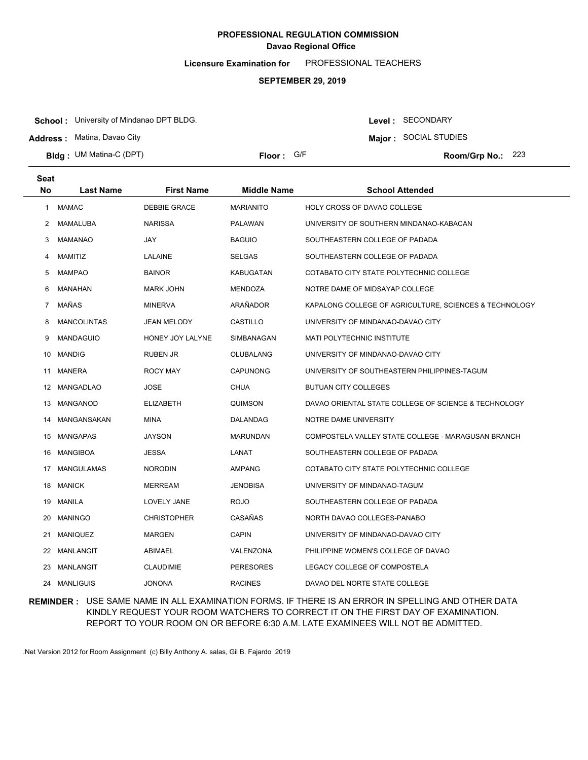**PROFESSIONAL REGULATION COMMISSION**
**Davao Regional Office**

**Licensure Examination for** PROFESSIONAL TEACHERS

**SEPTEMBER 29, 2019**

**School :** University of Mindanao DPT BLDG.
**Address :** Matina, Davao City
**Bldg :** UM Matina-C (DPT)
**Floor :** G/F
**Level :** SECONDARY
**Major :** SOCIAL STUDIES
**Room/Grp No.:** 223

| Seat No | Last Name | First Name | Middle Name | School Attended |
|---|---|---|---|---|
| 1 | MAMAC | DEBBIE GRACE | MARIANITO | HOLY CROSS OF DAVAO COLLEGE |
| 2 | MAMALUBA | NARISSA | PALAWAN | UNIVERSITY OF SOUTHERN MINDANAO-KABACAN |
| 3 | MAMANAO | JAY | BAGUIO | SOUTHEASTERN COLLEGE OF PADADA |
| 4 | MAMITIZ | LALAINE | SELGAS | SOUTHEASTERN COLLEGE OF PADADA |
| 5 | MAMPAO | BAINOR | KABUGATAN | COTABATO CITY STATE POLYTECHNIC COLLEGE |
| 6 | MANAHAN | MARK JOHN | MENDOZA | NOTRE DAME OF MIDSAYAP COLLEGE |
| 7 | MAÑAS | MINERVA | ARAÑADOR | KAPALONG COLLEGE OF AGRICULTURE, SCIENCES & TECHNOLOGY |
| 8 | MANCOLINTAS | JEAN MELODY | CASTILLO | UNIVERSITY OF MINDANAO-DAVAO CITY |
| 9 | MANDAGUIO | HONEY JOY LALYNE | SIMBANAGAN | MATI POLYTECHNIC INSTITUTE |
| 10 | MANDIG | RUBEN JR | OLUBALANG | UNIVERSITY OF MINDANAO-DAVAO CITY |
| 11 | MANERA | ROCY MAY | CAPUNONG | UNIVERSITY OF SOUTHEASTERN PHILIPPINES-TAGUM |
| 12 | MANGADLAO | JOSE | CHUA | BUTUAN CITY COLLEGES |
| 13 | MANGANOD | ELIZABETH | QUIMSON | DAVAO ORIENTAL STATE COLLEGE OF SCIENCE & TECHNOLOGY |
| 14 | MANGANSAKAN | MINA | DALANDAG | NOTRE DAME UNIVERSITY |
| 15 | MANGAPAS | JAYSON | MARUNDAN | COMPOSTELA VALLEY STATE COLLEGE - MARAGUSAN BRANCH |
| 16 | MANGIBOA | JESSA | LANAT | SOUTHEASTERN COLLEGE OF PADADA |
| 17 | MANGULAMAS | NORODIN | AMPANG | COTABATO CITY STATE POLYTECHNIC COLLEGE |
| 18 | MANICK | MERREAM | JENOBISA | UNIVERSITY OF MINDANAO-TAGUM |
| 19 | MANILA | LOVELY JANE | ROJO | SOUTHEASTERN COLLEGE OF PADADA |
| 20 | MANINGO | CHRISTOPHER | CASAÑAS | NORTH DAVAO COLLEGES-PANABO |
| 21 | MANIQUEZ | MARGEN | CAPIN | UNIVERSITY OF MINDANAO-DAVAO CITY |
| 22 | MANLANGIT | ABIMAEL | VALENZONA | PHILIPPINE WOMEN'S COLLEGE OF DAVAO |
| 23 | MANLANGIT | CLAUDIMIE | PERESORES | LEGACY COLLEGE OF COMPOSTELA |
| 24 | MANLIGUIS | JONONA | RACINES | DAVAO DEL NORTE STATE COLLEGE |

**REMINDER :** USE SAME NAME IN ALL EXAMINATION FORMS. IF THERE IS AN ERROR IN SPELLING AND OTHER DATA KINDLY REQUEST YOUR ROOM WATCHERS TO CORRECT IT ON THE FIRST DAY OF EXAMINATION. REPORT TO YOUR ROOM ON OR BEFORE 6:30 A.M. LATE EXAMINEES WILL NOT BE ADMITTED.

.Net Version 2012 for Room Assignment (c) Billy Anthony A. salas, Gil B. Fajardo 2019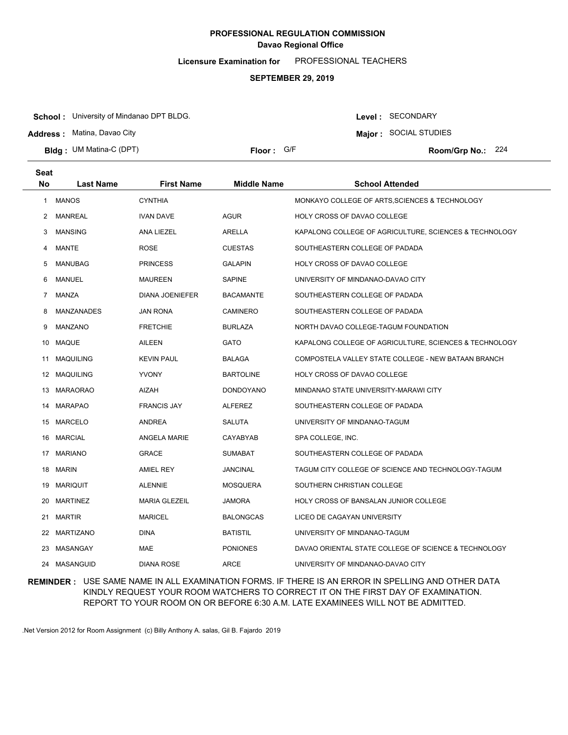**PROFESSIONAL REGULATION COMMISSION**
**Davao Regional Office**

**Licensure Examination for** PROFESSIONAL TEACHERS

**SEPTEMBER 29, 2019**

**School :** University of Mindanao DPT BLDG.
**Address :** Matina, Davao City
**Bldg :** UM Matina-C (DPT)
**Floor :** G/F
**Level :** SECONDARY
**Major :** SOCIAL STUDIES
**Room/Grp No.:** 224

| Seat No | Last Name | First Name | Middle Name | School Attended |
|---|---|---|---|---|
| 1 | MANOS | CYNTHIA | | MONKAYO COLLEGE OF ARTS,SCIENCES & TECHNOLOGY |
| 2 | MANREAL | IVAN DAVE | AGUR | HOLY CROSS OF DAVAO COLLEGE |
| 3 | MANSING | ANA LIEZEL | ARELLA | KAPALONG COLLEGE OF AGRICULTURE, SCIENCES & TECHNOLOGY |
| 4 | MANTE | ROSE | CUESTAS | SOUTHEASTERN COLLEGE OF PADADA |
| 5 | MANUBAG | PRINCESS | GALAPIN | HOLY CROSS OF DAVAO COLLEGE |
| 6 | MANUEL | MAUREEN | SAPINE | UNIVERSITY OF MINDANAO-DAVAO CITY |
| 7 | MANZA | DIANA JOENIEFER | BACAMANTE | SOUTHEASTERN COLLEGE OF PADADA |
| 8 | MANZANADES | JAN RONA | CAMINERO | SOUTHEASTERN COLLEGE OF PADADA |
| 9 | MANZANO | FRETCHIE | BURLAZA | NORTH DAVAO COLLEGE-TAGUM FOUNDATION |
| 10 | MAQUE | AILEEN | GATO | KAPALONG COLLEGE OF AGRICULTURE, SCIENCES & TECHNOLOGY |
| 11 | MAQUILING | KEVIN PAUL | BALAGA | COMPOSTELA VALLEY STATE COLLEGE - NEW BATAAN BRANCH |
| 12 | MAQUILING | YVONY | BARTOLINE | HOLY CROSS OF DAVAO COLLEGE |
| 13 | MARAORAO | AIZAH | DONDOYANO | MINDANAO STATE UNIVERSITY-MARAWI CITY |
| 14 | MARAPAO | FRANCIS JAY | ALFEREZ | SOUTHEASTERN COLLEGE OF PADADA |
| 15 | MARCELO | ANDREA | SALUTA | UNIVERSITY OF MINDANAO-TAGUM |
| 16 | MARCIAL | ANGELA MARIE | CAYABYAB | SPA COLLEGE, INC. |
| 17 | MARIANO | GRACE | SUMABAT | SOUTHEASTERN COLLEGE OF PADADA |
| 18 | MARIN | AMIEL REY | JANCINAL | TAGUM CITY COLLEGE OF SCIENCE AND TECHNOLOGY-TAGUM |
| 19 | MARIQUIT | ALENNIE | MOSQUERA | SOUTHERN CHRISTIAN COLLEGE |
| 20 | MARTINEZ | MARIA GLEZEIL | JAMORA | HOLY CROSS OF BANSALAN JUNIOR COLLEGE |
| 21 | MARTIR | MARICEL | BALONGCAS | LICEO DE CAGAYAN UNIVERSITY |
| 22 | MARTIZANO | DINA | BATISTIL | UNIVERSITY OF MINDANAO-TAGUM |
| 23 | MASANGAY | MAE | PONIONES | DAVAO ORIENTAL STATE COLLEGE OF SCIENCE & TECHNOLOGY |
| 24 | MASANGUID | DIANA ROSE | ARCE | UNIVERSITY OF MINDANAO-DAVAO CITY |

**REMINDER :** USE SAME NAME IN ALL EXAMINATION FORMS. IF THERE IS AN ERROR IN SPELLING AND OTHER DATA KINDLY REQUEST YOUR ROOM WATCHERS TO CORRECT IT ON THE FIRST DAY OF EXAMINATION. REPORT TO YOUR ROOM ON OR BEFORE 6:30 A.M. LATE EXAMINEES WILL NOT BE ADMITTED.

.Net Version 2012 for Room Assignment (c) Billy Anthony A. salas, Gil B. Fajardo 2019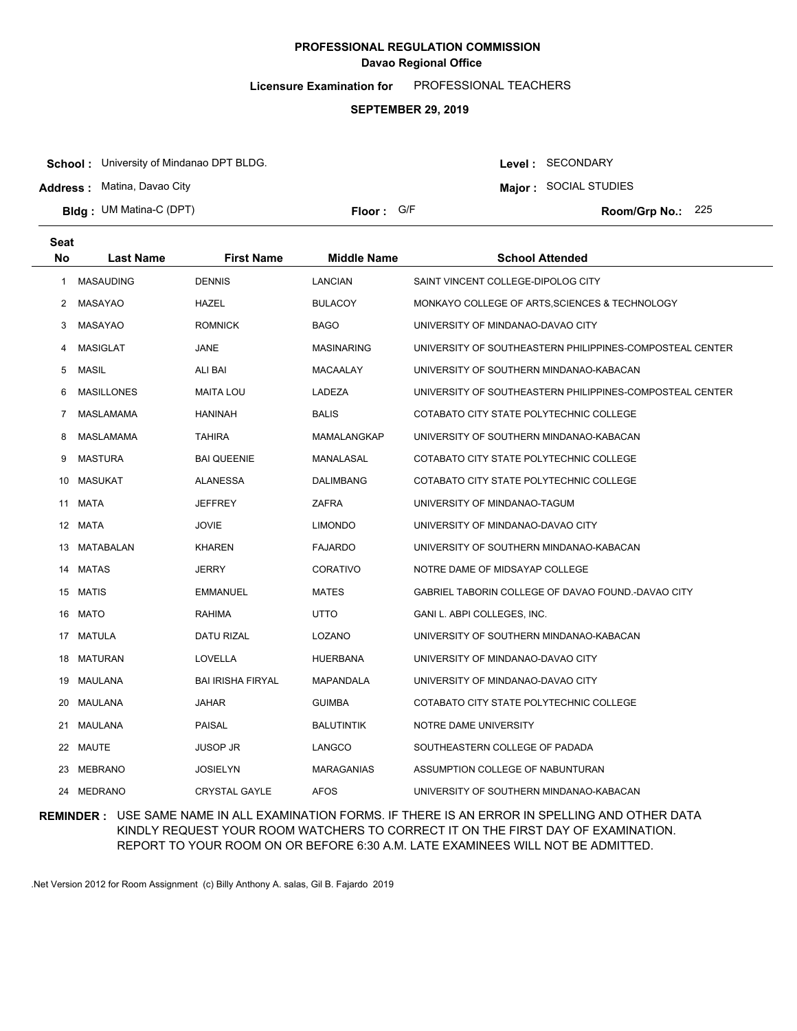**PROFESSIONAL REGULATION COMMISSION**
**Davao Regional Office**

**Licensure Examination for** PROFESSIONAL TEACHERS

**SEPTEMBER 29, 2019**

**School :** University of Mindanao DPT BLDG.
**Address :** Matina, Davao City
**Bldg :** UM Matina-C (DPT)
**Floor :** G/F
**Level :** SECONDARY
**Major :** SOCIAL STUDIES
**Room/Grp No.:** 225

| Seat No | Last Name | First Name | Middle Name | School Attended |
|---|---|---|---|---|
| 1 | MASAUDING | DENNIS | LANCIAN | SAINT VINCENT COLLEGE-DIPOLOG CITY |
| 2 | MASAYAO | HAZEL | BULACOY | MONKAYO COLLEGE OF ARTS,SCIENCES & TECHNOLOGY |
| 3 | MASAYAO | ROMNICK | BAGO | UNIVERSITY OF MINDANAO-DAVAO CITY |
| 4 | MASIGLAT | JANE | MASINARING | UNIVERSITY OF SOUTHEASTERN PHILIPPINES-COMPOSTEAL CENTER |
| 5 | MASIL | ALI BAI | MACAALAY | UNIVERSITY OF SOUTHERN MINDANAO-KABACAN |
| 6 | MASILLONES | MAITA LOU | LADEZA | UNIVERSITY OF SOUTHEASTERN PHILIPPINES-COMPOSTEAL CENTER |
| 7 | MASLAMAMA | HANINAH | BALIS | COTABATO CITY STATE POLYTECHNIC COLLEGE |
| 8 | MASLAMAMA | TAHIRA | MAMALANGKAP | UNIVERSITY OF SOUTHERN MINDANAO-KABACAN |
| 9 | MASTURA | BAI QUEENIE | MANALASAL | COTABATO CITY STATE POLYTECHNIC COLLEGE |
| 10 | MASUKAT | ALANESSA | DALIMBANG | COTABATO CITY STATE POLYTECHNIC COLLEGE |
| 11 | MATA | JEFFREY | ZAFRA | UNIVERSITY OF MINDANAO-TAGUM |
| 12 | MATA | JOVIE | LIMONDO | UNIVERSITY OF MINDANAO-DAVAO CITY |
| 13 | MATABALAN | KHAREN | FAJARDO | UNIVERSITY OF SOUTHERN MINDANAO-KABACAN |
| 14 | MATAS | JERRY | CORATIVO | NOTRE DAME OF MIDSAYAP COLLEGE |
| 15 | MATIS | EMMANUEL | MATES | GABRIEL TABORIN COLLEGE OF DAVAO FOUND.-DAVAO CITY |
| 16 | MATO | RAHIMA | UTTO | GANI L. ABPI COLLEGES, INC. |
| 17 | MATULA | DATU RIZAL | LOZANO | UNIVERSITY OF SOUTHERN MINDANAO-KABACAN |
| 18 | MATURAN | LOVELLA | HUERBANA | UNIVERSITY OF MINDANAO-DAVAO CITY |
| 19 | MAULANA | BAI IRISHA FIRYAL | MAPANDALA | UNIVERSITY OF MINDANAO-DAVAO CITY |
| 20 | MAULANA | JAHAR | GUIMBA | COTABATO CITY STATE POLYTECHNIC COLLEGE |
| 21 | MAULANA | PAISAL | BALUTINTIK | NOTRE DAME UNIVERSITY |
| 22 | MAUTE | JUSOP JR | LANGCO | SOUTHEASTERN COLLEGE OF PADADA |
| 23 | MEBRANO | JOSIELYN | MARAGANIAS | ASSUMPTION COLLEGE OF NABUNTURAN |
| 24 | MEDRANO | CRYSTAL GAYLE | AFOS | UNIVERSITY OF SOUTHERN MINDANAO-KABACAN |

**REMINDER :** USE SAME NAME IN ALL EXAMINATION FORMS. IF THERE IS AN ERROR IN SPELLING AND OTHER DATA KINDLY REQUEST YOUR ROOM WATCHERS TO CORRECT IT ON THE FIRST DAY OF EXAMINATION. REPORT TO YOUR ROOM ON OR BEFORE 6:30 A.M. LATE EXAMINEES WILL NOT BE ADMITTED.

.Net Version 2012 for Room Assignment (c) Billy Anthony A. salas, Gil B. Fajardo 2019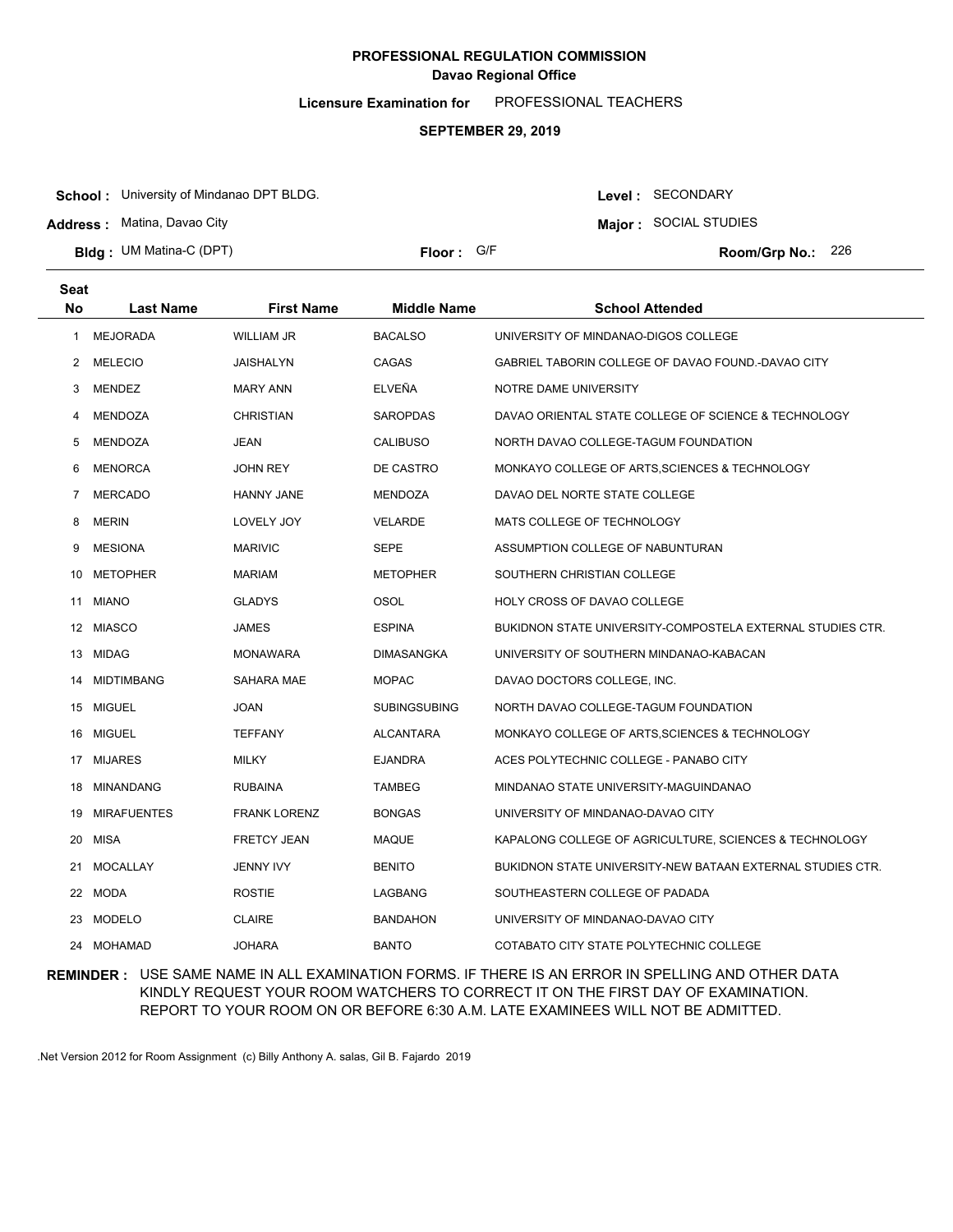**PROFESSIONAL REGULATION COMMISSION**
**Davao Regional Office**

**Licensure Examination for** PROFESSIONAL TEACHERS

**SEPTEMBER 29, 2019**

**School :** University of Mindanao DPT BLDG.
**Address :** Matina, Davao City
**Bldg :** UM Matina-C (DPT)
**Floor :** G/F
**Level :** SECONDARY
**Major :** SOCIAL STUDIES
**Room/Grp No.:** 226

| Seat No | Last Name | First Name | Middle Name | School Attended |
|---|---|---|---|---|
| 1 | MEJORADA | WILLIAM JR | BACALSO | UNIVERSITY OF MINDANAO-DIGOS COLLEGE |
| 2 | MELECIO | JAISHALYN | CAGAS | GABRIEL TABORIN COLLEGE OF DAVAO FOUND.-DAVAO CITY |
| 3 | MENDEZ | MARY ANN | ELVEÑA | NOTRE DAME UNIVERSITY |
| 4 | MENDOZA | CHRISTIAN | SAROPDAS | DAVAO ORIENTAL STATE COLLEGE OF SCIENCE & TECHNOLOGY |
| 5 | MENDOZA | JEAN | CALIBUSO | NORTH DAVAO COLLEGE-TAGUM FOUNDATION |
| 6 | MENORCA | JOHN REY | DE CASTRO | MONKAYO COLLEGE OF ARTS,SCIENCES & TECHNOLOGY |
| 7 | MERCADO | HANNY JANE | MENDOZA | DAVAO DEL NORTE STATE COLLEGE |
| 8 | MERIN | LOVELY JOY | VELARDE | MATS COLLEGE OF TECHNOLOGY |
| 9 | MESIONA | MARIVIC | SEPE | ASSUMPTION COLLEGE OF NABUNTURAN |
| 10 | METOPHER | MARIAM | METOPHER | SOUTHERN CHRISTIAN COLLEGE |
| 11 | MIANO | GLADYS | OSOL | HOLY CROSS OF DAVAO COLLEGE |
| 12 | MIASCO | JAMES | ESPINA | BUKIDNON STATE UNIVERSITY-COMPOSTELA EXTERNAL STUDIES CTR. |
| 13 | MIDAG | MONAWARA | DIMASANGKA | UNIVERSITY OF SOUTHERN MINDANAO-KABACAN |
| 14 | MIDTIMBANG | SAHARA MAE | MOPAC | DAVAO DOCTORS COLLEGE, INC. |
| 15 | MIGUEL | JOAN | SUBINGSUBING | NORTH DAVAO COLLEGE-TAGUM FOUNDATION |
| 16 | MIGUEL | TEFFANY | ALCANTARA | MONKAYO COLLEGE OF ARTS,SCIENCES & TECHNOLOGY |
| 17 | MIJARES | MILKY | EJANDRA | ACES POLYTECHNIC COLLEGE - PANABO CITY |
| 18 | MINANDANG | RUBAINA | TAMBEG | MINDANAO STATE UNIVERSITY-MAGUINDANAO |
| 19 | MIRAFUENTES | FRANK LORENZ | BONGAS | UNIVERSITY OF MINDANAO-DAVAO CITY |
| 20 | MISA | FRETCY JEAN | MAQUE | KAPALONG COLLEGE OF AGRICULTURE, SCIENCES & TECHNOLOGY |
| 21 | MOCALLAY | JENNY IVY | BENITO | BUKIDNON STATE UNIVERSITY-NEW BATAAN EXTERNAL STUDIES CTR. |
| 22 | MODA | ROSTIE | LAGBANG | SOUTHEASTERN COLLEGE OF PADADA |
| 23 | MODELO | CLAIRE | BANDAHON | UNIVERSITY OF MINDANAO-DAVAO CITY |
| 24 | MOHAMAD | JOHARA | BANTO | COTABATO CITY STATE POLYTECHNIC COLLEGE |

**REMINDER :** USE SAME NAME IN ALL EXAMINATION FORMS. IF THERE IS AN ERROR IN SPELLING AND OTHER DATA KINDLY REQUEST YOUR ROOM WATCHERS TO CORRECT IT ON THE FIRST DAY OF EXAMINATION. REPORT TO YOUR ROOM ON OR BEFORE 6:30 A.M. LATE EXAMINEES WILL NOT BE ADMITTED.

.Net Version 2012 for Room Assignment (c) Billy Anthony A. salas, Gil B. Fajardo 2019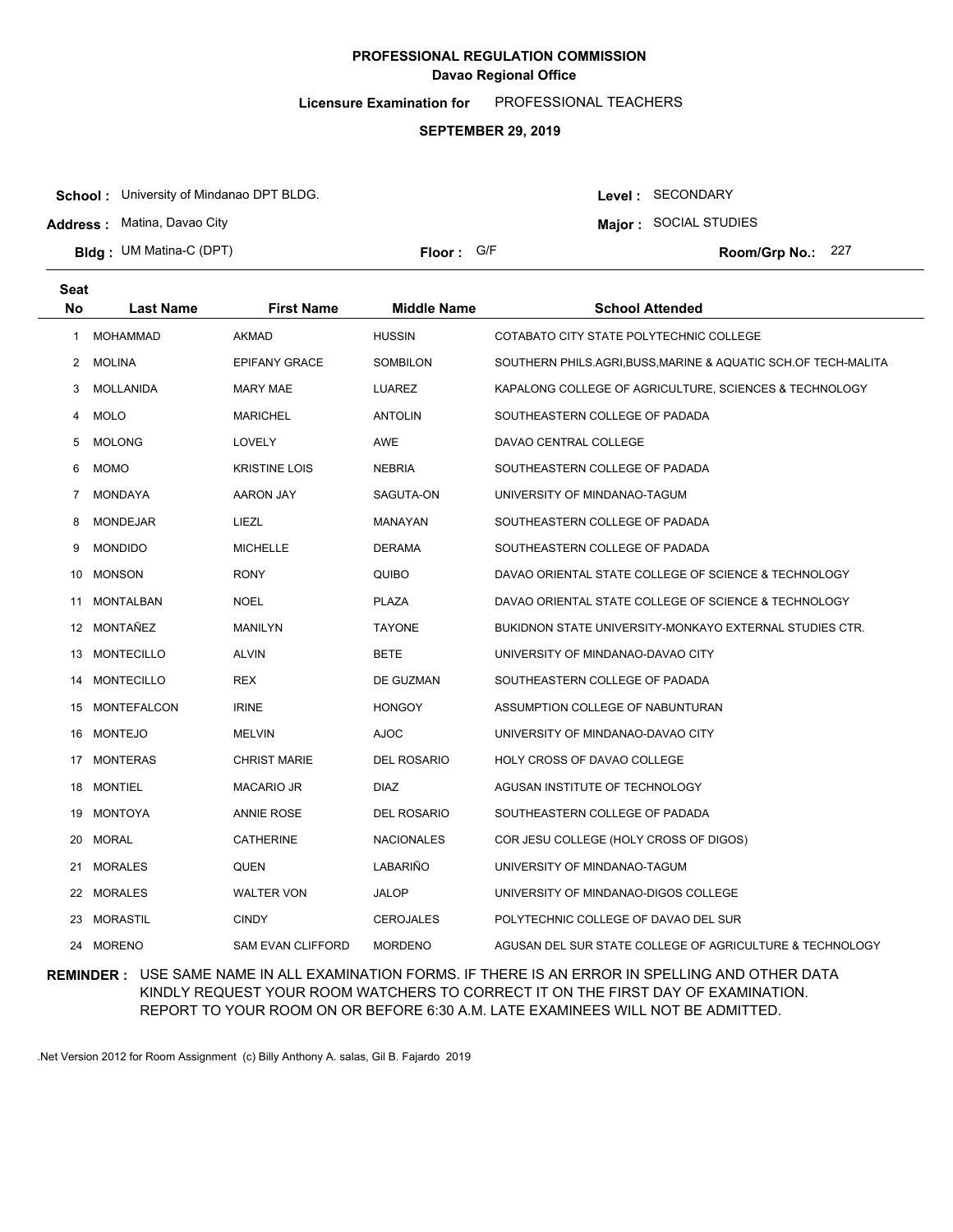**PROFESSIONAL REGULATION COMMISSION**
**Davao Regional Office**

**Licensure Examination for** PROFESSIONAL TEACHERS

**SEPTEMBER 29, 2019**

**School :** University of Mindanao DPT BLDG.
**Address :** Matina, Davao City
**Bldg :** UM Matina-C (DPT)
**Floor :** G/F
**Level :** SECONDARY
**Major :** SOCIAL STUDIES
**Room/Grp No.:** 227

| Seat No | Last Name | First Name | Middle Name | School Attended |
|---|---|---|---|---|
| 1 | MOHAMMAD | AKMAD | HUSSIN | COTABATO CITY STATE POLYTECHNIC COLLEGE |
| 2 | MOLINA | EPIFANY GRACE | SOMBILON | SOUTHERN PHILS.AGRI,BUSS,MARINE & AQUATIC SCH.OF TECH-MALITA |
| 3 | MOLLANIDA | MARY MAE | LUAREZ | KAPALONG COLLEGE OF AGRICULTURE, SCIENCES & TECHNOLOGY |
| 4 | MOLO | MARICHEL | ANTOLIN | SOUTHEASTERN COLLEGE OF PADADA |
| 5 | MOLONG | LOVELY | AWE | DAVAO CENTRAL COLLEGE |
| 6 | MOMO | KRISTINE LOIS | NEBRIA | SOUTHEASTERN COLLEGE OF PADADA |
| 7 | MONDAYA | AARON JAY | SAGUTA-ON | UNIVERSITY OF MINDANAO-TAGUM |
| 8 | MONDEJAR | LIEZL | MANAYAN | SOUTHEASTERN COLLEGE OF PADADA |
| 9 | MONDIDO | MICHELLE | DERAMA | SOUTHEASTERN COLLEGE OF PADADA |
| 10 | MONSON | RONY | QUIBO | DAVAO ORIENTAL STATE COLLEGE OF SCIENCE & TECHNOLOGY |
| 11 | MONTALBAN | NOEL | PLAZA | DAVAO ORIENTAL STATE COLLEGE OF SCIENCE & TECHNOLOGY |
| 12 | MONTAÑEZ | MANILYN | TAYONE | BUKIDNON STATE UNIVERSITY-MONKAYO EXTERNAL STUDIES CTR. |
| 13 | MONTECILLO | ALVIN | BETE | UNIVERSITY OF MINDANAO-DAVAO CITY |
| 14 | MONTECILLO | REX | DE GUZMAN | SOUTHEASTERN COLLEGE OF PADADA |
| 15 | MONTEFALCON | IRINE | HONGOY | ASSUMPTION COLLEGE OF NABUNTURAN |
| 16 | MONTEJO | MELVIN | AJOC | UNIVERSITY OF MINDANAO-DAVAO CITY |
| 17 | MONTERAS | CHRIST MARIE | DEL ROSARIO | HOLY CROSS OF DAVAO COLLEGE |
| 18 | MONTIEL | MACARIO JR | DIAZ | AGUSAN INSTITUTE OF TECHNOLOGY |
| 19 | MONTOYA | ANNIE ROSE | DEL ROSARIO | SOUTHEASTERN COLLEGE OF PADADA |
| 20 | MORAL | CATHERINE | NACIONALES | COR JESU COLLEGE (HOLY CROSS OF DIGOS) |
| 21 | MORALES | QUEN | LABARIÑO | UNIVERSITY OF MINDANAO-TAGUM |
| 22 | MORALES | WALTER VON | JALOP | UNIVERSITY OF MINDANAO-DIGOS COLLEGE |
| 23 | MORASTIL | CINDY | CEROJALES | POLYTECHNIC COLLEGE OF DAVAO DEL SUR |
| 24 | MORENO | SAM EVAN CLIFFORD | MORDENO | AGUSAN DEL SUR STATE COLLEGE OF AGRICULTURE & TECHNOLOGY |

**REMINDER :** USE SAME NAME IN ALL EXAMINATION FORMS. IF THERE IS AN ERROR IN SPELLING AND OTHER DATA KINDLY REQUEST YOUR ROOM WATCHERS TO CORRECT IT ON THE FIRST DAY OF EXAMINATION. REPORT TO YOUR ROOM ON OR BEFORE 6:30 A.M. LATE EXAMINEES WILL NOT BE ADMITTED.

.Net Version 2012 for Room Assignment (c) Billy Anthony A. salas, Gil B. Fajardo 2019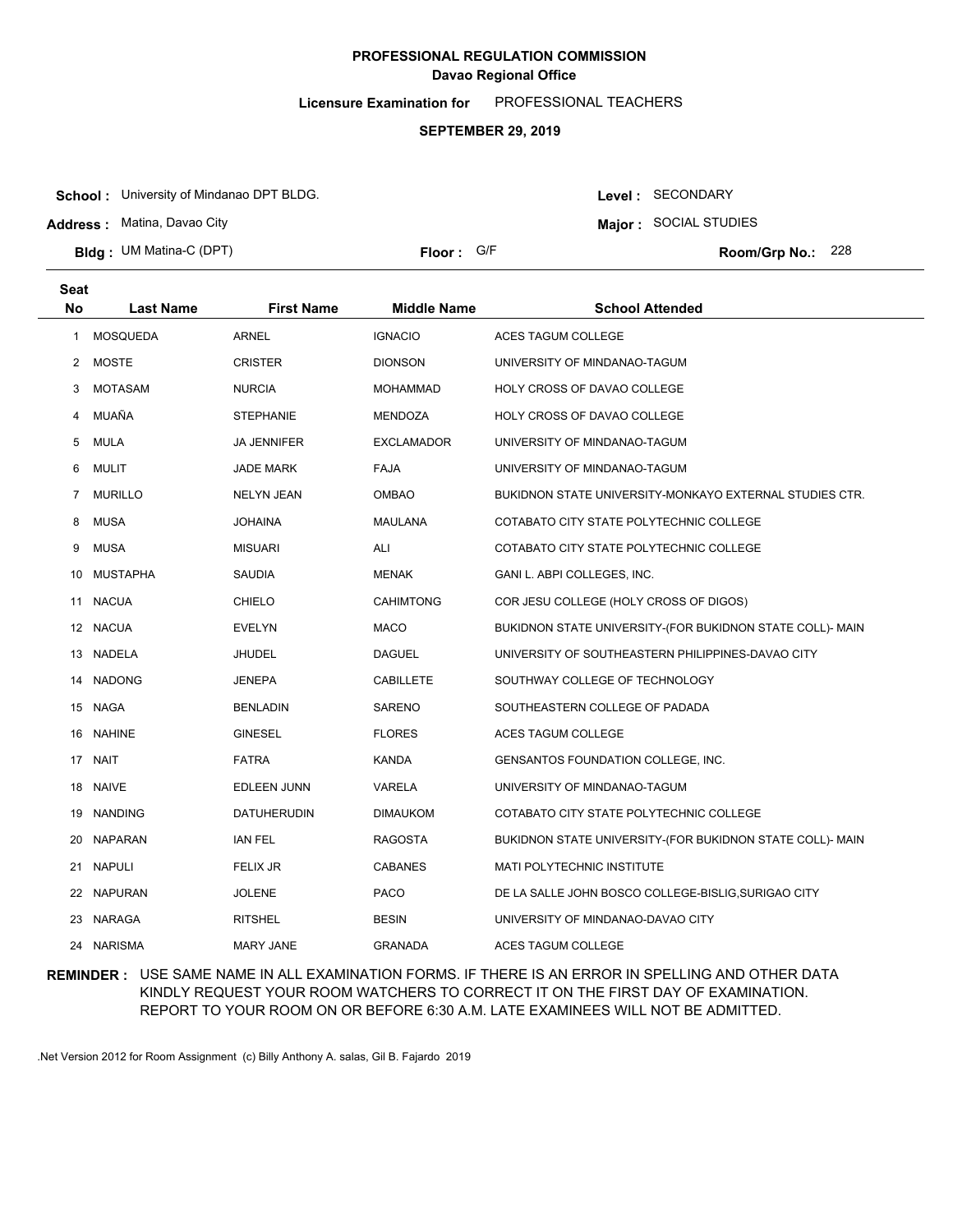**PROFESSIONAL REGULATION COMMISSION**
**Davao Regional Office**

**Licensure Examination for** PROFESSIONAL TEACHERS

**SEPTEMBER 29, 2019**

**School :** University of Mindanao DPT BLDG. **Level :** SECONDARY
**Address :** Matina, Davao City **Major :** SOCIAL STUDIES
**Bldg :** UM Matina-C (DPT) **Floor :** G/F **Room/Grp No.:** 228

| Seat No | Last Name | First Name | Middle Name | School Attended |
|---|---|---|---|---|
| 1 | MOSQUEDA | ARNEL | IGNACIO | ACES TAGUM COLLEGE |
| 2 | MOSTE | CRISTER | DIONSON | UNIVERSITY OF MINDANAO-TAGUM |
| 3 | MOTASAM | NURCIA | MOHAMMAD | HOLY CROSS OF DAVAO COLLEGE |
| 4 | MUAÑA | STEPHANIE | MENDOZA | HOLY CROSS OF DAVAO COLLEGE |
| 5 | MULA | JA JENNIFER | EXCLAMADOR | UNIVERSITY OF MINDANAO-TAGUM |
| 6 | MULIT | JADE MARK | FAJA | UNIVERSITY OF MINDANAO-TAGUM |
| 7 | MURILLO | NELYN JEAN | OMBAO | BUKIDNON STATE UNIVERSITY-MONKAYO EXTERNAL STUDIES CTR. |
| 8 | MUSA | JOHAINA | MAULANA | COTABATO CITY STATE POLYTECHNIC COLLEGE |
| 9 | MUSA | MISUARI | ALI | COTABATO CITY STATE POLYTECHNIC COLLEGE |
| 10 | MUSTAPHA | SAUDIA | MENAK | GANI L. ABPI COLLEGES, INC. |
| 11 | NACUA | CHIELO | CAHIMTONG | COR JESU COLLEGE (HOLY CROSS OF DIGOS) |
| 12 | NACUA | EVELYN | MACO | BUKIDNON STATE UNIVERSITY-(FOR BUKIDNON STATE COLL)- MAIN |
| 13 | NADELA | JHUDEL | DAGUEL | UNIVERSITY OF SOUTHEASTERN PHILIPPINES-DAVAO CITY |
| 14 | NADONG | JENEPA | CABILLETE | SOUTHWAY COLLEGE OF TECHNOLOGY |
| 15 | NAGA | BENLADIN | SARENO | SOUTHEASTERN COLLEGE OF PADADA |
| 16 | NAHINE | GINESEL | FLORES | ACES TAGUM COLLEGE |
| 17 | NAIT | FATRA | KANDA | GENSANTOS FOUNDATION COLLEGE, INC. |
| 18 | NAIVE | EDLEEN JUNN | VARELA | UNIVERSITY OF MINDANAO-TAGUM |
| 19 | NANDING | DATUHERUDIN | DIMAUKOM | COTABATO CITY STATE POLYTECHNIC COLLEGE |
| 20 | NAPARAN | IAN FEL | RAGOSTA | BUKIDNON STATE UNIVERSITY-(FOR BUKIDNON STATE COLL)- MAIN |
| 21 | NAPULI | FELIX JR | CABANES | MATI POLYTECHNIC INSTITUTE |
| 22 | NAPURAN | JOLENE | PACO | DE LA SALLE JOHN BOSCO COLLEGE-BISLIG,SURIGAO CITY |
| 23 | NARAGA | RITSHEL | BESIN | UNIVERSITY OF MINDANAO-DAVAO CITY |
| 24 | NARISMA | MARY JANE | GRANADA | ACES TAGUM COLLEGE |

**REMINDER :** USE SAME NAME IN ALL EXAMINATION FORMS. IF THERE IS AN ERROR IN SPELLING AND OTHER DATA KINDLY REQUEST YOUR ROOM WATCHERS TO CORRECT IT ON THE FIRST DAY OF EXAMINATION. REPORT TO YOUR ROOM ON OR BEFORE 6:30 A.M. LATE EXAMINEES WILL NOT BE ADMITTED.

.Net Version 2012 for Room Assignment (c) Billy Anthony A. salas, Gil B. Fajardo 2019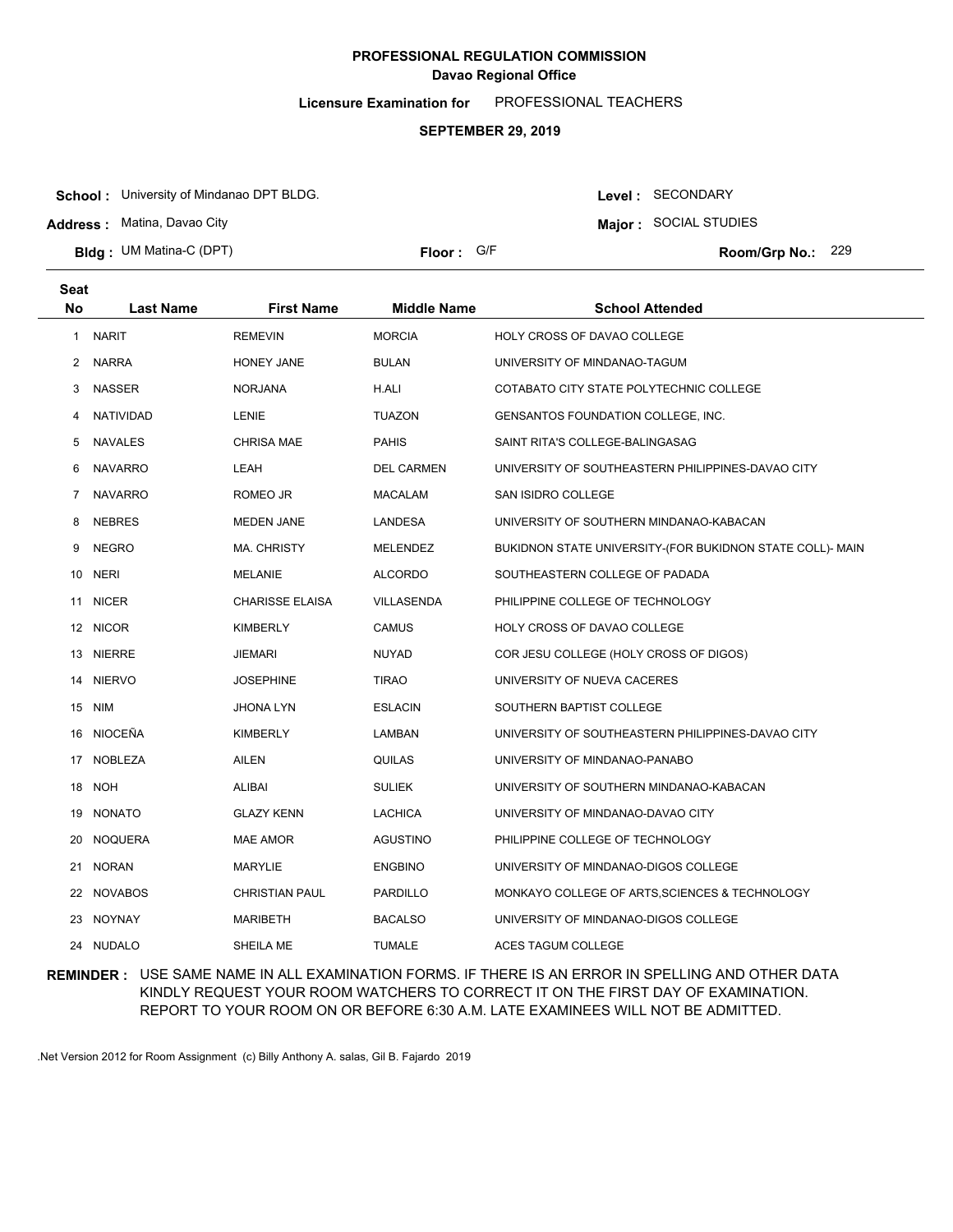**PROFESSIONAL REGULATION COMMISSION**
**Davao Regional Office**

**Licensure Examination for** PROFESSIONAL TEACHERS

**SEPTEMBER 29, 2019**

**School :** University of Mindanao DPT BLDG.
**Address :** Matina, Davao City
**Bldg :** UM Matina-C (DPT)
**Floor :** G/F
**Level :** SECONDARY
**Major :** SOCIAL STUDIES
**Room/Grp No.:** 229

| Seat No | Last Name | First Name | Middle Name | School Attended |
|---|---|---|---|---|
| 1 | NARIT | REMEVIN | MORCIA | HOLY CROSS OF DAVAO COLLEGE |
| 2 | NARRA | HONEY JANE | BULAN | UNIVERSITY OF MINDANAO-TAGUM |
| 3 | NASSER | NORJANA | H.ALI | COTABATO CITY STATE POLYTECHNIC COLLEGE |
| 4 | NATIVIDAD | LENIE | TUAZON | GENSANTOS FOUNDATION COLLEGE, INC. |
| 5 | NAVALES | CHRISA MAE | PAHIS | SAINT RITA'S COLLEGE-BALINGASAG |
| 6 | NAVARRO | LEAH | DEL CARMEN | UNIVERSITY OF SOUTHEASTERN PHILIPPINES-DAVAO CITY |
| 7 | NAVARRO | ROMEO JR | MACALAM | SAN ISIDRO COLLEGE |
| 8 | NEBRES | MEDEN JANE | LANDESA | UNIVERSITY OF SOUTHERN MINDANAO-KABACAN |
| 9 | NEGRO | MA. CHRISTY | MELENDEZ | BUKIDNON STATE UNIVERSITY-(FOR BUKIDNON STATE COLL)- MAIN |
| 10 | NERI | MELANIE | ALCORDO | SOUTHEASTERN COLLEGE OF PADADA |
| 11 | NICER | CHARISSE ELAISA | VILLASENDA | PHILIPPINE COLLEGE OF TECHNOLOGY |
| 12 | NICOR | KIMBERLY | CAMUS | HOLY CROSS OF DAVAO COLLEGE |
| 13 | NIERRE | JIEMARI | NUYAD | COR JESU COLLEGE (HOLY CROSS OF DIGOS) |
| 14 | NIERVO | JOSEPHINE | TIRAO | UNIVERSITY OF NUEVA CACERES |
| 15 | NIM | JHONA LYN | ESLACIN | SOUTHERN BAPTIST COLLEGE |
| 16 | NIOCEÑA | KIMBERLY | LAMBAN | UNIVERSITY OF SOUTHEASTERN PHILIPPINES-DAVAO CITY |
| 17 | NOBLEZA | AILEN | QUILAS | UNIVERSITY OF MINDANAO-PANABO |
| 18 | NOH | ALIBAI | SULIEK | UNIVERSITY OF SOUTHERN MINDANAO-KABACAN |
| 19 | NONATO | GLAZY KENN | LACHICA | UNIVERSITY OF MINDANAO-DAVAO CITY |
| 20 | NOQUERA | MAE AMOR | AGUSTINO | PHILIPPINE COLLEGE OF TECHNOLOGY |
| 21 | NORAN | MARYLIE | ENGBINO | UNIVERSITY OF MINDANAO-DIGOS COLLEGE |
| 22 | NOVABOS | CHRISTIAN PAUL | PARDILLO | MONKAYO COLLEGE OF ARTS,SCIENCES & TECHNOLOGY |
| 23 | NOYNAY | MARIBETH | BACALSO | UNIVERSITY OF MINDANAO-DIGOS COLLEGE |
| 24 | NUDALO | SHEILA ME | TUMALE | ACES TAGUM COLLEGE |

**REMINDER :** USE SAME NAME IN ALL EXAMINATION FORMS. IF THERE IS AN ERROR IN SPELLING AND OTHER DATA KINDLY REQUEST YOUR ROOM WATCHERS TO CORRECT IT ON THE FIRST DAY OF EXAMINATION. REPORT TO YOUR ROOM ON OR BEFORE 6:30 A.M. LATE EXAMINEES WILL NOT BE ADMITTED.

.Net Version 2012 for Room Assignment (c) Billy Anthony A. salas, Gil B. Fajardo 2019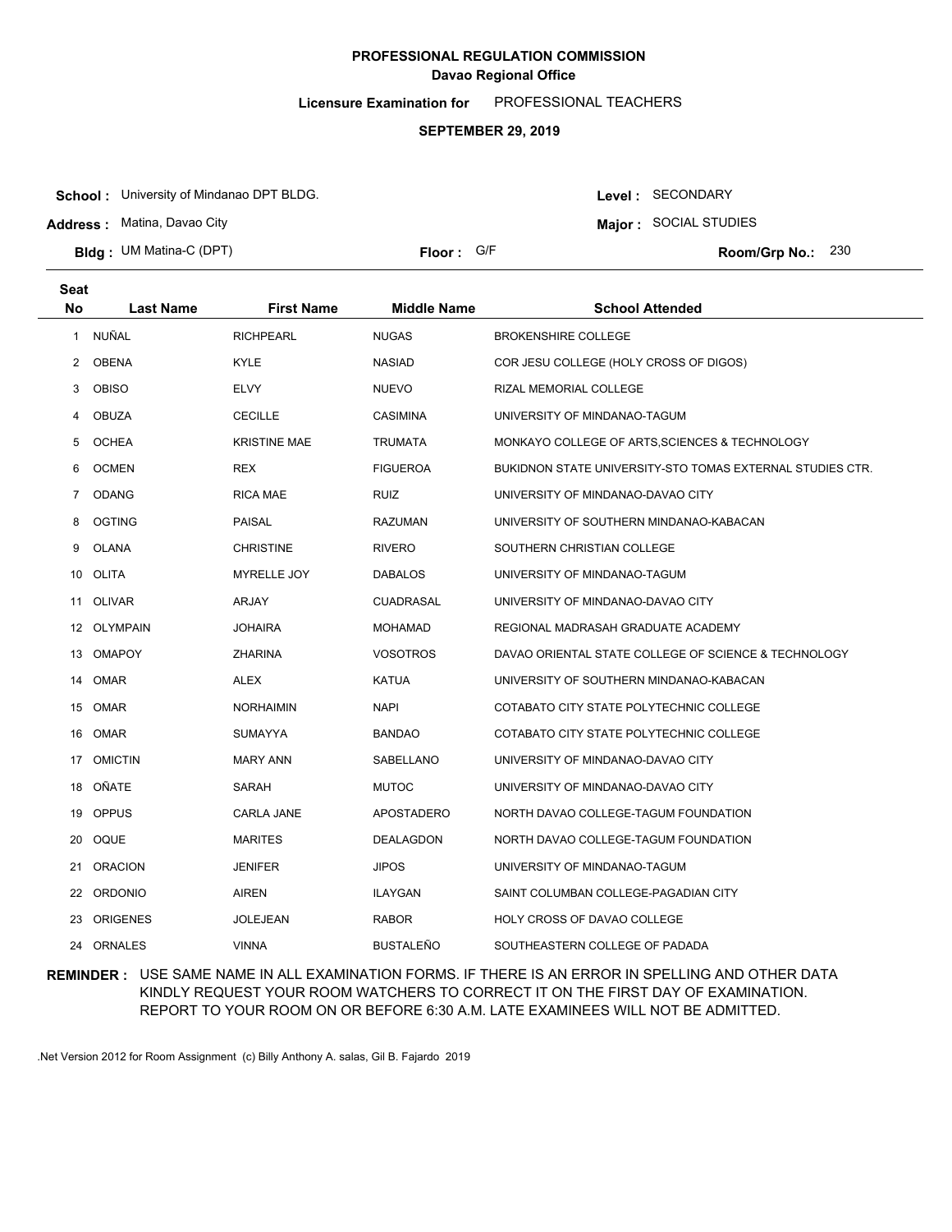# PROFESSIONAL REGULATION COMMISSION
## Davao Regional Office

**Licensure Examination for** PROFESSIONAL TEACHERS

**SEPTEMBER 29, 2019**

**School :** University of Mindanao DPT BLDG.
**Address :** Matina, Davao City
**Bldg :** UM Matina-C (DPT)
**Floor :** G/F
**Level :** SECONDARY
**Major :** SOCIAL STUDIES
**Room/Grp No.:** 230

| Seat No | Last Name | First Name | Middle Name | School Attended |
|---|---|---|---|---|
| 1 | NUÑAL | RICHPEARL | NUGAS | BROKENSHIRE COLLEGE |
| 2 | OBENA | KYLE | NASIAD | COR JESU COLLEGE (HOLY CROSS OF DIGOS) |
| 3 | OBISO | ELVY | NUEVO | RIZAL MEMORIAL COLLEGE |
| 4 | OBUZA | CECILLE | CASIMINA | UNIVERSITY OF MINDANAO-TAGUM |
| 5 | OCHEA | KRISTINE MAE | TRUMATA | MONKAYO COLLEGE OF ARTS,SCIENCES & TECHNOLOGY |
| 6 | OCMEN | REX | FIGUEROA | BUKIDNON STATE UNIVERSITY-STO TOMAS EXTERNAL STUDIES CTR. |
| 7 | ODANG | RICA MAE | RUIZ | UNIVERSITY OF MINDANAO-DAVAO CITY |
| 8 | OGTING | PAISAL | RAZUMAN | UNIVERSITY OF SOUTHERN MINDANAO-KABACAN |
| 9 | OLANA | CHRISTINE | RIVERO | SOUTHERN CHRISTIAN COLLEGE |
| 10 | OLITA | MYRELLE JOY | DABALOS | UNIVERSITY OF MINDANAO-TAGUM |
| 11 | OLIVAR | ARJAY | CUADRASAL | UNIVERSITY OF MINDANAO-DAVAO CITY |
| 12 | OLYMPAIN | JOHAIRA | MOHAMAD | REGIONAL MADRASAH GRADUATE ACADEMY |
| 13 | OMAPOY | ZHARINA | VOSOTROS | DAVAO ORIENTAL STATE COLLEGE OF SCIENCE & TECHNOLOGY |
| 14 | OMAR | ALEX | KATUA | UNIVERSITY OF SOUTHERN MINDANAO-KABACAN |
| 15 | OMAR | NORHAIMIN | NAPI | COTABATO CITY STATE POLYTECHNIC COLLEGE |
| 16 | OMAR | SUMAYYA | BANDAO | COTABATO CITY STATE POLYTECHNIC COLLEGE |
| 17 | OMICTIN | MARY ANN | SABELLANO | UNIVERSITY OF MINDANAO-DAVAO CITY |
| 18 | OÑATE | SARAH | MUTOC | UNIVERSITY OF MINDANAO-DAVAO CITY |
| 19 | OPPUS | CARLA JANE | APOSTADERO | NORTH DAVAO COLLEGE-TAGUM FOUNDATION |
| 20 | OQUE | MARITES | DEALAGDON | NORTH DAVAO COLLEGE-TAGUM FOUNDATION |
| 21 | ORACION | JENIFER | JIPOS | UNIVERSITY OF MINDANAO-TAGUM |
| 22 | ORDONIO | AIREN | ILAYGAN | SAINT COLUMBAN COLLEGE-PAGADIAN CITY |
| 23 | ORIGENES | JOLEJEAN | RABOR | HOLY CROSS OF DAVAO COLLEGE |
| 24 | ORNALES | VINNA | BUSTALEÑO | SOUTHEASTERN COLLEGE OF PADADA |

**REMINDER :** USE SAME NAME IN ALL EXAMINATION FORMS. IF THERE IS AN ERROR IN SPELLING AND OTHER DATA KINDLY REQUEST YOUR ROOM WATCHERS TO CORRECT IT ON THE FIRST DAY OF EXAMINATION. REPORT TO YOUR ROOM ON OR BEFORE 6:30 A.M. LATE EXAMINEES WILL NOT BE ADMITTED.

.Net Version 2012 for Room Assignment (c) Billy Anthony A. salas, Gil B. Fajardo 2019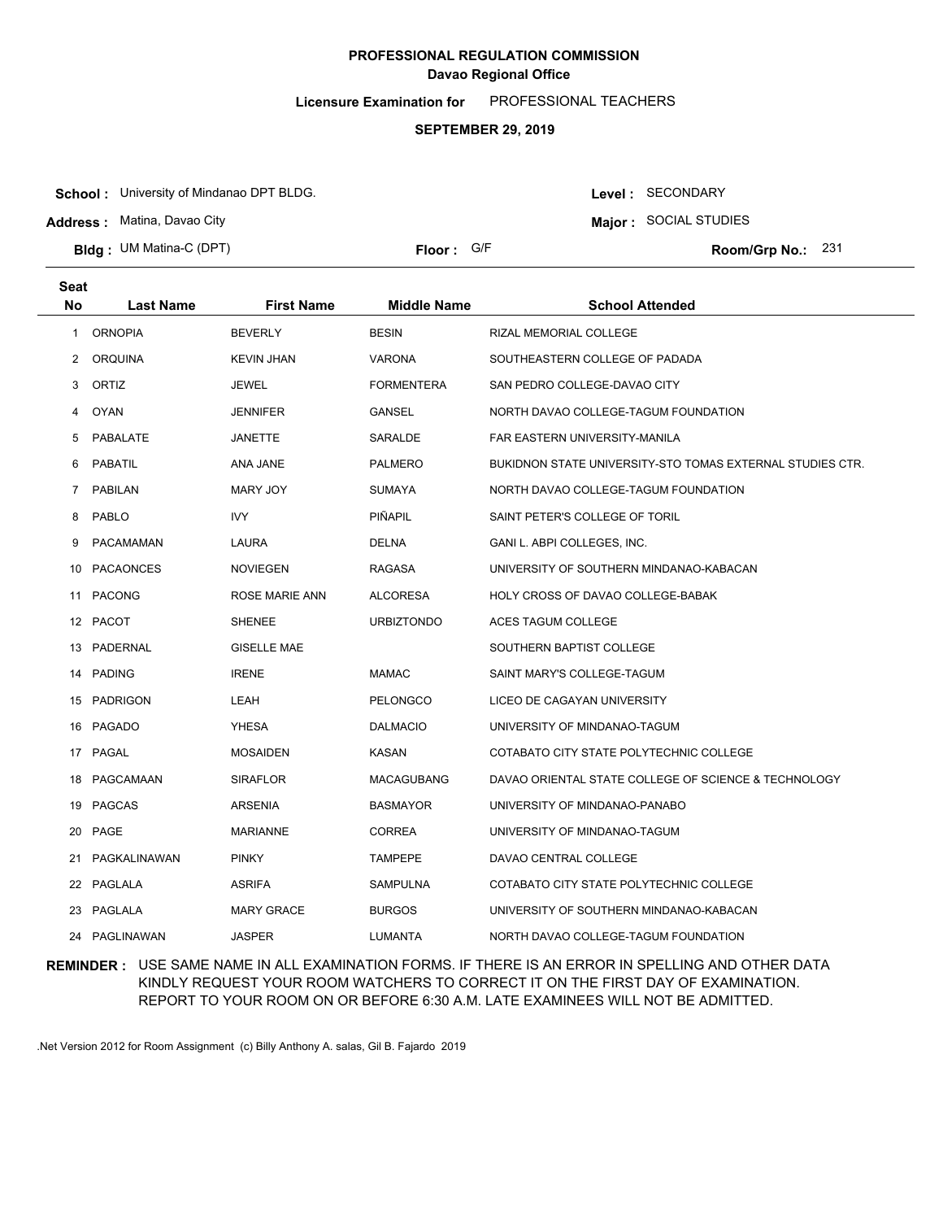# PROFESSIONAL REGULATION COMMISSION

## Davao Regional Office

**Licensure Examination for** PROFESSIONAL TEACHERS

**SEPTEMBER 29, 2019**

**School :** University of Mindanao DPT BLDG.

**Address :** Matina, Davao City

**Bldg :** UM Matina-C (DPT)

**Floor :** G/F

**Level :** SECONDARY

**Major :** SOCIAL STUDIES

**Room/Grp No.:** 231

| Seat No | Last Name | First Name | Middle Name | School Attended |
|---|---|---|---|---|
| 1 | ORNOPIA | BEVERLY | BESIN | RIZAL MEMORIAL COLLEGE |
| 2 | ORQUINA | KEVIN JHAN | VARONA | SOUTHEASTERN COLLEGE OF PADADA |
| 3 | ORTIZ | JEWEL | FORMENTERA | SAN PEDRO COLLEGE-DAVAO CITY |
| 4 | OYAN | JENNIFER | GANSEL | NORTH DAVAO COLLEGE-TAGUM FOUNDATION |
| 5 | PABALATE | JANETTE | SARALDE | FAR EASTERN UNIVERSITY-MANILA |
| 6 | PABATIL | ANA JANE | PALMERO | BUKIDNON STATE UNIVERSITY-STO TOMAS EXTERNAL STUDIES CTR. |
| 7 | PABILAN | MARY JOY | SUMAYA | NORTH DAVAO COLLEGE-TAGUM FOUNDATION |
| 8 | PABLO | IVY | PIÑAPIL | SAINT PETER'S COLLEGE OF TORIL |
| 9 | PACAMAMAN | LAURA | DELNA | GANI L. ABPI COLLEGES, INC. |
| 10 | PACAONCES | NOVIEGEN | RAGASA | UNIVERSITY OF SOUTHERN MINDANAO-KABACAN |
| 11 | PACONG | ROSE MARIE ANN | ALCORESA | HOLY CROSS OF DAVAO COLLEGE-BABAK |
| 12 | PACOT | SHENEE | URBIZTONDO | ACES TAGUM COLLEGE |
| 13 | PADERNAL | GISELLE MAE | | SOUTHERN BAPTIST COLLEGE |
| 14 | PADING | IRENE | MAMAC | SAINT MARY'S COLLEGE-TAGUM |
| 15 | PADRIGON | LEAH | PELONGCO | LICEO DE CAGAYAN UNIVERSITY |
| 16 | PAGADO | YHESA | DALMACIO | UNIVERSITY OF MINDANAO-TAGUM |
| 17 | PAGAL | MOSAIDEN | KASAN | COTABATO CITY STATE POLYTECHNIC COLLEGE |
| 18 | PAGCAMAAN | SIRAFLOR | MACAGUBANG | DAVAO ORIENTAL STATE COLLEGE OF SCIENCE & TECHNOLOGY |
| 19 | PAGCAS | ARSENIA | BASMAYOR | UNIVERSITY OF MINDANAO-PANABO |
| 20 | PAGE | MARIANNE | CORREA | UNIVERSITY OF MINDANAO-TAGUM |
| 21 | PAGKALINAWAN | PINKY | TAMPEPE | DAVAO CENTRAL COLLEGE |
| 22 | PAGLALA | ASRIFA | SAMPULNA | COTABATO CITY STATE POLYTECHNIC COLLEGE |
| 23 | PAGLALA | MARY GRACE | BURGOS | UNIVERSITY OF SOUTHERN MINDANAO-KABACAN |
| 24 | PAGLINAWAN | JASPER | LUMANTA | NORTH DAVAO COLLEGE-TAGUM FOUNDATION |

**REMINDER :** USE SAME NAME IN ALL EXAMINATION FORMS. IF THERE IS AN ERROR IN SPELLING AND OTHER DATA KINDLY REQUEST YOUR ROOM WATCHERS TO CORRECT IT ON THE FIRST DAY OF EXAMINATION. REPORT TO YOUR ROOM ON OR BEFORE 6:30 A.M. LATE EXAMINEES WILL NOT BE ADMITTED.

.Net Version 2012 for Room Assignment (c) Billy Anthony A. salas, Gil B. Fajardo 2019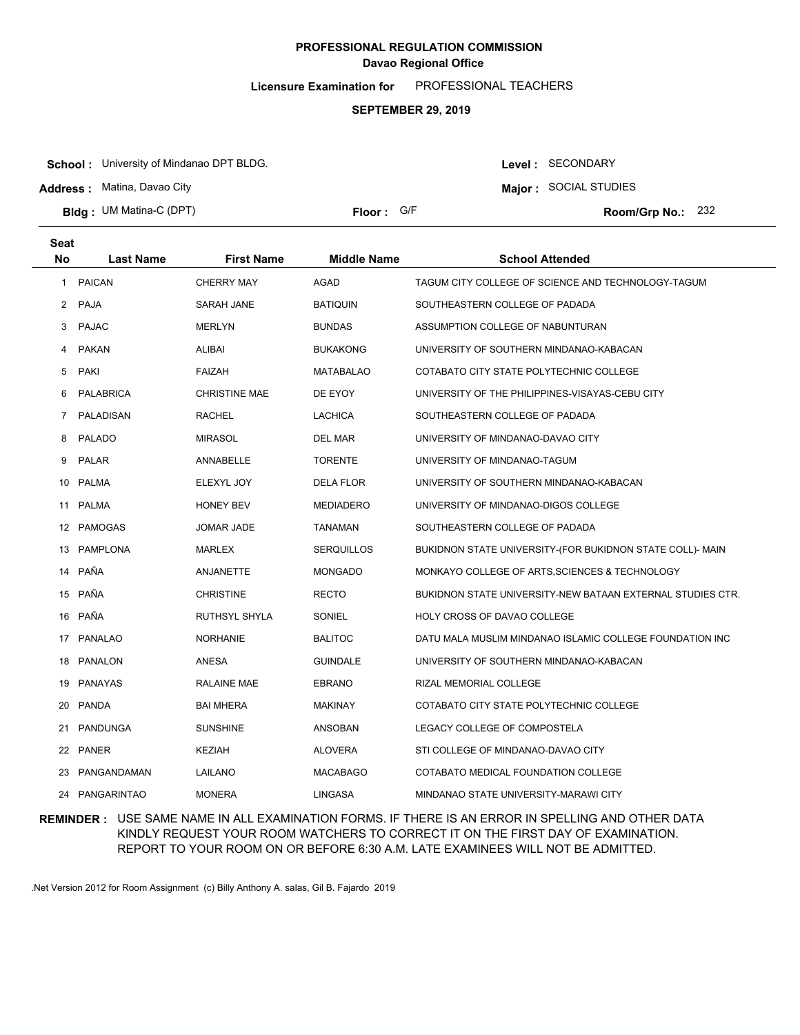**PROFESSIONAL REGULATION COMMISSION**
**Davao Regional Office**

**Licensure Examination for** PROFESSIONAL TEACHERS

**SEPTEMBER 29, 2019**

**School :** University of Mindanao DPT BLDG.
**Address :** Matina, Davao City
**Bldg :** UM Matina-C (DPT)
**Floor :** G/F
**Level :** SECONDARY
**Major :** SOCIAL STUDIES
**Room/Grp No.:** 232

| Seat No | Last Name | First Name | Middle Name | School Attended |
|---|---|---|---|---|
| 1 | PAICAN | CHERRY MAY | AGAD | TAGUM CITY COLLEGE OF SCIENCE AND TECHNOLOGY-TAGUM |
| 2 | PAJA | SARAH JANE | BATIQUIN | SOUTHEASTERN COLLEGE OF PADADA |
| 3 | PAJAC | MERLYN | BUNDAS | ASSUMPTION COLLEGE OF NABUNTURAN |
| 4 | PAKAN | ALIBAI | BUKAKONG | UNIVERSITY OF SOUTHERN MINDANAO-KABACAN |
| 5 | PAKI | FAIZAH | MATABALAO | COTABATO CITY STATE POLYTECHNIC COLLEGE |
| 6 | PALABRICA | CHRISTINE MAE | DE EYOY | UNIVERSITY OF THE PHILIPPINES-VISAYAS-CEBU CITY |
| 7 | PALADISAN | RACHEL | LACHICA | SOUTHEASTERN COLLEGE OF PADADA |
| 8 | PALADO | MIRASOL | DEL MAR | UNIVERSITY OF MINDANAO-DAVAO CITY |
| 9 | PALAR | ANNABELLE | TORENTE | UNIVERSITY OF MINDANAO-TAGUM |
| 10 | PALMA | ELEXYL JOY | DELA FLOR | UNIVERSITY OF SOUTHERN MINDANAO-KABACAN |
| 11 | PALMA | HONEY BEV | MEDIADERO | UNIVERSITY OF MINDANAO-DIGOS COLLEGE |
| 12 | PAMOGAS | JOMAR JADE | TANAMAN | SOUTHEASTERN COLLEGE OF PADADA |
| 13 | PAMPLONA | MARLEX | SERQUILLOS | BUKIDNON STATE UNIVERSITY-(FOR BUKIDNON STATE COLL)- MAIN |
| 14 | PAÑA | ANJANETTE | MONGADO | MONKAYO COLLEGE OF ARTS,SCIENCES & TECHNOLOGY |
| 15 | PAÑA | CHRISTINE | RECTO | BUKIDNON STATE UNIVERSITY-NEW BATAAN EXTERNAL STUDIES CTR. |
| 16 | PAÑA | RUTHSYL SHYLA | SONIEL | HOLY CROSS OF DAVAO COLLEGE |
| 17 | PANALAO | NORHANIE | BALITOC | DATU MALA MUSLIM MINDANAO ISLAMIC COLLEGE FOUNDATION INC |
| 18 | PANALON | ANESA | GUINDALE | UNIVERSITY OF SOUTHERN MINDANAO-KABACAN |
| 19 | PANAYAS | RALAINE MAE | EBRANO | RIZAL MEMORIAL COLLEGE |
| 20 | PANDA | BAI MHERA | MAKINAY | COTABATO CITY STATE POLYTECHNIC COLLEGE |
| 21 | PANDUNGA | SUNSHINE | ANSOBAN | LEGACY COLLEGE OF COMPOSTELA |
| 22 | PANER | KEZIAH | ALOVERA | STI COLLEGE OF MINDANAO-DAVAO CITY |
| 23 | PANGANDAMAN | LAILANO | MACABAGO | COTABATO MEDICAL FOUNDATION COLLEGE |
| 24 | PANGARINTAO | MONERA | LINGASA | MINDANAO STATE UNIVERSITY-MARAWI CITY |

**REMINDER :** USE SAME NAME IN ALL EXAMINATION FORMS. IF THERE IS AN ERROR IN SPELLING AND OTHER DATA KINDLY REQUEST YOUR ROOM WATCHERS TO CORRECT IT ON THE FIRST DAY OF EXAMINATION. REPORT TO YOUR ROOM ON OR BEFORE 6:30 A.M. LATE EXAMINEES WILL NOT BE ADMITTED.

.Net Version 2012 for Room Assignment (c) Billy Anthony A. salas, Gil B. Fajardo 2019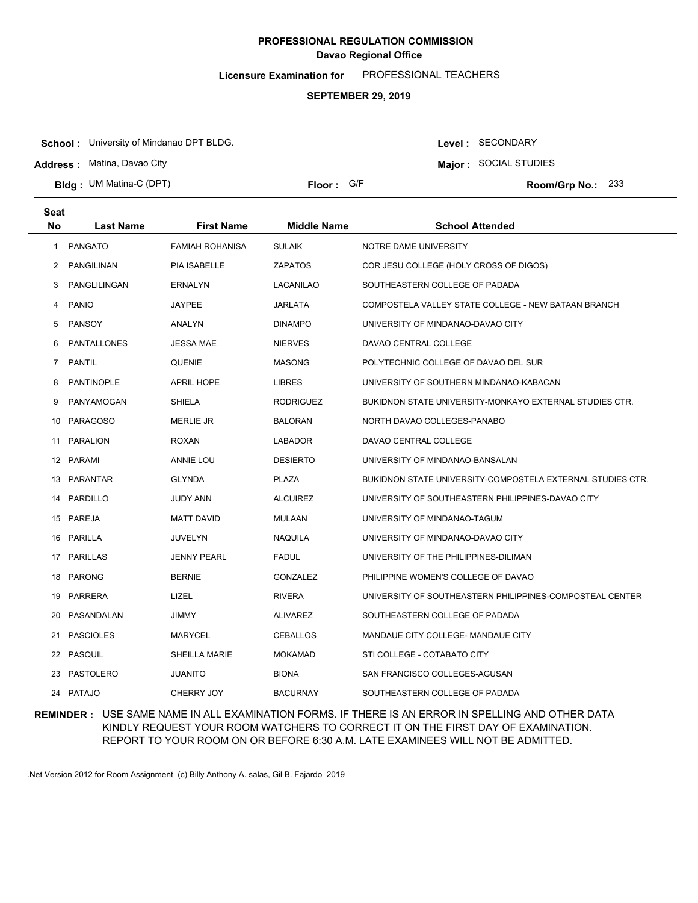**PROFESSIONAL REGULATION COMMISSION**
**Davao Regional Office**

**Licensure Examination for** PROFESSIONAL TEACHERS

**SEPTEMBER 29, 2019**

**School :** University of Mindanao DPT BLDG.
**Address :** Matina, Davao City
**Bldg :** UM Matina-C (DPT)
**Floor :** G/F
**Level :** SECONDARY
**Major :** SOCIAL STUDIES
**Room/Grp No.:** 233

| Seat No | Last Name | First Name | Middle Name | School Attended |
|---|---|---|---|---|
| 1 | PANGATO | FAMIAH ROHANISA | SULAIK | NOTRE DAME UNIVERSITY |
| 2 | PANGILINAN | PIA ISABELLE | ZAPATOS | COR JESU COLLEGE (HOLY CROSS OF DIGOS) |
| 3 | PANGLILINGAN | ERNALYN | LACANILAO | SOUTHEASTERN COLLEGE OF PADADA |
| 4 | PANIO | JAYPEE | JARLATA | COMPOSTELA VALLEY STATE COLLEGE - NEW BATAAN BRANCH |
| 5 | PANSOY | ANALYN | DINAMPO | UNIVERSITY OF MINDANAO-DAVAO CITY |
| 6 | PANTALLONES | JESSA MAE | NIERVES | DAVAO CENTRAL COLLEGE |
| 7 | PANTIL | QUENIE | MASONG | POLYTECHNIC COLLEGE OF DAVAO DEL SUR |
| 8 | PANTINOPLE | APRIL HOPE | LIBRES | UNIVERSITY OF SOUTHERN MINDANAO-KABACAN |
| 9 | PANYAMOGAN | SHIELA | RODRIGUEZ | BUKIDNON STATE UNIVERSITY-MONKAYO EXTERNAL STUDIES CTR. |
| 10 | PARAGOSO | MERLIE JR | BALORAN | NORTH DAVAO COLLEGES-PANABO |
| 11 | PARALION | ROXAN | LABADOR | DAVAO CENTRAL COLLEGE |
| 12 | PARAMI | ANNIE LOU | DESIERTO | UNIVERSITY OF MINDANAO-BANSALAN |
| 13 | PARANTAR | GLYNDA | PLAZA | BUKIDNON STATE UNIVERSITY-COMPOSTELA EXTERNAL STUDIES CTR. |
| 14 | PARDILLO | JUDY ANN | ALCUIREZ | UNIVERSITY OF SOUTHEASTERN PHILIPPINES-DAVAO CITY |
| 15 | PAREJA | MATT DAVID | MULAAN | UNIVERSITY OF MINDANAO-TAGUM |
| 16 | PARILLA | JUVELYN | NAQUILA | UNIVERSITY OF MINDANAO-DAVAO CITY |
| 17 | PARILLAS | JENNY PEARL | FADUL | UNIVERSITY OF THE PHILIPPINES-DILIMAN |
| 18 | PARONG | BERNIE | GONZALEZ | PHILIPPINE WOMEN'S COLLEGE OF DAVAO |
| 19 | PARRERA | LIZEL | RIVERA | UNIVERSITY OF SOUTHEASTERN PHILIPPINES-COMPOSTEAL CENTER |
| 20 | PASANDALAN | JIMMY | ALIVAREZ | SOUTHEASTERN COLLEGE OF PADADA |
| 21 | PASCIOLES | MARYCEL | CEBALLOS | MANDAUE CITY COLLEGE- MANDAUE CITY |
| 22 | PASQUIL | SHEILLA MARIE | MOKAMAD | STI COLLEGE - COTABATO CITY |
| 23 | PASTOLERO | JUANITO | BIONA | SAN FRANCISCO COLLEGES-AGUSAN |
| 24 | PATAJO | CHERRY JOY | BACURNAY | SOUTHEASTERN COLLEGE OF PADADA |

**REMINDER :** USE SAME NAME IN ALL EXAMINATION FORMS. IF THERE IS AN ERROR IN SPELLING AND OTHER DATA KINDLY REQUEST YOUR ROOM WATCHERS TO CORRECT IT ON THE FIRST DAY OF EXAMINATION. REPORT TO YOUR ROOM ON OR BEFORE 6:30 A.M. LATE EXAMINEES WILL NOT BE ADMITTED.

.Net Version 2012 for Room Assignment (c) Billy Anthony A. salas, Gil B. Fajardo 2019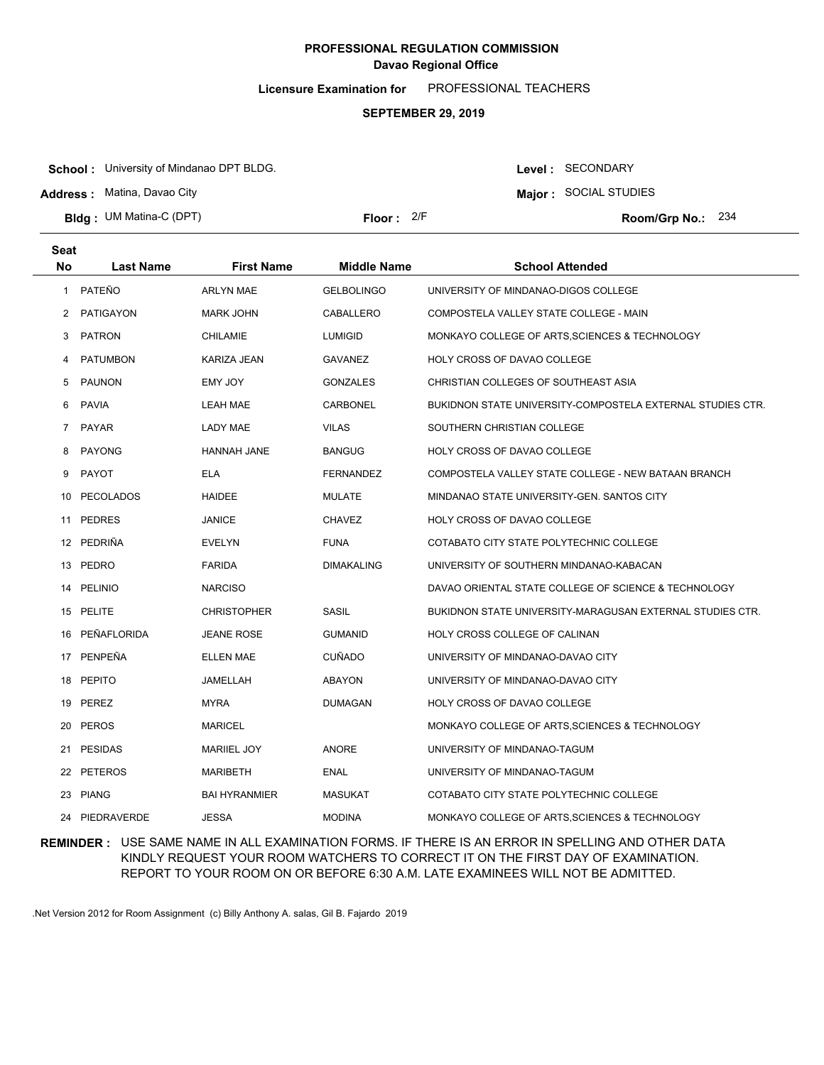**PROFESSIONAL REGULATION COMMISSION**
**Davao Regional Office**

**Licensure Examination for** PROFESSIONAL TEACHERS

**SEPTEMBER 29, 2019**

**School :** University of Mindanao DPT BLDG.
**Address :** Matina, Davao City
**Bldg :** UM Matina-C (DPT)
**Floor :** 2/F
**Level :** SECONDARY
**Major :** SOCIAL STUDIES
**Room/Grp No.:** 234

| Seat No | Last Name | First Name | Middle Name | School Attended |
|---|---|---|---|---|
| 1 | PATEÑO | ARLYN MAE | GELBOLINGO | UNIVERSITY OF MINDANAO-DIGOS COLLEGE |
| 2 | PATIGAYON | MARK JOHN | CABALLERO | COMPOSTELA VALLEY STATE COLLEGE - MAIN |
| 3 | PATRON | CHILAMIE | LUMIGID | MONKAYO COLLEGE OF ARTS,SCIENCES & TECHNOLOGY |
| 4 | PATUMBON | KARIZA JEAN | GAVANEZ | HOLY CROSS OF DAVAO COLLEGE |
| 5 | PAUNON | EMY JOY | GONZALES | CHRISTIAN COLLEGES OF SOUTHEAST ASIA |
| 6 | PAVIA | LEAH MAE | CARBONEL | BUKIDNON STATE UNIVERSITY-COMPOSTELA EXTERNAL STUDIES CTR. |
| 7 | PAYAR | LADY MAE | VILAS | SOUTHERN CHRISTIAN COLLEGE |
| 8 | PAYONG | HANNAH JANE | BANGUG | HOLY CROSS OF DAVAO COLLEGE |
| 9 | PAYOT | ELA | FERNANDEZ | COMPOSTELA VALLEY STATE COLLEGE - NEW BATAAN BRANCH |
| 10 | PECOLADOS | HAIDEE | MULATE | MINDANAO STATE UNIVERSITY-GEN. SANTOS CITY |
| 11 | PEDRES | JANICE | CHAVEZ | HOLY CROSS OF DAVAO COLLEGE |
| 12 | PEDRIÑA | EVELYN | FUNA | COTABATO CITY STATE POLYTECHNIC COLLEGE |
| 13 | PEDRO | FARIDA | DIMAKALING | UNIVERSITY OF SOUTHERN MINDANAO-KABACAN |
| 14 | PELINIO | NARCISO | | DAVAO ORIENTAL STATE COLLEGE OF SCIENCE & TECHNOLOGY |
| 15 | PELITE | CHRISTOPHER | SASIL | BUKIDNON STATE UNIVERSITY-MARAGUSAN EXTERNAL STUDIES CTR. |
| 16 | PEÑAFLORIDA | JEANE ROSE | GUMANID | HOLY CROSS COLLEGE OF CALINAN |
| 17 | PENPEÑA | ELLEN MAE | CUÑADO | UNIVERSITY OF MINDANAO-DAVAO CITY |
| 18 | PEPITO | JAMELLAH | ABAYON | UNIVERSITY OF MINDANAO-DAVAO CITY |
| 19 | PEREZ | MYRA | DUMAGAN | HOLY CROSS OF DAVAO COLLEGE |
| 20 | PEROS | MARICEL | | MONKAYO COLLEGE OF ARTS,SCIENCES & TECHNOLOGY |
| 21 | PESIDAS | MARIIEL JOY | ANORE | UNIVERSITY OF MINDANAO-TAGUM |
| 22 | PETEROS | MARIBETH | ENAL | UNIVERSITY OF MINDANAO-TAGUM |
| 23 | PIANG | BAI HYRANMIER | MASUKAT | COTABATO CITY STATE POLYTECHNIC COLLEGE |
| 24 | PIEDRAVERDE | JESSA | MODINA | MONKAYO COLLEGE OF ARTS,SCIENCES & TECHNOLOGY |

**REMINDER :** USE SAME NAME IN ALL EXAMINATION FORMS. IF THERE IS AN ERROR IN SPELLING AND OTHER DATA KINDLY REQUEST YOUR ROOM WATCHERS TO CORRECT IT ON THE FIRST DAY OF EXAMINATION. REPORT TO YOUR ROOM ON OR BEFORE 6:30 A.M. LATE EXAMINEES WILL NOT BE ADMITTED.

.Net Version 2012 for Room Assignment (c) Billy Anthony A. salas, Gil B. Fajardo 2019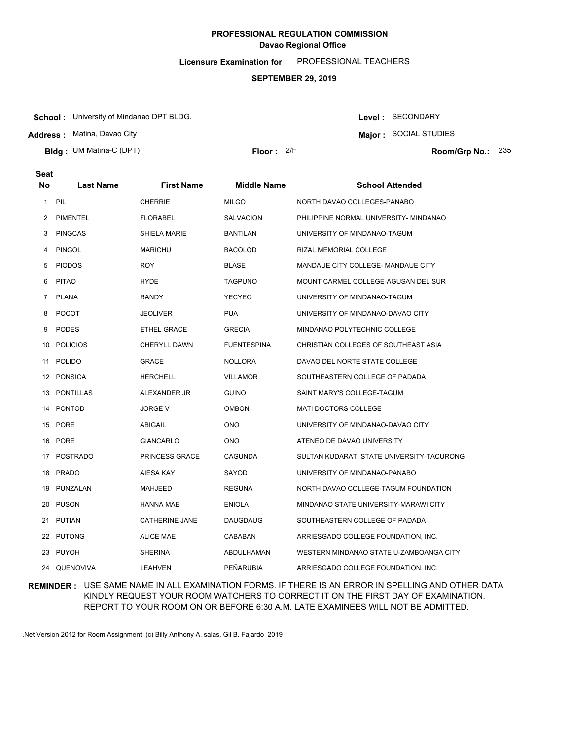**PROFESSIONAL REGULATION COMMISSION**
**Davao Regional Office**

**Licensure Examination for** PROFESSIONAL TEACHERS

**SEPTEMBER 29, 2019**

**School :** University of Mindanao DPT BLDG.
**Address :** Matina, Davao City
**Bldg :** UM Matina-C (DPT)
**Floor :** 2/F
**Level :** SECONDARY
**Major :** SOCIAL STUDIES
**Room/Grp No.:** 235

| Seat No | Last Name | First Name | Middle Name | School Attended |
|---|---|---|---|---|
| 1 | PIL | CHERRIE | MILGO | NORTH DAVAO COLLEGES-PANABO |
| 2 | PIMENTEL | FLORABEL | SALVACION | PHILIPPINE NORMAL UNIVERSITY- MINDANAO |
| 3 | PINGCAS | SHIELA MARIE | BANTILAN | UNIVERSITY OF MINDANAO-TAGUM |
| 4 | PINGOL | MARICHU | BACOLOD | RIZAL MEMORIAL COLLEGE |
| 5 | PIODOS | ROY | BLASE | MANDAUE CITY COLLEGE- MANDAUE CITY |
| 6 | PITAO | HYDE | TAGPUNO | MOUNT CARMEL COLLEGE-AGUSAN DEL SUR |
| 7 | PLANA | RANDY | YECYEC | UNIVERSITY OF MINDANAO-TAGUM |
| 8 | POCOT | JEOLIVER | PUA | UNIVERSITY OF MINDANAO-DAVAO CITY |
| 9 | PODES | ETHEL GRACE | GRECIA | MINDANAO POLYTECHNIC COLLEGE |
| 10 | POLICIOS | CHERYLL DAWN | FUENTESPINA | CHRISTIAN COLLEGES OF SOUTHEAST ASIA |
| 11 | POLIDO | GRACE | NOLLORA | DAVAO DEL NORTE STATE COLLEGE |
| 12 | PONSICA | HERCHELL | VILLAMOR | SOUTHEASTERN COLLEGE OF PADADA |
| 13 | PONTILLAS | ALEXANDER JR | GUINO | SAINT MARY'S COLLEGE-TAGUM |
| 14 | PONTOD | JORGE V | OMBON | MATI DOCTORS COLLEGE |
| 15 | PORE | ABIGAIL | ONO | UNIVERSITY OF MINDANAO-DAVAO CITY |
| 16 | PORE | GIANCARLO | ONO | ATENEO DE DAVAO UNIVERSITY |
| 17 | POSTRADO | PRINCESS GRACE | CAGUNDA | SULTAN KUDARAT STATE UNIVERSITY-TACURONG |
| 18 | PRADO | AIESA KAY | SAYOD | UNIVERSITY OF MINDANAO-PANABO |
| 19 | PUNZALAN | MAHJEED | REGUNA | NORTH DAVAO COLLEGE-TAGUM FOUNDATION |
| 20 | PUSON | HANNA MAE | ENIOLA | MINDANAO STATE UNIVERSITY-MARAWI CITY |
| 21 | PUTIAN | CATHERINE JANE | DAUGDAUG | SOUTHEASTERN COLLEGE OF PADADA |
| 22 | PUTONG | ALICE MAE | CABABAN | ARRIESGADO COLLEGE FOUNDATION, INC. |
| 23 | PUYOH | SHERINA | ABDULHAMAN | WESTERN MINDANAO STATE U-ZAMBOANGA CITY |
| 24 | QUENOVIVA | LEAHVEN | PEÑARUBIA | ARRIESGADO COLLEGE FOUNDATION, INC. |

**REMINDER :** USE SAME NAME IN ALL EXAMINATION FORMS. IF THERE IS AN ERROR IN SPELLING AND OTHER DATA KINDLY REQUEST YOUR ROOM WATCHERS TO CORRECT IT ON THE FIRST DAY OF EXAMINATION. REPORT TO YOUR ROOM ON OR BEFORE 6:30 A.M. LATE EXAMINEES WILL NOT BE ADMITTED.

.Net Version 2012 for Room Assignment (c) Billy Anthony A. salas, Gil B. Fajardo 2019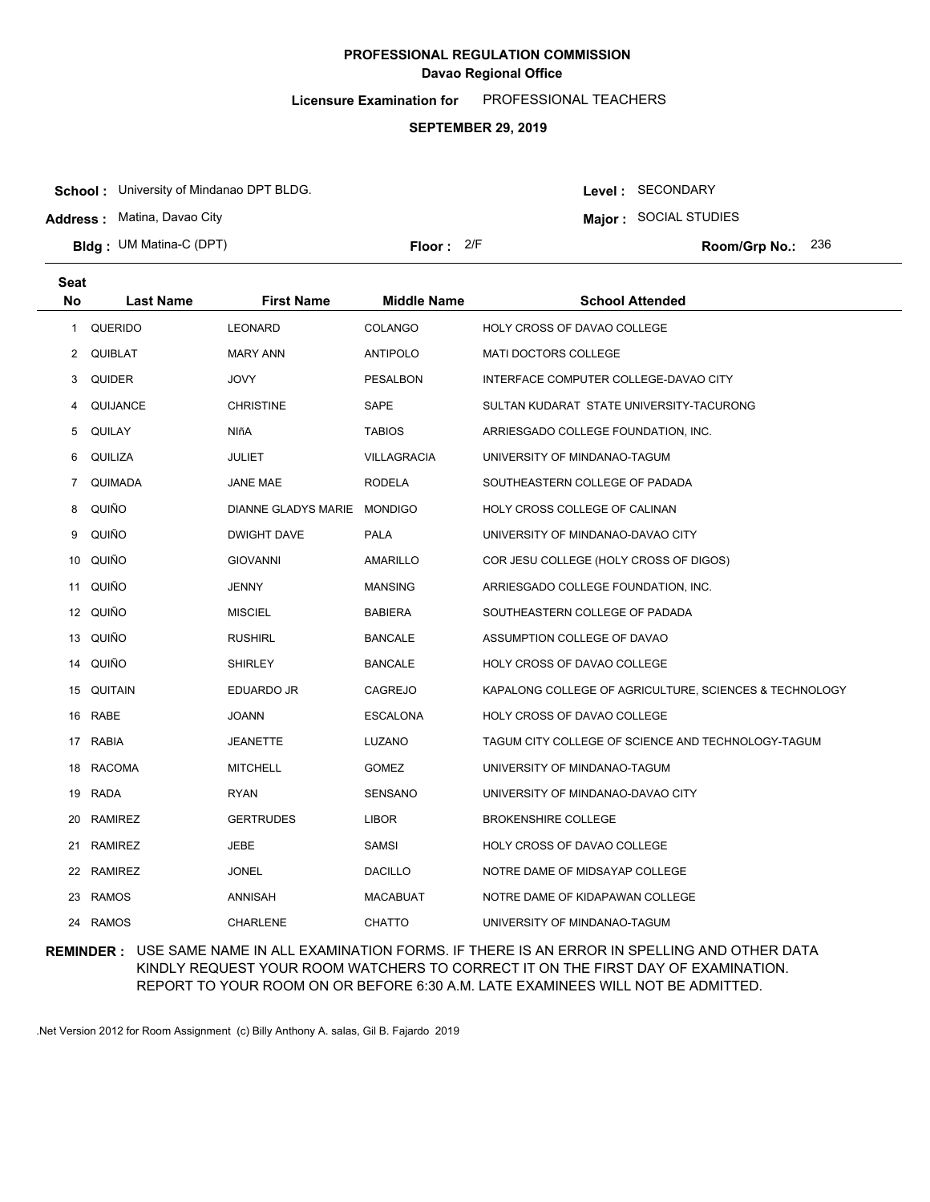**PROFESSIONAL REGULATION COMMISSION**
**Davao Regional Office**

**Licensure Examination for** PROFESSIONAL TEACHERS

**SEPTEMBER 29, 2019**

**School :** University of Mindanao DPT BLDG.
**Address :** Matina, Davao City
**Bldg :** UM Matina-C (DPT)
**Floor :** 2/F

**Level :** SECONDARY
**Major :** SOCIAL STUDIES
**Room/Grp No.:** 236

| Seat No | Last Name | First Name | Middle Name | School Attended |
|---|---|---|---|---|
| 1 | QUERIDO | LEONARD | COLANGO | HOLY CROSS OF DAVAO COLLEGE |
| 2 | QUIBLAT | MARY ANN | ANTIPOLO | MATI DOCTORS COLLEGE |
| 3 | QUIDER | JOVY | PESALBON | INTERFACE COMPUTER COLLEGE-DAVAO CITY |
| 4 | QUIJANCE | CHRISTINE | SAPE | SULTAN KUDARAT STATE UNIVERSITY-TACURONG |
| 5 | QUILAY | NIñA | TABIOS | ARRIESGADO COLLEGE FOUNDATION, INC. |
| 6 | QUILIZA | JULIET | VILLAGRACIA | UNIVERSITY OF MINDANAO-TAGUM |
| 7 | QUIMADA | JANE MAE | RODELA | SOUTHEASTERN COLLEGE OF PADADA |
| 8 | QUIÑO | DIANNE GLADYS MARIE | MONDIGO | HOLY CROSS COLLEGE OF CALINAN |
| 9 | QUIÑO | DWIGHT DAVE | PALA | UNIVERSITY OF MINDANAO-DAVAO CITY |
| 10 | QUIÑO | GIOVANNI | AMARILLO | COR JESU COLLEGE (HOLY CROSS OF DIGOS) |
| 11 | QUIÑO | JENNY | MANSING | ARRIESGADO COLLEGE FOUNDATION, INC. |
| 12 | QUIÑO | MISCIEL | BABIERA | SOUTHEASTERN COLLEGE OF PADADA |
| 13 | QUIÑO | RUSHIRL | BANCALE | ASSUMPTION COLLEGE OF DAVAO |
| 14 | QUIÑO | SHIRLEY | BANCALE | HOLY CROSS OF DAVAO COLLEGE |
| 15 | QUITAIN | EDUARDO JR | CAGREJO | KAPALONG COLLEGE OF AGRICULTURE, SCIENCES & TECHNOLOGY |
| 16 | RABE | JOANN | ESCALONA | HOLY CROSS OF DAVAO COLLEGE |
| 17 | RABIA | JEANETTE | LUZANO | TAGUM CITY COLLEGE OF SCIENCE AND TECHNOLOGY-TAGUM |
| 18 | RACOMA | MITCHELL | GOMEZ | UNIVERSITY OF MINDANAO-TAGUM |
| 19 | RADA | RYAN | SENSANO | UNIVERSITY OF MINDANAO-DAVAO CITY |
| 20 | RAMIREZ | GERTRUDES | LIBOR | BROKENSHIRE COLLEGE |
| 21 | RAMIREZ | JEBE | SAMSI | HOLY CROSS OF DAVAO COLLEGE |
| 22 | RAMIREZ | JONEL | DACILLO | NOTRE DAME OF MIDSAYAP COLLEGE |
| 23 | RAMOS | ANNISAH | MACABUAT | NOTRE DAME OF KIDAPAWAN COLLEGE |
| 24 | RAMOS | CHARLENE | CHATTO | UNIVERSITY OF MINDANAO-TAGUM |

**REMINDER :** USE SAME NAME IN ALL EXAMINATION FORMS. IF THERE IS AN ERROR IN SPELLING AND OTHER DATA KINDLY REQUEST YOUR ROOM WATCHERS TO CORRECT IT ON THE FIRST DAY OF EXAMINATION. REPORT TO YOUR ROOM ON OR BEFORE 6:30 A.M. LATE EXAMINEES WILL NOT BE ADMITTED.

.Net Version 2012 for Room Assignment (c) Billy Anthony A. salas, Gil B. Fajardo 2019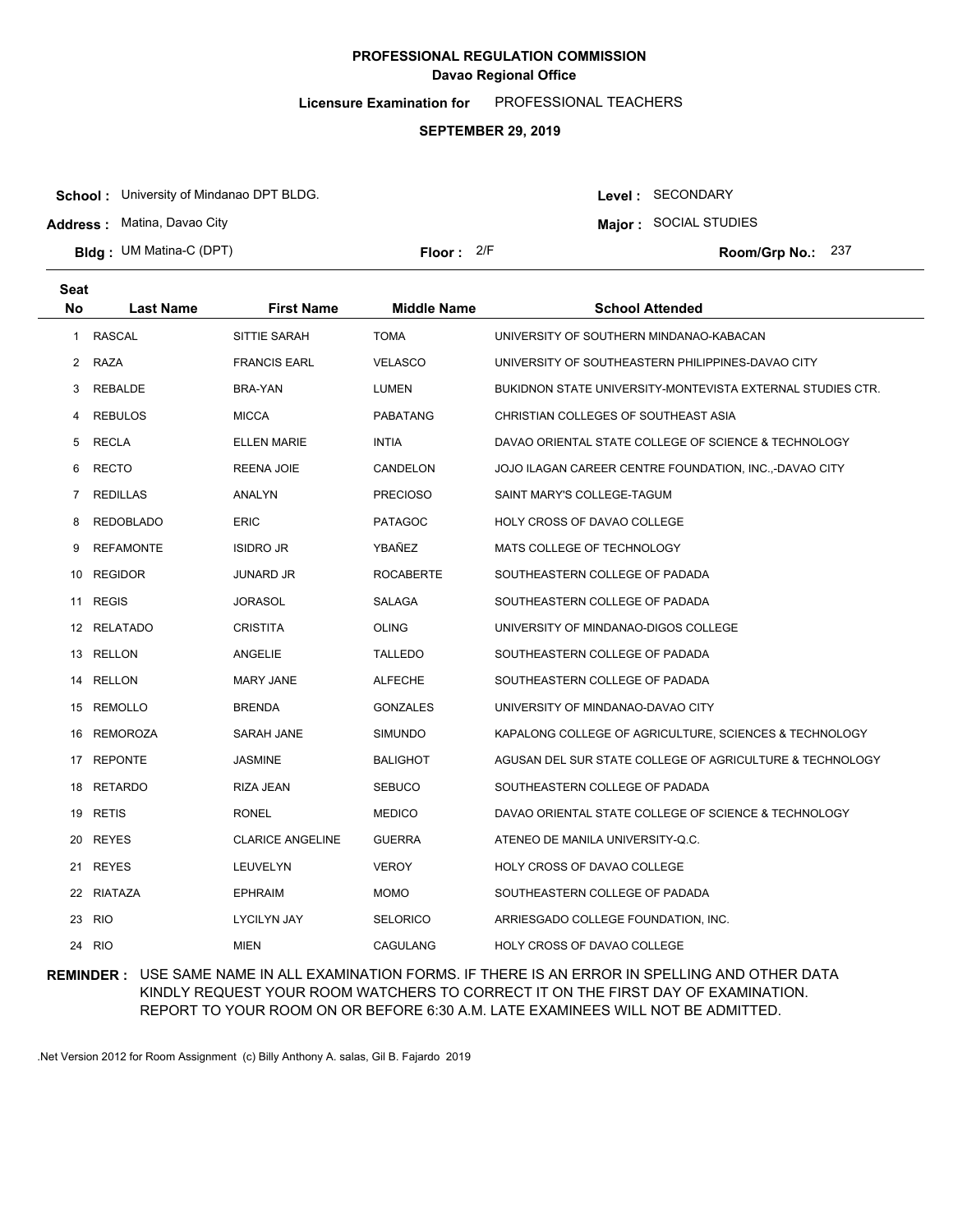**PROFESSIONAL REGULATION COMMISSION**
**Davao Regional Office**

**Licensure Examination for** PROFESSIONAL TEACHERS

**SEPTEMBER 29, 2019**

**School :** University of Mindanao DPT BLDG.
**Address :** Matina, Davao City
**Bldg :** UM Matina-C (DPT)
**Floor :** 2/F

**Level :** SECONDARY
**Major :** SOCIAL STUDIES
**Room/Grp No.:** 237

| Seat No | Last Name | First Name | Middle Name | School Attended |
|---|---|---|---|---|
| 1 | RASCAL | SITTIE SARAH | TOMA | UNIVERSITY OF SOUTHERN MINDANAO-KABACAN |
| 2 | RAZA | FRANCIS EARL | VELASCO | UNIVERSITY OF SOUTHEASTERN PHILIPPINES-DAVAO CITY |
| 3 | REBALDE | BRA-YAN | LUMEN | BUKIDNON STATE UNIVERSITY-MONTEVISTA EXTERNAL STUDIES CTR. |
| 4 | REBULOS | MICCA | PABATANG | CHRISTIAN COLLEGES OF SOUTHEAST ASIA |
| 5 | RECLA | ELLEN MARIE | INTIA | DAVAO ORIENTAL STATE COLLEGE OF SCIENCE & TECHNOLOGY |
| 6 | RECTO | REENA JOIE | CANDELON | JOJO ILAGAN CAREER CENTRE FOUNDATION, INC.,-DAVAO CITY |
| 7 | REDILLAS | ANALYN | PRECIOSO | SAINT MARY'S COLLEGE-TAGUM |
| 8 | REDOBLADO | ERIC | PATAGOC | HOLY CROSS OF DAVAO COLLEGE |
| 9 | REFAMONTE | ISIDRO JR | YBAÑEZ | MATS COLLEGE OF TECHNOLOGY |
| 10 | REGIDOR | JUNARD JR | ROCABERTE | SOUTHEASTERN COLLEGE OF PADADA |
| 11 | REGIS | JORASOL | SALAGA | SOUTHEASTERN COLLEGE OF PADADA |
| 12 | RELATADO | CRISTITA | OLING | UNIVERSITY OF MINDANAO-DIGOS COLLEGE |
| 13 | RELLON | ANGELIE | TALLEDO | SOUTHEASTERN COLLEGE OF PADADA |
| 14 | RELLON | MARY JANE | ALFECHE | SOUTHEASTERN COLLEGE OF PADADA |
| 15 | REMOLLO | BRENDA | GONZALES | UNIVERSITY OF MINDANAO-DAVAO CITY |
| 16 | REMOROZA | SARAH JANE | SIMUNDO | KAPALONG COLLEGE OF AGRICULTURE, SCIENCES & TECHNOLOGY |
| 17 | REPONTE | JASMINE | BALIGHOT | AGUSAN DEL SUR STATE COLLEGE OF AGRICULTURE & TECHNOLOGY |
| 18 | RETARDO | RIZA JEAN | SEBUCO | SOUTHEASTERN COLLEGE OF PADADA |
| 19 | RETIS | RONEL | MEDICO | DAVAO ORIENTAL STATE COLLEGE OF SCIENCE & TECHNOLOGY |
| 20 | REYES | CLARICE ANGELINE | GUERRA | ATENEO DE MANILA UNIVERSITY-Q.C. |
| 21 | REYES | LEUVELYN | VEROY | HOLY CROSS OF DAVAO COLLEGE |
| 22 | RIATAZA | EPHRAIM | MOMO | SOUTHEASTERN COLLEGE OF PADADA |
| 23 | RIO | LYCILYN JAY | SELORICO | ARRIESGADO COLLEGE FOUNDATION, INC. |
| 24 | RIO | MIEN | CAGULANG | HOLY CROSS OF DAVAO COLLEGE |

**REMINDER :** USE SAME NAME IN ALL EXAMINATION FORMS. IF THERE IS AN ERROR IN SPELLING AND OTHER DATA KINDLY REQUEST YOUR ROOM WATCHERS TO CORRECT IT ON THE FIRST DAY OF EXAMINATION. REPORT TO YOUR ROOM ON OR BEFORE 6:30 A.M. LATE EXAMINEES WILL NOT BE ADMITTED.

.Net Version 2012 for Room Assignment (c) Billy Anthony A. salas, Gil B. Fajardo 2019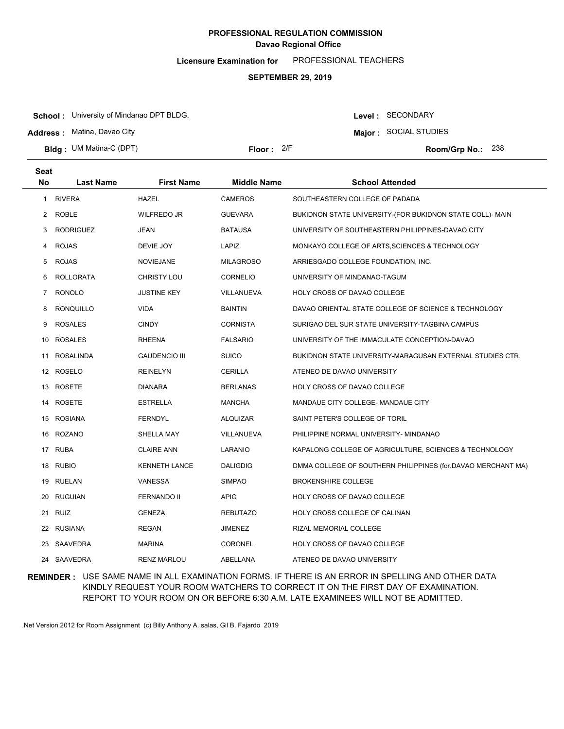**PROFESSIONAL REGULATION COMMISSION**
**Davao Regional Office**

**Licensure Examination for** PROFESSIONAL TEACHERS

**SEPTEMBER 29, 2019**

**School :** University of Mindanao DPT BLDG.
**Address :** Matina, Davao City
**Bldg :** UM Matina-C (DPT)
**Floor :** 2/F

**Level :** SECONDARY
**Major :** SOCIAL STUDIES
**Room/Grp No.:** 238

| Seat No | Last Name | First Name | Middle Name | School Attended |
|---|---|---|---|---|
| 1 | RIVERA | HAZEL | CAMEROS | SOUTHEASTERN COLLEGE OF PADADA |
| 2 | ROBLE | WILFREDO JR | GUEVARA | BUKIDNON STATE UNIVERSITY-(FOR BUKIDNON STATE COLL)- MAIN |
| 3 | RODRIGUEZ | JEAN | BATAUSA | UNIVERSITY OF SOUTHEASTERN PHILIPPINES-DAVAO CITY |
| 4 | ROJAS | DEVIE JOY | LAPIZ | MONKAYO COLLEGE OF ARTS,SCIENCES & TECHNOLOGY |
| 5 | ROJAS | NOVIEJANE | MILAGROSO | ARRIESGADO COLLEGE FOUNDATION, INC. |
| 6 | ROLLORATA | CHRISTY LOU | CORNELIO | UNIVERSITY OF MINDANAO-TAGUM |
| 7 | RONOLO | JUSTINE KEY | VILLANUEVA | HOLY CROSS OF DAVAO COLLEGE |
| 8 | RONQUILLO | VIDA | BAINTIN | DAVAO ORIENTAL STATE COLLEGE OF SCIENCE & TECHNOLOGY |
| 9 | ROSALES | CINDY | CORNISTA | SURIGAO DEL SUR STATE UNIVERSITY-TAGBINA CAMPUS |
| 10 | ROSALES | RHEENA | FALSARIO | UNIVERSITY OF THE IMMACULATE CONCEPTION-DAVAO |
| 11 | ROSALINDA | GAUDENCIO III | SUICO | BUKIDNON STATE UNIVERSITY-MARAGUSAN EXTERNAL STUDIES CTR. |
| 12 | ROSELO | REINELYN | CERILLA | ATENEO DE DAVAO UNIVERSITY |
| 13 | ROSETE | DIANARA | BERLANAS | HOLY CROSS OF DAVAO COLLEGE |
| 14 | ROSETE | ESTRELLA | MANCHA | MANDAUE CITY COLLEGE- MANDAUE CITY |
| 15 | ROSIANA | FERNDYL | ALQUIZAR | SAINT PETER'S COLLEGE OF TORIL |
| 16 | ROZANO | SHELLA MAY | VILLANUEVA | PHILIPPINE NORMAL UNIVERSITY- MINDANAO |
| 17 | RUBA | CLAIRE ANN | LARANIO | KAPALONG COLLEGE OF AGRICULTURE, SCIENCES & TECHNOLOGY |
| 18 | RUBIO | KENNETH LANCE | DALIGDIG | DMMA COLLEGE OF SOUTHERN PHILIPPINES (for.DAVAO MERCHANT MA) |
| 19 | RUELAN | VANESSA | SIMPAO | BROKENSHIRE COLLEGE |
| 20 | RUGUIAN | FERNANDO II | APIG | HOLY CROSS OF DAVAO COLLEGE |
| 21 | RUIZ | GENEZA | REBUTAZO | HOLY CROSS COLLEGE OF CALINAN |
| 22 | RUSIANA | REGAN | JIMENEZ | RIZAL MEMORIAL COLLEGE |
| 23 | SAAVEDRA | MARINA | CORONEL | HOLY CROSS OF DAVAO COLLEGE |
| 24 | SAAVEDRA | RENZ MARLOU | ABELLANA | ATENEO DE DAVAO UNIVERSITY |

**REMINDER :** USE SAME NAME IN ALL EXAMINATION FORMS. IF THERE IS AN ERROR IN SPELLING AND OTHER DATA KINDLY REQUEST YOUR ROOM WATCHERS TO CORRECT IT ON THE FIRST DAY OF EXAMINATION. REPORT TO YOUR ROOM ON OR BEFORE 6:30 A.M. LATE EXAMINEES WILL NOT BE ADMITTED.

.Net Version 2012 for Room Assignment (c) Billy Anthony A. salas, Gil B. Fajardo 2019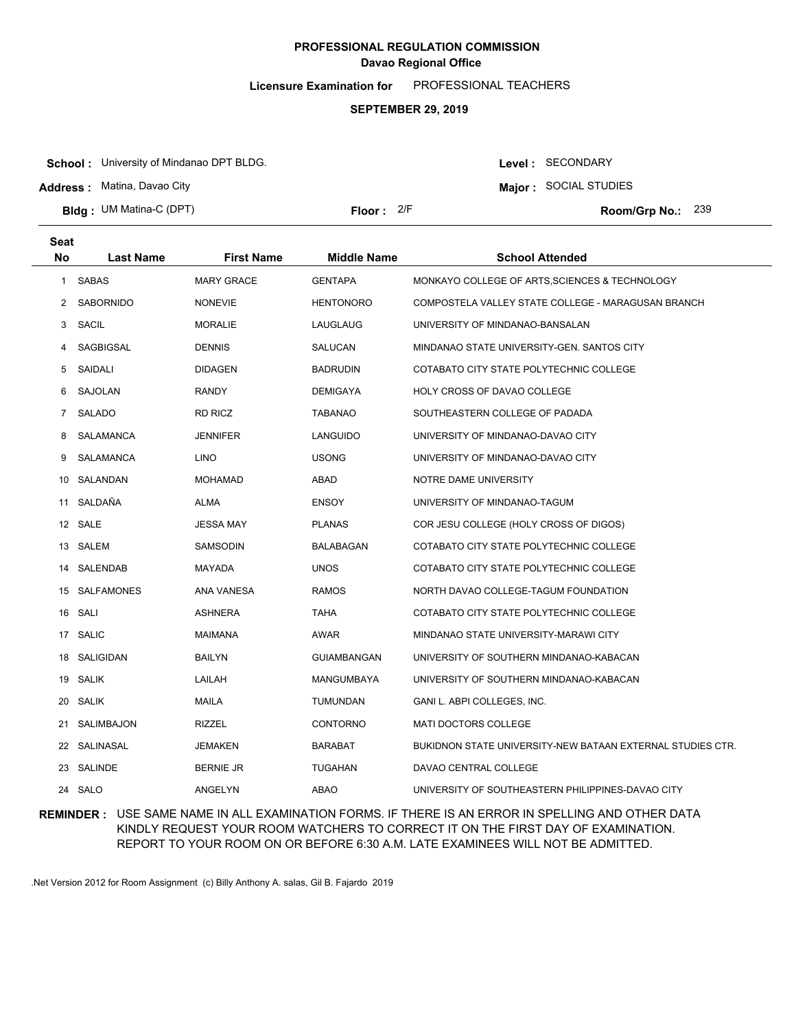**PROFESSIONAL REGULATION COMMISSION**
**Davao Regional Office**

**Licensure Examination for** PROFESSIONAL TEACHERS

**SEPTEMBER 29, 2019**

**School :** University of Mindanao DPT BLDG.
**Address :** Matina, Davao City
**Bldg :** UM Matina-C (DPT)
**Floor :** 2/F
**Level :** SECONDARY
**Major :** SOCIAL STUDIES
**Room/Grp No.:** 239

| Seat No | Last Name | First Name | Middle Name | School Attended |
|---|---|---|---|---|
| 1 | SABAS | MARY GRACE | GENTAPA | MONKAYO COLLEGE OF ARTS,SCIENCES & TECHNOLOGY |
| 2 | SABORNIDO | NONEVIE | HENTONORO | COMPOSTELA VALLEY STATE COLLEGE - MARAGUSAN BRANCH |
| 3 | SACIL | MORALIE | LAUGLAUG | UNIVERSITY OF MINDANAO-BANSALAN |
| 4 | SAGBIGSAL | DENNIS | SALUCAN | MINDANAO STATE UNIVERSITY-GEN. SANTOS CITY |
| 5 | SAIDALI | DIDAGEN | BADRUDIN | COTABATO CITY STATE POLYTECHNIC COLLEGE |
| 6 | SAJOLAN | RANDY | DEMIGAYA | HOLY CROSS OF DAVAO COLLEGE |
| 7 | SALADO | RD RICZ | TABANAO | SOUTHEASTERN COLLEGE OF PADADA |
| 8 | SALAMANCA | JENNIFER | LANGUIDO | UNIVERSITY OF MINDANAO-DAVAO CITY |
| 9 | SALAMANCA | LINO | USONG | UNIVERSITY OF MINDANAO-DAVAO CITY |
| 10 | SALANDAN | MOHAMAD | ABAD | NOTRE DAME UNIVERSITY |
| 11 | SALDAÑA | ALMA | ENSOY | UNIVERSITY OF MINDANAO-TAGUM |
| 12 | SALE | JESSA MAY | PLANAS | COR JESU COLLEGE (HOLY CROSS OF DIGOS) |
| 13 | SALEM | SAMSODIN | BALABAGAN | COTABATO CITY STATE POLYTECHNIC COLLEGE |
| 14 | SALENDAB | MAYADA | UNOS | COTABATO CITY STATE POLYTECHNIC COLLEGE |
| 15 | SALFAMONES | ANA VANESA | RAMOS | NORTH DAVAO COLLEGE-TAGUM FOUNDATION |
| 16 | SALI | ASHNERA | TAHA | COTABATO CITY STATE POLYTECHNIC COLLEGE |
| 17 | SALIC | MAIMANA | AWAR | MINDANAO STATE UNIVERSITY-MARAWI CITY |
| 18 | SALIGIDAN | BAILYN | GUIAMBANGAN | UNIVERSITY OF SOUTHERN MINDANAO-KABACAN |
| 19 | SALIK | LAILAH | MANGUMBAYA | UNIVERSITY OF SOUTHERN MINDANAO-KABACAN |
| 20 | SALIK | MAILA | TUMUNDAN | GANI L. ABPI COLLEGES, INC. |
| 21 | SALIMBAJON | RIZZEL | CONTORNO | MATI DOCTORS COLLEGE |
| 22 | SALINASAL | JEMAKEN | BARABAT | BUKIDNON STATE UNIVERSITY-NEW BATAAN EXTERNAL STUDIES CTR. |
| 23 | SALINDE | BERNIE JR | TUGAHAN | DAVAO CENTRAL COLLEGE |
| 24 | SALO | ANGELYN | ABAO | UNIVERSITY OF SOUTHEASTERN PHILIPPINES-DAVAO CITY |

**REMINDER :** USE SAME NAME IN ALL EXAMINATION FORMS. IF THERE IS AN ERROR IN SPELLING AND OTHER DATA KINDLY REQUEST YOUR ROOM WATCHERS TO CORRECT IT ON THE FIRST DAY OF EXAMINATION. REPORT TO YOUR ROOM ON OR BEFORE 6:30 A.M. LATE EXAMINEES WILL NOT BE ADMITTED.

.Net Version 2012 for Room Assignment (c) Billy Anthony A. salas, Gil B. Fajardo 2019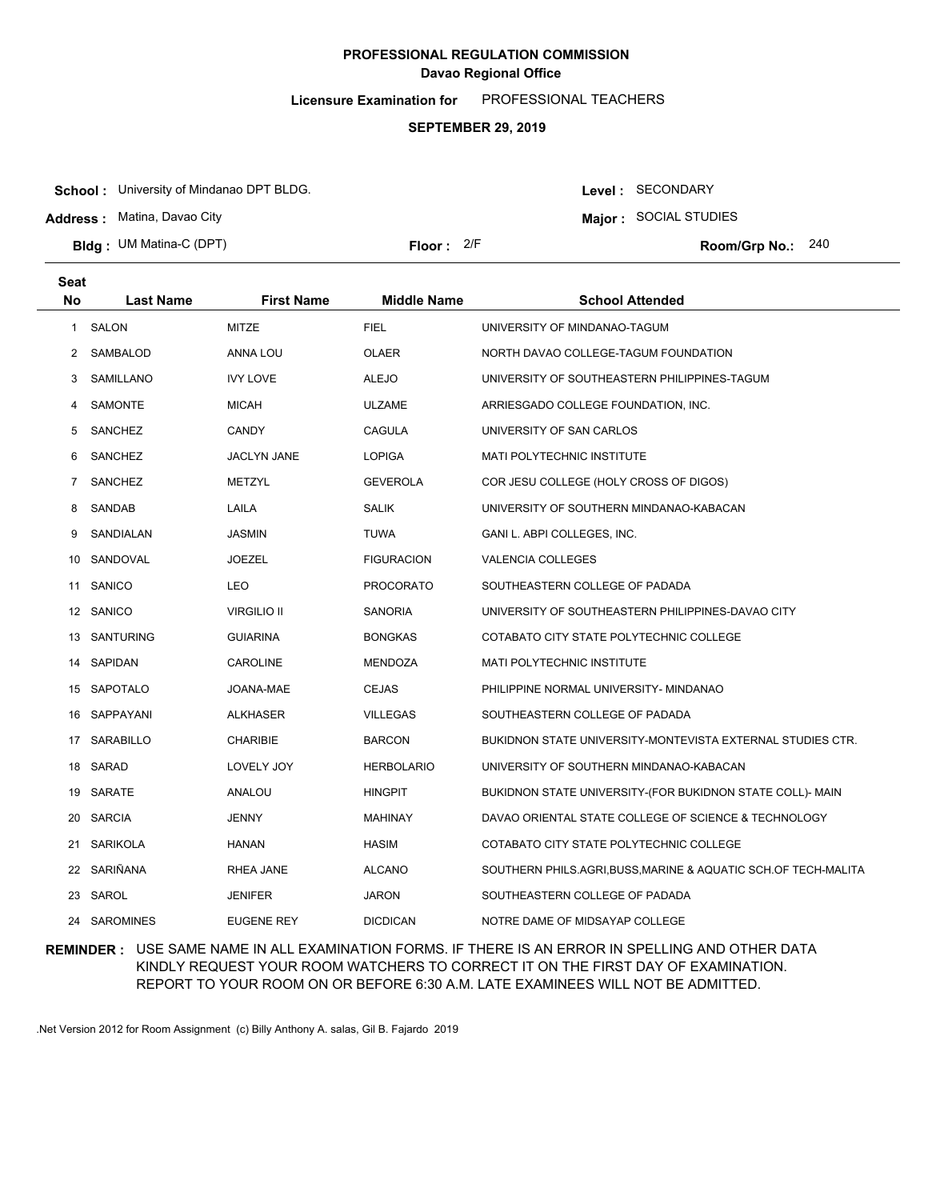**PROFESSIONAL REGULATION COMMISSION**
**Davao Regional Office**

**Licensure Examination for** PROFESSIONAL TEACHERS

**SEPTEMBER 29, 2019**

**School :** University of Mindanao DPT BLDG. **Level :** SECONDARY

**Address :** Matina, Davao City **Major :** SOCIAL STUDIES

**Bldg :** UM Matina-C (DPT) **Floor :** 2/F **Room/Grp No.:** 240

| Seat No | Last Name | First Name | Middle Name | School Attended |
|---|---|---|---|---|
| 1 | SALON | MITZE | FIEL | UNIVERSITY OF MINDANAO-TAGUM |
| 2 | SAMBALOD | ANNA LOU | OLAER | NORTH DAVAO COLLEGE-TAGUM FOUNDATION |
| 3 | SAMILLANO | IVY LOVE | ALEJO | UNIVERSITY OF SOUTHEASTERN PHILIPPINES-TAGUM |
| 4 | SAMONTE | MICAH | ULZAME | ARRIESGADO COLLEGE FOUNDATION, INC. |
| 5 | SANCHEZ | CANDY | CAGULA | UNIVERSITY OF SAN CARLOS |
| 6 | SANCHEZ | JACLYN JANE | LOPIGA | MATI POLYTECHNIC INSTITUTE |
| 7 | SANCHEZ | METZYL | GEVEROLA | COR JESU COLLEGE (HOLY CROSS OF DIGOS) |
| 8 | SANDAB | LAILA | SALIK | UNIVERSITY OF SOUTHERN MINDANAO-KABACAN |
| 9 | SANDIALAN | JASMIN | TUWA | GANI L. ABPI COLLEGES, INC. |
| 10 | SANDOVAL | JOEZEL | FIGURACION | VALENCIA COLLEGES |
| 11 | SANICO | LEO | PROCORATO | SOUTHEASTERN COLLEGE OF PADADA |
| 12 | SANICO | VIRGILIO II | SANORIA | UNIVERSITY OF SOUTHEASTERN PHILIPPINES-DAVAO CITY |
| 13 | SANTURING | GUIARINA | BONGKAS | COTABATO CITY STATE POLYTECHNIC COLLEGE |
| 14 | SAPIDAN | CAROLINE | MENDOZA | MATI POLYTECHNIC INSTITUTE |
| 15 | SAPOTALO | JOANA-MAE | CEJAS | PHILIPPINE NORMAL UNIVERSITY- MINDANAO |
| 16 | SAPPAYANI | ALKHASER | VILLEGAS | SOUTHEASTERN COLLEGE OF PADADA |
| 17 | SARABILLO | CHARIBIE | BARCON | BUKIDNON STATE UNIVERSITY-MONTEVISTA EXTERNAL STUDIES CTR. |
| 18 | SARAD | LOVELY JOY | HERBOLARIO | UNIVERSITY OF SOUTHERN MINDANAO-KABACAN |
| 19 | SARATE | ANALOU | HINGPIT | BUKIDNON STATE UNIVERSITY-(FOR BUKIDNON STATE COLL)- MAIN |
| 20 | SARCIA | JENNY | MAHINAY | DAVAO ORIENTAL STATE COLLEGE OF SCIENCE & TECHNOLOGY |
| 21 | SARIKOLA | HANAN | HASIM | COTABATO CITY STATE POLYTECHNIC COLLEGE |
| 22 | SARIÑANA | RHEA JANE | ALCANO | SOUTHERN PHILS.AGRI,BUSS,MARINE & AQUATIC SCH.OF TECH-MALITA |
| 23 | SAROL | JENIFER | JARON | SOUTHEASTERN COLLEGE OF PADADA |
| 24 | SAROMINES | EUGENE REY | DICDICAN | NOTRE DAME OF MIDSAYAP COLLEGE |

**REMINDER :** USE SAME NAME IN ALL EXAMINATION FORMS. IF THERE IS AN ERROR IN SPELLING AND OTHER DATA KINDLY REQUEST YOUR ROOM WATCHERS TO CORRECT IT ON THE FIRST DAY OF EXAMINATION. REPORT TO YOUR ROOM ON OR BEFORE 6:30 A.M. LATE EXAMINEES WILL NOT BE ADMITTED.

.Net Version 2012 for Room Assignment (c) Billy Anthony A. salas, Gil B. Fajardo 2019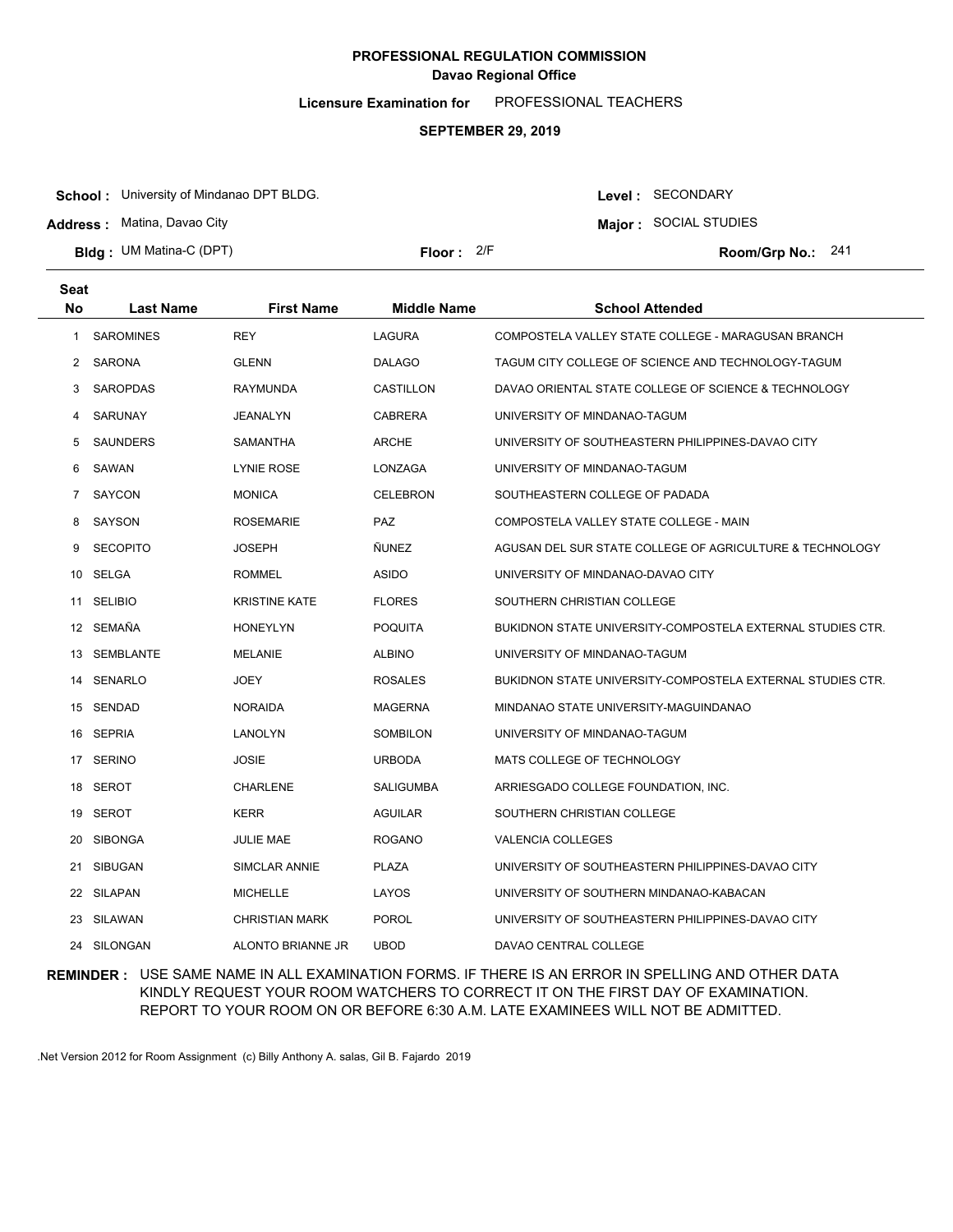**PROFESSIONAL REGULATION COMMISSION**
**Davao Regional Office**

**Licensure Examination for** PROFESSIONAL TEACHERS

**SEPTEMBER 29, 2019**

**School :** University of Mindanao DPT BLDG.
**Address :** Matina, Davao City
**Bldg :** UM Matina-C (DPT)
**Floor :** 2/F
**Level :** SECONDARY
**Major :** SOCIAL STUDIES
**Room/Grp No.:** 241

| Seat No | Last Name | First Name | Middle Name | School Attended |
|---|---|---|---|---|
| 1 | SAROMINES | REY | LAGURA | COMPOSTELA VALLEY STATE COLLEGE - MARAGUSAN BRANCH |
| 2 | SARONA | GLENN | DALAGO | TAGUM CITY COLLEGE OF SCIENCE AND TECHNOLOGY-TAGUM |
| 3 | SAROPDAS | RAYMUNDA | CASTILLON | DAVAO ORIENTAL STATE COLLEGE OF SCIENCE & TECHNOLOGY |
| 4 | SARUNAY | JEANALYN | CABRERA | UNIVERSITY OF MINDANAO-TAGUM |
| 5 | SAUNDERS | SAMANTHA | ARCHE | UNIVERSITY OF SOUTHEASTERN PHILIPPINES-DAVAO CITY |
| 6 | SAWAN | LYNIE ROSE | LONZAGA | UNIVERSITY OF MINDANAO-TAGUM |
| 7 | SAYCON | MONICA | CELEBRON | SOUTHEASTERN COLLEGE OF PADADA |
| 8 | SAYSON | ROSEMARIE | PAZ | COMPOSTELA VALLEY STATE COLLEGE - MAIN |
| 9 | SECOPITO | JOSEPH | ÑUNEZ | AGUSAN DEL SUR STATE COLLEGE OF AGRICULTURE & TECHNOLOGY |
| 10 | SELGA | ROMMEL | ASIDO | UNIVERSITY OF MINDANAO-DAVAO CITY |
| 11 | SELIBIO | KRISTINE KATE | FLORES | SOUTHERN CHRISTIAN COLLEGE |
| 12 | SEMAÑA | HONEYLYN | POQUITA | BUKIDNON STATE UNIVERSITY-COMPOSTELA EXTERNAL STUDIES CTR. |
| 13 | SEMBLANTE | MELANIE | ALBINO | UNIVERSITY OF MINDANAO-TAGUM |
| 14 | SENARLO | JOEY | ROSALES | BUKIDNON STATE UNIVERSITY-COMPOSTELA EXTERNAL STUDIES CTR. |
| 15 | SENDAD | NORAIDA | MAGERNA | MINDANAO STATE UNIVERSITY-MAGUINDANAO |
| 16 | SEPRIA | LANOLYN | SOMBILON | UNIVERSITY OF MINDANAO-TAGUM |
| 17 | SERINO | JOSIE | URBODA | MATS COLLEGE OF TECHNOLOGY |
| 18 | SEROT | CHARLENE | SALIGUMBA | ARRIESGADO COLLEGE FOUNDATION, INC. |
| 19 | SEROT | KERR | AGUILAR | SOUTHERN CHRISTIAN COLLEGE |
| 20 | SIBONGA | JULIE MAE | ROGANO | VALENCIA COLLEGES |
| 21 | SIBUGAN | SIMCLAR ANNIE | PLAZA | UNIVERSITY OF SOUTHEASTERN PHILIPPINES-DAVAO CITY |
| 22 | SILAPAN | MICHELLE | LAYOS | UNIVERSITY OF SOUTHERN MINDANAO-KABACAN |
| 23 | SILAWAN | CHRISTIAN MARK | POROL | UNIVERSITY OF SOUTHEASTERN PHILIPPINES-DAVAO CITY |
| 24 | SILONGAN | ALONTO BRIANNE JR | UBOD | DAVAO CENTRAL COLLEGE |

**REMINDER :** USE SAME NAME IN ALL EXAMINATION FORMS. IF THERE IS AN ERROR IN SPELLING AND OTHER DATA KINDLY REQUEST YOUR ROOM WATCHERS TO CORRECT IT ON THE FIRST DAY OF EXAMINATION. REPORT TO YOUR ROOM ON OR BEFORE 6:30 A.M. LATE EXAMINEES WILL NOT BE ADMITTED.

.Net Version 2012 for Room Assignment (c) Billy Anthony A. salas, Gil B. Fajardo 2019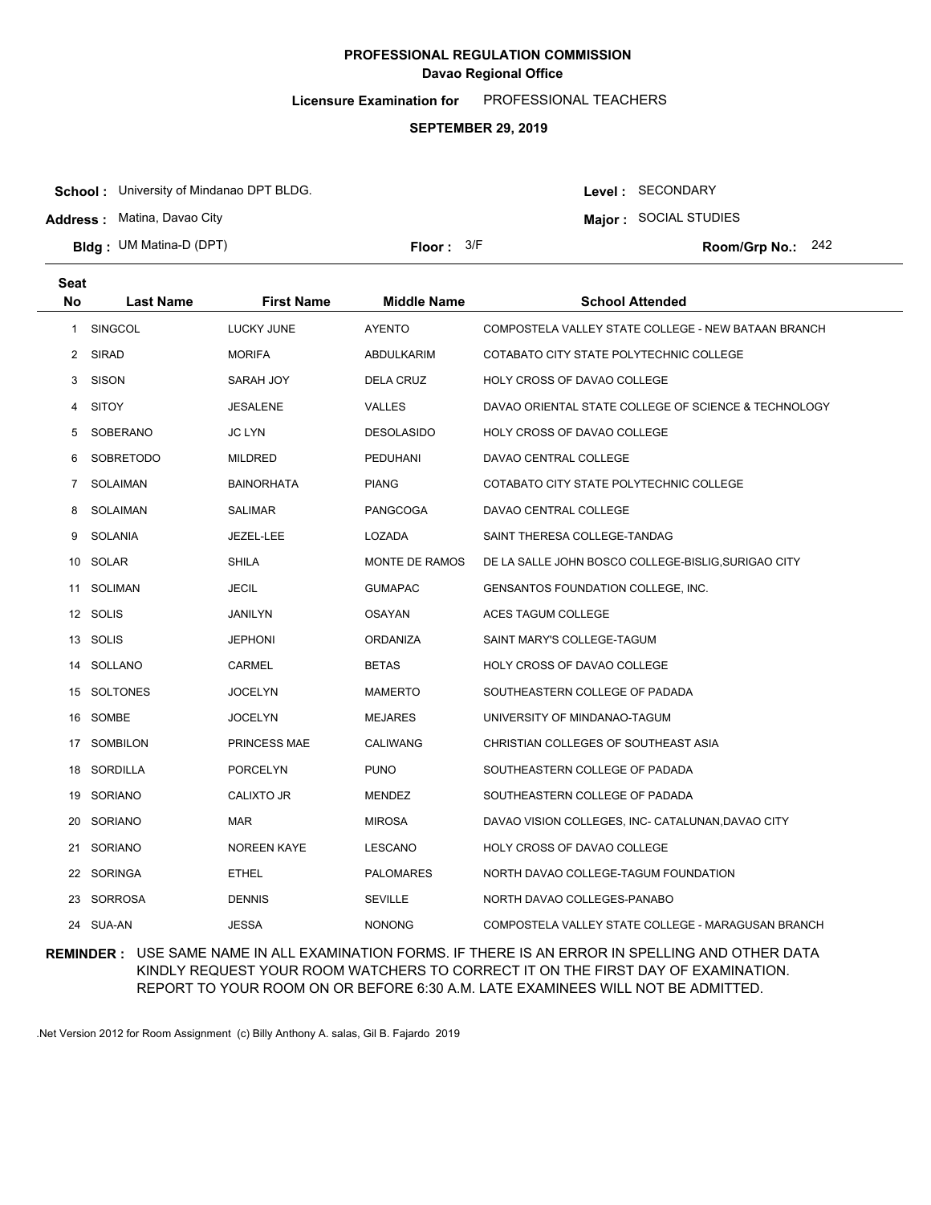**PROFESSIONAL REGULATION COMMISSION**
**Davao Regional Office**

**Licensure Examination for** PROFESSIONAL TEACHERS

**SEPTEMBER 29, 2019**

**School :** University of Mindanao DPT BLDG.
**Address :** Matina, Davao City
**Bldg :** UM Matina-D (DPT)
**Floor :** 3/F
**Level :** SECONDARY
**Major :** SOCIAL STUDIES
**Room/Grp No.:** 242

| Seat No | Last Name | First Name | Middle Name | School Attended |
|---|---|---|---|---|
| 1 | SINGCOL | LUCKY JUNE | AYENTO | COMPOSTELA VALLEY STATE COLLEGE - NEW BATAAN BRANCH |
| 2 | SIRAD | MORIFA | ABDULKARIM | COTABATO CITY STATE POLYTECHNIC COLLEGE |
| 3 | SISON | SARAH JOY | DELA CRUZ | HOLY CROSS OF DAVAO COLLEGE |
| 4 | SITOY | JESALENE | VALLES | DAVAO ORIENTAL STATE COLLEGE OF SCIENCE & TECHNOLOGY |
| 5 | SOBERANO | JC LYN | DESOLASIDO | HOLY CROSS OF DAVAO COLLEGE |
| 6 | SOBRETODO | MILDRED | PEDUHANI | DAVAO CENTRAL COLLEGE |
| 7 | SOLAIMAN | BAINORHATA | PIANG | COTABATO CITY STATE POLYTECHNIC COLLEGE |
| 8 | SOLAIMAN | SALIMAR | PANGCOGA | DAVAO CENTRAL COLLEGE |
| 9 | SOLANIA | JEZEL-LEE | LOZADA | SAINT THERESA COLLEGE-TANDAG |
| 10 | SOLAR | SHILA | MONTE DE RAMOS | DE LA SALLE JOHN BOSCO COLLEGE-BISLIG,SURIGAO CITY |
| 11 | SOLIMAN | JECIL | GUMAPAC | GENSANTOS FOUNDATION COLLEGE, INC. |
| 12 | SOLIS | JANILYN | OSAYAN | ACES TAGUM COLLEGE |
| 13 | SOLIS | JEPHONI | ORDANIZA | SAINT MARY'S COLLEGE-TAGUM |
| 14 | SOLLANO | CARMEL | BETAS | HOLY CROSS OF DAVAO COLLEGE |
| 15 | SOLTONES | JOCELYN | MAMERTO | SOUTHEASTERN COLLEGE OF PADADA |
| 16 | SOMBE | JOCELYN | MEJARES | UNIVERSITY OF MINDANAO-TAGUM |
| 17 | SOMBILON | PRINCESS MAE | CALIWANG | CHRISTIAN COLLEGES OF SOUTHEAST ASIA |
| 18 | SORDILLA | PORCELYN | PUNO | SOUTHEASTERN COLLEGE OF PADADA |
| 19 | SORIANO | CALIXTO JR | MENDEZ | SOUTHEASTERN COLLEGE OF PADADA |
| 20 | SORIANO | MAR | MIROSA | DAVAO VISION COLLEGES, INC- CATALUNAN,DAVAO CITY |
| 21 | SORIANO | NOREEN KAYE | LESCANO | HOLY CROSS OF DAVAO COLLEGE |
| 22 | SORINGA | ETHEL | PALOMARES | NORTH DAVAO COLLEGE-TAGUM FOUNDATION |
| 23 | SORROSA | DENNIS | SEVILLE | NORTH DAVAO COLLEGES-PANABO |
| 24 | SUA-AN | JESSA | NONONG | COMPOSTELA VALLEY STATE COLLEGE - MARAGUSAN BRANCH |

**REMINDER :** USE SAME NAME IN ALL EXAMINATION FORMS. IF THERE IS AN ERROR IN SPELLING AND OTHER DATA KINDLY REQUEST YOUR ROOM WATCHERS TO CORRECT IT ON THE FIRST DAY OF EXAMINATION. REPORT TO YOUR ROOM ON OR BEFORE 6:30 A.M. LATE EXAMINEES WILL NOT BE ADMITTED.

.Net Version 2012 for Room Assignment (c) Billy Anthony A. salas, Gil B. Fajardo 2019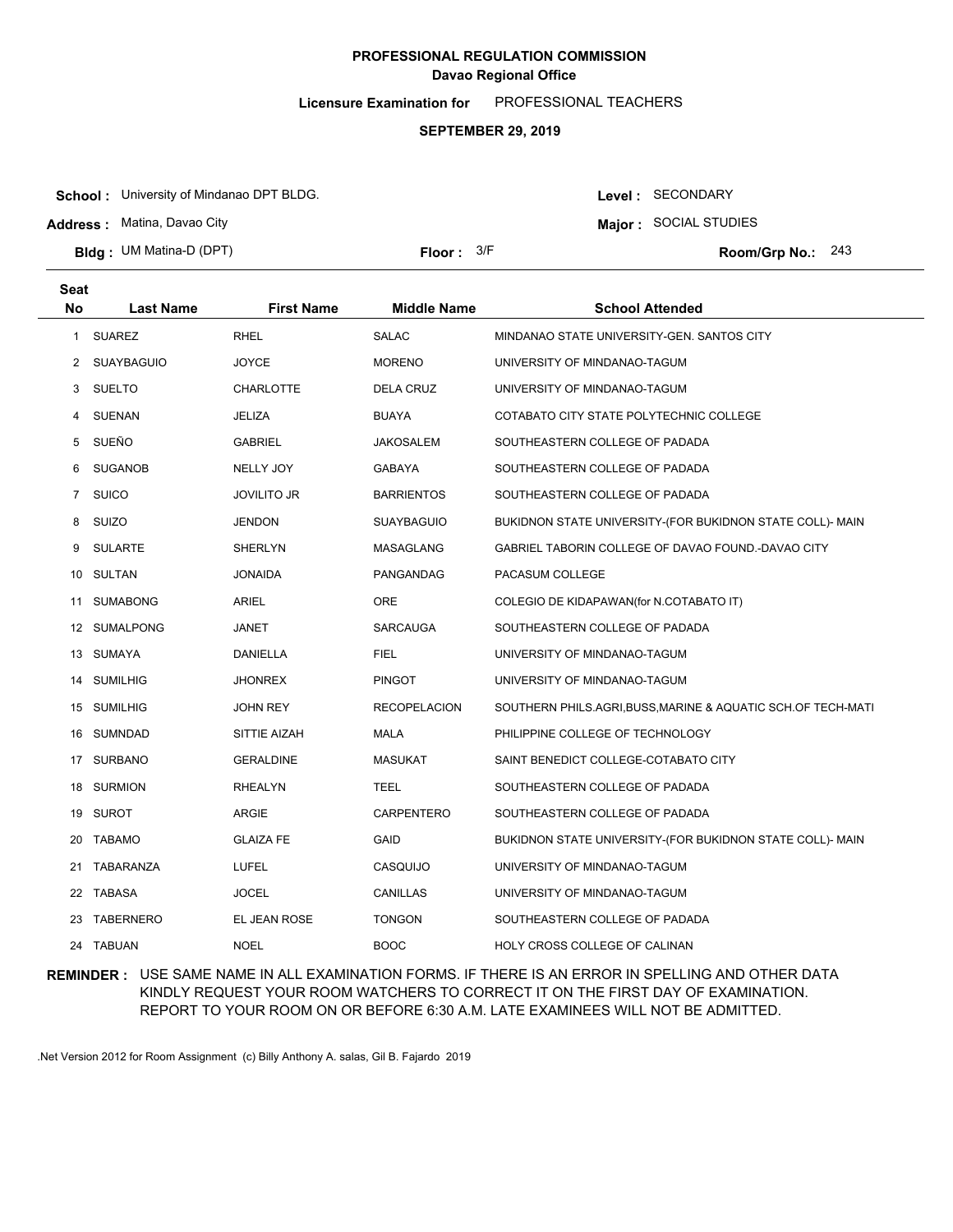# PROFESSIONAL REGULATION COMMISSION
## Davao Regional Office

**Licensure Examination for** PROFESSIONAL TEACHERS

**SEPTEMBER 29, 2019**

**School :** University of Mindanao DPT BLDG.
**Address :** Matina, Davao City
**Bldg :** UM Matina-D (DPT)
**Floor :** 3/F

**Level :** SECONDARY
**Major :** SOCIAL STUDIES
**Room/Grp No.:** 243

| Seat No | Last Name | First Name | Middle Name | School Attended |
|---|---|---|---|---|
| 1 | SUAREZ | RHEL | SALAC | MINDANAO STATE UNIVERSITY-GEN. SANTOS CITY |
| 2 | SUAYBAGUIO | JOYCE | MORENO | UNIVERSITY OF MINDANAO-TAGUM |
| 3 | SUELTO | CHARLOTTE | DELA CRUZ | UNIVERSITY OF MINDANAO-TAGUM |
| 4 | SUENAN | JELIZA | BUAYA | COTABATO CITY STATE POLYTECHNIC COLLEGE |
| 5 | SUEÑO | GABRIEL | JAKOSALEM | SOUTHEASTERN COLLEGE OF PADADA |
| 6 | SUGANOB | NELLY JOY | GABAYA | SOUTHEASTERN COLLEGE OF PADADA |
| 7 | SUICO | JOVILITO JR | BARRIENTOS | SOUTHEASTERN COLLEGE OF PADADA |
| 8 | SUIZO | JENDON | SUAYBAGUIO | BUKIDNON STATE UNIVERSITY-(FOR BUKIDNON STATE COLL)- MAIN |
| 9 | SULARTE | SHERLYN | MASAGLANG | GABRIEL TABORIN COLLEGE OF DAVAO FOUND.-DAVAO CITY |
| 10 | SULTAN | JONAIDA | PANGANDAG | PACASUM COLLEGE |
| 11 | SUMABONG | ARIEL | ORE | COLEGIO DE KIDAPAWAN(for N.COTABATO IT) |
| 12 | SUMALPONG | JANET | SARCAUGA | SOUTHEASTERN COLLEGE OF PADADA |
| 13 | SUMAYA | DANIELLA | FIEL | UNIVERSITY OF MINDANAO-TAGUM |
| 14 | SUMILHIG | JHONREX | PINGOT | UNIVERSITY OF MINDANAO-TAGUM |
| 15 | SUMILHIG | JOHN REY | RECOPELACION | SOUTHERN PHILS.AGRI,BUSS,MARINE & AQUATIC SCH.OF TECH-MATI |
| 16 | SUMNDAD | SITTIE AIZAH | MALA | PHILIPPINE COLLEGE OF TECHNOLOGY |
| 17 | SURBANO | GERALDINE | MASUKAT | SAINT BENEDICT COLLEGE-COTABATO CITY |
| 18 | SURMION | RHEALYN | TEEL | SOUTHEASTERN COLLEGE OF PADADA |
| 19 | SUROT | ARGIE | CARPENTERO | SOUTHEASTERN COLLEGE OF PADADA |
| 20 | TABAMO | GLAIZA FE | GAID | BUKIDNON STATE UNIVERSITY-(FOR BUKIDNON STATE COLL)- MAIN |
| 21 | TABARANZA | LUFEL | CASQUIJO | UNIVERSITY OF MINDANAO-TAGUM |
| 22 | TABASA | JOCEL | CANILLAS | UNIVERSITY OF MINDANAO-TAGUM |
| 23 | TABERNERO | EL JEAN ROSE | TONGON | SOUTHEASTERN COLLEGE OF PADADA |
| 24 | TABUAN | NOEL | BOOC | HOLY CROSS COLLEGE OF CALINAN |

**REMINDER :** USE SAME NAME IN ALL EXAMINATION FORMS. IF THERE IS AN ERROR IN SPELLING AND OTHER DATA KINDLY REQUEST YOUR ROOM WATCHERS TO CORRECT IT ON THE FIRST DAY OF EXAMINATION. REPORT TO YOUR ROOM ON OR BEFORE 6:30 A.M. LATE EXAMINEES WILL NOT BE ADMITTED.

.Net Version 2012 for Room Assignment (c) Billy Anthony A. salas, Gil B. Fajardo 2019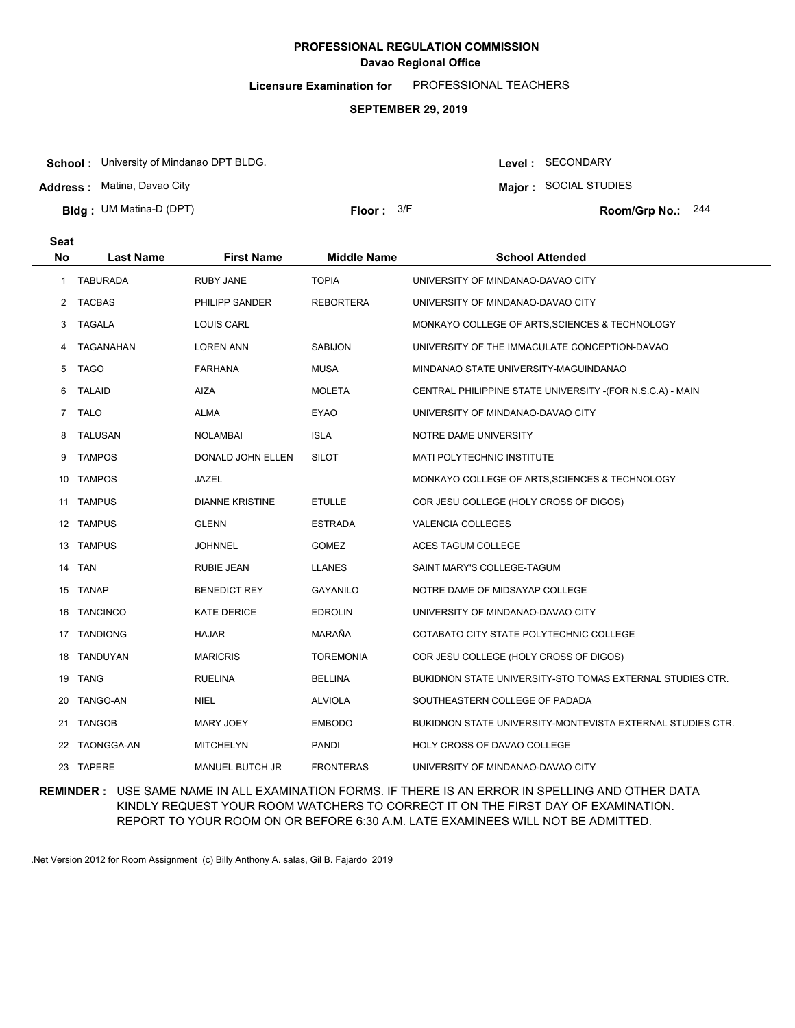**PROFESSIONAL REGULATION COMMISSION**
**Davao Regional Office**

**Licensure Examination for** PROFESSIONAL TEACHERS

**SEPTEMBER 29, 2019**

**School :** University of Mindanao DPT BLDG.
**Address :** Matina, Davao City
**Bldg :** UM Matina-D (DPT)
**Floor :** 3/F

**Level :** SECONDARY
**Major :** SOCIAL STUDIES
**Room/Grp No.:** 244

| Seat No | Last Name | First Name | Middle Name | School Attended |
|---|---|---|---|---|
| 1 | TABURADA | RUBY JANE | TOPIA | UNIVERSITY OF MINDANAO-DAVAO CITY |
| 2 | TACBAS | PHILIPP SANDER | REBORTERA | UNIVERSITY OF MINDANAO-DAVAO CITY |
| 3 | TAGALA | LOUIS CARL | | MONKAYO COLLEGE OF ARTS,SCIENCES & TECHNOLOGY |
| 4 | TAGANAHAN | LOREN ANN | SABIJON | UNIVERSITY OF THE IMMACULATE CONCEPTION-DAVAO |
| 5 | TAGO | FARHANA | MUSA | MINDANAO STATE UNIVERSITY-MAGUINDANAO |
| 6 | TALAID | AIZA | MOLETA | CENTRAL PHILIPPINE STATE UNIVERSITY -(FOR N.S.C.A) - MAIN |
| 7 | TALO | ALMA | EYAO | UNIVERSITY OF MINDANAO-DAVAO CITY |
| 8 | TALUSAN | NOLAMBAI | ISLA | NOTRE DAME UNIVERSITY |
| 9 | TAMPOS | DONALD JOHN ELLEN | SILOT | MATI POLYTECHNIC INSTITUTE |
| 10 | TAMPOS | JAZEL | | MONKAYO COLLEGE OF ARTS,SCIENCES & TECHNOLOGY |
| 11 | TAMPUS | DIANNE KRISTINE | ETULLE | COR JESU COLLEGE (HOLY CROSS OF DIGOS) |
| 12 | TAMPUS | GLENN | ESTRADA | VALENCIA COLLEGES |
| 13 | TAMPUS | JOHNNEL | GOMEZ | ACES TAGUM COLLEGE |
| 14 | TAN | RUBIE JEAN | LLANES | SAINT MARY'S COLLEGE-TAGUM |
| 15 | TANAP | BENEDICT REY | GAYANILO | NOTRE DAME OF MIDSAYAP COLLEGE |
| 16 | TANCINCO | KATE DERICE | EDROLIN | UNIVERSITY OF MINDANAO-DAVAO CITY |
| 17 | TANDIONG | HAJAR | MARAÑA | COTABATO CITY STATE POLYTECHNIC COLLEGE |
| 18 | TANDUYAN | MARICRIS | TOREMONIA | COR JESU COLLEGE (HOLY CROSS OF DIGOS) |
| 19 | TANG | RUELINA | BELLINA | BUKIDNON STATE UNIVERSITY-STO TOMAS EXTERNAL STUDIES CTR. |
| 20 | TANGO-AN | NIEL | ALVIOLA | SOUTHEASTERN COLLEGE OF PADADA |
| 21 | TANGOB | MARY JOEY | EMBODO | BUKIDNON STATE UNIVERSITY-MONTEVISTA EXTERNAL STUDIES CTR. |
| 22 | TAONGGA-AN | MITCHELYN | PANDI | HOLY CROSS OF DAVAO COLLEGE |
| 23 | TAPERE | MANUEL BUTCH JR | FRONTERAS | UNIVERSITY OF MINDANAO-DAVAO CITY |

**REMINDER :** USE SAME NAME IN ALL EXAMINATION FORMS. IF THERE IS AN ERROR IN SPELLING AND OTHER DATA KINDLY REQUEST YOUR ROOM WATCHERS TO CORRECT IT ON THE FIRST DAY OF EXAMINATION. REPORT TO YOUR ROOM ON OR BEFORE 6:30 A.M. LATE EXAMINEES WILL NOT BE ADMITTED.

.Net Version 2012 for Room Assignment (c) Billy Anthony A. salas, Gil B. Fajardo 2019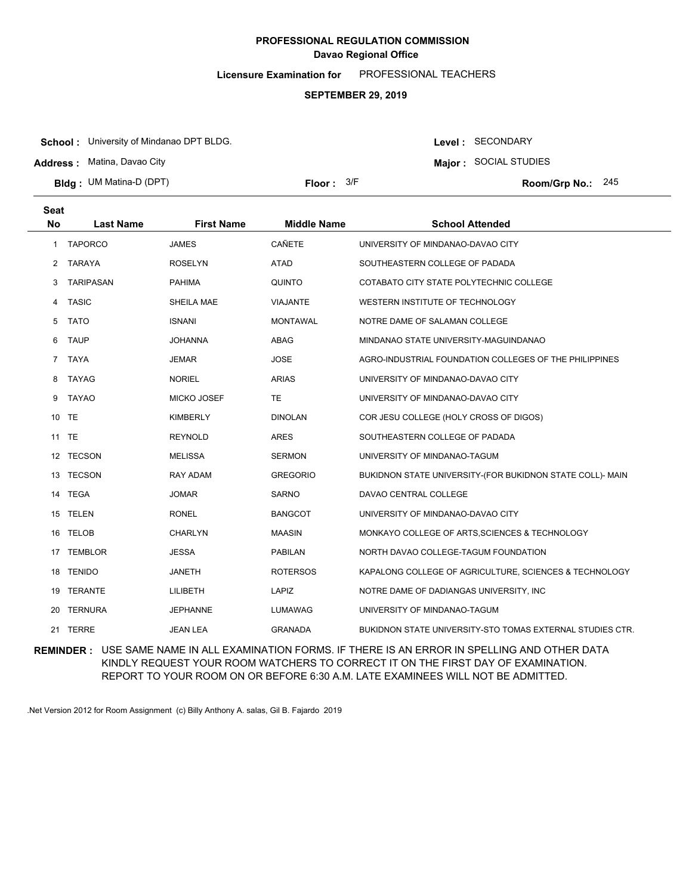**PROFESSIONAL REGULATION COMMISSION**
**Davao Regional Office**

**Licensure Examination for** PROFESSIONAL TEACHERS

**SEPTEMBER 29, 2019**

**School :** University of Mindanao DPT BLDG.
**Address :** Matina, Davao City
**Bldg :** UM Matina-D (DPT)
**Floor :** 3/F
**Level :** SECONDARY
**Major :** SOCIAL STUDIES
**Room/Grp No.:** 245

| Seat No | Last Name | First Name | Middle Name | School Attended |
|---|---|---|---|---|
| 1 | TAPORCO | JAMES | CAÑETE | UNIVERSITY OF MINDANAO-DAVAO CITY |
| 2 | TARAYA | ROSELYN | ATAD | SOUTHEASTERN COLLEGE OF PADADA |
| 3 | TARIPASAN | PAHIMA | QUINTO | COTABATO CITY STATE POLYTECHNIC COLLEGE |
| 4 | TASIC | SHEILA MAE | VIAJANTE | WESTERN INSTITUTE OF TECHNOLOGY |
| 5 | TATO | ISNANI | MONTAWAL | NOTRE DAME OF SALAMAN COLLEGE |
| 6 | TAUP | JOHANNA | ABAG | MINDANAO STATE UNIVERSITY-MAGUINDANAO |
| 7 | TAYA | JEMAR | JOSE | AGRO-INDUSTRIAL FOUNDATION COLLEGES OF THE PHILIPPINES |
| 8 | TAYAG | NORIEL | ARIAS | UNIVERSITY OF MINDANAO-DAVAO CITY |
| 9 | TAYAO | MICKO JOSEF | TE | UNIVERSITY OF MINDANAO-DAVAO CITY |
| 10 | TE | KIMBERLY | DINOLAN | COR JESU COLLEGE (HOLY CROSS OF DIGOS) |
| 11 | TE | REYNOLD | ARES | SOUTHEASTERN COLLEGE OF PADADA |
| 12 | TECSON | MELISSA | SERMON | UNIVERSITY OF MINDANAO-TAGUM |
| 13 | TECSON | RAY ADAM | GREGORIO | BUKIDNON STATE UNIVERSITY-(FOR BUKIDNON STATE COLL)- MAIN |
| 14 | TEGA | JOMAR | SARNO | DAVAO CENTRAL COLLEGE |
| 15 | TELEN | RONEL | BANGCOT | UNIVERSITY OF MINDANAO-DAVAO CITY |
| 16 | TELOB | CHARLYN | MAASIN | MONKAYO COLLEGE OF ARTS,SCIENCES & TECHNOLOGY |
| 17 | TEMBLOR | JESSA | PABILAN | NORTH DAVAO COLLEGE-TAGUM FOUNDATION |
| 18 | TENIDO | JANETH | ROTERSOS | KAPALONG COLLEGE OF AGRICULTURE, SCIENCES & TECHNOLOGY |
| 19 | TERANTE | LILIBETH | LAPIZ | NOTRE DAME OF DADIANGAS UNIVERSITY, INC |
| 20 | TERNURA | JEPHANNE | LUMAWAG | UNIVERSITY OF MINDANAO-TAGUM |
| 21 | TERRE | JEAN LEA | GRANADA | BUKIDNON STATE UNIVERSITY-STO TOMAS EXTERNAL STUDIES CTR. |

**REMINDER :** USE SAME NAME IN ALL EXAMINATION FORMS. IF THERE IS AN ERROR IN SPELLING AND OTHER DATA KINDLY REQUEST YOUR ROOM WATCHERS TO CORRECT IT ON THE FIRST DAY OF EXAMINATION. REPORT TO YOUR ROOM ON OR BEFORE 6:30 A.M. LATE EXAMINEES WILL NOT BE ADMITTED.

.Net Version 2012 for Room Assignment (c) Billy Anthony A. salas, Gil B. Fajardo 2019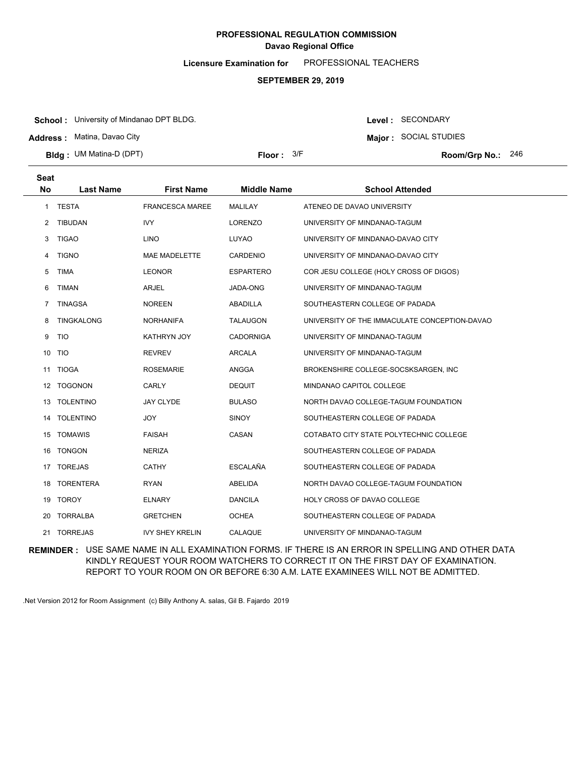**PROFESSIONAL REGULATION COMMISSION**
**Davao Regional Office**

**Licensure Examination for** PROFESSIONAL TEACHERS

**SEPTEMBER 29, 2019**

**School :** University of Mindanao DPT BLDG.
**Address :** Matina, Davao City
**Bldg :** UM Matina-D (DPT)
**Floor :** 3/F
**Level :** SECONDARY
**Major :** SOCIAL STUDIES
**Room/Grp No.:** 246

| Seat No | Last Name | First Name | Middle Name | School Attended |
|---|---|---|---|---|
| 1 | TESTA | FRANCESCA MAREE | MALILAY | ATENEO DE DAVAO UNIVERSITY |
| 2 | TIBUDAN | IVY | LORENZO | UNIVERSITY OF MINDANAO-TAGUM |
| 3 | TIGAO | LINO | LUYAO | UNIVERSITY OF MINDANAO-DAVAO CITY |
| 4 | TIGNO | MAE MADELETTE | CARDENIO | UNIVERSITY OF MINDANAO-DAVAO CITY |
| 5 | TIMA | LEONOR | ESPARTERO | COR JESU COLLEGE (HOLY CROSS OF DIGOS) |
| 6 | TIMAN | ARJEL | JADA-ONG | UNIVERSITY OF MINDANAO-TAGUM |
| 7 | TINAGSA | NOREEN | ABADILLA | SOUTHEASTERN COLLEGE OF PADADA |
| 8 | TINGKALONG | NORHANIFA | TALAUGON | UNIVERSITY OF THE IMMACULATE CONCEPTION-DAVAO |
| 9 | TIO | KATHRYN JOY | CADORNIGA | UNIVERSITY OF MINDANAO-TAGUM |
| 10 | TIO | REVREV | ARCALA | UNIVERSITY OF MINDANAO-TAGUM |
| 11 | TIOGA | ROSEMARIE | ANGGA | BROKENSHIRE COLLEGE-SOCSKSARGEN, INC |
| 12 | TOGONON | CARLY | DEQUIT | MINDANAO CAPITOL COLLEGE |
| 13 | TOLENTINO | JAY CLYDE | BULASO | NORTH DAVAO COLLEGE-TAGUM FOUNDATION |
| 14 | TOLENTINO | JOY | SINOY | SOUTHEASTERN COLLEGE OF PADADA |
| 15 | TOMAWIS | FAISAH | CASAN | COTABATO CITY STATE POLYTECHNIC COLLEGE |
| 16 | TONGON | NERIZA | | SOUTHEASTERN COLLEGE OF PADADA |
| 17 | TOREJAS | CATHY | ESCALAÑA | SOUTHEASTERN COLLEGE OF PADADA |
| 18 | TORENTERA | RYAN | ABELIDA | NORTH DAVAO COLLEGE-TAGUM FOUNDATION |
| 19 | TOROY | ELNARY | DANCILA | HOLY CROSS OF DAVAO COLLEGE |
| 20 | TORRALBA | GRETCHEN | OCHEA | SOUTHEASTERN COLLEGE OF PADADA |
| 21 | TORREJAS | IVY SHEY KRELIN | CALAQUE | UNIVERSITY OF MINDANAO-TAGUM |

**REMINDER :** USE SAME NAME IN ALL EXAMINATION FORMS. IF THERE IS AN ERROR IN SPELLING AND OTHER DATA KINDLY REQUEST YOUR ROOM WATCHERS TO CORRECT IT ON THE FIRST DAY OF EXAMINATION. REPORT TO YOUR ROOM ON OR BEFORE 6:30 A.M. LATE EXAMINEES WILL NOT BE ADMITTED.

.Net Version 2012 for Room Assignment (c) Billy Anthony A. salas, Gil B. Fajardo 2019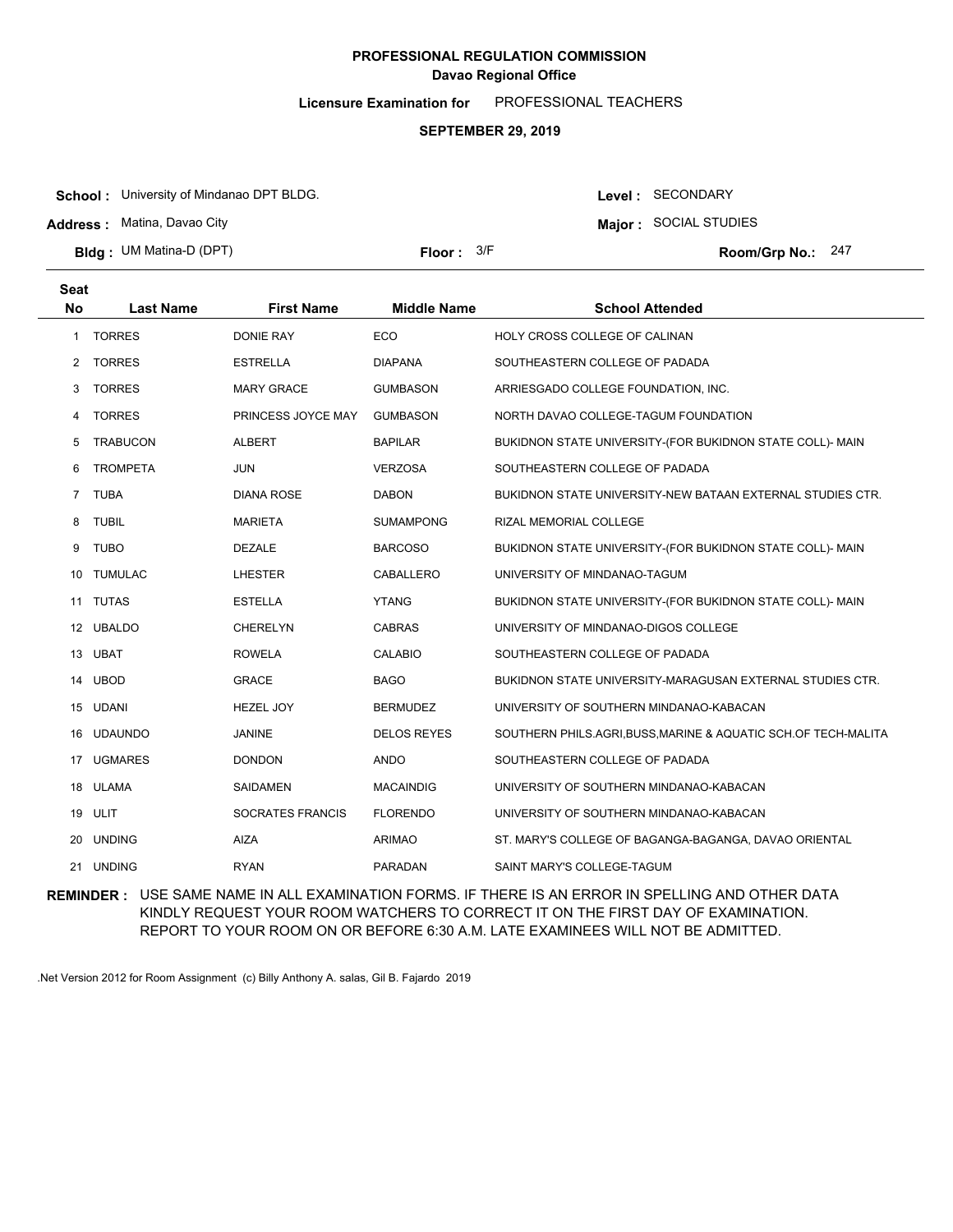**PROFESSIONAL REGULATION COMMISSION**
**Davao Regional Office**

**Licensure Examination for** PROFESSIONAL TEACHERS

**SEPTEMBER 29, 2019**

**School :** University of Mindanao DPT BLDG.
**Address :** Matina, Davao City
**Bldg :** UM Matina-D (DPT)
**Floor :** 3/F
**Level :** SECONDARY
**Major :** SOCIAL STUDIES
**Room/Grp No.:** 247

| Seat No | Last Name | First Name | Middle Name | School Attended |
|---|---|---|---|---|
| 1 | TORRES | DONIE RAY | ECO | HOLY CROSS COLLEGE OF CALINAN |
| 2 | TORRES | ESTRELLA | DIAPANA | SOUTHEASTERN COLLEGE OF PADADA |
| 3 | TORRES | MARY GRACE | GUMBASON | ARRIESGADO COLLEGE FOUNDATION, INC. |
| 4 | TORRES | PRINCESS JOYCE MAY | GUMBASON | NORTH DAVAO COLLEGE-TAGUM FOUNDATION |
| 5 | TRABUCON | ALBERT | BAPILAR | BUKIDNON STATE UNIVERSITY-(FOR BUKIDNON STATE COLL)- MAIN |
| 6 | TROMPETA | JUN | VERZOSA | SOUTHEASTERN COLLEGE OF PADADA |
| 7 | TUBA | DIANA ROSE | DABON | BUKIDNON STATE UNIVERSITY-NEW BATAAN EXTERNAL STUDIES CTR. |
| 8 | TUBIL | MARIETA | SUMAMPONG | RIZAL MEMORIAL COLLEGE |
| 9 | TUBO | DEZALE | BARCOSO | BUKIDNON STATE UNIVERSITY-(FOR BUKIDNON STATE COLL)- MAIN |
| 10 | TUMULAC | LHESTER | CABALLERO | UNIVERSITY OF MINDANAO-TAGUM |
| 11 | TUTAS | ESTELLA | YTANG | BUKIDNON STATE UNIVERSITY-(FOR BUKIDNON STATE COLL)- MAIN |
| 12 | UBALDO | CHERELYN | CABRAS | UNIVERSITY OF MINDANAO-DIGOS COLLEGE |
| 13 | UBAT | ROWELA | CALABIO | SOUTHEASTERN COLLEGE OF PADADA |
| 14 | UBOD | GRACE | BAGO | BUKIDNON STATE UNIVERSITY-MARAGUSAN EXTERNAL STUDIES CTR. |
| 15 | UDANI | HEZEL JOY | BERMUDEZ | UNIVERSITY OF SOUTHERN MINDANAO-KABACAN |
| 16 | UDAUNDO | JANINE | DELOS REYES | SOUTHERN PHILS.AGRI,BUSS,MARINE & AQUATIC SCH.OF TECH-MALITA |
| 17 | UGMARES | DONDON | ANDO | SOUTHEASTERN COLLEGE OF PADADA |
| 18 | ULAMA | SAIDAMEN | MACAINDIG | UNIVERSITY OF SOUTHERN MINDANAO-KABACAN |
| 19 | ULIT | SOCRATES FRANCIS | FLORENDO | UNIVERSITY OF SOUTHERN MINDANAO-KABACAN |
| 20 | UNDING | AIZA | ARIMAO | ST. MARY'S COLLEGE OF BAGANGA-BAGANGA, DAVAO ORIENTAL |
| 21 | UNDING | RYAN | PARADAN | SAINT MARY'S COLLEGE-TAGUM |

**REMINDER :** USE SAME NAME IN ALL EXAMINATION FORMS. IF THERE IS AN ERROR IN SPELLING AND OTHER DATA KINDLY REQUEST YOUR ROOM WATCHERS TO CORRECT IT ON THE FIRST DAY OF EXAMINATION. REPORT TO YOUR ROOM ON OR BEFORE 6:30 A.M. LATE EXAMINEES WILL NOT BE ADMITTED.

.Net Version 2012 for Room Assignment (c) Billy Anthony A. salas, Gil B. Fajardo 2019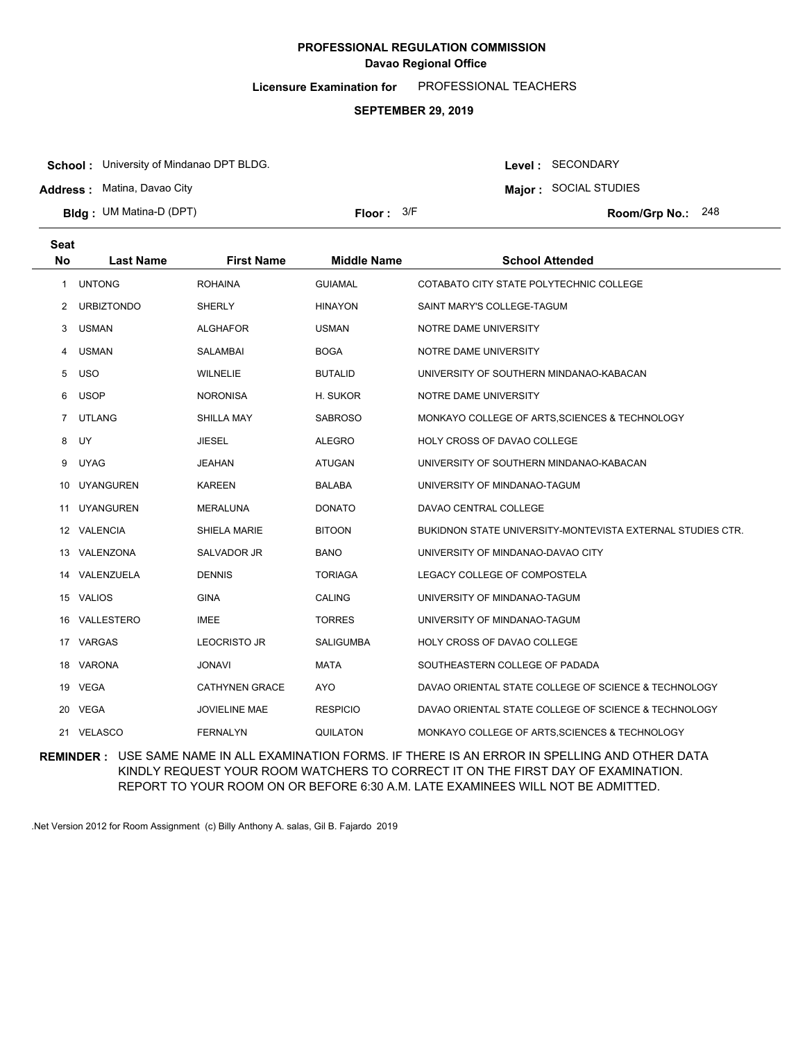# PROFESSIONAL REGULATION COMMISSION

## Davao Regional Office

**Licensure Examination for** PROFESSIONAL TEACHERS

**SEPTEMBER 29, 2019**

**School :** University of Mindanao DPT BLDG.
**Address :** Matina, Davao City
**Bldg :** UM Matina-D (DPT)
**Floor :** 3/F

**Level :** SECONDARY
**Major :** SOCIAL STUDIES
**Room/Grp No.:** 248

| Seat No | Last Name | First Name | Middle Name | School Attended |
|---|---|---|---|---|
| 1 | UNTONG | ROHAINA | GUIAMAL | COTABATO CITY STATE POLYTECHNIC COLLEGE |
| 2 | URBIZTONDO | SHERLY | HINAYON | SAINT MARY'S COLLEGE-TAGUM |
| 3 | USMAN | ALGHAFOR | USMAN | NOTRE DAME UNIVERSITY |
| 4 | USMAN | SALAMBAI | BOGA | NOTRE DAME UNIVERSITY |
| 5 | USO | WILNELIE | BUTALID | UNIVERSITY OF SOUTHERN MINDANAO-KABACAN |
| 6 | USOP | NORONISA | H. SUKOR | NOTRE DAME UNIVERSITY |
| 7 | UTLANG | SHILLA MAY | SABROSO | MONKAYO COLLEGE OF ARTS,SCIENCES & TECHNOLOGY |
| 8 | UY | JIESEL | ALEGRO | HOLY CROSS OF DAVAO COLLEGE |
| 9 | UYAG | JEAHAN | ATUGAN | UNIVERSITY OF SOUTHERN MINDANAO-KABACAN |
| 10 | UYANGUREN | KAREEN | BALABA | UNIVERSITY OF MINDANAO-TAGUM |
| 11 | UYANGUREN | MERALUNA | DONATO | DAVAO CENTRAL COLLEGE |
| 12 | VALENCIA | SHIELA MARIE | BITOON | BUKIDNON STATE UNIVERSITY-MONTEVISTA EXTERNAL STUDIES CTR. |
| 13 | VALENZONA | SALVADOR JR | BANO | UNIVERSITY OF MINDANAO-DAVAO CITY |
| 14 | VALENZUELA | DENNIS | TORIAGA | LEGACY COLLEGE OF COMPOSTELA |
| 15 | VALIOS | GINA | CALING | UNIVERSITY OF MINDANAO-TAGUM |
| 16 | VALLESTERO | IMEE | TORRES | UNIVERSITY OF MINDANAO-TAGUM |
| 17 | VARGAS | LEOCRISTO JR | SALIGUMBA | HOLY CROSS OF DAVAO COLLEGE |
| 18 | VARONA | JONAVI | MATA | SOUTHEASTERN COLLEGE OF PADADA |
| 19 | VEGA | CATHYNEN GRACE | AYO | DAVAO ORIENTAL STATE COLLEGE OF SCIENCE & TECHNOLOGY |
| 20 | VEGA | JOVIELINE MAE | RESPICIO | DAVAO ORIENTAL STATE COLLEGE OF SCIENCE & TECHNOLOGY |
| 21 | VELASCO | FERNALYN | QUILATON | MONKAYO COLLEGE OF ARTS,SCIENCES & TECHNOLOGY |

**REMINDER :** USE SAME NAME IN ALL EXAMINATION FORMS. IF THERE IS AN ERROR IN SPELLING AND OTHER DATA KINDLY REQUEST YOUR ROOM WATCHERS TO CORRECT IT ON THE FIRST DAY OF EXAMINATION. REPORT TO YOUR ROOM ON OR BEFORE 6:30 A.M. LATE EXAMINEES WILL NOT BE ADMITTED.

.Net Version 2012 for Room Assignment (c) Billy Anthony A. salas, Gil B. Fajardo 2019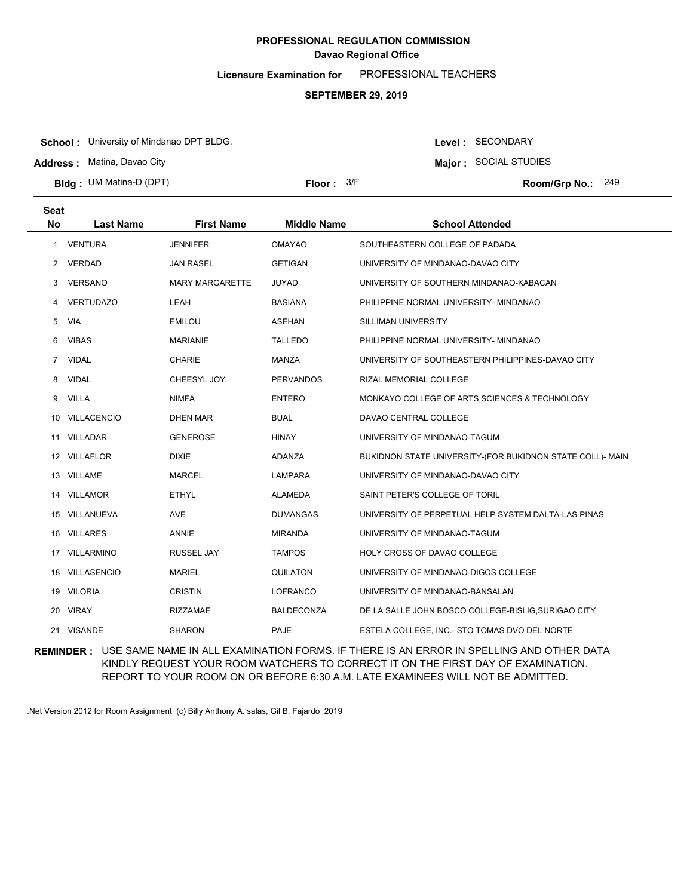**PROFESSIONAL REGULATION COMMISSION**
**Davao Regional Office**

**Licensure Examination for** PROFESSIONAL TEACHERS

**SEPTEMBER 29, 2019**

**School :** University of Mindanao DPT BLDG.
**Address :** Matina, Davao City
**Bldg :** UM Matina-D (DPT)
**Floor :** 3/F
**Level :** SECONDARY
**Major :** SOCIAL STUDIES
**Room/Grp No.:** 249

| Seat No | Last Name | First Name | Middle Name | School Attended |
|---|---|---|---|---|
| 1 | VENTURA | JENNIFER | OMAYAO | SOUTHEASTERN COLLEGE OF PADADA |
| 2 | VERDAD | JAN RASEL | GETIGAN | UNIVERSITY OF MINDANAO-DAVAO CITY |
| 3 | VERSANO | MARY MARGARETTE | JUYAD | UNIVERSITY OF SOUTHERN MINDANAO-KABACAN |
| 4 | VERTUDAZO | LEAH | BASIANA | PHILIPPINE NORMAL UNIVERSITY- MINDANAO |
| 5 | VIA | EMILOU | ASEHAN | SILLIMAN UNIVERSITY |
| 6 | VIBAS | MARIANIE | TALLEDO | PHILIPPINE NORMAL UNIVERSITY- MINDANAO |
| 7 | VIDAL | CHARIE | MANZA | UNIVERSITY OF SOUTHEASTERN PHILIPPINES-DAVAO CITY |
| 8 | VIDAL | CHEESYL JOY | PERVANDOS | RIZAL MEMORIAL COLLEGE |
| 9 | VILLA | NIMFA | ENTERO | MONKAYO COLLEGE OF ARTS,SCIENCES & TECHNOLOGY |
| 10 | VILLACENCIO | DHEN MAR | BUAL | DAVAO CENTRAL COLLEGE |
| 11 | VILLADAR | GENEROSE | HINAY | UNIVERSITY OF MINDANAO-TAGUM |
| 12 | VILLAFLOR | DIXIE | ADANZA | BUKIDNON STATE UNIVERSITY-(FOR BUKIDNON STATE COLL)- MAIN |
| 13 | VILLAME | MARCEL | LAMPARA | UNIVERSITY OF MINDANAO-DAVAO CITY |
| 14 | VILLAMOR | ETHYL | ALAMEDA | SAINT PETER'S COLLEGE OF TORIL |
| 15 | VILLANUEVA | AVE | DUMANGAS | UNIVERSITY OF PERPETUAL HELP SYSTEM DALTA-LAS PINAS |
| 16 | VILLARES | ANNIE | MIRANDA | UNIVERSITY OF MINDANAO-TAGUM |
| 17 | VILLARMINO | RUSSEL JAY | TAMPOS | HOLY CROSS OF DAVAO COLLEGE |
| 18 | VILLASENCIO | MARIEL | QUILATON | UNIVERSITY OF MINDANAO-DIGOS COLLEGE |
| 19 | VILORIA | CRISTIN | LOFRANCO | UNIVERSITY OF MINDANAO-BANSALAN |
| 20 | VIRAY | RIZZAMAE | BALDECONZA | DE LA SALLE JOHN BOSCO COLLEGE-BISLIG,SURIGAO CITY |
| 21 | VISANDE | SHARON | PAJE | ESTELA COLLEGE, INC.- STO TOMAS DVO DEL NORTE |

**REMINDER :** USE SAME NAME IN ALL EXAMINATION FORMS. IF THERE IS AN ERROR IN SPELLING AND OTHER DATA KINDLY REQUEST YOUR ROOM WATCHERS TO CORRECT IT ON THE FIRST DAY OF EXAMINATION. REPORT TO YOUR ROOM ON OR BEFORE 6:30 A.M. LATE EXAMINEES WILL NOT BE ADMITTED.

.Net Version 2012 for Room Assignment (c) Billy Anthony A. salas, Gil B. Fajardo 2019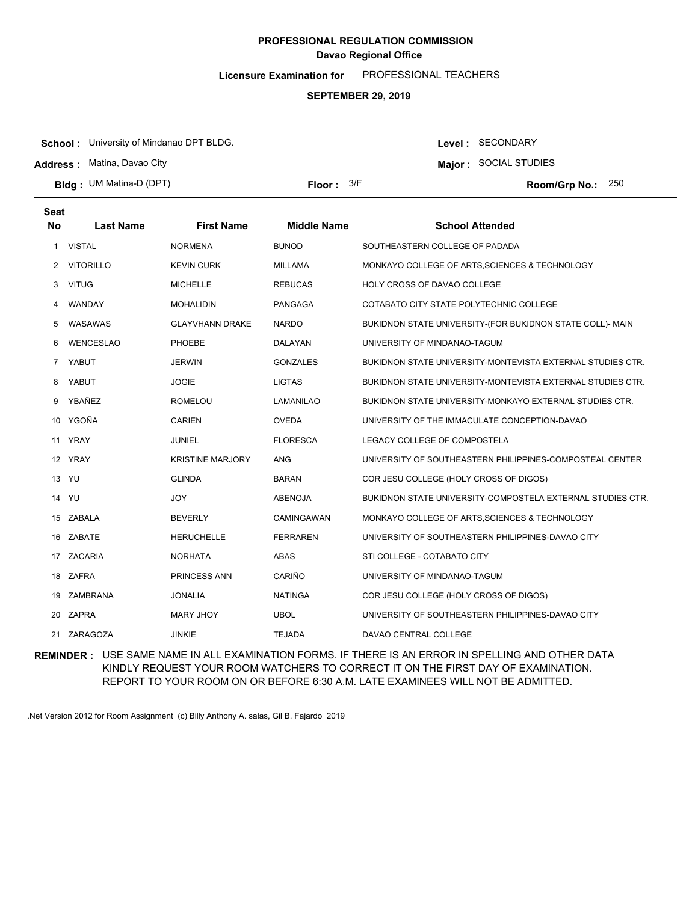**PROFESSIONAL REGULATION COMMISSION**
**Davao Regional Office**

**Licensure Examination for** PROFESSIONAL TEACHERS

**SEPTEMBER 29, 2019**

**School :** University of Mindanao DPT BLDG.
**Address :** Matina, Davao City
**Bldg :** UM Matina-D (DPT)
**Floor :** 3/F
**Level :** SECONDARY
**Major :** SOCIAL STUDIES
**Room/Grp No.:** 250

| Seat No | Last Name | First Name | Middle Name | School Attended |
|---|---|---|---|---|
| 1 | VISTAL | NORMENA | BUNOD | SOUTHEASTERN COLLEGE OF PADADA |
| 2 | VITORILLO | KEVIN CURK | MILLAMA | MONKAYO COLLEGE OF ARTS,SCIENCES & TECHNOLOGY |
| 3 | VITUG | MICHELLE | REBUCAS | HOLY CROSS OF DAVAO COLLEGE |
| 4 | WANDAY | MOHALIDIN | PANGAGA | COTABATO CITY STATE POLYTECHNIC COLLEGE |
| 5 | WASAWAS | GLAYVHANN DRAKE | NARDO | BUKIDNON STATE UNIVERSITY-(FOR BUKIDNON STATE COLL)- MAIN |
| 6 | WENCESLAO | PHOEBE | DALAYAN | UNIVERSITY OF MINDANAO-TAGUM |
| 7 | YABUT | JERWIN | GONZALES | BUKIDNON STATE UNIVERSITY-MONTEVISTA EXTERNAL STUDIES CTR. |
| 8 | YABUT | JOGIE | LIGTAS | BUKIDNON STATE UNIVERSITY-MONTEVISTA EXTERNAL STUDIES CTR. |
| 9 | YBAÑEZ | ROMELOU | LAMANILAO | BUKIDNON STATE UNIVERSITY-MONKAYO EXTERNAL STUDIES CTR. |
| 10 | YGOÑA | CARIEN | OVEDA | UNIVERSITY OF THE IMMACULATE CONCEPTION-DAVAO |
| 11 | YRAY | JUNIEL | FLORESCA | LEGACY COLLEGE OF COMPOSTELA |
| 12 | YRAY | KRISTINE MARJORY | ANG | UNIVERSITY OF SOUTHEASTERN PHILIPPINES-COMPOSTEAL CENTER |
| 13 | YU | GLINDA | BARAN | COR JESU COLLEGE (HOLY CROSS OF DIGOS) |
| 14 | YU | JOY | ABENOJA | BUKIDNON STATE UNIVERSITY-COMPOSTELA EXTERNAL STUDIES CTR. |
| 15 | ZABALA | BEVERLY | CAMINGAWAN | MONKAYO COLLEGE OF ARTS,SCIENCES & TECHNOLOGY |
| 16 | ZABATE | HERUCHELLE | FERRAREN | UNIVERSITY OF SOUTHEASTERN PHILIPPINES-DAVAO CITY |
| 17 | ZACARIA | NORHATA | ABAS | STI COLLEGE - COTABATO CITY |
| 18 | ZAFRA | PRINCESS ANN | CARIÑO | UNIVERSITY OF MINDANAO-TAGUM |
| 19 | ZAMBRANA | JONALIA | NATINGA | COR JESU COLLEGE (HOLY CROSS OF DIGOS) |
| 20 | ZAPRA | MARY JHOY | UBOL | UNIVERSITY OF SOUTHEASTERN PHILIPPINES-DAVAO CITY |
| 21 | ZARAGOZA | JINKIE | TEJADA | DAVAO CENTRAL COLLEGE |

**REMINDER :** USE SAME NAME IN ALL EXAMINATION FORMS. IF THERE IS AN ERROR IN SPELLING AND OTHER DATA KINDLY REQUEST YOUR ROOM WATCHERS TO CORRECT IT ON THE FIRST DAY OF EXAMINATION. REPORT TO YOUR ROOM ON OR BEFORE 6:30 A.M. LATE EXAMINEES WILL NOT BE ADMITTED.

.Net Version 2012 for Room Assignment (c) Billy Anthony A. salas, Gil B. Fajardo 2019